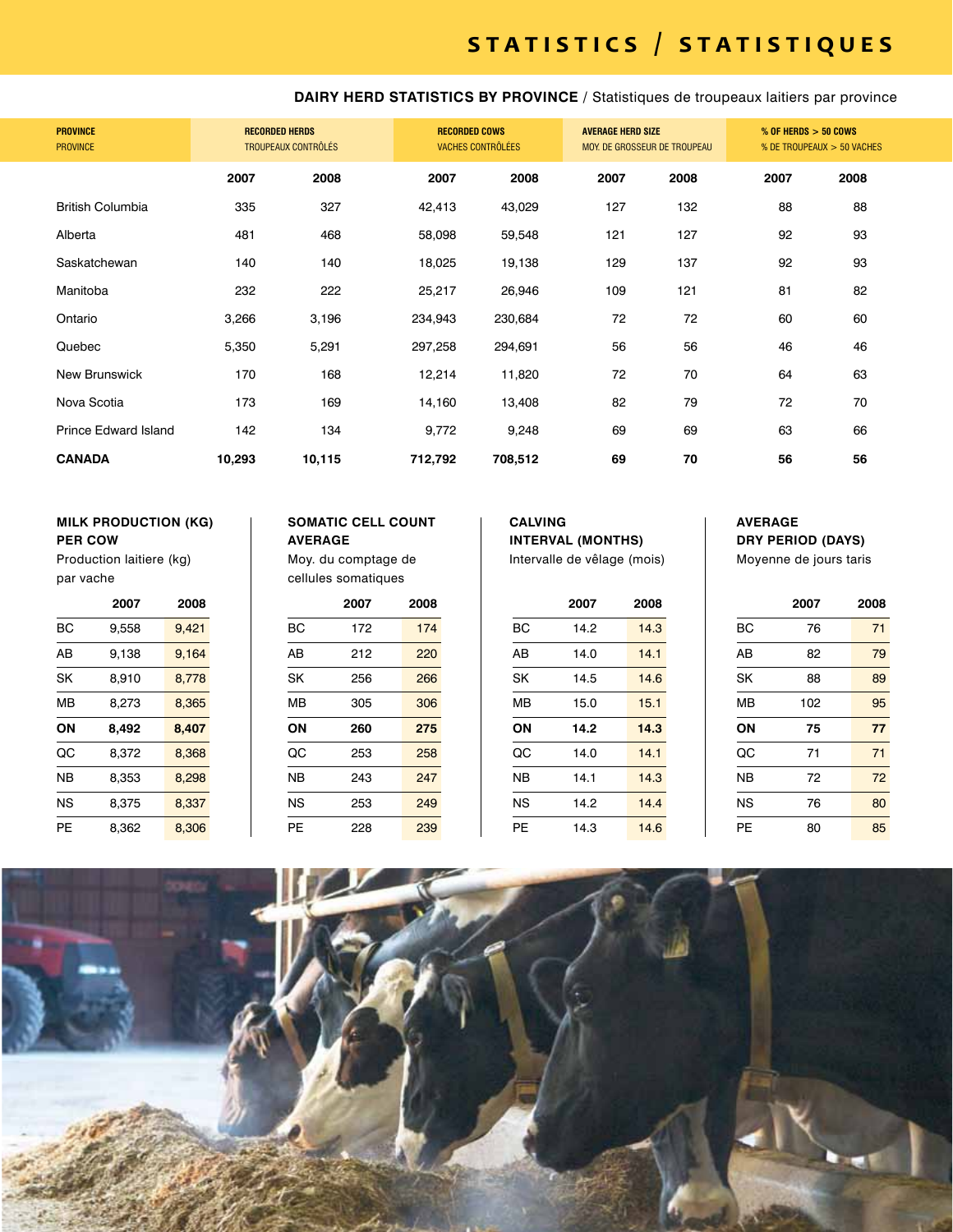# STATISTICS / STATISTIQUES

## DAIRY HEAD STATISTICS BY PROVINCE / Statistiques de troupeaux laitiers par province

| PROVINCE<br>PROVINCE | RECORDED HERDS<br>TROUPEAUX CONTRÔLÉS | | RECORDED COWS<br>VACHES CONTRÔLÉES | | AVERAGE HERD SIZE<br>MOY. DE GROSSEUR DE TROUPEAU | | % OF HERDS > 50 COWS<br>% DE TROUPEAUX > 50 VACHES | |
|---|---|---|---|---|---|---|---|---|
| | 2007 | 2008 | 2007 | 2008 | 2007 | 2008 | 2007 | 2008 |
| British Columbia | 335 | 327 | 42,413 | 43,029 | 127 | 132 | 88 | 88 |
| Alberta | 481 | 468 | 58,098 | 59,548 | 121 | 127 | 92 | 93 |
| Saskatchewan | 140 | 140 | 18,025 | 19,138 | 129 | 137 | 92 | 93 |
| Manitoba | 232 | 222 | 25,217 | 26,946 | 109 | 121 | 81 | 82 |
| Ontario | 3,266 | 3,196 | 234,943 | 230,684 | 72 | 72 | 60 | 60 |
| Quebec | 5,350 | 5,291 | 297,258 | 294,691 | 56 | 56 | 46 | 46 |
| New Brunswick | 170 | 168 | 12,214 | 11,820 | 72 | 70 | 64 | 63 |
| Nova Scotia | 173 | 169 | 14,160 | 13,408 | 82 | 79 | 72 | 70 |
| Prince Edward Island | 142 | 134 | 9,772 | 9,248 | 69 | 69 | 63 | 66 |
| **CANADA** | **10,293** | **10,115** | **712,792** | **708,512** | **69** | **70** | **56** | **56** |

### MILK PRODUCTION (KG) PER COW
Production laitiere (kg) par vache

| | 2007 | 2008 |
|---|---|---|
| BC | 9,558 | 9,421 |
| AB | 9,138 | 9,164 |
| SK | 8,910 | 8,778 |
| MB | 8,273 | 8,365 |
| **ON** | **8,492** | **8,407** |
| QC | 8,372 | 8,368 |
| NB | 8,353 | 8,298 |
| NS | 8,375 | 8,337 |
| PE | 8,362 | 8,306 |

### SOMATIC CELL COUNT AVERAGE
Moy. du comptage de cellules somatiques

| | 2007 | 2008 |
|---|---|---|
| BC | 172 | 174 |
| AB | 212 | 220 |
| SK | 256 | 266 |
| MB | 305 | 306 |
| **ON** | **260** | **275** |
| QC | 253 | 258 |
| NB | 243 | 247 |
| NS | 253 | 249 |
| PE | 228 | 239 |

### CALVING INTERVAL (MONTHS)
Intervalle de vêlage (mois)

| | 2007 | 2008 |
|---|---|---|
| BC | 14.2 | 14.3 |
| AB | 14.0 | 14.1 |
| SK | 14.5 | 14.6 |
| MB | 15.0 | 15.1 |
| **ON** | **14.2** | **14.3** |
| QC | 14.0 | 14.1 |
| NB | 14.1 | 14.3 |
| NS | 14.2 | 14.4 |
| PE | 14.3 | 14.6 |

### AVERAGE DRY PERIOD (DAYS)
Moyenne de jours taris

| | 2007 | 2008 |
|---|---|---|
| BC | 76 | 71 |
| AB | 82 | 79 |
| SK | 88 | 89 |
| MB | 102 | 95 |
| **ON** | **75** | **77** |
| QC | 71 | 71 |
| NB | 72 | 72 |
| NS | 76 | 80 |
| PE | 80 | 85 |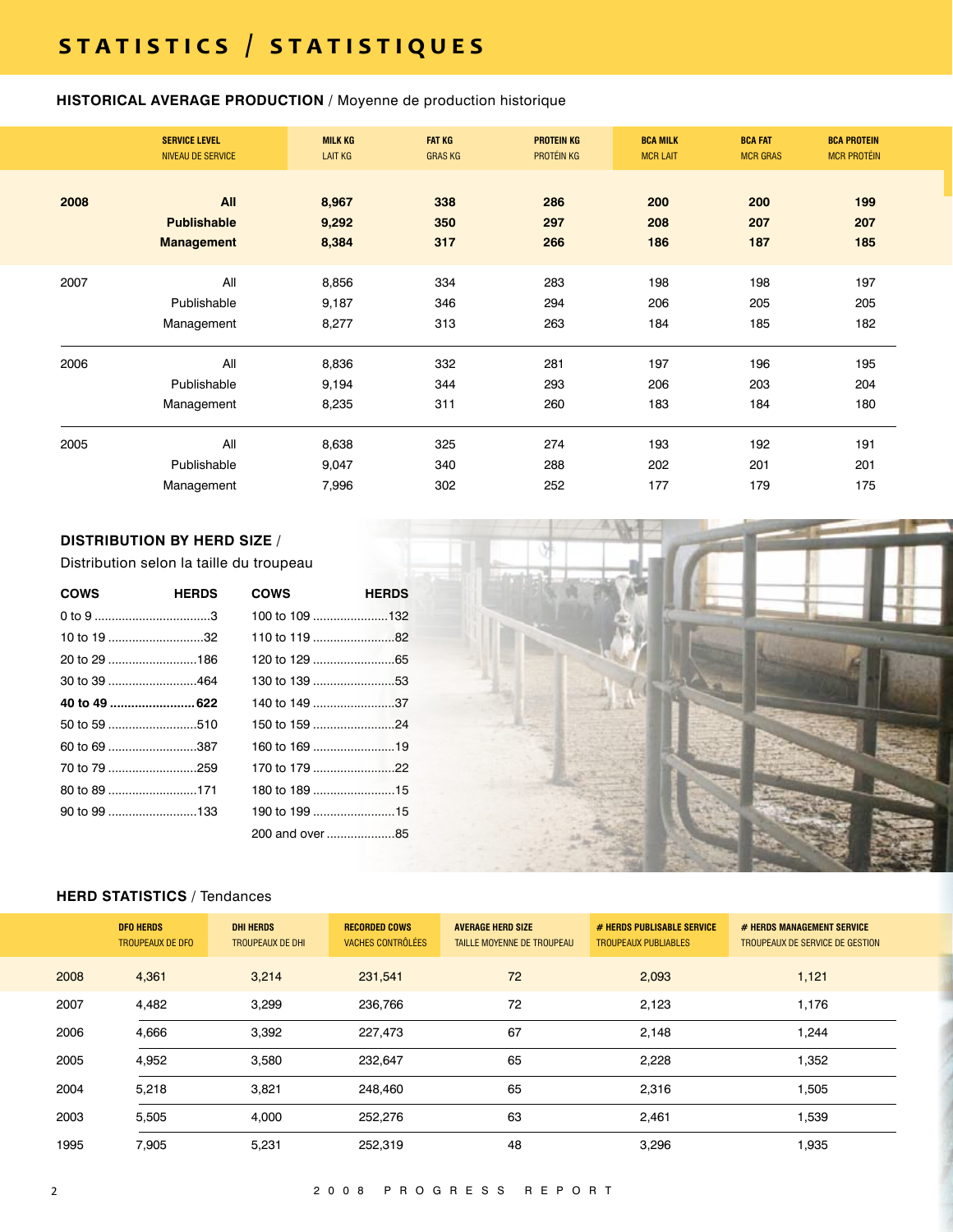# STATISTICS / STATISTIQUES

## HISTORICAL AVERAGE PRODUCTION / Moyenne de production historique

| | SERVICE LEVEL NIVEAU DE SERVICE | MILK KG LAIT KG | FAT KG GRAS KG | PROTEIN KG PROTÉIN KG | BCA MILK MCR LAIT | BCA FAT MCR GRAS | BCA PROTEIN MCR PROTÉIN |
|---|---|---|---|---|---|---|---|
| **2008** | **All** | **8,967** | **338** | **286** | **200** | **200** | **199** |
| | **Publishable** | **9,292** | **350** | **297** | **208** | **207** | **207** |
| | **Management** | **8,384** | **317** | **266** | **186** | **187** | **185** |
| 2007 | All | 8,856 | 334 | 283 | 198 | 198 | 197 |
| | Publishable | 9,187 | 346 | 294 | 206 | 205 | 205 |
| | Management | 8,277 | 313 | 263 | 184 | 185 | 182 |
| 2006 | All | 8,836 | 332 | 281 | 197 | 196 | 195 |
| | Publishable | 9,194 | 344 | 293 | 206 | 203 | 204 |
| | Management | 8,235 | 311 | 260 | 183 | 184 | 180 |
| 2005 | All | 8,638 | 325 | 274 | 193 | 192 | 191 |
| | Publishable | 9,047 | 340 | 288 | 202 | 201 | 201 |
| | Management | 7,996 | 302 | 252 | 177 | 179 | 175 |

## DISTRIBUTION BY HERD SIZE / Distribution selon la taille du troupeau

| COWS | HERDS |
|---|---|
| 0 to 9 | 3 |
| 10 to 19 | 32 |
| 20 to 29 | 186 |
| 30 to 39 | 464 |
| **40 to 49** | **622** |
| 50 to 59 | 510 |
| 60 to 69 | 387 |
| 70 to 79 | 259 |
| 80 to 89 | 171 |
| 90 to 99 | 133 |
| 100 to 109 | 132 |
| 110 to 119 | 82 |
| 120 to 129 | 65 |
| 130 to 139 | 53 |
| 140 to 149 | 37 |
| 150 to 159 | 24 |
| 160 to 169 | 19 |
| 170 to 179 | 22 |
| 180 to 189 | 15 |
| 190 to 199 | 15 |
| 200 and over | 85 |

## HERD STATISTICS / Tendances

| | DFO HERDS TROUPEAUX DE DFO | DHI HERDS TROUPEAUX DE DHI | RECORDED COWS VACHES CONTRÔLÉES | AVERAGE HERD SIZE TAILLE MOYENNE DE TROUPEAU | # HERDS PUBLISABLE SERVICE TROUPEAUX PUBLIABLES | # HERDS MANAGEMENT SERVICE TROUPEAUX DE SERVICE DE GESTION |
|---|---|---|---|---|---|---|
| 2008 | 4,361 | 3,214 | 231,541 | 72 | 2,093 | 1,121 |
| 2007 | 4,482 | 3,299 | 236,766 | 72 | 2,123 | 1,176 |
| 2006 | 4,666 | 3,392 | 227,473 | 67 | 2,148 | 1,244 |
| 2005 | 4,952 | 3,580 | 232,647 | 65 | 2,228 | 1,352 |
| 2004 | 5,218 | 3,821 | 248,460 | 65 | 2,316 | 1,505 |
| 2003 | 5,505 | 4,000 | 252,276 | 63 | 2,461 | 1,539 |
| 1995 | 7,905 | 5,231 | 252,319 | 48 | 3,296 | 1,935 |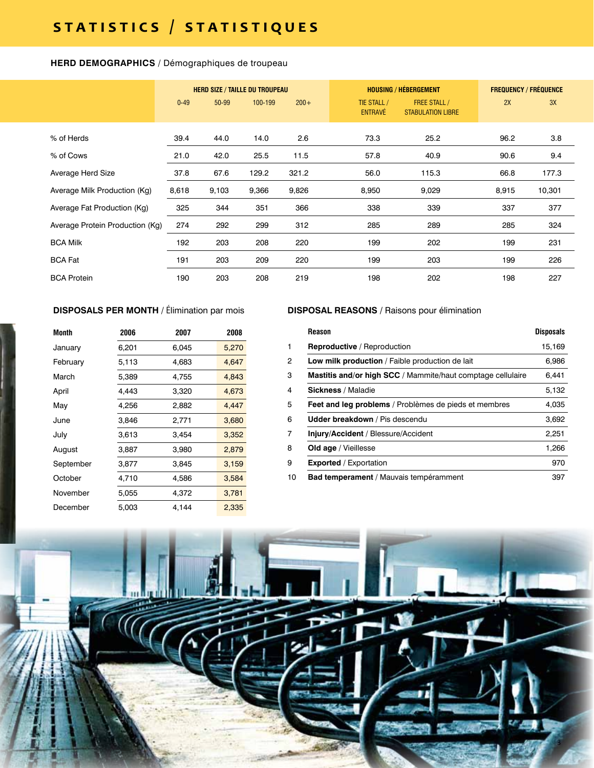# STATISTICS / STATISTIQUES

## HERD DEMOGRAPHICS / Démographiques de troupeau

| | HERD SIZE / TAILLE DU TROUPEAU | | | | HOUSING / HÉBERGEMENT | | FREQUENCY / FRÉQUENCE | |
|---|---|---|---|---|---|---|---|---|
| | 0-49 | 50-99 | 100-199 | 200+ | TIE STALL / ENTRAVÉ | FREE STALL / STABULATION LIBRE | 2X | 3X |
| % of Herds | 39.4 | 44.0 | 14.0 | 2.6 | 73.3 | 25.2 | 96.2 | 3.8 |
| % of Cows | 21.0 | 42.0 | 25.5 | 11.5 | 57.8 | 40.9 | 90.6 | 9.4 |
| Average Herd Size | 37.8 | 67.6 | 129.2 | 321.2 | 56.0 | 115.3 | 66.8 | 177.3 |
| Average Milk Production (Kg) | 8,618 | 9,103 | 9,366 | 9,826 | 8,950 | 9,029 | 8,915 | 10,301 |
| Average Fat Production (Kg) | 325 | 344 | 351 | 366 | 338 | 339 | 337 | 377 |
| Average Protein Production (Kg) | 274 | 292 | 299 | 312 | 285 | 289 | 285 | 324 |
| BCA Milk | 192 | 203 | 208 | 220 | 199 | 202 | 199 | 231 |
| BCA Fat | 191 | 203 | 209 | 220 | 199 | 203 | 199 | 226 |
| BCA Protein | 190 | 203 | 208 | 219 | 198 | 202 | 198 | 227 |

## DISPOSALS PER MONTH / Élimination par mois

| Month | 2006 | 2007 | 2008 |
|---|---|---|---|
| January | 6,201 | 6,045 | 5,270 |
| February | 5,113 | 4,683 | 4,647 |
| March | 5,389 | 4,755 | 4,843 |
| April | 4,443 | 3,320 | 4,673 |
| May | 4,256 | 2,882 | 4,447 |
| June | 3,846 | 2,771 | 3,680 |
| July | 3,613 | 3,454 | 3,352 |
| August | 3,887 | 3,980 | 2,879 |
| September | 3,877 | 3,845 | 3,159 |
| October | 4,710 | 4,586 | 3,584 |
| November | 5,055 | 4,372 | 3,781 |
| December | 5,003 | 4,144 | 2,335 |

## DISPOSAL REASONS / Raisons pour élimination

| | Reason | Disposals |
|---|---|---|
| 1 | **Reproductive** / Reproduction | 15,169 |
| 2 | **Low milk production** / Faible production de lait | 6,986 |
| 3 | **Mastitis and/or high SCC** / Mammite/haut comptage cellulaire | 6,441 |
| 4 | **Sickness** / Maladie | 5,132 |
| 5 | **Feet and leg problems** / Problèmes de pieds et membres | 4,035 |
| 6 | **Udder breakdown** / Pis descendu | 3,692 |
| 7 | **Injury/Accident** / Blessure/Accident | 2,251 |
| 8 | **Old age** / Vieillesse | 1,266 |
| 9 | **Exported** / Exportation | 970 |
| 10 | **Bad temperament** / Mauvais tempéramment | 397 |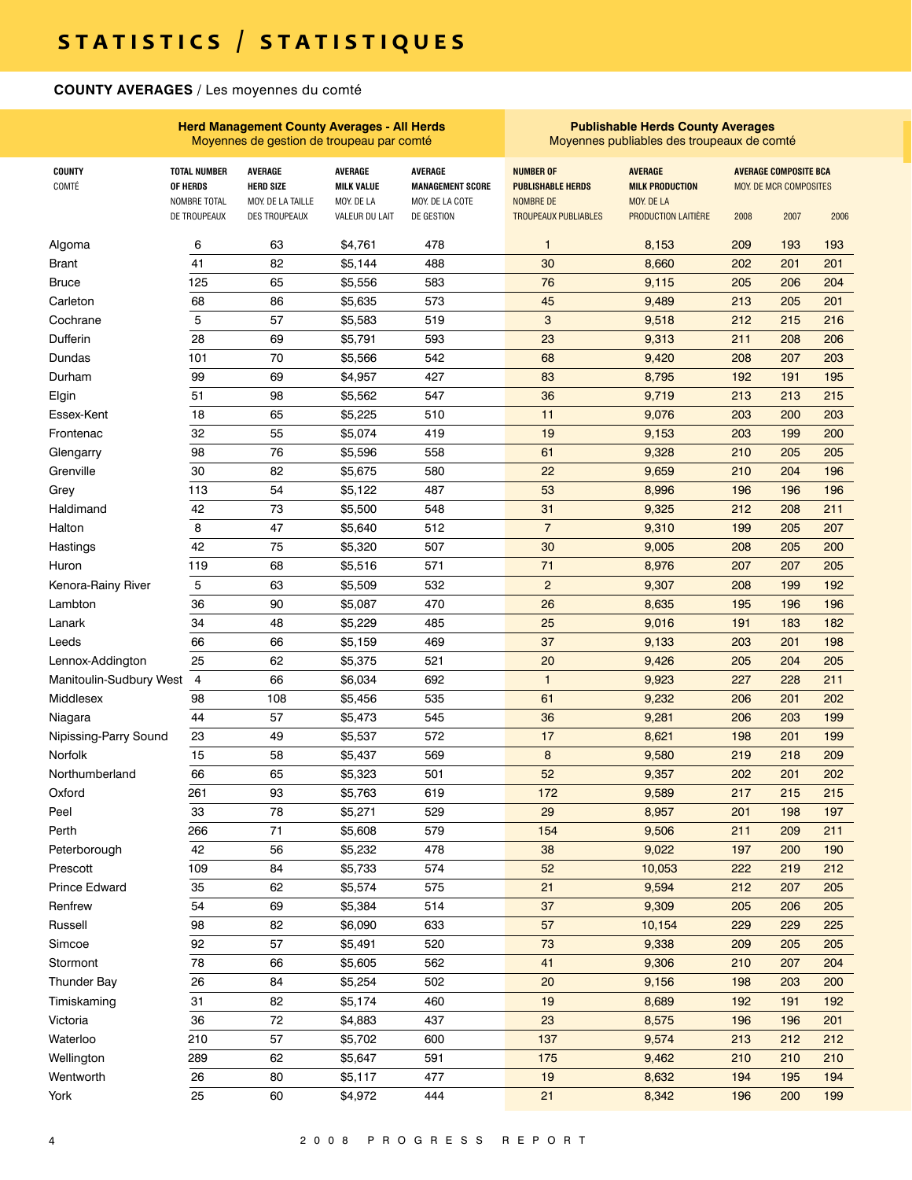# STATISTICS / STATISTIQUES

## COUNTY AVERAGES / Les moyennes du comté

| | Herd Management County Averages - All Herds<br>Moyennes de gestion de troupeau par comté | | | | Publishable Herds County Averages<br>Moyennes publiables des troupeaux de comté | | | | |
|---|---|---|---|---|---|---|---|---|---|
| COUNTY<br>COMTÉ | TOTAL NUMBER OF HERDS<br>NOMBRE TOTAL DE TROUPEAUX | AVERAGE HERD SIZE<br>MOY. DE LA TAILLE DES TROUPEAUX | AVERAGE MILK VALUE<br>MOY. DE LA VALEUR DU LAIT | AVERAGE MANAGEMENT SCORE<br>MOY. DE LA COTE DE GESTION | NUMBER OF PUBLISHABLE HERDS<br>NOMBRE DE TROUPEAUX PUBLIABLES | AVERAGE MILK PRODUCTION<br>MOY. DE LA PRODUCTION LAITIÈRE | AVERAGE COMPOSITE BCA<br>MOY. DE MCR COMPOSITES | | |
| | | | | | | | 2008 | 2007 | 2006 |
| Algoma | 6 | 63 | $4,761 | 478 | 1 | 8,153 | 209 | 193 | 193 |
| Brant | 41 | 82 | $5,144 | 488 | 30 | 8,660 | 202 | 201 | 201 |
| Bruce | 125 | 65 | $5,556 | 583 | 76 | 9,115 | 205 | 206 | 204 |
| Carleton | 68 | 86 | $5,635 | 573 | 45 | 9,489 | 213 | 205 | 201 |
| Cochrane | 5 | 57 | $5,583 | 519 | 3 | 9,518 | 212 | 215 | 216 |
| Dufferin | 28 | 69 | $5,791 | 593 | 23 | 9,313 | 211 | 208 | 206 |
| Dundas | 101 | 70 | $5,566 | 542 | 68 | 9,420 | 208 | 207 | 203 |
| Durham | 99 | 69 | $4,957 | 427 | 83 | 8,795 | 192 | 191 | 195 |
| Elgin | 51 | 98 | $5,562 | 547 | 36 | 9,719 | 213 | 213 | 215 |
| Essex-Kent | 18 | 65 | $5,225 | 510 | 11 | 9,076 | 203 | 200 | 203 |
| Frontenac | 32 | 55 | $5,074 | 419 | 19 | 9,153 | 203 | 199 | 200 |
| Glengarry | 98 | 76 | $5,596 | 558 | 61 | 9,328 | 210 | 205 | 205 |
| Grenville | 30 | 82 | $5,675 | 580 | 22 | 9,659 | 210 | 204 | 196 |
| Grey | 113 | 54 | $5,122 | 487 | 53 | 8,996 | 196 | 196 | 196 |
| Haldimand | 42 | 73 | $5,500 | 548 | 31 | 9,325 | 212 | 208 | 211 |
| Halton | 8 | 47 | $5,640 | 512 | 7 | 9,310 | 199 | 205 | 207 |
| Hastings | 42 | 75 | $5,320 | 507 | 30 | 9,005 | 208 | 205 | 200 |
| Huron | 119 | 68 | $5,516 | 571 | 71 | 8,976 | 207 | 207 | 205 |
| Kenora-Rainy River | 5 | 63 | $5,509 | 532 | 2 | 9,307 | 208 | 199 | 192 |
| Lambton | 36 | 90 | $5,087 | 470 | 26 | 8,635 | 195 | 196 | 196 |
| Lanark | 34 | 48 | $5,229 | 485 | 25 | 9,016 | 191 | 183 | 182 |
| Leeds | 66 | 66 | $5,159 | 469 | 37 | 9,133 | 203 | 201 | 198 |
| Lennox-Addington | 25 | 62 | $5,375 | 521 | 20 | 9,426 | 205 | 204 | 205 |
| Manitoulin-Sudbury West | 4 | 66 | $6,034 | 692 | 1 | 9,923 | 227 | 228 | 211 |
| Middlesex | 98 | 108 | $5,456 | 535 | 61 | 9,232 | 206 | 201 | 202 |
| Niagara | 44 | 57 | $5,473 | 545 | 36 | 9,281 | 206 | 203 | 199 |
| Nipissing-Parry Sound | 23 | 49 | $5,537 | 572 | 17 | 8,621 | 198 | 201 | 199 |
| Norfolk | 15 | 58 | $5,437 | 569 | 8 | 9,580 | 219 | 218 | 209 |
| Northumberland | 66 | 65 | $5,323 | 501 | 52 | 9,357 | 202 | 201 | 202 |
| Oxford | 261 | 93 | $5,763 | 619 | 172 | 9,589 | 217 | 215 | 215 |
| Peel | 33 | 78 | $5,271 | 529 | 29 | 8,957 | 201 | 198 | 197 |
| Perth | 266 | 71 | $5,608 | 579 | 154 | 9,506 | 211 | 209 | 211 |
| Peterborough | 42 | 56 | $5,232 | 478 | 38 | 9,022 | 197 | 200 | 190 |
| Prescott | 109 | 84 | $5,733 | 574 | 52 | 10,053 | 222 | 219 | 212 |
| Prince Edward | 35 | 62 | $5,574 | 575 | 21 | 9,594 | 212 | 207 | 205 |
| Renfrew | 54 | 69 | $5,384 | 514 | 37 | 9,309 | 205 | 206 | 205 |
| Russell | 98 | 82 | $6,090 | 633 | 57 | 10,154 | 229 | 229 | 225 |
| Simcoe | 92 | 57 | $5,491 | 520 | 73 | 9,338 | 209 | 205 | 205 |
| Stormont | 78 | 66 | $5,605 | 562 | 41 | 9,306 | 210 | 207 | 204 |
| Thunder Bay | 26 | 84 | $5,254 | 502 | 20 | 9,156 | 198 | 203 | 200 |
| Timiskaming | 31 | 82 | $5,174 | 460 | 19 | 8,689 | 192 | 191 | 192 |
| Victoria | 36 | 72 | $4,883 | 437 | 23 | 8,575 | 196 | 196 | 201 |
| Waterloo | 210 | 57 | $5,702 | 600 | 137 | 9,574 | 213 | 212 | 212 |
| Wellington | 289 | 62 | $5,647 | 591 | 175 | 9,462 | 210 | 210 | 210 |
| Wentworth | 26 | 80 | $5,117 | 477 | 19 | 8,632 | 194 | 195 | 194 |
| York | 25 | 60 | $4,972 | 444 | 21 | 8,342 | 196 | 200 | 199 |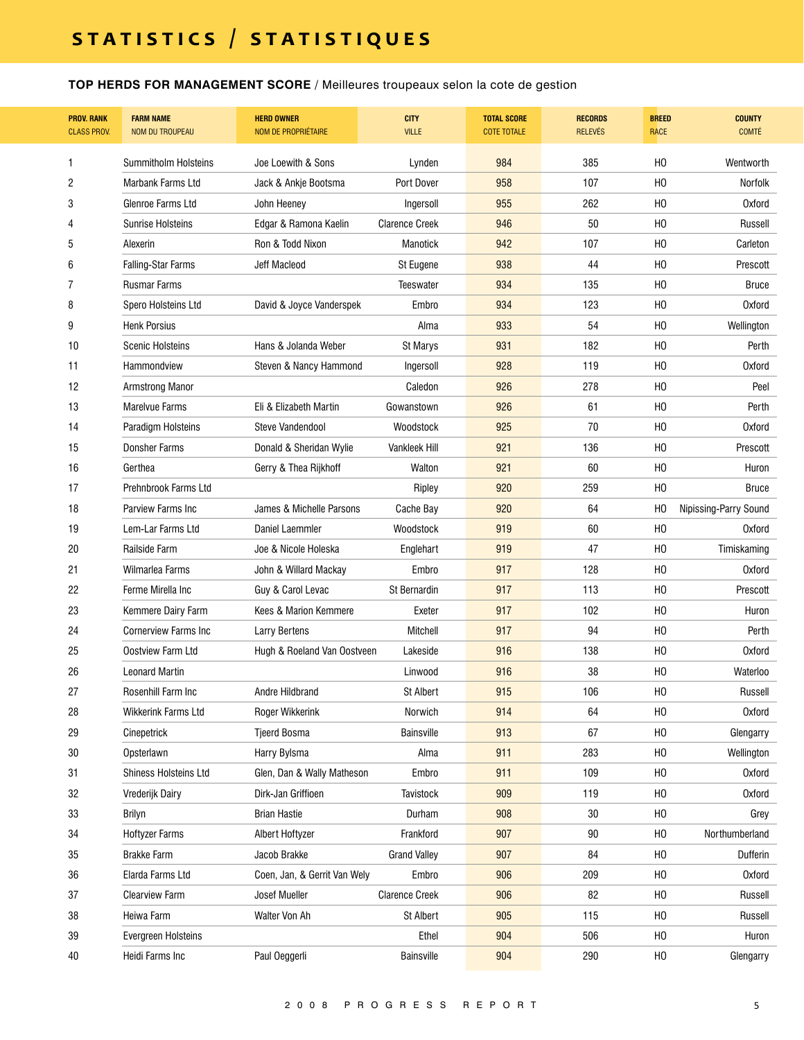# STATISTICS / STATISTIQUES

**TOP HERDS FOR MANAGEMENT SCORE** / Meilleures troupeaux selon la cote de gestion

| PROV. RANK CLASS PROV. | FARM NAME NOM DU TROUPEAU | HERD OWNER NOM DE PROPRIÉTAIRE | CITY VILLE | TOTAL SCORE COTE TOTALE | RECORDS RELEVÉS | BREED RACE | COUNTY COMTÉ |
|---|---|---|---|---|---|---|---|
| 1 | Summitholm Holsteins | Joe Loewith & Sons | Lynden | 984 | 385 | HO | Wentworth |
| 2 | Marbank Farms Ltd | Jack & Ankje Bootsma | Port Dover | 958 | 107 | HO | Norfolk |
| 3 | Glenroe Farms Ltd | John Heeney | Ingersoll | 955 | 262 | HO | Oxford |
| 4 | Sunrise Holsteins | Edgar & Ramona Kaelin | Clarence Creek | 946 | 50 | HO | Russell |
| 5 | Alexerin | Ron & Todd Nixon | Manotick | 942 | 107 | HO | Carleton |
| 6 | Falling-Star Farms | Jeff Macleod | St Eugene | 938 | 44 | HO | Prescott |
| 7 | Rusmar Farms | | Teeswater | 934 | 135 | HO | Bruce |
| 8 | Spero Holsteins Ltd | David & Joyce Vanderspek | Embro | 934 | 123 | HO | Oxford |
| 9 | Henk Porsius | | Alma | 933 | 54 | HO | Wellington |
| 10 | Scenic Holsteins | Hans & Jolanda Weber | St Marys | 931 | 182 | HO | Perth |
| 11 | Hammondview | Steven & Nancy Hammond | Ingersoll | 928 | 119 | HO | Oxford |
| 12 | Armstrong Manor | | Caledon | 926 | 278 | HO | Peel |
| 13 | Marelvue Farms | Eli & Elizabeth Martin | Gowanstown | 926 | 61 | HO | Perth |
| 14 | Paradigm Holsteins | Steve Vandendool | Woodstock | 925 | 70 | HO | Oxford |
| 15 | Donsher Farms | Donald & Sheridan Wylie | Vankleek Hill | 921 | 136 | HO | Prescott |
| 16 | Gerthea | Gerry & Thea Rijkhoff | Walton | 921 | 60 | HO | Huron |
| 17 | Prehnbrook Farms Ltd | | Ripley | 920 | 259 | HO | Bruce |
| 18 | Parview Farms Inc | James & Michelle Parsons | Cache Bay | 920 | 64 | HO | Nipissing-Parry Sound |
| 19 | Lem-Lar Farms Ltd | Daniel Laemmler | Woodstock | 919 | 60 | HO | Oxford |
| 20 | Railside Farm | Joe & Nicole Holeska | Englehart | 919 | 47 | HO | Timiskaming |
| 21 | Wilmarlea Farms | John & Willard Mackay | Embro | 917 | 128 | HO | Oxford |
| 22 | Ferme Mirella Inc | Guy & Carol Levac | St Bernardin | 917 | 113 | HO | Prescott |
| 23 | Kemmere Dairy Farm | Kees & Marion Kemmere | Exeter | 917 | 102 | HO | Huron |
| 24 | Cornerview Farms Inc | Larry Bertens | Mitchell | 917 | 94 | HO | Perth |
| 25 | Oostview Farm Ltd | Hugh & Roeland Van Oostveen | Lakeside | 916 | 138 | HO | Oxford |
| 26 | Leonard Martin | | Linwood | 916 | 38 | HO | Waterloo |
| 27 | Rosenhill Farm Inc | Andre Hildbrand | St Albert | 915 | 106 | HO | Russell |
| 28 | Wikkerink Farms Ltd | Roger Wikkerink | Norwich | 914 | 64 | HO | Oxford |
| 29 | Cinepetrick | Tjeerd Bosma | Bainsville | 913 | 67 | HO | Glengarry |
| 30 | Opsterlawn | Harry Bylsma | Alma | 911 | 283 | HO | Wellington |
| 31 | Shiness Holsteins Ltd | Glen, Dan & Wally Matheson | Embro | 911 | 109 | HO | Oxford |
| 32 | Vrederijk Dairy | Dirk-Jan Griffioen | Tavistock | 909 | 119 | HO | Oxford |
| 33 | Brilyn | Brian Hastie | Durham | 908 | 30 | HO | Grey |
| 34 | Hoftyzer Farms | Albert Hoftyzer | Frankford | 907 | 90 | HO | Northumberland |
| 35 | Brakke Farm | Jacob Brakke | Grand Valley | 907 | 84 | HO | Dufferin |
| 36 | Elarda Farms Ltd | Coen, Jan, & Gerrit Van Wely | Embro | 906 | 209 | HO | Oxford |
| 37 | Clearview Farm | Josef Mueller | Clarence Creek | 906 | 82 | HO | Russell |
| 38 | Heiwa Farm | Walter Von Ah | St Albert | 905 | 115 | HO | Russell |
| 39 | Evergreen Holsteins | | Ethel | 904 | 506 | HO | Huron |
| 40 | Heidi Farms Inc | Paul Oeggerli | Bainsville | 904 | 290 | HO | Glengarry |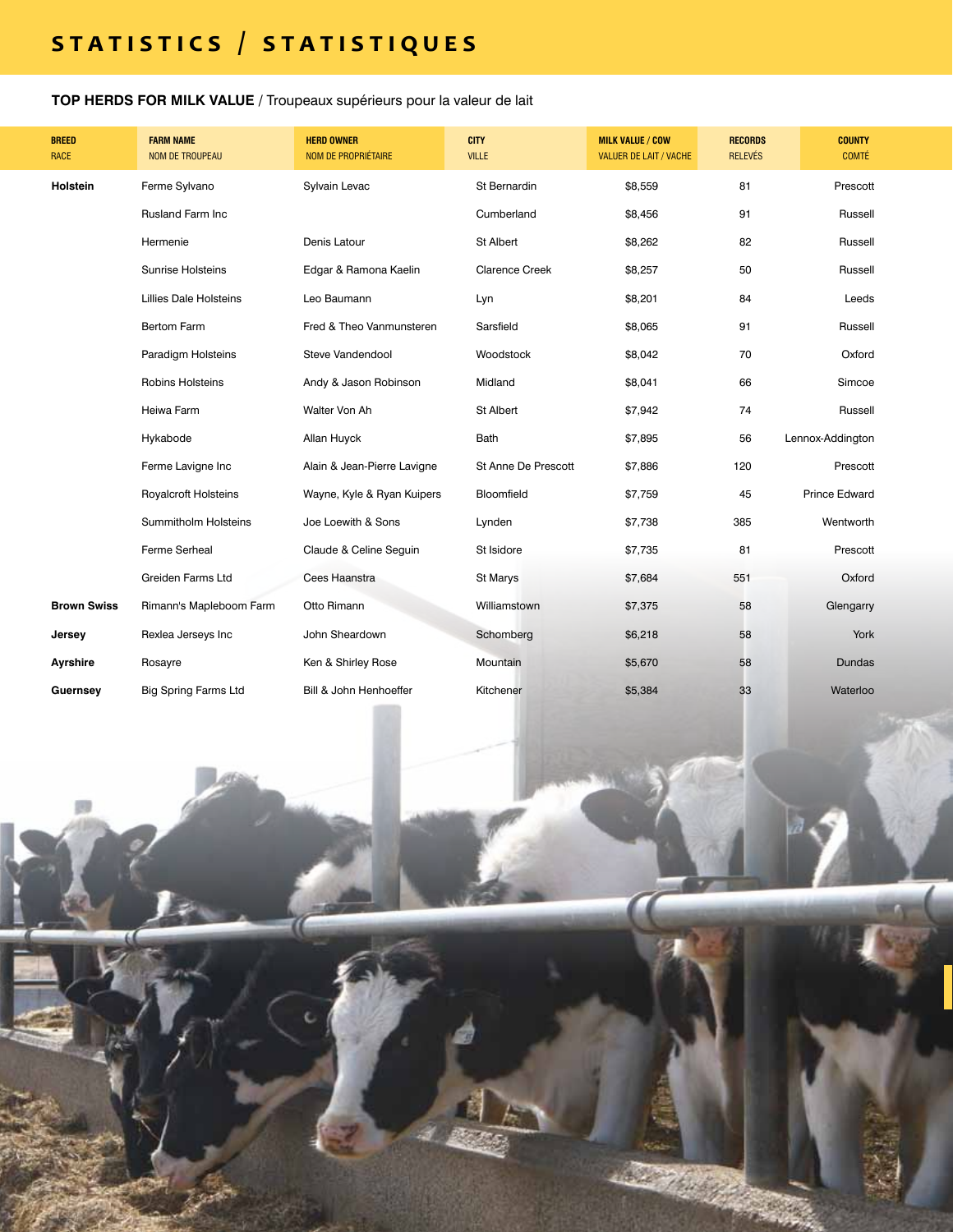# STATISTICS / STATISTIQUES

**TOP HERDS FOR MILK VALUE** / Troupeaux supérieurs pour la valeur de lait

| BREED<br>RACE | FARM NAME<br>NOM DE TROUPEAU | HERD OWNER<br>NOM DE PROPRIÉTAIRE | CITY<br>VILLE | MILK VALUE / COW<br>VALUER DE LAIT / VACHE | RECORDS<br>RELEVÉS | COUNTY<br>COMTÉ |
|---|---|---|---|---|---|---|
| **Holstein** | Ferme Sylvano | Sylvain Levac | St Bernardin | $8,559 | 81 | Prescott |
| | Rusland Farm Inc | | Cumberland | $8,456 | 91 | Russell |
| | Hermenie | Denis Latour | St Albert | $8,262 | 82 | Russell |
| | Sunrise Holsteins | Edgar & Ramona Kaelin | Clarence Creek | $8,257 | 50 | Russell |
| | Lillies Dale Holsteins | Leo Baumann | Lyn | $8,201 | 84 | Leeds |
| | Bertom Farm | Fred & Theo Vanmunsteren | Sarsfield | $8,065 | 91 | Russell |
| | Paradigm Holsteins | Steve Vandendool | Woodstock | $8,042 | 70 | Oxford |
| | Robins Holsteins | Andy & Jason Robinson | Midland | $8,041 | 66 | Simcoe |
| | Heiwa Farm | Walter Von Ah | St Albert | $7,942 | 74 | Russell |
| | Hykabode | Allan Huyck | Bath | $7,895 | 56 | Lennox-Addington |
| | Ferme Lavigne Inc | Alain & Jean-Pierre Lavigne | St Anne De Prescott | $7,886 | 120 | Prescott |
| | Royalcroft Holsteins | Wayne, Kyle & Ryan Kuipers | Bloomfield | $7,759 | 45 | Prince Edward |
| | Summitholm Holsteins | Joe Loewith & Sons | Lynden | $7,738 | 385 | Wentworth |
| | Ferme Serheal | Claude & Celine Seguin | St Isidore | $7,735 | 81 | Prescott |
| | Greiden Farms Ltd | Cees Haanstra | St Marys | $7,684 | 551 | Oxford |
| **Brown Swiss** | Rimann's Mapleboom Farm | Otto Rimann | Williamstown | $7,375 | 58 | Glengarry |
| **Jersey** | Rexlea Jerseys Inc | John Sheardown | Schomberg | $6,218 | 58 | York |
| **Ayrshire** | Rosayre | Ken & Shirley Rose | Mountain | $5,670 | 58 | Dundas |
| **Guernsey** | Big Spring Farms Ltd | Bill & John Henhoeffer | Kitchener | $5,384 | 33 | Waterloo |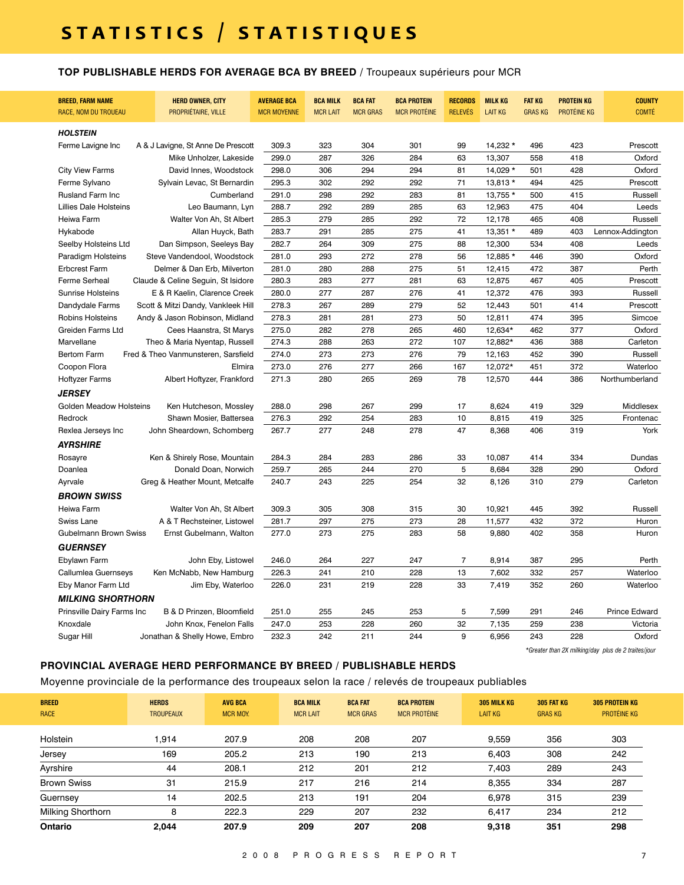# STATISTICS / STATISTIQUES

## TOP PUBLISHABLE HERDS FOR AVERAGE BCA BY BREED / Troupeaux supérieurs pour MCR

| BREED, FARM NAME<br>RACE, NOM DU TROUEAU | HERD OWNER, CITY<br>PROPRIÉTAIRE, VILLE | AVERAGE BCA<br>MCR MOYENNE | BCA MILK<br>MCR LAIT | BCA FAT<br>MCR GRAS | BCA PROTEIN<br>MCR PROTÉINE | RECORDS<br>RELEVÉS | MILK KG<br>LAIT KG | FAT KG<br>GRAS KG | PROTEIN KG<br>PROTÉINE KG | COUNTY<br>COMTÉ |
|---|---|---|---|---|---|---|---|---|---|---|
| ***HOLSTEIN*** | | | | | | | | | | |
| Ferme Lavigne Inc | A & J Lavigne, St Anne De Prescott | 309.3 | 323 | 304 | 301 | 99 | 14,232 * | 496 | 423 | Prescott |
| | Mike Unholzer, Lakeside | 299.0 | 287 | 326 | 284 | 63 | 13,307 | 558 | 418 | Oxford |
| City View Farms | David Innes, Woodstock | 298.0 | 306 | 294 | 294 | 81 | 14,029 * | 501 | 428 | Oxford |
| Ferme Sylvano | Sylvain Levac, St Bernardin | 295.3 | 302 | 292 | 292 | 71 | 13,813 * | 494 | 425 | Prescott |
| Rusland Farm Inc | Cumberland | 291.0 | 298 | 292 | 283 | 81 | 13,755 * | 500 | 415 | Russell |
| Lillies Dale Holsteins | Leo Baumann, Lyn | 288.7 | 292 | 289 | 285 | 63 | 12,963 | 475 | 404 | Leeds |
| Heiwa Farm | Walter Von Ah, St Albert | 285.3 | 279 | 285 | 292 | 72 | 12,178 | 465 | 408 | Russell |
| Hykabode | Allan Huyck, Bath | 283.7 | 291 | 285 | 275 | 41 | 13,351 * | 489 | 403 | Lennox-Addington |
| Seelby Holsteins Ltd | Dan Simpson, Seeleys Bay | 282.7 | 264 | 309 | 275 | 88 | 12,300 | 534 | 408 | Leeds |
| Paradigm Holsteins | Steve Vandendool, Woodstock | 281.0 | 293 | 272 | 278 | 56 | 12,885 * | 446 | 390 | Oxford |
| Erbcrest Farm | Delmer & Dan Erb, Milverton | 281.0 | 280 | 288 | 275 | 51 | 12,415 | 472 | 387 | Perth |
| Ferme Serheal | Claude & Celine Seguin, St Isidore | 280.3 | 283 | 277 | 281 | 63 | 12,875 | 467 | 405 | Prescott |
| Sunrise Holsteins | E & R Kaelin, Clarence Creek | 280.0 | 277 | 287 | 276 | 41 | 12,372 | 476 | 393 | Russell |
| Dandydale Farms | Scott & Mitzi Dandy, Vankleek Hill | 278.3 | 267 | 289 | 279 | 52 | 12,443 | 501 | 414 | Prescott |
| Robins Holsteins | Andy & Jason Robinson, Midland | 278.3 | 281 | 281 | 273 | 50 | 12,811 | 474 | 395 | Simcoe |
| Greiden Farms Ltd | Cees Haanstra, St Marys | 275.0 | 282 | 278 | 265 | 460 | 12,634* | 462 | 377 | Oxford |
| Marvellane | Theo & Maria Nyentap, Russell | 274.3 | 288 | 263 | 272 | 107 | 12,882* | 436 | 388 | Carleton |
| Bertom Farm | Fred & Theo Vanmunsteren, Sarsfield | 274.0 | 273 | 273 | 276 | 79 | 12,163 | 452 | 390 | Russell |
| Coopon Flora | Elmira | 273.0 | 276 | 277 | 266 | 167 | 12,072* | 451 | 372 | Waterloo |
| Hoftyzer Farms | Albert Hoftyzer, Frankford | 271.3 | 280 | 265 | 269 | 78 | 12,570 | 444 | 386 | Northumberland |
| ***JERSEY*** | | | | | | | | | | |
| Golden Meadow Holsteins | Ken Hutcheson, Mossley | 288.0 | 298 | 267 | 299 | 17 | 8,624 | 419 | 329 | Middlesex |
| Redrock | Shawn Mosier, Battersea | 276.3 | 292 | 254 | 283 | 10 | 8,815 | 419 | 325 | Frontenac |
| Rexlea Jerseys Inc | John Sheardown, Schomberg | 267.7 | 277 | 248 | 278 | 47 | 8,368 | 406 | 319 | York |
| ***AYRSHIRE*** | | | | | | | | | | |
| Rosayre | Ken & Shirely Rose, Mountain | 284.3 | 284 | 283 | 286 | 33 | 10,087 | 414 | 334 | Dundas |
| Doanlea | Donald Doan, Norwich | 259.7 | 265 | 244 | 270 | 5 | 8,684 | 328 | 290 | Oxford |
| Ayrvale | Greg & Heather Mount, Metcalfe | 240.7 | 243 | 225 | 254 | 32 | 8,126 | 310 | 279 | Carleton |
| ***BROWN SWISS*** | | | | | | | | | | |
| Heiwa Farm | Walter Von Ah, St Albert | 309.3 | 305 | 308 | 315 | 30 | 10,921 | 445 | 392 | Russell |
| Swiss Lane | A & T Rechsteiner, Listowel | 281.7 | 297 | 275 | 273 | 28 | 11,577 | 432 | 372 | Huron |
| Gubelmann Brown Swiss | Ernst Gubelmann, Walton | 277.0 | 273 | 275 | 283 | 58 | 9,880 | 402 | 358 | Huron |
| ***GUERNSEY*** | | | | | | | | | | |
| Ebylawn Farm | John Eby, Listowel | 246.0 | 264 | 227 | 247 | 7 | 8,914 | 387 | 295 | Perth |
| Callumlea Guernseys | Ken McNabb, New Hamburg | 226.3 | 241 | 210 | 228 | 13 | 7,602 | 332 | 257 | Waterloo |
| Eby Manor Farm Ltd | Jim Eby, Waterloo | 226.0 | 231 | 219 | 228 | 33 | 7,419 | 352 | 260 | Waterloo |
| ***MILKING SHORTHORN*** | | | | | | | | | | |
| Prinsville Dairy Farms Inc | B & D Prinzen, Bloomfield | 251.0 | 255 | 245 | 253 | 5 | 7,599 | 291 | 246 | Prince Edward |
| Knoxdale | John Knox, Fenelon Falls | 247.0 | 253 | 228 | 260 | 32 | 7,135 | 259 | 238 | Victoria |
| Sugar Hill | Jonathan & Shelly Howe, Embro | 232.3 | 242 | 211 | 244 | 9 | 6,956 | 243 | 228 | Oxford |

*\*Greater than 2X milking/day plus de 2 traites/jour*

## PROVINCIAL AVERAGE HERD PERFORMANCE BY BREED / PUBLISHABLE HERDS

Moyenne provinciale de la performance des troupeaux selon la race / relevés de troupeaux publiables

| BREED<br>RACE | HERDS<br>TROUPEAUX | AVG BCA<br>MCR MOY. | BCA MILK<br>MCR LAIT | BCA FAT<br>MCR GRAS | BCA PROTEIN<br>MCR PROTÉINE | 305 MILK KG<br>LAIT KG | 305 FAT KG<br>GRAS KG | 305 PROTEIN KG<br>PROTÉINE KG |
|---|---|---|---|---|---|---|---|---|
| Holstein | 1,914 | 207.9 | 208 | 208 | 207 | 9,559 | 356 | 303 |
| Jersey | 169 | 205.2 | 213 | 190 | 213 | 6,403 | 308 | 242 |
| Ayrshire | 44 | 208.1 | 212 | 201 | 212 | 7,403 | 289 | 243 |
| Brown Swiss | 31 | 215.9 | 217 | 216 | 214 | 8,355 | 334 | 287 |
| Guernsey | 14 | 202.5 | 213 | 191 | 204 | 6,978 | 315 | 239 |
| Milking Shorthorn | 8 | 222.3 | 229 | 207 | 232 | 6,417 | 234 | 212 |
| **Ontario** | **2,044** | **207.9** | **209** | **207** | **208** | **9,318** | **351** | **298** |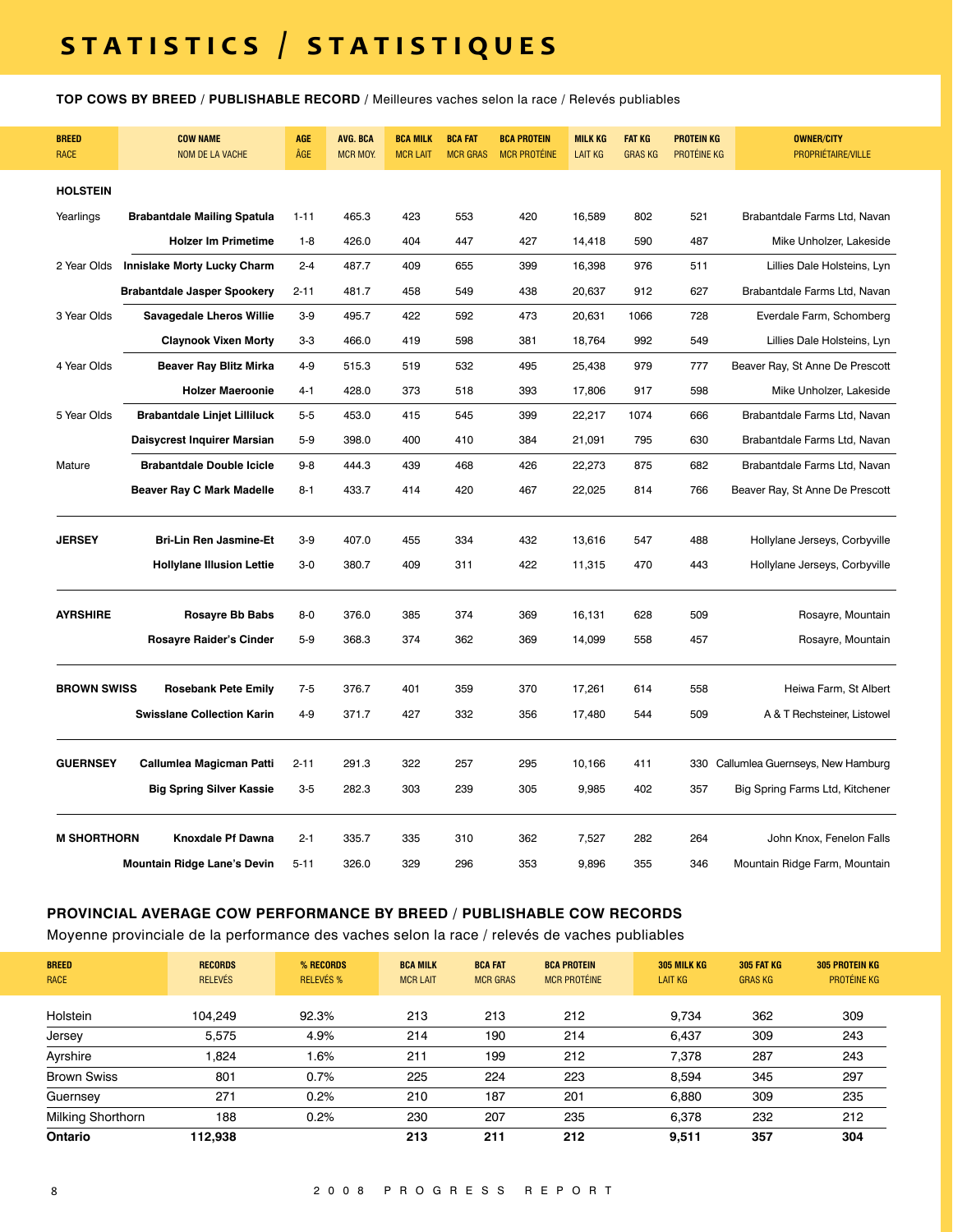# STATISTICS / STATISTIQUES

**TOP COWS BY BREED / PUBLISHABLE RECORD** / Meilleures vaches selon la race / Relevés publiables

| BREED<br>RACE | | COW NAME<br>NOM DE LA VACHE | AGE<br>ÂGE | AVG. BCA<br>MCR MOY. | BCA MILK<br>MCR LAIT | BCA FAT<br>MCR GRAS | BCA PROTEIN<br>MCR PROTÉINE | MILK KG<br>LAIT KG | FAT KG<br>GRAS KG | PROTEIN KG<br>PROTÉINE KG | OWNER/CITY<br>PROPRIÉTAIRE/VILLE |
|---|---|---|---|---|---|---|---|---|---|---|---|
| **HOLSTEIN** | | | | | | | | | | | |
| | Yearlings | **Brabantdale Mailing Spatula** | 1-11 | 465.3 | 423 | 553 | 420 | 16,589 | 802 | 521 | Brabantdale Farms Ltd, Navan |
| | | **Holzer Im Primetime** | 1-8 | 426.0 | 404 | 447 | 427 | 14,418 | 590 | 487 | Mike Unholzer, Lakeside |
| | 2 Year Olds | **Innislake Morty Lucky Charm** | 2-4 | 487.7 | 409 | 655 | 399 | 16,398 | 976 | 511 | Lillies Dale Holsteins, Lyn |
| | | **Brabantdale Jasper Spookery** | 2-11 | 481.7 | 458 | 549 | 438 | 20,637 | 912 | 627 | Brabantdale Farms Ltd, Navan |
| | 3 Year Olds | **Savagedale Lheros Willie** | 3-9 | 495.7 | 422 | 592 | 473 | 20,631 | 1066 | 728 | Everdale Farm, Schomberg |
| | | **Claynook Vixen Morty** | 3-3 | 466.0 | 419 | 598 | 381 | 18,764 | 992 | 549 | Lillies Dale Holsteins, Lyn |
| | 4 Year Olds | **Beaver Ray Blitz Mirka** | 4-9 | 515.3 | 519 | 532 | 495 | 25,438 | 979 | 777 | Beaver Ray, St Anne De Prescott |
| | | **Holzer Maeroonie** | 4-1 | 428.0 | 373 | 518 | 393 | 17,806 | 917 | 598 | Mike Unholzer, Lakeside |
| | 5 Year Olds | **Brabantdale Linjet Lilliluck** | 5-5 | 453.0 | 415 | 545 | 399 | 22,217 | 1074 | 666 | Brabantdale Farms Ltd, Navan |
| | | **Daisycrest Inquirer Marsian** | 5-9 | 398.0 | 400 | 410 | 384 | 21,091 | 795 | 630 | Brabantdale Farms Ltd, Navan |
| | Mature | **Brabantdale Double Icicle** | 9-8 | 444.3 | 439 | 468 | 426 | 22,273 | 875 | 682 | Brabantdale Farms Ltd, Navan |
| | | **Beaver Ray C Mark Madelle** | 8-1 | 433.7 | 414 | 420 | 467 | 22,025 | 814 | 766 | Beaver Ray, St Anne De Prescott |
| **JERSEY** | | **Bri-Lin Ren Jasmine-Et** | 3-9 | 407.0 | 455 | 334 | 432 | 13,616 | 547 | 488 | Hollylane Jerseys, Corbyville |
| | | **Hollylane Illusion Lettie** | 3-0 | 380.7 | 409 | 311 | 422 | 11,315 | 470 | 443 | Hollylane Jerseys, Corbyville |
| **AYRSHIRE** | | **Rosayre Bb Babs** | 8-0 | 376.0 | 385 | 374 | 369 | 16,131 | 628 | 509 | Rosayre, Mountain |
| | | **Rosayre Raider's Cinder** | 5-9 | 368.3 | 374 | 362 | 369 | 14,099 | 558 | 457 | Rosayre, Mountain |
| **BROWN SWISS** | | **Rosebank Pete Emily** | 7-5 | 376.7 | 401 | 359 | 370 | 17,261 | 614 | 558 | Heiwa Farm, St Albert |
| | | **Swisslane Collection Karin** | 4-9 | 371.7 | 427 | 332 | 356 | 17,480 | 544 | 509 | A & T Rechsteiner, Listowel |
| **GUERNSEY** | | **Callumlea Magicman Patti** | 2-11 | 291.3 | 322 | 257 | 295 | 10,166 | 411 | 330 | Callumlea Guernseys, New Hamburg |
| | | **Big Spring Silver Kassie** | 3-5 | 282.3 | 303 | 239 | 305 | 9,985 | 402 | 357 | Big Spring Farms Ltd, Kitchener |
| **M SHORTHORN** | | **Knoxdale Pf Dawna** | 2-1 | 335.7 | 335 | 310 | 362 | 7,527 | 282 | 264 | John Knox, Fenelon Falls |
| | | **Mountain Ridge Lane's Devin** | 5-11 | 326.0 | 329 | 296 | 353 | 9,896 | 355 | 346 | Mountain Ridge Farm, Mountain |

## PROVINCIAL AVERAGE COW PERFORMANCE BY BREED / PUBLISHABLE COW RECORDS

Moyenne provinciale de la performance des vaches selon la race / relevés de vaches publiables

| BREED<br>RACE | RECORDS<br>RELEVÉS | % RECORDS<br>RELEVÉS % | BCA MILK<br>MCR LAIT | BCA FAT<br>MCR GRAS | BCA PROTEIN<br>MCR PROTÉINE | 305 MILK KG<br>LAIT KG | 305 FAT KG<br>GRAS KG | 305 PROTEIN KG<br>PROTÉINE KG |
|---|---|---|---|---|---|---|---|---|
| Holstein | 104,249 | 92.3% | 213 | 213 | 212 | 9,734 | 362 | 309 |
| Jersey | 5,575 | 4.9% | 214 | 190 | 214 | 6,437 | 309 | 243 |
| Ayrshire | 1,824 | 1.6% | 211 | 199 | 212 | 7,378 | 287 | 243 |
| Brown Swiss | 801 | 0.7% | 225 | 224 | 223 | 8,594 | 345 | 297 |
| Guernsey | 271 | 0.2% | 210 | 187 | 201 | 6,880 | 309 | 235 |
| Milking Shorthorn | 188 | 0.2% | 230 | 207 | 235 | 6,378 | 232 | 212 |
| **Ontario** | **112,938** | | **213** | **211** | **212** | **9,511** | **357** | **304** |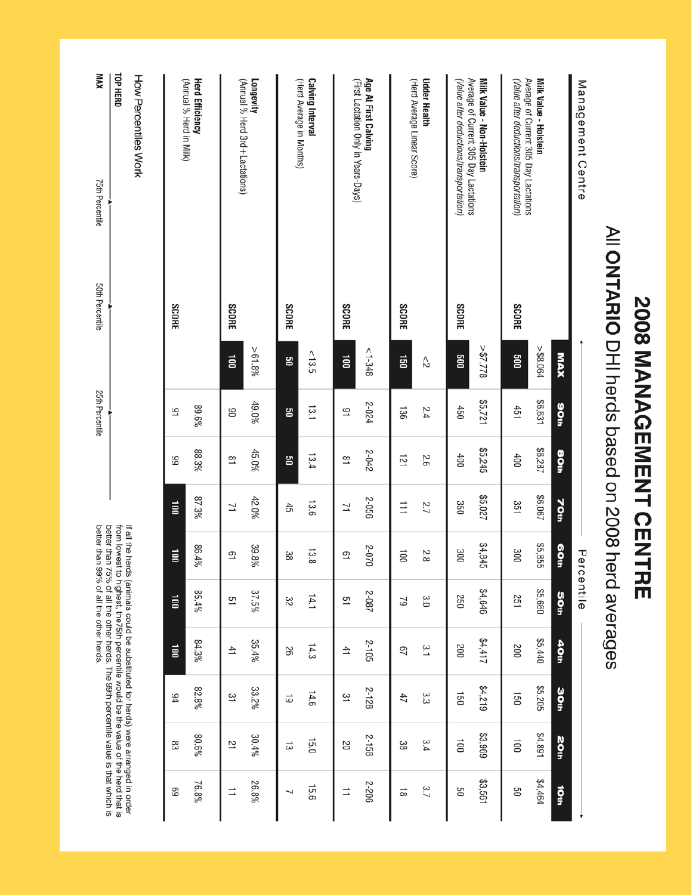# 2008 MANAGEMENT CENTRE

## All ONTARIO DHI herds based on 2008 herd averages

| Management Centre | | MAX | 90th | 80th | 70th | 60th | 50th | 40th | 30th | 20th | 10th |
|---|---|---|---|---|---|---|---|---|---|---|---|
| **Milk Value - Holstein** Average of Current 305 Day Lactations *(Value after deductions/transportation)* | | >$8,064 | $6,631 | $6,287 | $6,067 | $5,855 | $5,660 | $5,440 | $5,205 | $4,891 | $4,464 |
| | SCORE | 500 | 451 | 400 | 351 | 300 | 251 | 200 | 150 | 100 | 50 |
| **Milk Value - Non-Holstein** Average of Current 305 Day Lactations *(Value after deductions/transportation)* | | >$7,778 | $5,721 | $5,245 | $5,027 | $4,845 | $4,646 | $4,417 | $4,219 | $3,969 | $3,561 |
| | SCORE | 500 | 450 | 400 | 350 | 300 | 250 | 200 | 150 | 100 | 50 |
| **Udder Health** (Herd Average Linear Score) | | <2 | 2.4 | 2.6 | 2.7 | 2.8 | 3.0 | 3.1 | 3.3 | 3.4 | 3.7 |
| | SCORE | 150 | 136 | 121 | 111 | 100 | 79 | 67 | 47 | 38 | 18 |
| **Age At First Calving** (First Lactation Only in Years-Days) | | <1-348 | 2-024 | 2-042 | 2-056 | 2-070 | 2-087 | 2-105 | 2-128 | 2-158 | 2-206 |
| | SCORE | 100 | 91 | 81 | 71 | 61 | 51 | 41 | 31 | 20 | 11 |
| **Calving Interval** (Herd Average in Months) | | <13.5 | 13.1 | 13.4 | 13.6 | 13.8 | 14.1 | 14.3 | 14.6 | 15.0 | 15.6 |
| | SCORE | 50 | 50 | 50 | 45 | 38 | 32 | 26 | 19 | 13 | 7 |
| **Longevity** (Annual % Herd 3rd+Lactations) | | >61.8% | 49.0% | 45.0% | 42.0% | 39.8% | 37.5% | 35.4% | 33.2% | 30.4% | 26.8% |
| | SCORE | 100 | 90 | 81 | 71 | 61 | 51 | 41 | 31 | 21 | 11 |
| **Herd Efficiency** (Annual % Herd in Milk) | | | 89.6% | 88.3% | 87.3% | 86.4% | 85.4% | 84.3% | 82.8% | 80.6% | 76.8% |
| | SCORE | | 91 | 99 | 100 | 100 | 100 | 100 | 94 | 83 | 69 |

### How Percentiles Work

MAX — TOP HERD — 75th Percentile — 50th Percentile — 25th Percentile

If all the herds (animals could be substituted for herds) were arranged in order from lowest to highest, the75th percentile would be the value of the herd that is better than 75% of all the other herds. The 99th percentile value is that which is better than 99% of all the other herds.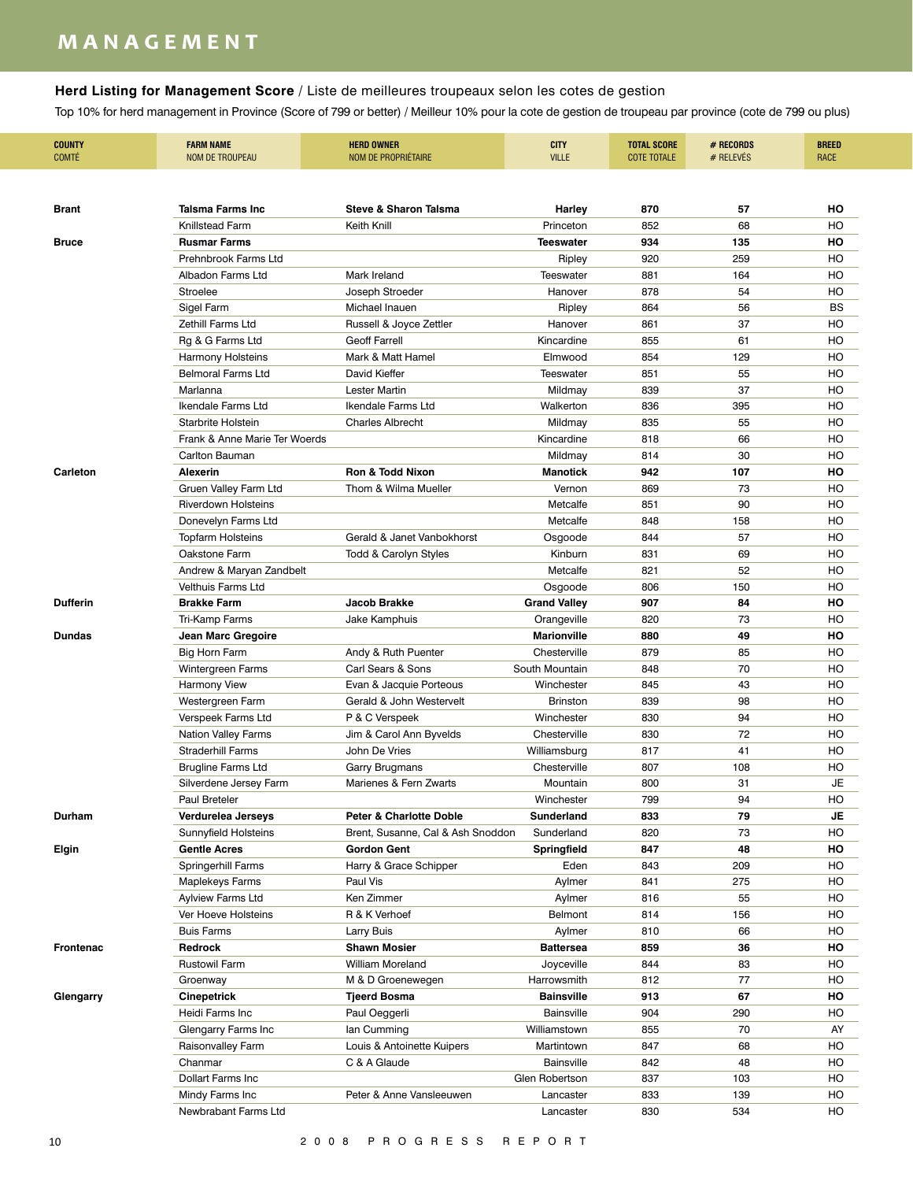# MANAGEMENT

**Herd Listing for Management Score** / Liste de meilleures troupeaux selon les cotes de gestion

Top 10% for herd management in Province (Score of 799 or better) / Meilleur 10% pour la cote de gestion de troupeau par province (cote de 799 ou plus)

| COUNTY<br>COMTÉ | FARM NAME<br>NOM DE TROUPEAU | HERD OWNER<br>NOM DE PROPRIÉTAIRE | CITY<br>VILLE | TOTAL SCORE<br>COTE TOTALE | # RECORDS<br># RELEVÉS | BREED<br>RACE |
|---|---|---|---|---|---|---|
| **Brant** | **Talsma Farms Inc** | **Steve & Sharon Talsma** | **Harley** | **870** | **57** | **HO** |
| | Knillstead Farm | Keith Knill | Princeton | 852 | 68 | HO |
| **Bruce** | **Rusmar Farms** | | **Teeswater** | **934** | **135** | **HO** |
| | Prehnbrook Farms Ltd | | Ripley | 920 | 259 | HO |
| | Albadon Farms Ltd | Mark Ireland | Teeswater | 881 | 164 | HO |
| | Stroelee | Joseph Stroeder | Hanover | 878 | 54 | HO |
| | Sigel Farm | Michael Inauen | Ripley | 864 | 56 | BS |
| | Zethill Farms Ltd | Russell & Joyce Zettler | Hanover | 861 | 37 | HO |
| | Rg & G Farms Ltd | Geoff Farrell | Kincardine | 855 | 61 | HO |
| | Harmony Holsteins | Mark & Matt Hamel | Elmwood | 854 | 129 | HO |
| | Belmoral Farms Ltd | David Kieffer | Teeswater | 851 | 55 | HO |
| | Marlanna | Lester Martin | Mildmay | 839 | 37 | HO |
| | Ikendale Farms Ltd | Ikendale Farms Ltd | Walkerton | 836 | 395 | HO |
| | Starbrite Holstein | Charles Albrecht | Mildmay | 835 | 55 | HO |
| | Frank & Anne Marie Ter Woerds | | Kincardine | 818 | 66 | HO |
| | Carlton Bauman | | Mildmay | 814 | 30 | HO |
| **Carleton** | **Alexerin** | **Ron & Todd Nixon** | **Manotick** | **942** | **107** | **HO** |
| | Gruen Valley Farm Ltd | Thom & Wilma Mueller | Vernon | 869 | 73 | HO |
| | Riverdown Holsteins | | Metcalfe | 851 | 90 | HO |
| | Donevelyn Farms Ltd | | Metcalfe | 848 | 158 | HO |
| | Topfarm Holsteins | Gerald & Janet Vanbokhorst | Osgoode | 844 | 57 | HO |
| | Oakstone Farm | Todd & Carolyn Styles | Kinburn | 831 | 69 | HO |
| | Andrew & Maryan Zandbelt | | Metcalfe | 821 | 52 | HO |
| | Velthuis Farms Ltd | | Osgoode | 806 | 150 | HO |
| **Dufferin** | **Brakke Farm** | **Jacob Brakke** | **Grand Valley** | **907** | **84** | **HO** |
| | Tri-Kamp Farms | Jake Kamphuis | Orangeville | 820 | 73 | HO |
| **Dundas** | **Jean Marc Gregoire** | | **Marionville** | **880** | **49** | **HO** |
| | Big Horn Farm | Andy & Ruth Puenter | Chesterville | 879 | 85 | HO |
| | Wintergreen Farms | Carl Sears & Sons | South Mountain | 848 | 70 | HO |
| | Harmony View | Evan & Jacquie Porteous | Winchester | 845 | 43 | HO |
| | Westergreen Farm | Gerald & John Westervelt | Brinston | 839 | 98 | HO |
| | Verspeek Farms Ltd | P & C Verspeek | Winchester | 830 | 94 | HO |
| | Nation Valley Farms | Jim & Carol Ann Byvelds | Chesterville | 830 | 72 | HO |
| | Straderhill Farms | John De Vries | Williamsburg | 817 | 41 | HO |
| | Brugline Farms Ltd | Garry Brugmans | Chesterville | 807 | 108 | HO |
| | Silverdene Jersey Farm | Marienes & Fern Zwarts | Mountain | 800 | 31 | JE |
| | Paul Breteler | | Winchester | 799 | 94 | HO |
| **Durham** | **Verdurelea Jerseys** | **Peter & Charlotte Doble** | **Sunderland** | **833** | **79** | **JE** |
| | Sunnyfield Holsteins | Brent, Susanne, Cal & Ash Snoddon | Sunderland | 820 | 73 | HO |
| **Elgin** | **Gentle Acres** | **Gordon Gent** | **Springfield** | **847** | **48** | **HO** |
| | Springerhill Farms | Harry & Grace Schipper | Eden | 843 | 209 | HO |
| | Maplekeys Farms | Paul Vis | Aylmer | 841 | 275 | HO |
| | Aylview Farms Ltd | Ken Zimmer | Aylmer | 816 | 55 | HO |
| | Ver Hoeve Holsteins | R & K Verhoef | Belmont | 814 | 156 | HO |
| | Buis Farms | Larry Buis | Aylmer | 810 | 66 | HO |
| **Frontenac** | **Redrock** | **Shawn Mosier** | **Battersea** | **859** | **36** | **HO** |
| | Rustowil Farm | William Moreland | Joyceville | 844 | 83 | HO |
| | Groenway | M & D Groenewegen | Harrowsmith | 812 | 77 | HO |
| **Glengarry** | **Cinepetrick** | **Tjeerd Bosma** | **Bainsville** | **913** | **67** | **HO** |
| | Heidi Farms Inc | Paul Oeggerli | Bainsville | 904 | 290 | HO |
| | Glengarry Farms Inc | Ian Cumming | Williamstown | 855 | 70 | AY |
| | Raisonvalley Farm | Louis & Antoinette Kuipers | Martintown | 847 | 68 | HO |
| | Chanmar | C & A Glaude | Bainsville | 842 | 48 | HO |
| | Dollart Farms Inc | | Glen Robertson | 837 | 103 | HO |
| | Mindy Farms Inc | Peter & Anne Vansleeuwen | Lancaster | 833 | 139 | HO |
| | Newbrabant Farms Ltd | | Lancaster | 830 | 534 | HO |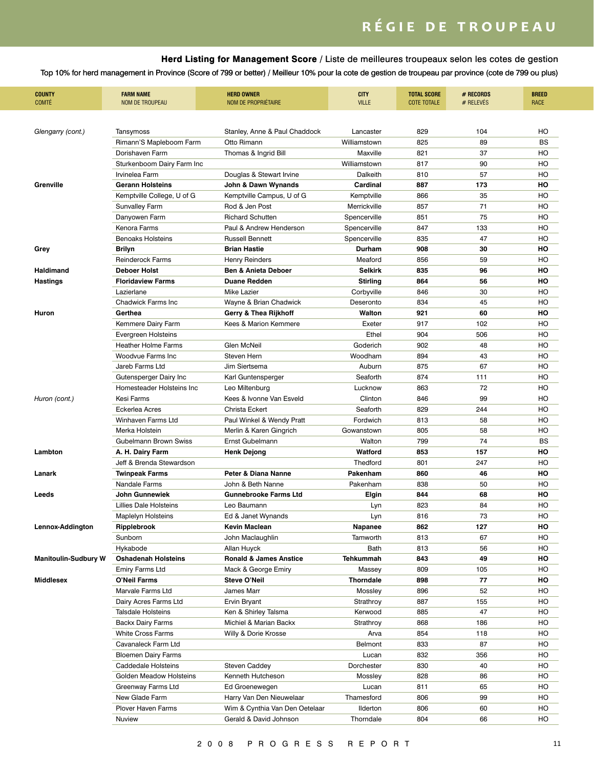# RÉGIE DE TROUPEAU

## **Herd Listing for Management Score** / Liste de meilleures troupeaux selon les cotes de gestion

Top 10% for herd management in Province (Score of 799 or better) / Meilleur 10% pour la cote de gestion de troupeau par province (cote de 799 ou plus)

| COUNTY<br>COMTÉ | FARM NAME<br>NOM DE TROUPEAU | HERD OWNER<br>NOM DE PROPRIÉTAIRE | CITY<br>VILLE | TOTAL SCORE<br>COTE TOTALE | # RECORDS<br># RELEVÉS | BREED<br>RACE |
|---|---|---|---|---|---|---|
| *Glengarry (cont.)* | Tansymoss | Stanley, Anne & Paul Chaddock | Lancaster | 829 | 104 | HO |
| | Rimann'S Mapleboom Farm | Otto Rimann | Williamstown | 825 | 89 | BS |
| | Dorishaven Farm | Thomas & Ingrid Bill | Maxville | 821 | 37 | HO |
| | Sturkenboom Dairy Farm Inc | | Williamstown | 817 | 90 | HO |
| | Irvinelea Farm | Douglas & Stewart Irvine | Dalkeith | 810 | 57 | HO |
| **Grenville** | **Gerann Holsteins** | **John & Dawn Wynands** | **Cardinal** | **887** | **173** | **HO** |
| | Kemptville College, U of G | Kemptville Campus, U of G | Kemptville | 866 | 35 | HO |
| | Sunvalley Farm | Rod & Jen Post | Merrickville | 857 | 71 | HO |
| | Danyowen Farm | Richard Schutten | Spencerville | 851 | 75 | HO |
| | Kenora Farms | Paul & Andrew Henderson | Spencerville | 847 | 133 | HO |
| | Benoaks Holsteins | Russell Bennett | Spencerville | 835 | 47 | HO |
| **Grey** | **Brilyn** | **Brian Hastie** | **Durham** | **908** | **30** | **HO** |
| | Reinderock Farms | Henry Reinders | Meaford | 856 | 59 | HO |
| **Haldimand** | **Deboer Holst** | **Ben & Anieta Deboer** | **Selkirk** | **835** | **96** | **HO** |
| **Hastings** | **Floridaview Farms** | **Duane Redden** | **Stirling** | **864** | **56** | **HO** |
| | Lazierlane | Mike Lazier | Corbyville | 846 | 30 | HO |
| | Chadwick Farms Inc | Wayne & Brian Chadwick | Deseronto | 834 | 45 | HO |
| **Huron** | **Gerthea** | **Gerry & Thea Rijkhoff** | **Walton** | **921** | **60** | **HO** |
| | Kemmere Dairy Farm | Kees & Marion Kemmere | Exeter | 917 | 102 | HO |
| | Evergreen Holsteins | | Ethel | 904 | 506 | HO |
| | Heather Holme Farms | Glen McNeil | Goderich | 902 | 48 | HO |
| | Woodvue Farms Inc | Steven Hern | Woodham | 894 | 43 | HO |
| | Jareb Farms Ltd | Jim Siertsema | Auburn | 875 | 67 | HO |
| | Gutensperger Dairy Inc | Karl Guntensperger | Seaforth | 874 | 111 | HO |
| | Homesteader Holsteins Inc | Leo Miltenburg | Lucknow | 863 | 72 | HO |
| *Huron (cont.)* | Kesi Farms | Kees & Ivonne Van Esveld | Clinton | 846 | 99 | HO |
| | Eckerlea Acres | Christa Eckert | Seaforth | 829 | 244 | HO |
| | Winhaven Farms Ltd | Paul Winkel & Wendy Pratt | Fordwich | 813 | 58 | HO |
| | Merka Holstein | Merlin & Karen Gingrich | Gowanstown | 805 | 58 | HO |
| | Gubelmann Brown Swiss | Ernst Gubelmann | Walton | 799 | 74 | BS |
| **Lambton** | **A. H. Dairy Farm** | **Henk Dejong** | **Watford** | **853** | **157** | **HO** |
| | Jeff & Brenda Stewardson | | Thedford | 801 | 247 | HO |
| **Lanark** | **Twinpeak Farms** | **Peter & Diana Nanne** | **Pakenham** | **860** | **46** | **HO** |
| | Nandale Farms | John & Beth Nanne | Pakenham | 838 | 50 | HO |
| **Leeds** | **John Gunnewiek** | **Gunnebrooke Farms Ltd** | **Elgin** | **844** | **68** | **HO** |
| | Lillies Dale Holsteins | Leo Baumann | Lyn | 823 | 84 | HO |
| | Maplelyn Holsteins | Ed & Janet Wynands | Lyn | 816 | 73 | HO |
| **Lennox-Addington** | **Ripplebrook** | **Kevin Maclean** | **Napanee** | **862** | **127** | **HO** |
| | Sunborn | John Maclaughlin | Tamworth | 813 | 67 | HO |
| | Hykabode | Allan Huyck | Bath | 813 | 56 | HO |
| **Manitoulin-Sudbury W** | **Oshadenah Holsteins** | **Ronald & James Anstice** | **Tehkummah** | **843** | **49** | **HO** |
| | Emiry Farms Ltd | Mack & George Emiry | Massey | 809 | 105 | HO |
| **Middlesex** | **O'Neil Farms** | **Steve O'Neil** | **Thorndale** | **898** | **77** | **HO** |
| | Marvale Farms Ltd | James Marr | Mossley | 896 | 52 | HO |
| | Dairy Acres Farms Ltd | Ervin Bryant | Strathroy | 887 | 155 | HO |
| | Talsdale Holsteins | Ken & Shirley Talsma | Kerwood | 885 | 47 | HO |
| | Backx Dairy Farms | Michiel & Marian Backx | Strathroy | 868 | 186 | HO |
| | White Cross Farms | Willy & Dorie Krosse | Arva | 854 | 118 | HO |
| | Cavanaleck Farm Ltd | | Belmont | 833 | 87 | HO |
| | Bloemen Dairy Farms | | Lucan | 832 | 356 | HO |
| | Caddedale Holsteins | Steven Caddey | Dorchester | 830 | 40 | HO |
| | Golden Meadow Holsteins | Kenneth Hutcheson | Mossley | 828 | 86 | HO |
| | Greenway Farms Ltd | Ed Groenewegen | Lucan | 811 | 65 | HO |
| | New Glade Farm | Harry Van Den Nieuwelaar | Thamesford | 806 | 99 | HO |
| | Plover Haven Farms | Wim & Cynthia Van Den Oetelaar | Ilderton | 806 | 60 | HO |
| | Nuview | Gerald & David Johnson | Thorndale | 804 | 66 | HO |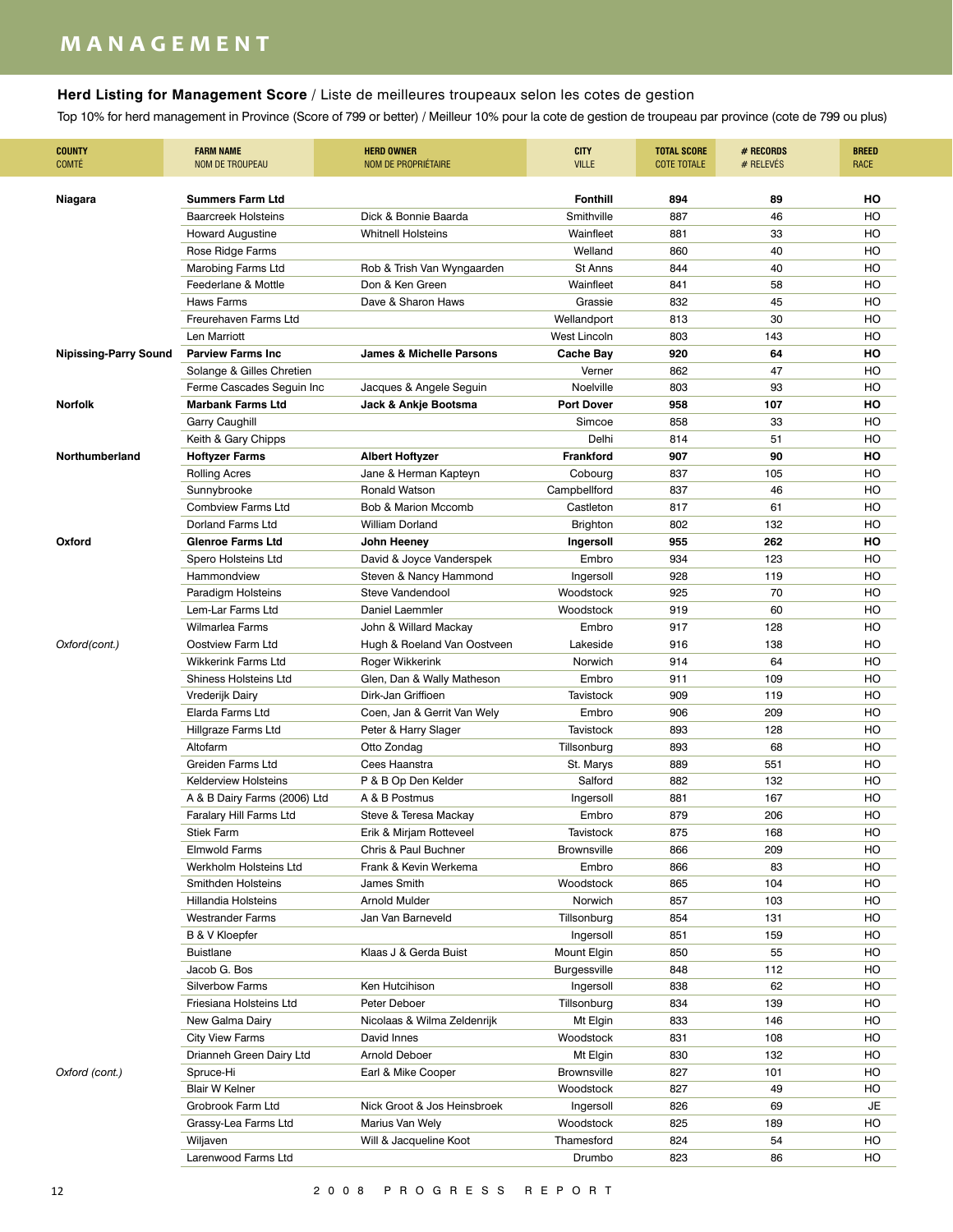# MANAGEMENT

**Herd Listing for Management Score** / Liste de meilleures troupeaux selon les cotes de gestion

Top 10% for herd management in Province (Score of 799 or better) / Meilleur 10% pour la cote de gestion de troupeau par province (cote de 799 ou plus)

| COUNTY COMTÉ | FARM NAME NOM DE TROUPEAU | HERD OWNER NOM DE PROPRIÉTAIRE | CITY VILLE | TOTAL SCORE COTE TOTALE | # RECORDS # RELEVÉS | BREED RACE |
|---|---|---|---|---|---|---|
| **Niagara** | **Summers Farm Ltd** | | **Fonthill** | **894** | **89** | **HO** |
| | Baarcreek Holsteins | Dick & Bonnie Baarda | Smithville | 887 | 46 | HO |
| | Howard Augustine | Whitnell Holsteins | Wainfleet | 881 | 33 | HO |
| | Rose Ridge Farms | | Welland | 860 | 40 | HO |
| | Marobing Farms Ltd | Rob & Trish Van Wyngaarden | St Anns | 844 | 40 | HO |
| | Feederlane & Mottle | Don & Ken Green | Wainfleet | 841 | 58 | HO |
| | Haws Farms | Dave & Sharon Haws | Grassie | 832 | 45 | HO |
| | Freurehaven Farms Ltd | | Wellandport | 813 | 30 | HO |
| | Len Marriott | | West Lincoln | 803 | 143 | HO |
| **Nipissing-Parry Sound** | **Parview Farms Inc** | **James & Michelle Parsons** | **Cache Bay** | **920** | **64** | **HO** |
| | Solange & Gilles Chretien | | Verner | 862 | 47 | HO |
| | Ferme Cascades Seguin Inc | Jacques & Angele Seguin | Noelville | 803 | 93 | HO |
| **Norfolk** | **Marbank Farms Ltd** | **Jack & Ankje Bootsma** | **Port Dover** | **958** | **107** | **HO** |
| | Garry Caughill | | Simcoe | 858 | 33 | HO |
| | Keith & Gary Chipps | | Delhi | 814 | 51 | HO |
| **Northumberland** | **Hoftyzer Farms** | **Albert Hoftyzer** | **Frankford** | **907** | **90** | **HO** |
| | Rolling Acres | Jane & Herman Kapteyn | Cobourg | 837 | 105 | HO |
| | Sunnybrooke | Ronald Watson | Campbellford | 837 | 46 | HO |
| | Combview Farms Ltd | Bob & Marion Mccomb | Castleton | 817 | 61 | HO |
| | Dorland Farms Ltd | William Dorland | Brighton | 802 | 132 | HO |
| **Oxford** | **Glenroe Farms Ltd** | **John Heeney** | **Ingersoll** | **955** | **262** | **HO** |
| | Spero Holsteins Ltd | David & Joyce Vanderspek | Embro | 934 | 123 | HO |
| | Hammondview | Steven & Nancy Hammond | Ingersoll | 928 | 119 | HO |
| | Paradigm Holsteins | Steve Vandendool | Woodstock | 925 | 70 | HO |
| | Lem-Lar Farms Ltd | Daniel Laemmler | Woodstock | 919 | 60 | HO |
| | Wilmarlea Farms | John & Willard Mackay | Embro | 917 | 128 | HO |
| *Oxford(cont.)* | Oostview Farm Ltd | Hugh & Roeland Van Oostveen | Lakeside | 916 | 138 | HO |
| | Wikkerink Farms Ltd | Roger Wikkerink | Norwich | 914 | 64 | HO |
| | Shiness Holsteins Ltd | Glen, Dan & Wally Matheson | Embro | 911 | 109 | HO |
| | Vrederijk Dairy | Dirk-Jan Griffioen | Tavistock | 909 | 119 | HO |
| | Elarda Farms Ltd | Coen, Jan & Gerrit Van Wely | Embro | 906 | 209 | HO |
| | Hillgraze Farms Ltd | Peter & Harry Slager | Tavistock | 893 | 128 | HO |
| | Altofarm | Otto Zondag | Tillsonburg | 893 | 68 | HO |
| | Greiden Farms Ltd | Cees Haanstra | St. Marys | 889 | 551 | HO |
| | Kelderview Holsteins | P & B Op Den Kelder | Salford | 882 | 132 | HO |
| | A & B Dairy Farms (2006) Ltd | A & B Postmus | Ingersoll | 881 | 167 | HO |
| | Faralary Hill Farms Ltd | Steve & Teresa Mackay | Embro | 879 | 206 | HO |
| | Stiek Farm | Erik & Mirjam Rotteveel | Tavistock | 875 | 168 | HO |
| | Elmwold Farms | Chris & Paul Buchner | Brownsville | 866 | 209 | HO |
| | Werkholm Holsteins Ltd | Frank & Kevin Werkema | Embro | 866 | 83 | HO |
| | Smithden Holsteins | James Smith | Woodstock | 865 | 104 | HO |
| | Hillandia Holsteins | Arnold Mulder | Norwich | 857 | 103 | HO |
| | Westrander Farms | Jan Van Barneveld | Tillsonburg | 854 | 131 | HO |
| | B & V Kloepfer | | Ingersoll | 851 | 159 | HO |
| | Buistlane | Klaas J & Gerda Buist | Mount Elgin | 850 | 55 | HO |
| | Jacob G. Bos | | Burgessville | 848 | 112 | HO |
| | Silverbow Farms | Ken Hutcihison | Ingersoll | 838 | 62 | HO |
| | Friesiana Holsteins Ltd | Peter Deboer | Tillsonburg | 834 | 139 | HO |
| | New Galma Dairy | Nicolaas & Wilma Zeldenrijk | Mt Elgin | 833 | 146 | HO |
| | City View Farms | David Innes | Woodstock | 831 | 108 | HO |
| | Drianneh Green Dairy Ltd | Arnold Deboer | Mt Elgin | 830 | 132 | HO |
| *Oxford (cont.)* | Spruce-Hi | Earl & Mike Cooper | Brownsville | 827 | 101 | HO |
| | Blair W Kelner | | Woodstock | 827 | 49 | HO |
| | Grobrook Farm Ltd | Nick Groot & Jos Heinsbroek | Ingersoll | 826 | 69 | JE |
| | Grassy-Lea Farms Ltd | Marius Van Wely | Woodstock | 825 | 189 | HO |
| | Wiljaven | Will & Jacqueline Koot | Thamesford | 824 | 54 | HO |
| | Larenwood Farms Ltd | | Drumbo | 823 | 86 | HO |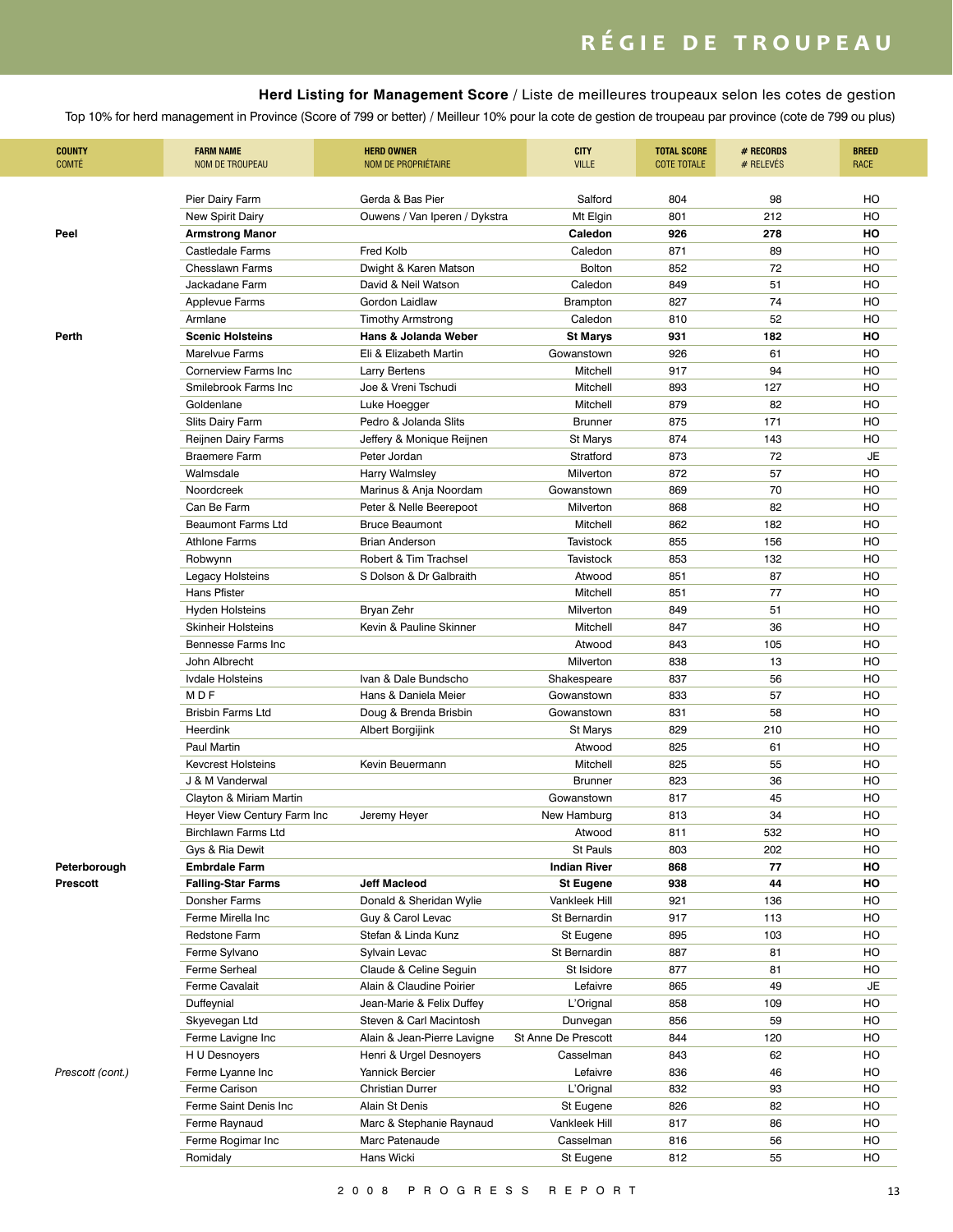## RÉGIE DE TROUPEAU

### **Herd Listing for Management Score** / Liste de meilleures troupeaux selon les cotes de gestion

Top 10% for herd management in Province (Score of 799 or better) / Meilleur 10% pour la cote de gestion de troupeau par province (cote de 799 ou plus)

| COUNTY / COMTÉ | FARM NAME / NOM DE TROUPEAU | HERD OWNER / NOM DE PROPRIÉTAIRE | CITY / VILLE | TOTAL SCORE / COTE TOTALE | # RECORDS / # RELEVÉS | BREED / RACE |
|---|---|---|---|---|---|---|
| | Pier Dairy Farm | Gerda & Bas Pier | Salford | 804 | 98 | HO |
| | New Spirit Dairy | Ouwens / Van Iperen / Dykstra | Mt Elgin | 801 | 212 | HO |
| **Peel** | **Armstrong Manor** | | **Caledon** | **926** | **278** | **HO** |
| | Castledale Farms | Fred Kolb | Caledon | 871 | 89 | HO |
| | Chesslawn Farms | Dwight & Karen Matson | Bolton | 852 | 72 | HO |
| | Jackadane Farm | David & Neil Watson | Caledon | 849 | 51 | HO |
| | Applevue Farms | Gordon Laidlaw | Brampton | 827 | 74 | HO |
| | Armlane | Timothy Armstrong | Caledon | 810 | 52 | HO |
| **Perth** | **Scenic Holsteins** | **Hans & Jolanda Weber** | **St Marys** | **931** | **182** | **HO** |
| | Marelvue Farms | Eli & Elizabeth Martin | Gowanstown | 926 | 61 | HO |
| | Cornerview Farms Inc | Larry Bertens | Mitchell | 917 | 94 | HO |
| | Smilebrook Farms Inc | Joe & Vreni Tschudi | Mitchell | 893 | 127 | HO |
| | Goldenlane | Luke Hoegger | Mitchell | 879 | 82 | HO |
| | Slits Dairy Farm | Pedro & Jolanda Slits | Brunner | 875 | 171 | HO |
| | Reijnen Dairy Farms | Jeffery & Monique Reijnen | St Marys | 874 | 143 | HO |
| | Braemere Farm | Peter Jordan | Stratford | 873 | 72 | JE |
| | Walmsdale | Harry Walmsley | Milverton | 872 | 57 | HO |
| | Noordcreek | Marinus & Anja Noordam | Gowanstown | 869 | 70 | HO |
| | Can Be Farm | Peter & Nelle Beerepoot | Milverton | 868 | 82 | HO |
| | Beaumont Farms Ltd | Bruce Beaumont | Mitchell | 862 | 182 | HO |
| | Athlone Farms | Brian Anderson | Tavistock | 855 | 156 | HO |
| | Robwynn | Robert & Tim Trachsel | Tavistock | 853 | 132 | HO |
| | Legacy Holsteins | S Dolson & Dr Galbraith | Atwood | 851 | 87 | HO |
| | Hans Pfister | | Mitchell | 851 | 77 | HO |
| | Hyden Holsteins | Bryan Zehr | Milverton | 849 | 51 | HO |
| | Skinheir Holsteins | Kevin & Pauline Skinner | Mitchell | 847 | 36 | HO |
| | Bennesse Farms Inc | | Atwood | 843 | 105 | HO |
| | John Albrecht | | Milverton | 838 | 13 | HO |
| | Ivdale Holsteins | Ivan & Dale Bundscho | Shakespeare | 837 | 56 | HO |
| | M D F | Hans & Daniela Meier | Gowanstown | 833 | 57 | HO |
| | Brisbin Farms Ltd | Doug & Brenda Brisbin | Gowanstown | 831 | 58 | HO |
| | Heerdink | Albert Borgijink | St Marys | 829 | 210 | HO |
| | Paul Martin | | Atwood | 825 | 61 | HO |
| | Kevcrest Holsteins | Kevin Beuermann | Mitchell | 825 | 55 | HO |
| | J & M Vanderwal | | Brunner | 823 | 36 | HO |
| | Clayton & Miriam Martin | | Gowanstown | 817 | 45 | HO |
| | Heyer View Century Farm Inc | Jeremy Heyer | New Hamburg | 813 | 34 | HO |
| | Birchlawn Farms Ltd | | Atwood | 811 | 532 | HO |
| | Gys & Ria Dewit | | St Pauls | 803 | 202 | HO |
| **Peterborough** | **Embrdale Farm** | | **Indian River** | **868** | **77** | **HO** |
| **Prescott** | **Falling-Star Farms** | **Jeff Macleod** | **St Eugene** | **938** | **44** | **HO** |
| | Donsher Farms | Donald & Sheridan Wylie | Vankleek Hill | 921 | 136 | HO |
| | Ferme Mirella Inc | Guy & Carol Levac | St Bernardin | 917 | 113 | HO |
| | Redstone Farm | Stefan & Linda Kunz | St Eugene | 895 | 103 | HO |
| | Ferme Sylvano | Sylvain Levac | St Bernardin | 887 | 81 | HO |
| | Ferme Serheal | Claude & Celine Seguin | St Isidore | 877 | 81 | HO |
| | Ferme Cavalait | Alain & Claudine Poirier | Lefaivre | 865 | 49 | JE |
| | Duffeynial | Jean-Marie & Felix Duffey | L'Orignal | 858 | 109 | HO |
| | Skyevegan Ltd | Steven & Carl Macintosh | Dunvegan | 856 | 59 | HO |
| | Ferme Lavigne Inc | Alain & Jean-Pierre Lavigne | St Anne De Prescott | 844 | 120 | HO |
| | H U Desnoyers | Henri & Urgel Desnoyers | Casselman | 843 | 62 | HO |
| *Prescott (cont.)* | Ferme Lyanne Inc | Yannick Bercier | Lefaivre | 836 | 46 | HO |
| | Ferme Carison | Christian Durrer | L'Orignal | 832 | 93 | HO |
| | Ferme Saint Denis Inc | Alain St Denis | St Eugene | 826 | 82 | HO |
| | Ferme Raynaud | Marc & Stephanie Raynaud | Vankleek Hill | 817 | 86 | HO |
| | Ferme Rogimar Inc | Marc Patenaude | Casselman | 816 | 56 | HO |
| | Romidaly | Hans Wicki | St Eugene | 812 | 55 | HO |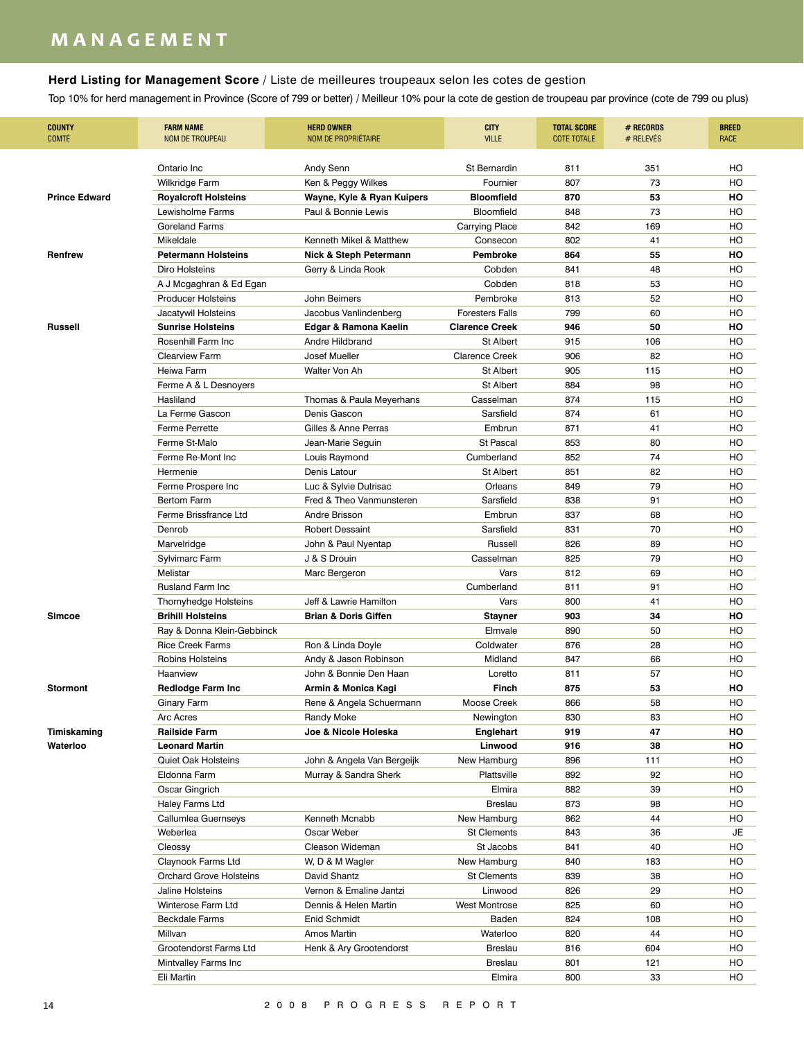# MANAGEMENT

**Herd Listing for Management Score** / Liste de meilleures troupeaux selon les cotes de gestion

Top 10% for herd management in Province (Score of 799 or better) / Meilleur 10% pour la cote de gestion de troupeau par province (cote de 799 ou plus)

| COUNTY<br>COMTÉ | FARM NAME<br>NOM DE TROUPEAU | HERD OWNER<br>NOM DE PROPRIÉTAIRE | CITY<br>VILLE | TOTAL SCORE<br>COTE TOTALE | # RECORDS<br># RELEVÉS | BREED<br>RACE |
|---|---|---|---|---|---|---|
| | Ontario Inc | Andy Senn | St Bernardin | 811 | 351 | HO |
| | Wilkridge Farm | Ken & Peggy Wilkes | Fournier | 807 | 73 | HO |
| **Prince Edward** | **Royalcroft Holsteins** | **Wayne, Kyle & Ryan Kuipers** | **Bloomfield** | **870** | **53** | **HO** |
| | Lewisholme Farms | Paul & Bonnie Lewis | Bloomfield | 848 | 73 | HO |
| | Goreland Farms | | Carrying Place | 842 | 169 | HO |
| | Mikeldale | Kenneth Mikel & Matthew | Consecon | 802 | 41 | HO |
| **Renfrew** | **Petermann Holsteins** | **Nick & Steph Petermann** | **Pembroke** | **864** | **55** | **HO** |
| | Diro Holsteins | Gerry & Linda Rook | Cobden | 841 | 48 | HO |
| | A J Mcgaghran & Ed Egan | | Cobden | 818 | 53 | HO |
| | Producer Holsteins | John Beimers | Pembroke | 813 | 52 | HO |
| | Jacatywil Holsteins | Jacobus Vanlindenberg | Foresters Falls | 799 | 60 | HO |
| **Russell** | **Sunrise Holsteins** | **Edgar & Ramona Kaelin** | **Clarence Creek** | **946** | **50** | **HO** |
| | Rosenhill Farm Inc | Andre Hildbrand | St Albert | 915 | 106 | HO |
| | Clearview Farm | Josef Mueller | Clarence Creek | 906 | 82 | HO |
| | Heiwa Farm | Walter Von Ah | St Albert | 905 | 115 | HO |
| | Ferme A & L Desnoyers | | St Albert | 884 | 98 | HO |
| | Hasliland | Thomas & Paula Meyerhans | Casselman | 874 | 115 | HO |
| | La Ferme Gascon | Denis Gascon | Sarsfield | 874 | 61 | HO |
| | Ferme Perrette | Gilles & Anne Perras | Embrun | 871 | 41 | HO |
| | Ferme St-Malo | Jean-Marie Seguin | St Pascal | 853 | 80 | HO |
| | Ferme Re-Mont Inc | Louis Raymond | Cumberland | 852 | 74 | HO |
| | Hermenie | Denis Latour | St Albert | 851 | 82 | HO |
| | Ferme Prospere Inc | Luc & Sylvie Dutrisac | Orleans | 849 | 79 | HO |
| | Bertom Farm | Fred & Theo Vanmunsteren | Sarsfield | 838 | 91 | HO |
| | Ferme Brissfrance Ltd | Andre Brisson | Embrun | 837 | 68 | HO |
| | Denrob | Robert Dessaint | Sarsfield | 831 | 70 | HO |
| | Marvelridge | John & Paul Nyentap | Russell | 826 | 89 | HO |
| | Sylvimarc Farm | J & S Drouin | Casselman | 825 | 79 | HO |
| | Melistar | Marc Bergeron | Vars | 812 | 69 | HO |
| | Rusland Farm Inc | | Cumberland | 811 | 91 | HO |
| | Thornyhedge Holsteins | Jeff & Lawrie Hamilton | Vars | 800 | 41 | HO |
| **Simcoe** | **Brihill Holsteins** | **Brian & Doris Giffen** | **Stayner** | **903** | **34** | **HO** |
| | Ray & Donna Klein-Gebbinck | | Elmvale | 890 | 50 | HO |
| | Rice Creek Farms | Ron & Linda Doyle | Coldwater | 876 | 28 | HO |
| | Robins Holsteins | Andy & Jason Robinson | Midland | 847 | 66 | HO |
| | Haanview | John & Bonnie Den Haan | Loretto | 811 | 57 | HO |
| **Stormont** | **Redlodge Farm Inc** | **Armin & Monica Kagi** | **Finch** | **875** | **53** | **HO** |
| | Ginary Farm | Rene & Angela Schuermann | Moose Creek | 866 | 58 | HO |
| | Arc Acres | Randy Moke | Newington | 830 | 83 | HO |
| **Timiskaming** | **Railside Farm** | **Joe & Nicole Holeska** | **Englehart** | **919** | **47** | **HO** |
| **Waterloo** | **Leonard Martin** | | **Linwood** | **916** | **38** | **HO** |
| | Quiet Oak Holsteins | John & Angela Van Bergeijk | New Hamburg | 896 | 111 | HO |
| | Eldonna Farm | Murray & Sandra Sherk | Plattsville | 892 | 92 | HO |
| | Oscar Gingrich | | Elmira | 882 | 39 | HO |
| | Haley Farms Ltd | | Breslau | 873 | 98 | HO |
| | Callumlea Guernseys | Kenneth Mcnabb | New Hamburg | 862 | 44 | HO |
| | Weberlea | Oscar Weber | St Clements | 843 | 36 | JE |
| | Cleossy | Cleason Wideman | St Jacobs | 841 | 40 | HO |
| | Claynook Farms Ltd | W, D & M Wagler | New Hamburg | 840 | 183 | HO |
| | Orchard Grove Holsteins | David Shantz | St Clements | 839 | 38 | HO |
| | Jaline Holsteins | Vernon & Emaline Jantzi | Linwood | 826 | 29 | HO |
| | Winterose Farm Ltd | Dennis & Helen Martin | West Montrose | 825 | 60 | HO |
| | Beckdale Farms | Enid Schmidt | Baden | 824 | 108 | HO |
| | Millvan | Amos Martin | Waterloo | 820 | 44 | HO |
| | Grootendorst Farms Ltd | Henk & Ary Grootendorst | Breslau | 816 | 604 | HO |
| | Mintvalley Farms Inc | | Breslau | 801 | 121 | HO |
| | Eli Martin | | Elmira | 800 | 33 | HO |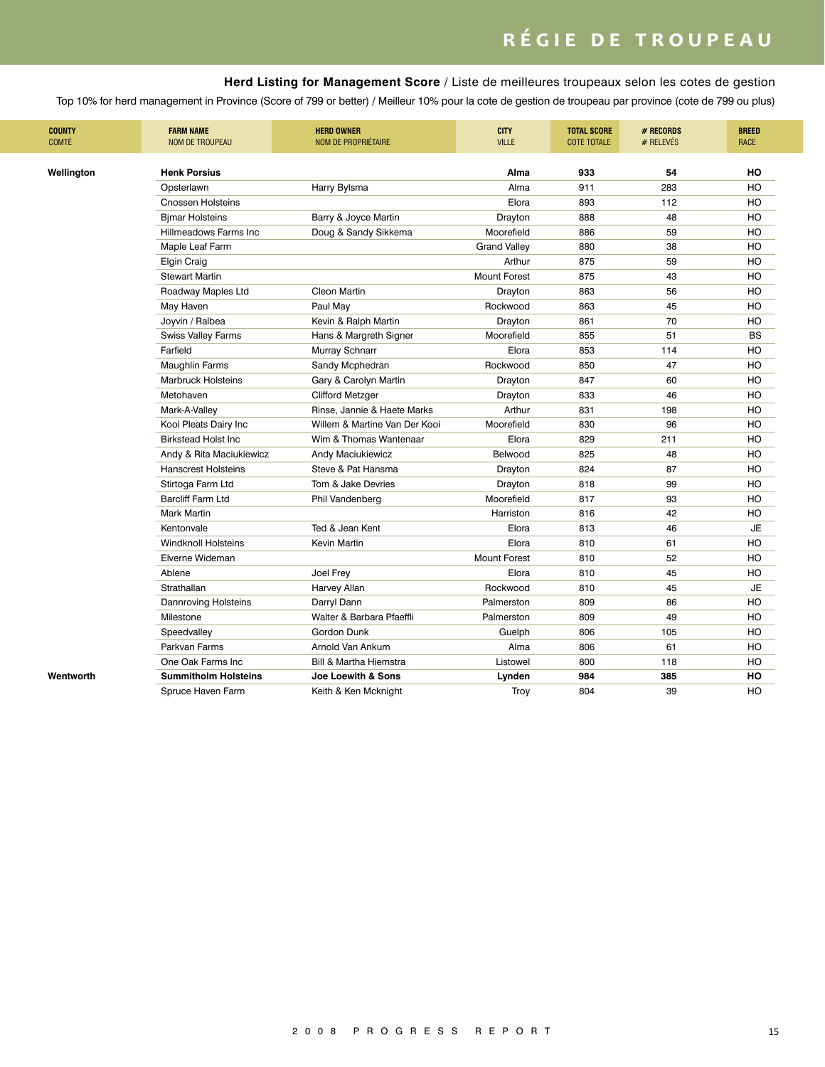## RÉGIE DE TROUPEAU

**Herd Listing for Management Score** / Liste de meilleures troupeaux selon les cotes de gestion

Top 10% for herd management in Province (Score of 799 or better) / Meilleur 10% pour la cote de gestion de troupeau par province (cote de 799 ou plus)

| COUNTY COMTÉ | FARM NAME NOM DE TROUPEAU | HERD OWNER NOM DE PROPRIÉTAIRE | CITY VILLE | TOTAL SCORE COTE TOTALE | # RECORDS # RELEVÉS | BREED RACE |
|---|---|---|---|---|---|---|
| **Wellington** | **Henk Porsius** | | **Alma** | **933** | **54** | **HO** |
| | Opsterlawn | Harry Bylsma | Alma | 911 | 283 | HO |
| | Cnossen Holsteins | | Elora | 893 | 112 | HO |
| | Bjmar Holsteins | Barry & Joyce Martin | Drayton | 888 | 48 | HO |
| | Hillmeadows Farms Inc | Doug & Sandy Sikkema | Moorefield | 886 | 59 | HO |
| | Maple Leaf Farm | | Grand Valley | 880 | 38 | HO |
| | Elgin Craig | | Arthur | 875 | 59 | HO |
| | Stewart Martin | | Mount Forest | 875 | 43 | HO |
| | Roadway Maples Ltd | Cleon Martin | Drayton | 863 | 56 | HO |
| | May Haven | Paul May | Rockwood | 863 | 45 | HO |
| | Joyvin / Ralbea | Kevin & Ralph Martin | Drayton | 861 | 70 | HO |
| | Swiss Valley Farms | Hans & Margreth Signer | Moorefield | 855 | 51 | BS |
| | Farfield | Murray Schnarr | Elora | 853 | 114 | HO |
| | Maughlin Farms | Sandy Mcphedran | Rockwood | 850 | 47 | HO |
| | Marbruck Holsteins | Gary & Carolyn Martin | Drayton | 847 | 60 | HO |
| | Metohaven | Clifford Metzger | Drayton | 833 | 46 | HO |
| | Mark-A-Valley | Rinse, Jannie & Haete Marks | Arthur | 831 | 198 | HO |
| | Kooi Pleats Dairy Inc | Willem & Martine Van Der Kooi | Moorefield | 830 | 96 | HO |
| | Birkstead Holst Inc | Wim & Thomas Wantenaar | Elora | 829 | 211 | HO |
| | Andy & Rita Maciukiewicz | Andy Maciukiewicz | Belwood | 825 | 48 | HO |
| | Hanscrest Holsteins | Steve & Pat Hansma | Drayton | 824 | 87 | HO |
| | Stirtoga Farm Ltd | Tom & Jake Devries | Drayton | 818 | 99 | HO |
| | Barcliff Farm Ltd | Phil Vandenberg | Moorefield | 817 | 93 | HO |
| | Mark Martin | | Harriston | 816 | 42 | HO |
| | Kentonvale | Ted & Jean Kent | Elora | 813 | 46 | JE |
| | Windknoll Holsteins | Kevin Martin | Elora | 810 | 61 | HO |
| | Elverne Wideman | | Mount Forest | 810 | 52 | HO |
| | Ablene | Joel Frey | Elora | 810 | 45 | HO |
| | Strathallan | Harvey Allan | Rockwood | 810 | 45 | JE |
| | Dannroving Holsteins | Darryl Dann | Palmerston | 809 | 86 | HO |
| | Milestone | Walter & Barbara Pfaeffli | Palmerston | 809 | 49 | HO |
| | Speedvalley | Gordon Dunk | Guelph | 806 | 105 | HO |
| | Parkvan Farms | Arnold Van Ankum | Alma | 806 | 61 | HO |
| | One Oak Farms Inc | Bill & Martha Hiemstra | Listowel | 800 | 118 | HO |
| **Wentworth** | **Summitholm Holsteins** | **Joe Loewith & Sons** | **Lynden** | **984** | **385** | **HO** |
| | Spruce Haven Farm | Keith & Ken Mcknight | Troy | 804 | 39 | HO |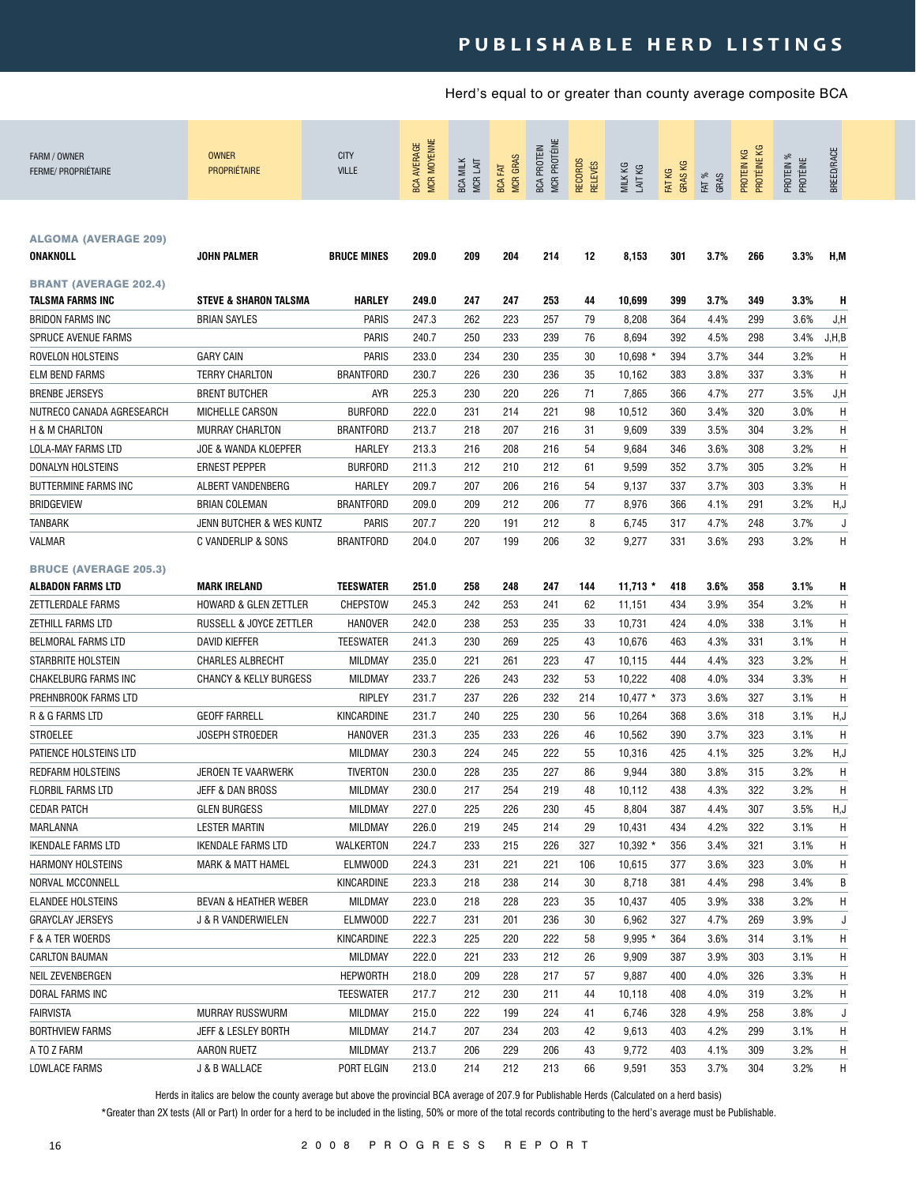# PUBLISHABLE HERD LISTINGS

Herd's equal to or greater than county average composite BCA

| FARM / OWNER FERME/ PROPRIÉTAIRE | OWNER PROPRIÉTAIRE | CITY VILLE | BCA AVERAGE MCR MOYENNE | BCA MILK MCR LAIT | BCA FAT MCR GRAS | BCA PROTEIN MCR PROTÉINE | RECORDS RELEVÉS | MILK KG LAIT KG | FAT KG GRAS KG | FAT % GRAS | PROTEIN KG PROTÉINE KG | PROTEIN % PROTÉINE | BREED/RACE |
|---|---|---|---|---|---|---|---|---|---|---|---|---|---|
| **ALGOMA (AVERAGE 209)** | | | | | | | | | | | | | |
| **ONAKNOLL** | **JOHN PALMER** | **BRUCE MINES** | **209.0** | **209** | **204** | **214** | **12** | **8,153** | **301** | **3.7%** | **266** | **3.3%** | **H,M** |
| **BRANT (AVERAGE 202.4)** | | | | | | | | | | | | | |
| **TALSMA FARMS INC** | **STEVE & SHARON TALSMA** | **HARLEY** | **249.0** | **247** | **247** | **253** | **44** | **10,699** | **399** | **3.7%** | **349** | **3.3%** | **H** |
| BRIDON FARMS INC | BRIAN SAYLES | PARIS | 247.3 | 262 | 223 | 257 | 79 | 8,208 | 364 | 4.4% | 299 | 3.6% | J,H |
| SPRUCE AVENUE FARMS | | PARIS | 240.7 | 250 | 233 | 239 | 76 | 8,694 | 392 | 4.5% | 298 | 3.4% | J,H,B |
| ROVELON HOLSTEINS | GARY CAIN | PARIS | 233.0 | 234 | 230 | 235 | 30 | 10,698 * | 394 | 3.7% | 344 | 3.2% | H |
| ELM BEND FARMS | TERRY CHARLTON | BRANTFORD | 230.7 | 226 | 230 | 236 | 35 | 10,162 | 383 | 3.8% | 337 | 3.3% | H |
| BRENBE JERSEYS | BRENT BUTCHER | AYR | 225.3 | 230 | 220 | 226 | 71 | 7,865 | 366 | 4.7% | 277 | 3.5% | J,H |
| NUTRECO CANADA AGRESEARCH | MICHELLE CARSON | BURFORD | 222.0 | 231 | 214 | 221 | 98 | 10,512 | 360 | 3.4% | 320 | 3.0% | H |
| H & M CHARLTON | MURRAY CHARLTON | BRANTFORD | 213.7 | 218 | 207 | 216 | 31 | 9,609 | 339 | 3.5% | 304 | 3.2% | H |
| LOLA-MAY FARMS LTD | JOE & WANDA KLOEPFER | HARLEY | 213.3 | 216 | 208 | 216 | 54 | 9,684 | 346 | 3.6% | 308 | 3.2% | H |
| DONALYN HOLSTEINS | ERNEST PEPPER | BURFORD | 211.3 | 212 | 210 | 212 | 61 | 9,599 | 352 | 3.7% | 305 | 3.2% | H |
| BUTTERMINE FARMS INC | ALBERT VANDENBERG | HARLEY | 209.7 | 207 | 206 | 216 | 54 | 9,137 | 337 | 3.7% | 303 | 3.3% | H |
| BRIDGEVIEW | BRIAN COLEMAN | BRANTFORD | 209.0 | 209 | 212 | 206 | 77 | 8,976 | 366 | 4.1% | 291 | 3.2% | H,J |
| TANBARK | JENN BUTCHER & WES KUNTZ | PARIS | 207.7 | 220 | 191 | 212 | 8 | 6,745 | 317 | 4.7% | 248 | 3.7% | J |
| VALMAR | C VANDERLIP & SONS | BRANTFORD | 204.0 | 207 | 199 | 206 | 32 | 9,277 | 331 | 3.6% | 293 | 3.2% | H |
| **BRUCE (AVERAGE 205.3)** | | | | | | | | | | | | | |
| **ALBADON FARMS LTD** | **MARK IRELAND** | **TEESWATER** | **251.0** | **258** | **248** | **247** | **144** | **11,713 *** | **418** | **3.6%** | **358** | **3.1%** | **H** |
| ZETTLERDALE FARMS | HOWARD & GLEN ZETTLER | CHEPSTOW | 245.3 | 242 | 253 | 241 | 62 | 11,151 | 434 | 3.9% | 354 | 3.2% | H |
| ZETHILL FARMS LTD | RUSSELL & JOYCE ZETTLER | HANOVER | 242.0 | 238 | 253 | 235 | 33 | 10,731 | 424 | 4.0% | 338 | 3.1% | H |
| BELMORAL FARMS LTD | DAVID KIEFFER | TEESWATER | 241.3 | 230 | 269 | 225 | 43 | 10,676 | 463 | 4.3% | 331 | 3.1% | H |
| STARBRITE HOLSTEIN | CHARLES ALBRECHT | MILDMAY | 235.0 | 221 | 261 | 223 | 47 | 10,115 | 444 | 4.4% | 323 | 3.2% | H |
| CHAKELBURG FARMS INC | CHANCY & KELLY BURGESS | MILDMAY | 233.7 | 226 | 243 | 232 | 53 | 10,222 | 408 | 4.0% | 334 | 3.3% | H |
| PREHNBROOK FARMS LTD | | RIPLEY | 231.7 | 237 | 226 | 232 | 214 | 10,477 * | 373 | 3.6% | 327 | 3.1% | H |
| R & G FARMS LTD | GEOFF FARRELL | KINCARDINE | 231.7 | 240 | 225 | 230 | 56 | 10,264 | 368 | 3.6% | 318 | 3.1% | H,J |
| STROELEE | JOSEPH STROEDER | HANOVER | 231.3 | 235 | 233 | 226 | 46 | 10,562 | 390 | 3.7% | 323 | 3.1% | H |
| PATIENCE HOLSTEINS LTD | | MILDMAY | 230.3 | 224 | 245 | 222 | 55 | 10,316 | 425 | 4.1% | 325 | 3.2% | H,J |
| REDFARM HOLSTEINS | JEROEN TE VAARWERK | TIVERTON | 230.0 | 228 | 235 | 227 | 86 | 9,944 | 380 | 3.8% | 315 | 3.2% | H |
| FLORBIL FARMS LTD | JEFF & DAN BROSS | MILDMAY | 230.0 | 217 | 254 | 219 | 48 | 10,112 | 438 | 4.3% | 322 | 3.2% | H |
| CEDAR PATCH | GLEN BURGESS | MILDMAY | 227.0 | 225 | 226 | 230 | 45 | 8,804 | 387 | 4.4% | 307 | 3.5% | H,J |
| MARLANNA | LESTER MARTIN | MILDMAY | 226.0 | 219 | 245 | 214 | 29 | 10,431 | 434 | 4.2% | 322 | 3.1% | H |
| IKENDALE FARMS LTD | IKENDALE FARMS LTD | WALKERTON | 224.7 | 233 | 215 | 226 | 327 | 10,392 * | 356 | 3.4% | 321 | 3.1% | H |
| HARMONY HOLSTEINS | MARK & MATT HAMEL | ELMWOOD | 224.3 | 231 | 221 | 221 | 106 | 10,615 | 377 | 3.6% | 323 | 3.0% | H |
| NORVAL MCCONNELL | | KINCARDINE | 223.3 | 218 | 238 | 214 | 30 | 8,718 | 381 | 4.4% | 298 | 3.4% | B |
| ELANDEE HOLSTEINS | BEVAN & HEATHER WEBER | MILDMAY | 223.0 | 218 | 228 | 223 | 35 | 10,437 | 405 | 3.9% | 338 | 3.2% | H |
| GRAYCLAY JERSEYS | J & R VANDERWIELEN | ELMWOOD | 222.7 | 231 | 201 | 236 | 30 | 6,962 | 327 | 4.7% | 269 | 3.9% | J |
| F & A TER WOERDS | | KINCARDINE | 222.3 | 225 | 220 | 222 | 58 | 9,995 * | 364 | 3.6% | 314 | 3.1% | H |
| CARLTON BAUMAN | | MILDMAY | 222.0 | 221 | 233 | 212 | 26 | 9,909 | 387 | 3.9% | 303 | 3.1% | H |
| NEIL ZEVENBERGEN | | HEPWORTH | 218.0 | 209 | 228 | 217 | 57 | 9,887 | 400 | 4.0% | 326 | 3.3% | H |
| DORAL FARMS INC | | TEESWATER | 217.7 | 212 | 230 | 211 | 44 | 10,118 | 408 | 4.0% | 319 | 3.2% | H |
| FAIRVISTA | MURRAY RUSSWURM | MILDMAY | 215.0 | 222 | 199 | 224 | 41 | 6,746 | 328 | 4.9% | 258 | 3.8% | J |
| BORTHVIEW FARMS | JEFF & LESLEY BORTH | MILDMAY | 214.7 | 207 | 234 | 203 | 42 | 9,613 | 403 | 4.2% | 299 | 3.1% | H |
| A TO Z FARM | AARON RUETZ | MILDMAY | 213.7 | 206 | 229 | 206 | 43 | 9,772 | 403 | 4.1% | 309 | 3.2% | H |
| LOWLACE FARMS | J & B WALLACE | PORT ELGIN | 213.0 | 214 | 212 | 213 | 66 | 9,591 | 353 | 3.7% | 304 | 3.2% | H |

Herds in italics are below the county average but above the provincial BCA average of 207.9 for Publishable Herds (Calculated on a herd basis)

*Greater than 2X tests (All or Part) In order for a herd to be included in the listing, 50% or more of the total records contributing to the herd's average must be Publishable.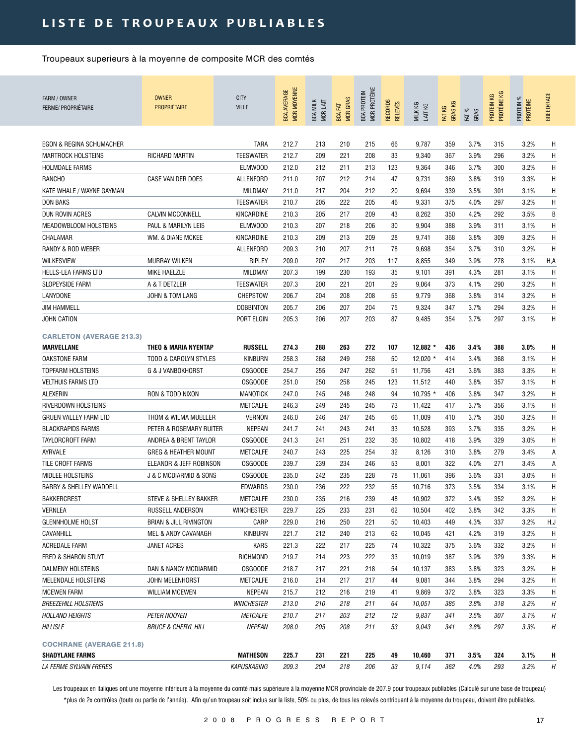## LISTE DE TROUPEAUX PUBLIABLES

Troupeaux superieurs à la moyenne de composite MCR des comtés

| FARM / OWNER FERME/ PROPRIÉTAIRE | OWNER PROPRIÉTAIRE | CITY VILLE | BCA AVERAGE MCR MOYENNE | BCA MILK MCR LAIT | BCA FAT MCR GRAS | BCA PROTEIN MCR PROTÉINE | RECORDS RELEVÉS | MILK KG LAIT KG | FAT KG GRAS KG | FAT % GRAS | PROTEIN KG PROTÉINE KG | PROTEIN % PROTÉINE | BREED/RACE |
|---|---|---|---|---|---|---|---|---|---|---|---|---|---|
| EGON & REGINA SCHUMACHER | | TARA | 212.7 | 213 | 210 | 215 | 66 | 9,787 | 359 | 3.7% | 315 | 3.2% | H |
| MARTROCK HOLSTEINS | RICHARD MARTIN | TEESWATER | 212.7 | 209 | 221 | 208 | 33 | 9,340 | 367 | 3.9% | 296 | 3.2% | H |
| HOLMDALE FARMS | | ELMWOOD | 212.0 | 212 | 211 | 213 | 123 | 9,364 | 346 | 3.7% | 300 | 3.2% | H |
| RANCHO | CASE VAN DER DOES | ALLENFORD | 211.0 | 207 | 212 | 214 | 47 | 9,731 | 369 | 3.8% | 319 | 3.3% | H |
| KATE WHALE / WAYNE GAYMAN | | MILDMAY | 211.0 | 217 | 204 | 212 | 20 | 9,694 | 339 | 3.5% | 301 | 3.1% | H |
| DON BAKS | | TEESWATER | 210.7 | 205 | 222 | 205 | 46 | 9,331 | 375 | 4.0% | 297 | 3.2% | H |
| DUN ROVIN ACRES | CALVIN MCCONNELL | KINCARDINE | 210.3 | 205 | 217 | 209 | 43 | 8,262 | 350 | 4.2% | 292 | 3.5% | B |
| MEADOWBLOOM HOLSTEINS | PAUL & MARILYN LEIS | ELMWOOD | 210.3 | 207 | 218 | 206 | 30 | 9,904 | 388 | 3.9% | 311 | 3.1% | H |
| CHALAMAR | WM. & DIANE MCKEE | KINCARDINE | 210.3 | 209 | 213 | 209 | 28 | 9,741 | 368 | 3.8% | 309 | 3.2% | H |
| RANDY & ROD WEBER | | ALLENFORD | 209.3 | 210 | 207 | 211 | 78 | 9,698 | 354 | 3.7% | 310 | 3.2% | H |
| WILKESVIEW | MURRAY WILKEN | RIPLEY | 209.0 | 207 | 217 | 203 | 117 | 8,855 | 349 | 3.9% | 278 | 3.1% | H,A |
| HELLS-LEA FARMS LTD | MIKE HAELZLE | MILDMAY | 207.3 | 199 | 230 | 193 | 35 | 9,101 | 391 | 4.3% | 281 | 3.1% | H |
| SLOPEYSIDE FARM | A & T DETZLER | TEESWATER | 207.3 | 200 | 221 | 201 | 29 | 9,064 | 373 | 4.1% | 290 | 3.2% | H |
| LANYDONE | JOHN & TOM LANG | CHEPSTOW | 206.7 | 204 | 208 | 208 | 55 | 9,779 | 368 | 3.8% | 314 | 3.2% | H |
| JIM HAMMELL | | DOBBINTON | 205.7 | 206 | 207 | 204 | 75 | 9,324 | 347 | 3.7% | 294 | 3.2% | H |
| JOHN CATION | | PORT ELGIN | 205.3 | 206 | 207 | 203 | 87 | 9,485 | 354 | 3.7% | 297 | 3.1% | H |
| **CARLETON (AVERAGE 213.3)** | | | | | | | | | | | | | |
| **MARVELLANE** | **THEO & MARIA NYENTAP** | **RUSSELL** | **274.3** | **288** | **263** | **272** | **107** | **12,882 *** | **436** | **3.4%** | **388** | **3.0%** | **H** |
| OAKSTONE FARM | TODD & CAROLYN STYLES | KINBURN | 258.3 | 268 | 249 | 258 | 50 | 12,020 * | 414 | 3.4% | 368 | 3.1% | H |
| TOPFARM HOLSTEINS | G & J VANBOKHORST | OSGOODE | 254.7 | 255 | 247 | 262 | 51 | 11,756 | 421 | 3.6% | 383 | 3.3% | H |
| VELTHUIS FARMS LTD | | OSGOODE | 251.0 | 250 | 258 | 245 | 123 | 11,512 | 440 | 3.8% | 357 | 3.1% | H |
| ALEXERIN | RON & TODD NIXON | MANOTICK | 247.0 | 245 | 248 | 248 | 94 | 10,795 * | 406 | 3.8% | 347 | 3.2% | H |
| RIVERDOWN HOLSTEINS | | METCALFE | 246.3 | 249 | 245 | 245 | 73 | 11,422 | 417 | 3.7% | 356 | 3.1% | H |
| GRUEN VALLEY FARM LTD | THOM & WILMA MUELLER | VERNON | 246.0 | 246 | 247 | 245 | 66 | 11,009 | 410 | 3.7% | 350 | 3.2% | H |
| BLACKRAPIDS FARMS | PETER & ROSEMARY RUITER | NEPEAN | 241.7 | 241 | 243 | 241 | 33 | 10,528 | 393 | 3.7% | 335 | 3.2% | H |
| TAYLORCROFT FARM | ANDREA & BRENT TAYLOR | OSGOODE | 241.3 | 241 | 251 | 232 | 36 | 10,802 | 418 | 3.9% | 329 | 3.0% | H |
| AYRVALE | GREG & HEATHER MOUNT | METCALFE | 240.7 | 243 | 225 | 254 | 32 | 8,126 | 310 | 3.8% | 279 | 3.4% | A |
| TILE CROFT FARMS | ELEANOR & JEFF ROBINSON | OSGOODE | 239.7 | 239 | 234 | 246 | 53 | 8,001 | 322 | 4.0% | 271 | 3.4% | A |
| MIDLEE HOLSTEINS | J & C MCDIARMID & SONS | OSGOODE | 235.0 | 242 | 235 | 228 | 78 | 11,061 | 396 | 3.6% | 331 | 3.0% | H |
| BARRY & SHELLEY WADDELL | | EDWARDS | 230.0 | 236 | 222 | 232 | 55 | 10,716 | 373 | 3.5% | 334 | 3.1% | H |
| BAKKERCREST | STEVE & SHELLEY BAKKER | METCALFE | 230.0 | 235 | 216 | 239 | 48 | 10,902 | 372 | 3.4% | 352 | 3.2% | H |
| VERNLEA | RUSSELL ANDERSON | WINCHESTER | 229.7 | 225 | 233 | 231 | 62 | 10,504 | 402 | 3.8% | 342 | 3.3% | H |
| GLENNHOLME HOLST | BRIAN & JILL RIVINGTON | CARP | 229.0 | 216 | 250 | 221 | 50 | 10,403 | 449 | 4.3% | 337 | 3.2% | H,J |
| CAVANHILL | MEL & ANDY CAVANAGH | KINBURN | 221.7 | 212 | 240 | 213 | 62 | 10,045 | 421 | 4.2% | 319 | 3.2% | H |
| ACREDALE FARM | JANET ACRES | KARS | 221.3 | 222 | 217 | 225 | 74 | 10,322 | 375 | 3.6% | 332 | 3.2% | H |
| FRED & SHARON STUYT | | RICHMOND | 219.7 | 214 | 223 | 222 | 33 | 10,019 | 387 | 3.9% | 329 | 3.3% | H |
| DALMENY HOLSTEINS | DAN & NANCY MCDIARMID | OSGOODE | 218.7 | 217 | 221 | 218 | 54 | 10,137 | 383 | 3.8% | 323 | 3.2% | H |
| MELENDALE HOLSTEINS | JOHN MELENHORST | METCALFE | 216.0 | 214 | 217 | 217 | 44 | 9,081 | 344 | 3.8% | 294 | 3.2% | H |
| MCEWEN FARM | WILLIAM MCEWEN | NEPEAN | 215.7 | 212 | 216 | 219 | 41 | 9,869 | 372 | 3.8% | 323 | 3.3% | H |
| *BREEZEHILL HOLSTIENS* | | *WINCHESTER* | *213.0* | *210* | *218* | *211* | *64* | *10,051* | *385* | *3.8%* | *318* | *3.2%* | *H* |
| *HOLLAND HEIGHTS* | *PETER NOOYEN* | *METCALFE* | *210.7* | *217* | *203* | *212* | *12* | *9,837* | *341* | *3.5%* | *307* | *3.1%* | *H* |
| *HILLISLE* | *BRUCE & CHERYL HILL* | *NEPEAN* | *208.0* | *205* | *208* | *211* | *53* | *9,043* | *341* | *3.8%* | *297* | *3.3%* | *H* |
| **COCHRANE (AVERAGE 211.8)** | | | | | | | | | | | | | |
| **SHADYLANE FARMS** | | **MATHESON** | **225.7** | **231** | **221** | **225** | **49** | **10,460** | **371** | **3.5%** | **324** | **3.1%** | **H** |
| *LA FERME SYLVAIN FRERES* | | *KAPUSKASING* | *209.3* | *204* | *218* | *206* | *33* | *9,114* | *362* | *4.0%* | *293* | *3.2%* | *H* |

Les troupeaux en italiques ont une moyenne inférieure à la moyenne du comté mais supérieure à la moyenne MCR provinciale de 207.9 pour troupeaux publiables (Calculé sur une base de troupeau)

*plus de 2x contrôles (toute ou partie de l'année). Afin qu'un troupeau soit inclus sur la liste, 50% ou plus, de tous les relevés contribuant à la moyenne du troupeau, doivent être publiables.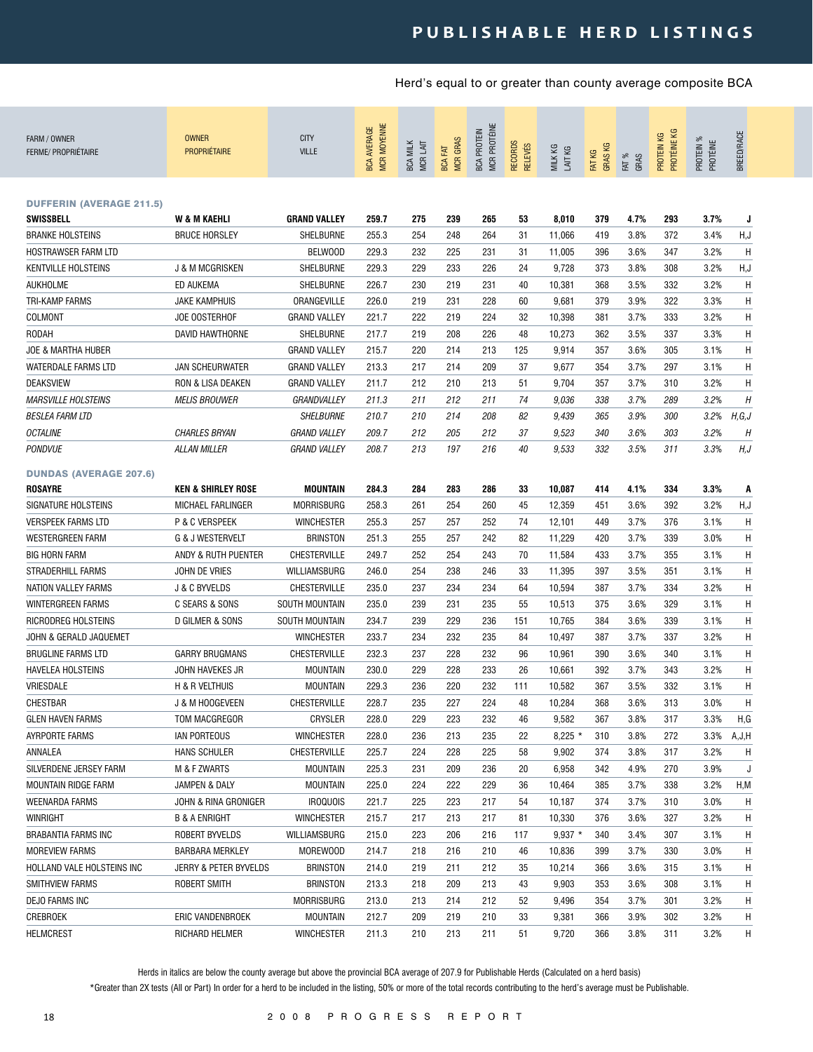# PUBLISHABLE HERD LISTINGS

Herd's equal to or greater than county average composite BCA

| FARM / OWNER<br>FERME/ PROPRIÉTAIRE | OWNER<br>PROPRIÉTAIRE | CITY<br>VILLE | BCA AVERAGE<br>MCR MOYENNE | BCA MILK<br>MCR LAIT | BCA FAT<br>MCR GRAS | BCA PROTEIN<br>MCR PROTÉINE | RECORDS<br>RELEVÉS | MILK KG<br>LAIT KG | FAT KG<br>GRAS KG | FAT %<br>GRAS | PROTEIN KG<br>PROTÉINE KG | PROTEIN %<br>PROTÉINE | BREED/RACE |
|---|---|---|---|---|---|---|---|---|---|---|---|---|---|
| **DUFFERIN (AVERAGE 211.5)** | | | | | | | | | | | | | |
| **SWISSBELL** | **W & M KAEHLI** | **GRAND VALLEY** | **259.7** | **275** | **239** | **265** | **53** | **8,010** | **379** | **4.7%** | **293** | **3.7%** | **J** |
| BRANKE HOLSTEINS | BRUCE HORSLEY | SHELBURNE | 255.3 | 254 | 248 | 264 | 31 | 11,066 | 419 | 3.8% | 372 | 3.4% | H,J |
| HOSTRAWSER FARM LTD | | BELWOOD | 229.3 | 232 | 225 | 231 | 31 | 11,005 | 396 | 3.6% | 347 | 3.2% | H |
| KENTVILLE HOLSTEINS | J & M MCGRISKEN | SHELBURNE | 229.3 | 229 | 233 | 226 | 24 | 9,728 | 373 | 3.8% | 308 | 3.2% | H,J |
| AUKHOLME | ED AUKEMA | SHELBURNE | 226.7 | 230 | 219 | 231 | 40 | 10,381 | 368 | 3.5% | 332 | 3.2% | H |
| TRI-KAMP FARMS | JAKE KAMPHUIS | ORANGEVILLE | 226.0 | 219 | 231 | 228 | 60 | 9,681 | 379 | 3.9% | 322 | 3.3% | H |
| COLMONT | JOE OOSTERHOF | GRAND VALLEY | 221.7 | 222 | 219 | 224 | 32 | 10,398 | 381 | 3.7% | 333 | 3.2% | H |
| RODAH | DAVID HAWTHORNE | SHELBURNE | 217.7 | 219 | 208 | 226 | 48 | 10,273 | 362 | 3.5% | 337 | 3.3% | H |
| JOE & MARTHA HUBER | | GRAND VALLEY | 215.7 | 220 | 214 | 213 | 125 | 9,914 | 357 | 3.6% | 305 | 3.1% | H |
| WATERDALE FARMS LTD | JAN SCHEURWATER | GRAND VALLEY | 213.3 | 217 | 214 | 209 | 37 | 9,677 | 354 | 3.7% | 297 | 3.1% | H |
| DEAKSVIEW | RON & LISA DEAKEN | GRAND VALLEY | 211.7 | 212 | 210 | 213 | 51 | 9,704 | 357 | 3.7% | 310 | 3.2% | H |
| *MARSVILLE HOLSTEINS* | *MELIS BROUWER* | *GRANDVALLEY* | *211.3* | *211* | *212* | *211* | *74* | *9,036* | *338* | *3.7%* | *289* | *3.2%* | *H* |
| *BESLEA FARM LTD* | | *SHELBURNE* | *210.7* | *210* | *214* | *208* | *82* | *9,439* | *365* | *3.9%* | *300* | *3.2%* | *H,G,J* |
| *OCTALINE* | *CHARLES BRYAN* | *GRAND VALLEY* | *209.7* | *212* | *205* | *212* | *37* | *9,523* | *340* | *3.6%* | *303* | *3.2%* | *H* |
| *PONDVUE* | *ALLAN MILLER* | *GRAND VALLEY* | *208.7* | *213* | *197* | *216* | *40* | *9,533* | *332* | *3.5%* | *311* | *3.3%* | *H,J* |
| **DUNDAS (AVERAGE 207.6)** | | | | | | | | | | | | | |
| **ROSAYRE** | **KEN & SHIRLEY ROSE** | **MOUNTAIN** | **284.3** | **284** | **283** | **286** | **33** | **10,087** | **414** | **4.1%** | **334** | **3.3%** | **A** |
| SIGNATURE HOLSTEINS | MICHAEL FARLINGER | MORRISBURG | 258.3 | 261 | 254 | 260 | 45 | 12,359 | 451 | 3.6% | 392 | 3.2% | H,J |
| VERSPEEK FARMS LTD | P & C VERSPEEK | WINCHESTER | 255.3 | 257 | 257 | 252 | 74 | 12,101 | 449 | 3.7% | 376 | 3.1% | H |
| WESTERGREEN FARM | G & J WESTERVELT | BRINSTON | 251.3 | 255 | 257 | 242 | 82 | 11,229 | 420 | 3.7% | 339 | 3.0% | H |
| BIG HORN FARM | ANDY & RUTH PUENTER | CHESTERVILLE | 249.7 | 252 | 254 | 243 | 70 | 11,584 | 433 | 3.7% | 355 | 3.1% | H |
| STRADERHILL FARMS | JOHN DE VRIES | WILLIAMSBURG | 246.0 | 254 | 238 | 246 | 33 | 11,395 | 397 | 3.5% | 351 | 3.1% | H |
| NATION VALLEY FARMS | J & C BYVELDS | CHESTERVILLE | 235.0 | 237 | 234 | 234 | 64 | 10,594 | 387 | 3.7% | 334 | 3.2% | H |
| WINTERGREEN FARMS | C SEARS & SONS | SOUTH MOUNTAIN | 235.0 | 239 | 231 | 235 | 55 | 10,513 | 375 | 3.6% | 329 | 3.1% | H |
| RICRODREG HOLSTEINS | D GILMER & SONS | SOUTH MOUNTAIN | 234.7 | 239 | 229 | 236 | 151 | 10,765 | 384 | 3.6% | 339 | 3.1% | H |
| JOHN & GERALD JAQUEMET | | WINCHESTER | 233.7 | 234 | 232 | 235 | 84 | 10,497 | 387 | 3.7% | 337 | 3.2% | H |
| BRUGLINE FARMS LTD | GARRY BRUGMANS | CHESTERVILLE | 232.3 | 237 | 228 | 232 | 96 | 10,961 | 390 | 3.6% | 340 | 3.1% | H |
| HAVELEA HOLSTEINS | JOHN HAVEKES JR | MOUNTAIN | 230.0 | 229 | 228 | 233 | 26 | 10,661 | 392 | 3.7% | 343 | 3.2% | H |
| VRIESDALE | H & R VELTHUIS | MOUNTAIN | 229.3 | 236 | 220 | 232 | 111 | 10,582 | 367 | 3.5% | 332 | 3.1% | H |
| CHESTBAR | J & M HOOGEVEEN | CHESTERVILLE | 228.7 | 235 | 227 | 224 | 48 | 10,284 | 368 | 3.6% | 313 | 3.0% | H |
| GLEN HAVEN FARMS | TOM MACGREGOR | CRYSLER | 228.0 | 229 | 223 | 232 | 46 | 9,582 | 367 | 3.8% | 317 | 3.3% | H,G |
| AYRPORTE FARMS | IAN PORTEOUS | WINCHESTER | 228.0 | 236 | 213 | 235 | 22 | 8,225 * | 310 | 3.8% | 272 | 3.3% | A,J,H |
| ANNALEA | HANS SCHULER | CHESTERVILLE | 225.7 | 224 | 228 | 225 | 58 | 9,902 | 374 | 3.8% | 317 | 3.2% | H |
| SILVERDENE JERSEY FARM | M & F ZWARTS | MOUNTAIN | 225.3 | 231 | 209 | 236 | 20 | 6,958 | 342 | 4.9% | 270 | 3.9% | J |
| MOUNTAIN RIDGE FARM | JAMPEN & DALY | MOUNTAIN | 225.0 | 224 | 222 | 229 | 36 | 10,464 | 385 | 3.7% | 338 | 3.2% | H,M |
| WEENARDA FARMS | JOHN & RINA GRONIGER | IROQUOIS | 221.7 | 225 | 223 | 217 | 54 | 10,187 | 374 | 3.7% | 310 | 3.0% | H |
| WINRIGHT | B & A ENRIGHT | WINCHESTER | 215.7 | 217 | 213 | 217 | 81 | 10,330 | 376 | 3.6% | 327 | 3.2% | H |
| BRABANTIA FARMS INC | ROBERT BYVELDS | WILLIAMSBURG | 215.0 | 223 | 206 | 216 | 117 | 9,937 * | 340 | 3.4% | 307 | 3.1% | H |
| MOREVIEW FARMS | BARBARA MERKLEY | MOREWOOD | 214.7 | 218 | 216 | 210 | 46 | 10,836 | 399 | 3.7% | 330 | 3.0% | H |
| HOLLAND VALE HOLSTEINS INC | JERRY & PETER BYVELDS | BRINSTON | 214.0 | 219 | 211 | 212 | 35 | 10,214 | 366 | 3.6% | 315 | 3.1% | H |
| SMITHVIEW FARMS | ROBERT SMITH | BRINSTON | 213.3 | 218 | 209 | 213 | 43 | 9,903 | 353 | 3.6% | 308 | 3.1% | H |
| DEJO FARMS INC | | MORRISBURG | 213.0 | 213 | 214 | 212 | 52 | 9,496 | 354 | 3.7% | 301 | 3.2% | H |
| CREBROEK | ERIC VANDENBROEK | MOUNTAIN | 212.7 | 209 | 219 | 210 | 33 | 9,381 | 366 | 3.9% | 302 | 3.2% | H |
| HELMCREST | RICHARD HELMER | WINCHESTER | 211.3 | 210 | 213 | 211 | 51 | 9,720 | 366 | 3.8% | 311 | 3.2% | H |

Herds in italics are below the county average but above the provincial BCA average of 207.9 for Publishable Herds (Calculated on a herd basis)

*Greater than 2X tests (All or Part) In order for a herd to be included in the listing, 50% or more of the total records contributing to the herd's average must be Publishable.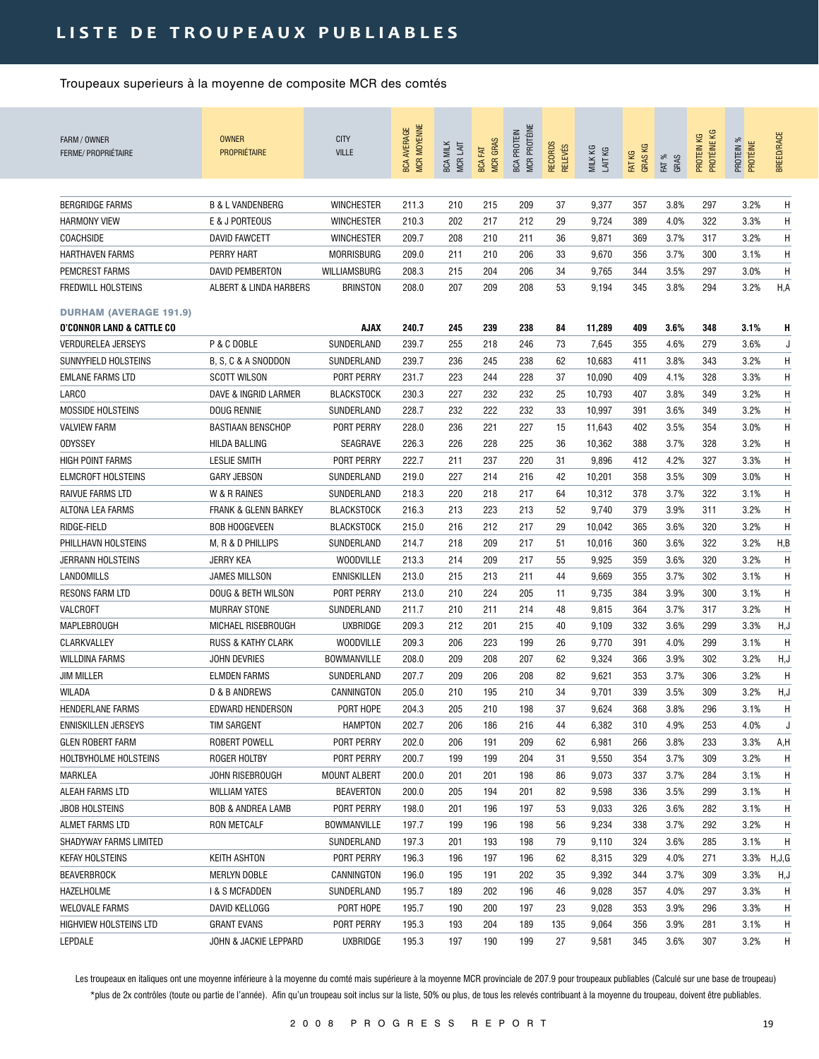# LISTE DE TROUPEAUX PUBLIABLES

Troupeaux superieurs à la moyenne de composite MCR des comtés

| FARM / OWNER FERME/ PROPRIÉTAIRE | OWNER PROPRIÉTAIRE | CITY VILLE | BCA AVERAGE MCR MOYENNE | BCA MILK MCR LAIT | BCA FAT MCR GRAS | BCA PROTEIN MCR PROTÉINE | RECORDS RELEVÉS | MILK KG LAIT KG | FAT KG GRAS KG | FAT % GRAS | PROTEIN KG PROTÉINE KG | PROTEIN % PROTÉINE | BREED/RACE |
|---|---|---|---|---|---|---|---|---|---|---|---|---|---|
| BERGRIDGE FARMS | B & L VANDENBERG | WINCHESTER | 211.3 | 210 | 215 | 209 | 37 | 9,377 | 357 | 3.8% | 297 | 3.2% | H |
| HARMONY VIEW | E & J PORTEOUS | WINCHESTER | 210.3 | 202 | 217 | 212 | 29 | 9,724 | 389 | 4.0% | 322 | 3.3% | H |
| COACHSIDE | DAVID FAWCETT | WINCHESTER | 209.7 | 208 | 210 | 211 | 36 | 9,871 | 369 | 3.7% | 317 | 3.2% | H |
| HARTHAVEN FARMS | PERRY HART | MORRISBURG | 209.0 | 211 | 210 | 206 | 33 | 9,670 | 356 | 3.7% | 300 | 3.1% | H |
| PEMCREST FARMS | DAVID PEMBERTON | WILLIAMSBURG | 208.3 | 215 | 204 | 206 | 34 | 9,765 | 344 | 3.5% | 297 | 3.0% | H |
| FREDWILL HOLSTEINS | ALBERT & LINDA HARBERS | BRINSTON | 208.0 | 207 | 209 | 208 | 53 | 9,194 | 345 | 3.8% | 294 | 3.2% | H,A |
| **DURHAM (AVERAGE 191.9)** | | | | | | | | | | | | | |
| **O'CONNOR LAND & CATTLE CO** | | **AJAX** | **240.7** | **245** | **239** | **238** | **84** | **11,289** | **409** | **3.6%** | **348** | **3.1%** | **H** |
| VERDURELEA JERSEYS | P & C DOBLE | SUNDERLAND | 239.7 | 255 | 218 | 246 | 73 | 7,645 | 355 | 4.6% | 279 | 3.6% | J |
| SUNNYFIELD HOLSTEINS | B, S, C & A SNODDON | SUNDERLAND | 239.7 | 236 | 245 | 238 | 62 | 10,683 | 411 | 3.8% | 343 | 3.2% | H |
| EMLANE FARMS LTD | SCOTT WILSON | PORT PERRY | 231.7 | 223 | 244 | 228 | 37 | 10,090 | 409 | 4.1% | 328 | 3.3% | H |
| LARCO | DAVE & INGRID LARMER | BLACKSTOCK | 230.3 | 227 | 232 | 232 | 25 | 10,793 | 407 | 3.8% | 349 | 3.2% | H |
| MOSSIDE HOLSTEINS | DOUG RENNIE | SUNDERLAND | 228.7 | 232 | 222 | 232 | 33 | 10,997 | 391 | 3.6% | 349 | 3.2% | H |
| VALVIEW FARM | BASTIAAN BENSCHOP | PORT PERRY | 228.0 | 236 | 221 | 227 | 15 | 11,643 | 402 | 3.5% | 354 | 3.0% | H |
| ODYSSEY | HILDA BALLING | SEAGRAVE | 226.3 | 226 | 228 | 225 | 36 | 10,362 | 388 | 3.7% | 328 | 3.2% | H |
| HIGH POINT FARMS | LESLIE SMITH | PORT PERRY | 222.7 | 211 | 237 | 220 | 31 | 9,896 | 412 | 4.2% | 327 | 3.3% | H |
| ELMCROFT HOLSTEINS | GARY JEBSON | SUNDERLAND | 219.0 | 227 | 214 | 216 | 42 | 10,201 | 358 | 3.5% | 309 | 3.0% | H |
| RAIVUE FARMS LTD | W & R RAINES | SUNDERLAND | 218.3 | 220 | 218 | 217 | 64 | 10,312 | 378 | 3.7% | 322 | 3.1% | H |
| ALTONA LEA FARMS | FRANK & GLENN BARKEY | BLACKSTOCK | 216.3 | 213 | 223 | 213 | 52 | 9,740 | 379 | 3.9% | 311 | 3.2% | H |
| RIDGE-FIELD | BOB HOOGEVEEN | BLACKSTOCK | 215.0 | 216 | 212 | 217 | 29 | 10,042 | 365 | 3.6% | 320 | 3.2% | H |
| PHILLHAVN HOLSTEINS | M, R & D PHILLIPS | SUNDERLAND | 214.7 | 218 | 209 | 217 | 51 | 10,016 | 360 | 3.6% | 322 | 3.2% | H,B |
| JERRANN HOLSTEINS | JERRY KEA | WOODVILLE | 213.3 | 214 | 209 | 217 | 55 | 9,925 | 359 | 3.6% | 320 | 3.2% | H |
| LANDOMILLS | JAMES MILLSON | ENNISKILLEN | 213.0 | 215 | 213 | 211 | 44 | 9,669 | 355 | 3.7% | 302 | 3.1% | H |
| RESONS FARM LTD | DOUG & BETH WILSON | PORT PERRY | 213.0 | 210 | 224 | 205 | 11 | 9,735 | 384 | 3.9% | 300 | 3.1% | H |
| VALCROFT | MURRAY STONE | SUNDERLAND | 211.7 | 210 | 211 | 214 | 48 | 9,815 | 364 | 3.7% | 317 | 3.2% | H |
| MAPLEBROUGH | MICHAEL RISEBROUGH | UXBRIDGE | 209.3 | 212 | 201 | 215 | 40 | 9,109 | 332 | 3.6% | 299 | 3.3% | H,J |
| CLARKVALLEY | RUSS & KATHY CLARK | WOODVILLE | 209.3 | 206 | 223 | 199 | 26 | 9,770 | 391 | 4.0% | 299 | 3.1% | H |
| WILLDINA FARMS | JOHN DEVRIES | BOWMANVILLE | 208.0 | 209 | 208 | 207 | 62 | 9,324 | 366 | 3.9% | 302 | 3.2% | H,J |
| JIM MILLER | ELMDEN FARMS | SUNDERLAND | 207.7 | 209 | 206 | 208 | 82 | 9,621 | 353 | 3.7% | 306 | 3.2% | H |
| WILADA | D & B ANDREWS | CANNINGTON | 205.0 | 210 | 195 | 210 | 34 | 9,701 | 339 | 3.5% | 309 | 3.2% | H,J |
| HENDERLANE FARMS | EDWARD HENDERSON | PORT HOPE | 204.3 | 205 | 210 | 198 | 37 | 9,624 | 368 | 3.8% | 296 | 3.1% | H |
| ENNISKILLEN JERSEYS | TIM SARGENT | HAMPTON | 202.7 | 206 | 186 | 216 | 44 | 6,382 | 310 | 4.9% | 253 | 4.0% | J |
| GLEN ROBERT FARM | ROBERT POWELL | PORT PERRY | 202.0 | 206 | 191 | 209 | 62 | 6,981 | 266 | 3.8% | 233 | 3.3% | A,H |
| HOLTBYHOLME HOLSTEINS | ROGER HOLTBY | PORT PERRY | 200.7 | 199 | 199 | 204 | 31 | 9,550 | 354 | 3.7% | 309 | 3.2% | H |
| MARKLEA | JOHN RISEBROUGH | MOUNT ALBERT | 200.0 | 201 | 201 | 198 | 86 | 9,073 | 337 | 3.7% | 284 | 3.1% | H |
| ALEAH FARMS LTD | WILLIAM YATES | BEAVERTON | 200.0 | 205 | 194 | 201 | 82 | 9,598 | 336 | 3.5% | 299 | 3.1% | H |
| JBOB HOLSTEINS | BOB & ANDREA LAMB | PORT PERRY | 198.0 | 201 | 196 | 197 | 53 | 9,033 | 326 | 3.6% | 282 | 3.1% | H |
| ALMET FARMS LTD | RON METCALF | BOWMANVILLE | 197.7 | 199 | 196 | 198 | 56 | 9,234 | 338 | 3.7% | 292 | 3.2% | H |
| SHADYWAY FARMS LIMITED | | SUNDERLAND | 197.3 | 201 | 193 | 198 | 79 | 9,110 | 324 | 3.6% | 285 | 3.1% | H |
| KEFAY HOLSTEINS | KEITH ASHTON | PORT PERRY | 196.3 | 196 | 197 | 196 | 62 | 8,315 | 329 | 4.0% | 271 | 3.3% | H,J,G |
| BEAVERBROCK | MERLYN DOBLE | CANNINGTON | 196.0 | 195 | 191 | 202 | 35 | 9,392 | 344 | 3.7% | 309 | 3.3% | H,J |
| HAZELHOLME | I & S MCFADDEN | SUNDERLAND | 195.7 | 189 | 202 | 196 | 46 | 9,028 | 357 | 4.0% | 297 | 3.3% | H |
| WELOVALE FARMS | DAVID KELLOGG | PORT HOPE | 195.7 | 190 | 200 | 197 | 23 | 9,028 | 353 | 3.9% | 296 | 3.3% | H |
| HIGHVIEW HOLSTEINS LTD | GRANT EVANS | PORT PERRY | 195.3 | 193 | 204 | 189 | 135 | 9,064 | 356 | 3.9% | 281 | 3.1% | H |
| LEPDALE | JOHN & JACKIE LEPPARD | UXBRIDGE | 195.3 | 197 | 190 | 199 | 27 | 9,581 | 345 | 3.6% | 307 | 3.2% | H |

Les troupeaux en italiques ont une moyenne inférieure à la moyenne du comté mais supérieure à la moyenne MCR provinciale de 207.9 pour troupeaux publiables (Calculé sur une base de troupeau)
*plus de 2x contrôles (toute ou partie de l'année). Afin qu'un troupeau soit inclus sur la liste, 50% ou plus, de tous les relevés contribuant à la moyenne du troupeau, doivent être publiables.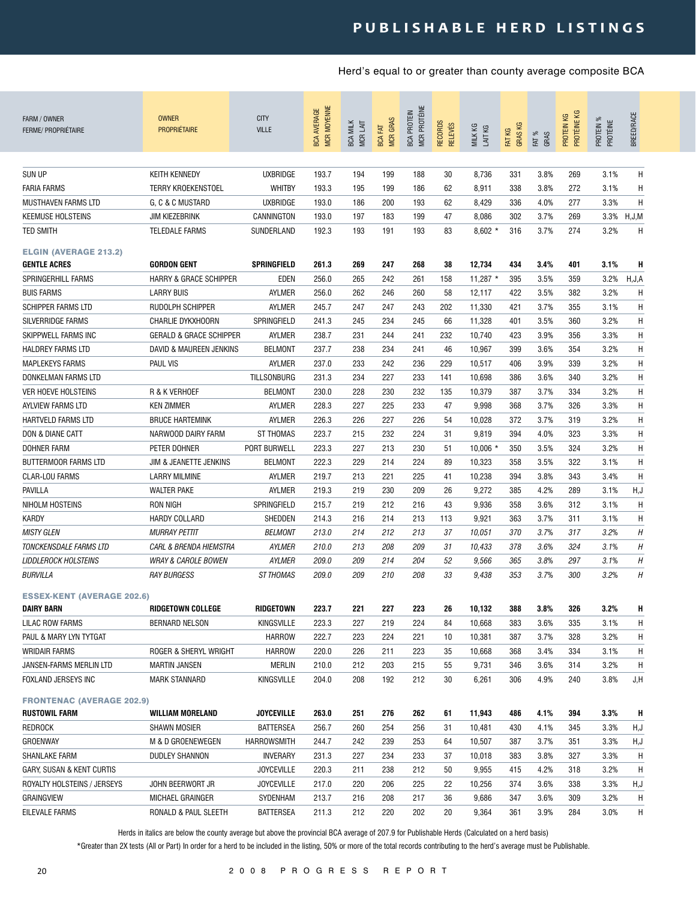# PUBLISHABLE HERD LISTINGS

Herd's equal to or greater than county average composite BCA

| FARM / OWNER FERME/ PROPRIÉTAIRE | OWNER PROPRIÉTAIRE | CITY VILLE | BCA AVERAGE MCR MOYENNE | BCA MILK MCR LAIT | BCA FAT MCR GRAS | BCA PROTEIN MCR PROTÉINE | RECORDS RELEVÉS | MILK KG LAIT KG | FAT KG GRAS KG | FAT % GRAS | PROTEIN KG PROTÉINE KG | PROTEIN % PROTÉINE | BREED/RACE |
|---|---|---|---|---|---|---|---|---|---|---|---|---|---|
| SUN UP | KEITH KENNEDY | UXBRIDGE | 193.7 | 194 | 199 | 188 | 30 | 8,736 | 331 | 3.8% | 269 | 3.1% | H |
| FARIA FARMS | TERRY KROEKENSTOEL | WHITBY | 193.3 | 195 | 199 | 186 | 62 | 8,911 | 338 | 3.8% | 272 | 3.1% | H |
| MUSTHAVEN FARMS LTD | G, C & C MUSTARD | UXBRIDGE | 193.0 | 186 | 200 | 193 | 62 | 8,429 | 336 | 4.0% | 277 | 3.3% | H |
| KEEMUSE HOLSTEINS | JIM KIEZEBRINK | CANNINGTON | 193.0 | 197 | 183 | 199 | 47 | 8,086 | 302 | 3.7% | 269 | 3.3% | H,J,M |
| TED SMITH | TELEDALE FARMS | SUNDERLAND | 192.3 | 193 | 191 | 193 | 83 | 8,602 * | 316 | 3.7% | 274 | 3.2% | H |
| **ELGIN (AVERAGE 213.2)** | | | | | | | | | | | | | |
| **GENTLE ACRES** | **GORDON GENT** | **SPRINGFIELD** | **261.3** | **269** | **247** | **268** | **38** | **12,734** | **434** | **3.4%** | **401** | **3.1%** | **H** |
| SPRINGERHILL FARMS | HARRY & GRACE SCHIPPER | EDEN | 256.0 | 265 | 242 | 261 | 158 | 11,287 * | 395 | 3.5% | 359 | 3.2% | H,J,A |
| BUIS FARMS | LARRY BUIS | AYLMER | 256.0 | 262 | 246 | 260 | 58 | 12,117 | 422 | 3.5% | 382 | 3.2% | H |
| SCHIPPER FARMS LTD | RUDOLPH SCHIPPER | AYLMER | 245.7 | 247 | 247 | 243 | 202 | 11,330 | 421 | 3.7% | 355 | 3.1% | H |
| SILVERRIDGE FARMS | CHARLIE DYKXHOORN | SPRINGFIELD | 241.3 | 245 | 234 | 245 | 66 | 11,328 | 401 | 3.5% | 360 | 3.2% | H |
| SKIPPWELL FARMS INC | GERALD & GRACE SCHIPPER | AYLMER | 238.7 | 231 | 244 | 241 | 232 | 10,740 | 423 | 3.9% | 356 | 3.3% | H |
| HALDREY FARMS LTD | DAVID & MAUREEN JENKINS | BELMONT | 237.7 | 238 | 234 | 241 | 46 | 10,967 | 399 | 3.6% | 354 | 3.2% | H |
| MAPLEKEYS FARMS | PAUL VIS | AYLMER | 237.0 | 233 | 242 | 236 | 229 | 10,517 | 406 | 3.9% | 339 | 3.2% | H |
| DONKELMAN FARMS LTD | | TILLSONBURG | 231.3 | 234 | 227 | 233 | 141 | 10,698 | 386 | 3.6% | 340 | 3.2% | H |
| VER HOEVE HOLSTEINS | R & K VERHOEF | BELMONT | 230.0 | 228 | 230 | 232 | 135 | 10,379 | 387 | 3.7% | 334 | 3.2% | H |
| AYLVIEW FARMS LTD | KEN ZIMMER | AYLMER | 228.3 | 227 | 225 | 233 | 47 | 9,998 | 368 | 3.7% | 326 | 3.3% | H |
| HARTVELD FARMS LTD | BRUCE HARTEMINK | AYLMER | 226.3 | 226 | 227 | 226 | 54 | 10,028 | 372 | 3.7% | 319 | 3.2% | H |
| DON & DIANE CATT | NARWOOD DAIRY FARM | ST THOMAS | 223.7 | 215 | 232 | 224 | 31 | 9,819 | 394 | 4.0% | 323 | 3.3% | H |
| DOHNER FARM | PETER DOHNER | PORT BURWELL | 223.3 | 227 | 213 | 230 | 51 | 10,006 * | 350 | 3.5% | 324 | 3.2% | H |
| BUTTERMOOR FARMS LTD | JIM & JEANETTE JENKINS | BELMONT | 222.3 | 229 | 214 | 224 | 89 | 10,323 | 358 | 3.5% | 322 | 3.1% | H |
| CLAR-LOU FARMS | LARRY MILMINE | AYLMER | 219.7 | 213 | 221 | 225 | 41 | 10,238 | 394 | 3.8% | 343 | 3.4% | H |
| PAVILLA | WALTER PAKE | AYLMER | 219.3 | 219 | 230 | 209 | 26 | 9,272 | 385 | 4.2% | 289 | 3.1% | H,J |
| NIHOLM HOSTEINS | RON NIGH | SPRINGFIELD | 215.7 | 219 | 212 | 216 | 43 | 9,936 | 358 | 3.6% | 312 | 3.1% | H |
| KARDY | HARDY COLLARD | SHEDDEN | 214.3 | 216 | 214 | 213 | 113 | 9,921 | 363 | 3.7% | 311 | 3.1% | H |
| *MISTY GLEN* | *MURRAY PETTIT* | *BELMONT* | *213.0* | *214* | *212* | *213* | *37* | *10,051* | *370* | *3.7%* | *317* | *3.2%* | *H* |
| *TONCKENSDALE FARMS LTD* | *CARL & BRENDA HIEMSTRA* | *AYLMER* | *210.0* | *213* | *208* | *209* | *31* | *10,433* | *378* | *3.6%* | *324* | *3.1%* | *H* |
| *LIDDLEROCK HOLSTEINS* | *WRAY & CAROLE BOWEN* | *AYLMER* | *209.0* | *209* | *214* | *204* | *52* | *9,566* | *365* | *3.8%* | *297* | *3.1%* | *H* |
| *BURVILLA* | *RAY BURGESS* | *ST THOMAS* | *209.0* | *209* | *210* | *208* | *33* | *9,438* | *353* | *3.7%* | *300* | *3.2%* | *H* |
| **ESSEX-KENT (AVERAGE 202.6)** | | | | | | | | | | | | | |
| **DAIRY BARN** | **RIDGETOWN COLLEGE** | **RIDGETOWN** | **223.7** | **221** | **227** | **223** | **26** | **10,132** | **388** | **3.8%** | **326** | **3.2%** | **H** |
| LILAC ROW FARMS | BERNARD NELSON | KINGSVILLE | 223.3 | 227 | 219 | 224 | 84 | 10,668 | 383 | 3.6% | 335 | 3.1% | H |
| PAUL & MARY LYN TYTGAT | | HARROW | 222.7 | 223 | 224 | 221 | 10 | 10,381 | 387 | 3.7% | 328 | 3.2% | H |
| WRIDAIR FARMS | ROGER & SHERYL WRIGHT | HARROW | 220.0 | 226 | 211 | 223 | 35 | 10,668 | 368 | 3.4% | 334 | 3.1% | H |
| JANSEN-FARMS MERLIN LTD | MARTIN JANSEN | MERLIN | 210.0 | 212 | 203 | 215 | 55 | 9,731 | 346 | 3.6% | 314 | 3.2% | H |
| FOXLAND JERSEYS INC | MARK STANNARD | KINGSVILLE | 204.0 | 208 | 192 | 212 | 30 | 6,261 | 306 | 4.9% | 240 | 3.8% | J,H |
| **FRONTENAC (AVERAGE 202.9)** | | | | | | | | | | | | | |
| **RUSTOWIL FARM** | **WILLIAM MORELAND** | **JOYCEVILLE** | **263.0** | **251** | **276** | **262** | **61** | **11,943** | **486** | **4.1%** | **394** | **3.3%** | **H** |
| REDROCK | SHAWN MOSIER | BATTERSEA | 256.7 | 260 | 254 | 256 | 31 | 10,481 | 430 | 4.1% | 345 | 3.3% | H,J |
| GROENWAY | M & D GROENEWEGEN | HARROWSMITH | 244.7 | 242 | 239 | 253 | 64 | 10,507 | 387 | 3.7% | 351 | 3.3% | H,J |
| SHANLAKE FARM | DUDLEY SHANNON | INVERARY | 231.3 | 227 | 234 | 233 | 37 | 10,018 | 383 | 3.8% | 327 | 3.3% | H |
| GARY, SUSAN & KENT CURTIS | | JOYCEVILLE | 220.3 | 211 | 238 | 212 | 50 | 9,955 | 415 | 4.2% | 318 | 3.2% | H |
| ROYALTY HOLSTEINS / JERSEYS | JOHN BEERWORT JR | JOYCEVILLE | 217.0 | 220 | 206 | 225 | 22 | 10,256 | 374 | 3.6% | 338 | 3.3% | H,J |
| GRAINGVIEW | MICHAEL GRAINGER | SYDENHAM | 213.7 | 216 | 208 | 217 | 36 | 9,686 | 347 | 3.6% | 309 | 3.2% | H |
| EILEVALE FARMS | RONALD & PAUL SLEETH | BATTERSEA | 211.3 | 212 | 220 | 202 | 20 | 9,364 | 361 | 3.9% | 284 | 3.0% | H |

Herds in italics are below the county average but above the provincial BCA average of 207.9 for Publishable Herds (Calculated on a herd basis)

*Greater than 2X tests (All or Part) In order for a herd to be included in the listing, 50% or more of the total records contributing to the herd's average must be Publishable.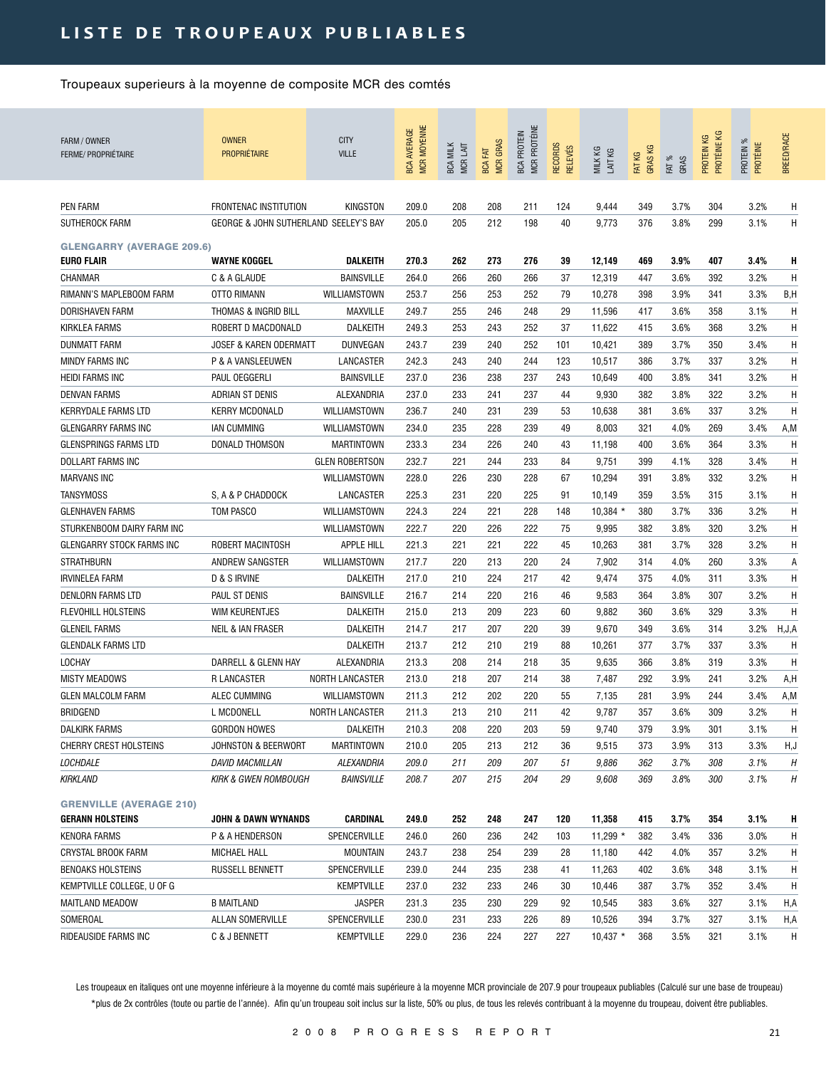# LISTE DE TROUPEAUX PUBLIABLES

Troupeaux superieurs à la moyenne de composite MCR des comtés

| FARM / OWNER FERME/ PROPRIÉTAIRE | OWNER PROPRIÉTAIRE | CITY VILLE | BCA AVERAGE MCR MOYENNE | BCA MILK MCR LAIT | BCA FAT MCR GRAS | BCA PROTEIN MCR PROTÉINE | RECORDS RELEVÉS | MILK KG LAIT KG | FAT KG GRAS KG | FAT % GRAS | PROTEIN KG PROTÉINE KG | PROTEIN % PROTÉINE | BREED/RACE |
|---|---|---|---|---|---|---|---|---|---|---|---|---|---|
| PEN FARM | FRONTENAC INSTITUTION | KINGSTON | 209.0 | 208 | 208 | 211 | 124 | 9,444 | 349 | 3.7% | 304 | 3.2% | H |
| SUTHEROCK FARM | GEORGE & JOHN SUTHERLAND | SEELEY'S BAY | 205.0 | 205 | 212 | 198 | 40 | 9,773 | 376 | 3.8% | 299 | 3.1% | H |
| **GLENGARRY (AVERAGE 209.6)** | | | | | | | | | | | | | |
| **EURO FLAIR** | **WAYNE KOGGEL** | **DALKEITH** | **270.3** | **262** | **273** | **276** | **39** | **12,149** | **469** | **3.9%** | **407** | **3.4%** | **H** |
| CHANMAR | C & A GLAUDE | BAINSVILLE | 264.0 | 266 | 260 | 266 | 37 | 12,319 | 447 | 3.6% | 392 | 3.2% | H |
| RIMANN'S MAPLEBOOM FARM | OTTO RIMANN | WILLIAMSTOWN | 253.7 | 256 | 253 | 252 | 79 | 10,278 | 398 | 3.9% | 341 | 3.3% | B,H |
| DORISHAVEN FARM | THOMAS & INGRID BILL | MAXVILLE | 249.7 | 255 | 246 | 248 | 29 | 11,596 | 417 | 3.6% | 358 | 3.1% | H |
| KIRKLEA FARMS | ROBERT D MACDONALD | DALKEITH | 249.3 | 253 | 243 | 252 | 37 | 11,622 | 415 | 3.6% | 368 | 3.2% | H |
| DUNMATT FARM | JOSEF & KAREN ODERMATT | DUNVEGAN | 243.7 | 239 | 240 | 252 | 101 | 10,421 | 389 | 3.7% | 350 | 3.4% | H |
| MINDY FARMS INC | P & A VANSLEEUWEN | LANCASTER | 242.3 | 243 | 240 | 244 | 123 | 10,517 | 386 | 3.7% | 337 | 3.2% | H |
| HEIDI FARMS INC | PAUL OEGGERLI | BAINSVILLE | 237.0 | 236 | 238 | 237 | 243 | 10,649 | 400 | 3.8% | 341 | 3.2% | H |
| DENVAN FARMS | ADRIAN ST DENIS | ALEXANDRIA | 237.0 | 233 | 241 | 237 | 44 | 9,930 | 382 | 3.8% | 322 | 3.2% | H |
| KERRYDALE FARMS LTD | KERRY MCDONALD | WILLIAMSTOWN | 236.7 | 240 | 231 | 239 | 53 | 10,638 | 381 | 3.6% | 337 | 3.2% | H |
| GLENGARRY FARMS INC | IAN CUMMING | WILLIAMSTOWN | 234.0 | 235 | 228 | 239 | 49 | 8,003 | 321 | 4.0% | 269 | 3.4% | A,M |
| GLENSPRINGS FARMS LTD | DONALD THOMSON | MARTINTOWN | 233.3 | 234 | 226 | 240 | 43 | 11,198 | 400 | 3.6% | 364 | 3.3% | H |
| DOLLART FARMS INC | | GLEN ROBERTSON | 232.7 | 221 | 244 | 233 | 84 | 9,751 | 399 | 4.1% | 328 | 3.4% | H |
| MARVANS INC | | WILLIAMSTOWN | 228.0 | 226 | 230 | 228 | 67 | 10,294 | 391 | 3.8% | 332 | 3.2% | H |
| TANSYMOSS | S, A & P CHADDOCK | LANCASTER | 225.3 | 231 | 220 | 225 | 91 | 10,149 | 359 | 3.5% | 315 | 3.1% | H |
| GLENHAVEN FARMS | TOM PASCO | WILLIAMSTOWN | 224.3 | 224 | 221 | 228 | 148 | 10,384 * | 380 | 3.7% | 336 | 3.2% | H |
| STURKENBOOM DAIRY FARM INC | | WILLIAMSTOWN | 222.7 | 220 | 226 | 222 | 75 | 9,995 | 382 | 3.8% | 320 | 3.2% | H |
| GLENGARRY STOCK FARMS INC | ROBERT MACINTOSH | APPLE HILL | 221.3 | 221 | 221 | 222 | 45 | 10,263 | 381 | 3.7% | 328 | 3.2% | H |
| STRATHBURN | ANDREW SANGSTER | WILLIAMSTOWN | 217.7 | 220 | 213 | 220 | 24 | 7,902 | 314 | 4.0% | 260 | 3.3% | A |
| IRVINELEA FARM | D & S IRVINE | DALKEITH | 217.0 | 210 | 224 | 217 | 42 | 9,474 | 375 | 4.0% | 311 | 3.3% | H |
| DENLORN FARMS LTD | PAUL ST DENIS | BAINSVILLE | 216.7 | 214 | 220 | 216 | 46 | 9,583 | 364 | 3.8% | 307 | 3.2% | H |
| FLEVOHILL HOLSTEINS | WIM KEURENTJES | DALKEITH | 215.0 | 213 | 209 | 223 | 60 | 9,882 | 360 | 3.6% | 329 | 3.3% | H |
| GLENEIL FARMS | NEIL & IAN FRASER | DALKEITH | 214.7 | 217 | 207 | 220 | 39 | 9,670 | 349 | 3.6% | 314 | 3.2% | H,J,A |
| GLENDALK FARMS LTD | | DALKEITH | 213.7 | 212 | 210 | 219 | 88 | 10,261 | 377 | 3.7% | 337 | 3.3% | H |
| LOCHAY | DARRELL & GLENN HAY | ALEXANDRIA | 213.3 | 208 | 214 | 218 | 35 | 9,635 | 366 | 3.8% | 319 | 3.3% | H |
| MISTY MEADOWS | R LANCASTER | NORTH LANCASTER | 213.0 | 218 | 207 | 214 | 38 | 7,487 | 292 | 3.9% | 241 | 3.2% | A,H |
| GLEN MALCOLM FARM | ALEC CUMMING | WILLIAMSTOWN | 211.3 | 212 | 202 | 220 | 55 | 7,135 | 281 | 3.9% | 244 | 3.4% | A,M |
| BRIDGEND | L MCDONELL | NORTH LANCASTER | 211.3 | 213 | 210 | 211 | 42 | 9,787 | 357 | 3.6% | 309 | 3.2% | H |
| DALKIRK FARMS | GORDON HOWES | DALKEITH | 210.3 | 208 | 220 | 203 | 59 | 9,740 | 379 | 3.9% | 301 | 3.1% | H |
| CHERRY CREST HOLSTEINS | JOHNSTON & BEERWORT | MARTINTOWN | 210.0 | 205 | 213 | 212 | 36 | 9,515 | 373 | 3.9% | 313 | 3.3% | H,J |
| *LOCHDALE* | *DAVID MACMILLAN* | *ALEXANDRIA* | *209.0* | *211* | *209* | *207* | *51* | *9,886* | *362* | *3.7%* | *308* | *3.1%* | *H* |
| *KIRKLAND* | *KIRK & GWEN ROMBOUGH* | *BAINSVILLE* | *208.7* | *207* | *215* | *204* | *29* | *9,608* | *369* | *3.8%* | *300* | *3.1%* | *H* |
| **GRENVILLE (AVERAGE 210)** | | | | | | | | | | | | | |
| **GERANN HOLSTEINS** | **JOHN & DAWN WYNANDS** | **CARDINAL** | **249.0** | **252** | **248** | **247** | **120** | **11,358** | **415** | **3.7%** | **354** | **3.1%** | **H** |
| KENORA FARMS | P & A HENDERSON | SPENCERVILLE | 246.0 | 260 | 236 | 242 | 103 | 11,299 * | 382 | 3.4% | 336 | 3.0% | H |
| CRYSTAL BROOK FARM | MICHAEL HALL | MOUNTAIN | 243.7 | 238 | 254 | 239 | 28 | 11,180 | 442 | 4.0% | 357 | 3.2% | H |
| BENOAKS HOLSTEINS | RUSSELL BENNETT | SPENCERVILLE | 239.0 | 244 | 235 | 238 | 41 | 11,263 | 402 | 3.6% | 348 | 3.1% | H |
| KEMPTVILLE COLLEGE, U OF G | | KEMPTVILLE | 237.0 | 232 | 233 | 246 | 30 | 10,446 | 387 | 3.7% | 352 | 3.4% | H |
| MAITLAND MEADOW | B MAITLAND | JASPER | 231.3 | 235 | 230 | 229 | 92 | 10,545 | 383 | 3.6% | 327 | 3.1% | H,A |
| SOMEROAL | ALLAN SOMERVILLE | SPENCERVILLE | 230.0 | 231 | 233 | 226 | 89 | 10,526 | 394 | 3.7% | 327 | 3.1% | H,A |
| RIDEAUSIDE FARMS INC | C & J BENNETT | KEMPTVILLE | 229.0 | 236 | 224 | 227 | 227 | 10,437 * | 368 | 3.5% | 321 | 3.1% | H |

Les troupeaux en italiques ont une moyenne inférieure à la moyenne du comté mais supérieure à la moyenne MCR provinciale de 207.9 pour troupeaux publiables (Calculé sur une base de troupeau)

*plus de 2x contrôles (toute ou partie de l'année). Afin qu'un troupeau soit inclus sur la liste, 50% ou plus, de tous les relevés contribuant à la moyenne du troupeau, doivent être publiables.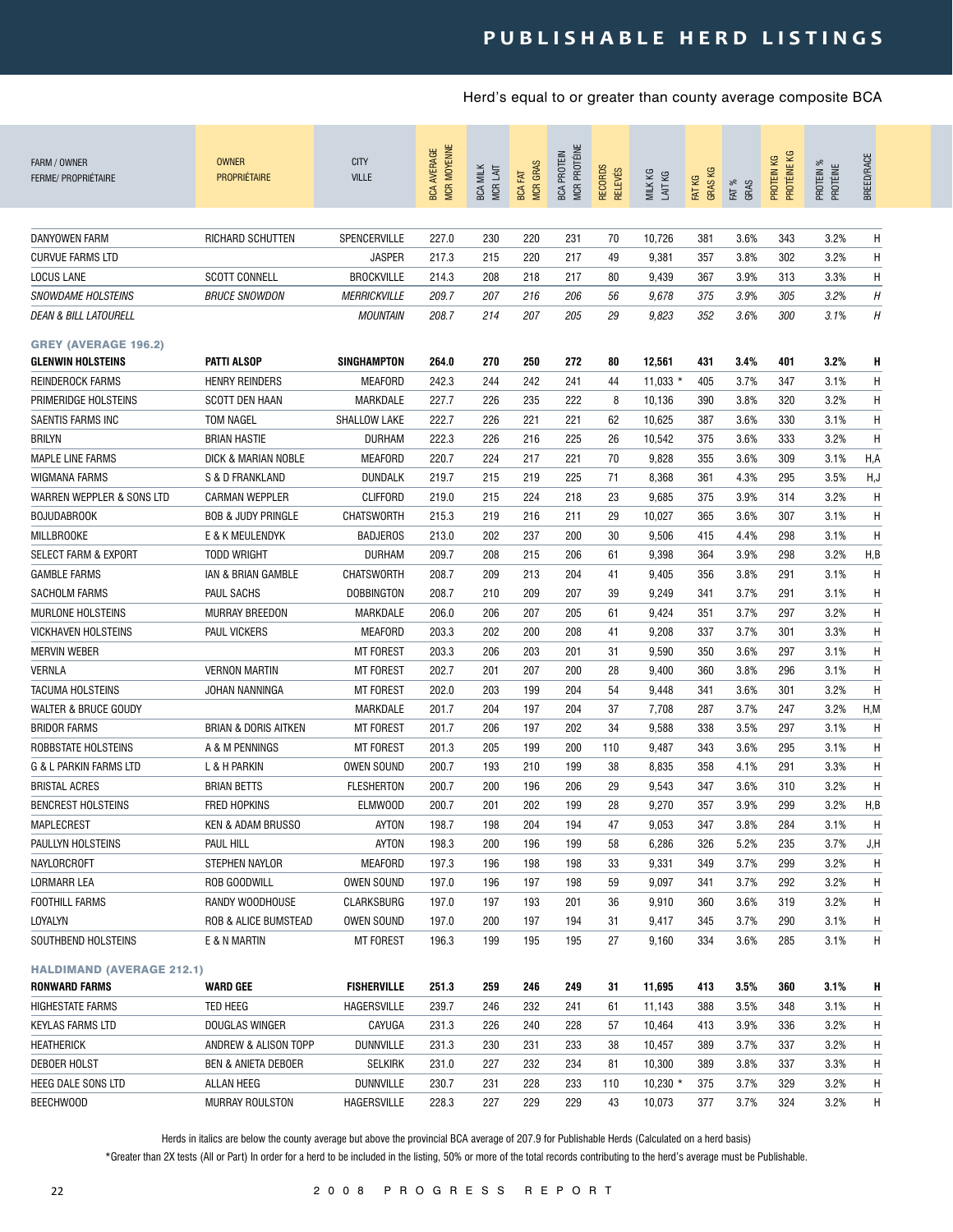# PUBLISHABLE HERD LISTINGS

Herd's equal to or greater than county average composite BCA

| FARM / OWNER<br>FERME/ PROPRIÉTAIRE | OWNER<br>PROPRIÉTAIRE | CITY<br>VILLE | BCA AVERAGE<br>MCR MOYENNE | BCA MILK<br>MCR LAIT | BCA FAT<br>MCR GRAS | BCA PROTEIN<br>MCR PROTÉINE | RECORDS<br>RELEVÉS | MILK KG<br>LAIT KG | FAT KG<br>GRAS KG | FAT %<br>GRAS | PROTEIN KG<br>PROTÉINE KG | PROTEIN %<br>PROTÉINE | BREED/RACE |
|---|---|---|---|---|---|---|---|---|---|---|---|---|---|
| DANYOWEN FARM | RICHARD SCHUTTEN | SPENCERVILLE | 227.0 | 230 | 220 | 231 | 70 | 10,726 | 381 | 3.6% | 343 | 3.2% | H |
| CURVUE FARMS LTD | | JASPER | 217.3 | 215 | 220 | 217 | 49 | 9,381 | 357 | 3.8% | 302 | 3.2% | H |
| LOCUS LANE | SCOTT CONNELL | BROCKVILLE | 214.3 | 208 | 218 | 217 | 80 | 9,439 | 367 | 3.9% | 313 | 3.3% | H |
| *SNOWDAME HOLSTEINS* | *BRUCE SNOWDON* | *MERRICKVILLE* | *209.7* | *207* | *216* | *206* | *56* | *9,678* | *375* | *3.9%* | *305* | *3.2%* | *H* |
| *DEAN & BILL LATOURELL* | | *MOUNTAIN* | *208.7* | *214* | *207* | *205* | *29* | *9,823* | *352* | *3.6%* | *300* | *3.1%* | *H* |
| **GREY (AVERAGE 196.2)** | | | | | | | | | | | | | |
| **GLENWIN HOLSTEINS** | **PATTI ALSOP** | **SINGHAMPTON** | **264.0** | **270** | **250** | **272** | **80** | **12,561** | **431** | **3.4%** | **401** | **3.2%** | **H** |
| REINDEROCK FARMS | HENRY REINDERS | MEAFORD | 242.3 | 244 | 242 | 241 | 44 | 11,033 * | 405 | 3.7% | 347 | 3.1% | H |
| PRIMERIDGE HOLSTEINS | SCOTT DEN HAAN | MARKDALE | 227.7 | 226 | 235 | 222 | 8 | 10,136 | 390 | 3.8% | 320 | 3.2% | H |
| SAENTIS FARMS INC | TOM NAGEL | SHALLOW LAKE | 222.7 | 226 | 221 | 221 | 62 | 10,625 | 387 | 3.6% | 330 | 3.1% | H |
| BRILYN | BRIAN HASTIE | DURHAM | 222.3 | 226 | 216 | 225 | 26 | 10,542 | 375 | 3.6% | 333 | 3.2% | H |
| MAPLE LINE FARMS | DICK & MARIAN NOBLE | MEAFORD | 220.7 | 224 | 217 | 221 | 70 | 9,828 | 355 | 3.6% | 309 | 3.1% | H,A |
| WIGMANA FARMS | S & D FRANKLAND | DUNDALK | 219.7 | 215 | 219 | 225 | 71 | 8,368 | 361 | 4.3% | 295 | 3.5% | H,J |
| WARREN WEPPLER & SONS LTD | CARMAN WEPPLER | CLIFFORD | 219.0 | 215 | 224 | 218 | 23 | 9,685 | 375 | 3.9% | 314 | 3.2% | H |
| BOJUDABROOK | BOB & JUDY PRINGLE | CHATSWORTH | 215.3 | 219 | 216 | 211 | 29 | 10,027 | 365 | 3.6% | 307 | 3.1% | H |
| MILLBROOKE | E & K MEULENDYK | BADJEROS | 213.0 | 202 | 237 | 200 | 30 | 9,506 | 415 | 4.4% | 298 | 3.1% | H |
| SELECT FARM & EXPORT | TODD WRIGHT | DURHAM | 209.7 | 208 | 215 | 206 | 61 | 9,398 | 364 | 3.9% | 298 | 3.2% | H,B |
| GAMBLE FARMS | IAN & BRIAN GAMBLE | CHATSWORTH | 208.7 | 209 | 213 | 204 | 41 | 9,405 | 356 | 3.8% | 291 | 3.1% | H |
| SACHOLM FARMS | PAUL SACHS | DOBBINGTON | 208.7 | 210 | 209 | 207 | 39 | 9,249 | 341 | 3.7% | 291 | 3.1% | H |
| MURLONE HOLSTEINS | MURRAY BREEDON | MARKDALE | 206.0 | 206 | 207 | 205 | 61 | 9,424 | 351 | 3.7% | 297 | 3.2% | H |
| VICKHAVEN HOLSTEINS | PAUL VICKERS | MEAFORD | 203.3 | 202 | 200 | 208 | 41 | 9,208 | 337 | 3.7% | 301 | 3.3% | H |
| MERVIN WEBER | | MT FOREST | 203.3 | 206 | 203 | 201 | 31 | 9,590 | 350 | 3.6% | 297 | 3.1% | H |
| VERNLA | VERNON MARTIN | MT FOREST | 202.7 | 201 | 207 | 200 | 28 | 9,400 | 360 | 3.8% | 296 | 3.1% | H |
| TACUMA HOLSTEINS | JOHAN NANNINGA | MT FOREST | 202.0 | 203 | 199 | 204 | 54 | 9,448 | 341 | 3.6% | 301 | 3.2% | H |
| WALTER & BRUCE GOUDY | | MARKDALE | 201.7 | 204 | 197 | 204 | 37 | 7,708 | 287 | 3.7% | 247 | 3.2% | H,M |
| BRIDOR FARMS | BRIAN & DORIS AITKEN | MT FOREST | 201.7 | 206 | 197 | 202 | 34 | 9,588 | 338 | 3.5% | 297 | 3.1% | H |
| ROBBSTATE HOLSTEINS | A & M PENNINGS | MT FOREST | 201.3 | 205 | 199 | 200 | 110 | 9,487 | 343 | 3.6% | 295 | 3.1% | H |
| G & L PARKIN FARMS LTD | L & H PARKIN | OWEN SOUND | 200.7 | 193 | 210 | 199 | 38 | 8,835 | 358 | 4.1% | 291 | 3.3% | H |
| BRISTAL ACRES | BRIAN BETTS | FLESHERTON | 200.7 | 200 | 196 | 206 | 29 | 9,543 | 347 | 3.6% | 310 | 3.2% | H |
| BENCREST HOLSTEINS | FRED HOPKINS | ELMWOOD | 200.7 | 201 | 202 | 199 | 28 | 9,270 | 357 | 3.9% | 299 | 3.2% | H,B |
| MAPLECREST | KEN & ADAM BRUSSO | AYTON | 198.7 | 198 | 204 | 194 | 47 | 9,053 | 347 | 3.8% | 284 | 3.1% | H |
| PAULLYN HOLSTEINS | PAUL HILL | AYTON | 198.3 | 200 | 196 | 199 | 58 | 6,286 | 326 | 5.2% | 235 | 3.7% | J,H |
| NAYLORCROFT | STEPHEN NAYLOR | MEAFORD | 197.3 | 196 | 198 | 198 | 33 | 9,331 | 349 | 3.7% | 299 | 3.2% | H |
| LORMARR LEA | ROB GOODWILL | OWEN SOUND | 197.0 | 196 | 197 | 198 | 59 | 9,097 | 341 | 3.7% | 292 | 3.2% | H |
| FOOTHILL FARMS | RANDY WOODHOUSE | CLARKSBURG | 197.0 | 197 | 193 | 201 | 36 | 9,910 | 360 | 3.6% | 319 | 3.2% | H |
| LOYALYN | ROB & ALICE BUMSTEAD | OWEN SOUND | 197.0 | 200 | 197 | 194 | 31 | 9,417 | 345 | 3.7% | 290 | 3.1% | H |
| SOUTHBEND HOLSTEINS | E & N MARTIN | MT FOREST | 196.3 | 199 | 195 | 195 | 27 | 9,160 | 334 | 3.6% | 285 | 3.1% | H |
| **HALDIMAND (AVERAGE 212.1)** | | | | | | | | | | | | | |
| **RONWARD FARMS** | **WARD GEE** | **FISHERVILLE** | **251.3** | **259** | **246** | **249** | **31** | **11,695** | **413** | **3.5%** | **360** | **3.1%** | **H** |
| HIGHESTATE FARMS | TED HEEG | HAGERSVILLE | 239.7 | 246 | 232 | 241 | 61 | 11,143 | 388 | 3.5% | 348 | 3.1% | H |
| KEYLAS FARMS LTD | DOUGLAS WINGER | CAYUGA | 231.3 | 226 | 240 | 228 | 57 | 10,464 | 413 | 3.9% | 336 | 3.2% | H |
| HEATHERICK | ANDREW & ALISON TOPP | DUNNVILLE | 231.3 | 230 | 231 | 233 | 38 | 10,457 | 389 | 3.7% | 337 | 3.2% | H |
| DEBOER HOLST | BEN & ANIETA DEBOER | SELKIRK | 231.0 | 227 | 232 | 234 | 81 | 10,300 | 389 | 3.8% | 337 | 3.3% | H |
| HEEG DALE SONS LTD | ALLAN HEEG | DUNNVILLE | 230.7 | 231 | 228 | 233 | 110 | 10,230 * | 375 | 3.7% | 329 | 3.2% | H |
| BEECHWOOD | MURRAY ROULSTON | HAGERSVILLE | 228.3 | 227 | 229 | 229 | 43 | 10,073 | 377 | 3.7% | 324 | 3.2% | H |

Herds in italics are below the county average but above the provincial BCA average of 207.9 for Publishable Herds (Calculated on a herd basis)

*Greater than 2X tests (All or Part) In order for a herd to be included in the listing, 50% or more of the total records contributing to the herd's average must be Publishable.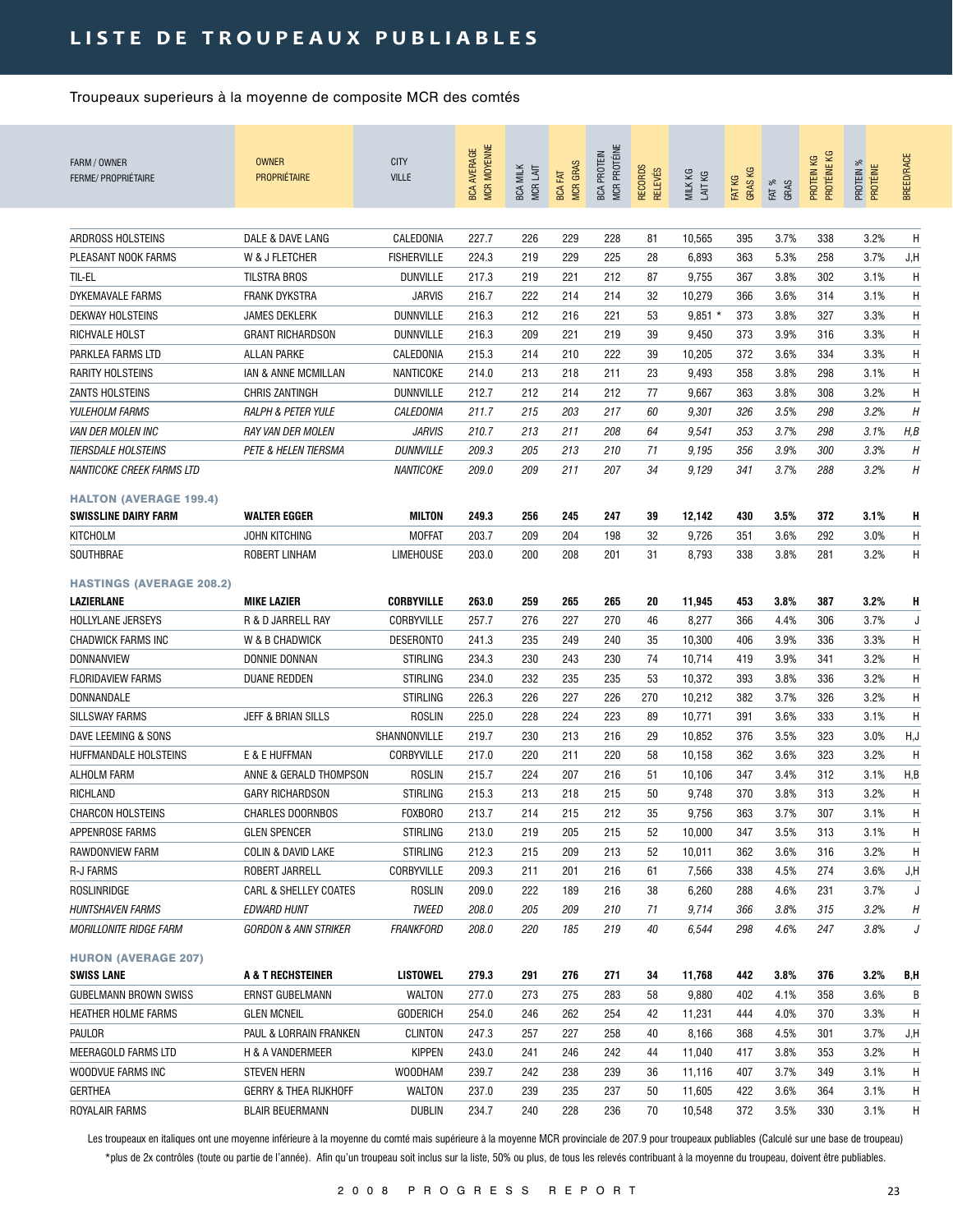# LISTE DE TROUPEAUX PUBLIABLES

Troupeaux superieurs à la moyenne de composite MCR des comtés

| FARM / OWNER FERME/ PROPRIÉTAIRE | OWNER PROPRIÉTAIRE | CITY VILLE | BCA AVERAGE MCR MOYENNE | BCA MILK MCR LAIT | BCA FAT MCR GRAS | BCA PROTEIN MCR PROTÉINE | RECORDS RELEVÉS | MILK KG LAIT KG | FAT KG GRAS KG | FAT % GRAS | PROTEIN KG PROTÉINE KG | PROTEIN % PROTÉINE | BREED/RACE |
|---|---|---|---|---|---|---|---|---|---|---|---|---|---|
| ARDROSS HOLSTEINS | DALE & DAVE LANG | CALEDONIA | 227.7 | 226 | 229 | 228 | 81 | 10,565 | 395 | 3.7% | 338 | 3.2% | H |
| PLEASANT NOOK FARMS | W & J FLETCHER | FISHERVILLE | 224.3 | 219 | 229 | 225 | 28 | 6,893 | 363 | 5.3% | 258 | 3.7% | J,H |
| TIL-EL | TILSTRA BROS | DUNVILLE | 217.3 | 219 | 221 | 212 | 87 | 9,755 | 367 | 3.8% | 302 | 3.1% | H |
| DYKEMAVALE FARMS | FRANK DYKSTRA | JARVIS | 216.7 | 222 | 214 | 214 | 32 | 10,279 | 366 | 3.6% | 314 | 3.1% | H |
| DEKWAY HOLSTEINS | JAMES DEKLERK | DUNNVILLE | 216.3 | 212 | 216 | 221 | 53 | 9,851 * | 373 | 3.8% | 327 | 3.3% | H |
| RICHVALE HOLST | GRANT RICHARDSON | DUNNVILLE | 216.3 | 209 | 221 | 219 | 39 | 9,450 | 373 | 3.9% | 316 | 3.3% | H |
| PARKLEA FARMS LTD | ALLAN PARKE | CALEDONIA | 215.3 | 214 | 210 | 222 | 39 | 10,205 | 372 | 3.6% | 334 | 3.3% | H |
| RARITY HOLSTEINS | IAN & ANNE MCMILLAN | NANTICOKE | 214.0 | 213 | 218 | 211 | 23 | 9,493 | 358 | 3.8% | 298 | 3.1% | H |
| ZANTS HOLSTEINS | CHRIS ZANTINGH | DUNNVILLE | 212.7 | 212 | 214 | 212 | 77 | 9,667 | 363 | 3.8% | 308 | 3.2% | H |
| *YULEHOLM FARMS* | *RALPH & PETER YULE* | *CALEDONIA* | *211.7* | *215* | *203* | *217* | *60* | *9,301* | *326* | *3.5%* | *298* | *3.2%* | *H* |
| *VAN DER MOLEN INC* | *RAY VAN DER MOLEN* | *JARVIS* | *210.7* | *213* | *211* | *208* | *64* | *9,541* | *353* | *3.7%* | *298* | *3.1%* | *H,B* |
| *TIERSDALE HOLSTEINS* | *PETE & HELEN TIERSMA* | *DUNNVILLE* | *209.3* | *205* | *213* | *210* | *71* | *9,195* | *356* | *3.9%* | *300* | *3.3%* | *H* |
| *NANTICOKE CREEK FARMS LTD* | | *NANTICOKE* | *209.0* | *209* | *211* | *207* | *34* | *9,129* | *341* | *3.7%* | *288* | *3.2%* | *H* |
| **HALTON (AVERAGE 199.4)** | | | | | | | | | | | | | |
| **SWISSLINE DAIRY FARM** | **WALTER EGGER** | **MILTON** | **249.3** | **256** | **245** | **247** | **39** | **12,142** | **430** | **3.5%** | **372** | **3.1%** | **H** |
| KITCHOLM | JOHN KITCHING | MOFFAT | 203.7 | 209 | 204 | 198 | 32 | 9,726 | 351 | 3.6% | 292 | 3.0% | H |
| SOUTHBRAE | ROBERT LINHAM | LIMEHOUSE | 203.0 | 200 | 208 | 201 | 31 | 8,793 | 338 | 3.8% | 281 | 3.2% | H |
| **HASTINGS (AVERAGE 208.2)** | | | | | | | | | | | | | |
| **LAZIERLANE** | **MIKE LAZIER** | **CORBYVILLE** | **263.0** | **259** | **265** | **265** | **20** | **11,945** | **453** | **3.8%** | **387** | **3.2%** | **H** |
| HOLLYLANE JERSEYS | R & D JARRELL RAY | CORBYVILLE | 257.7 | 276 | 227 | 270 | 46 | 8,277 | 366 | 4.4% | 306 | 3.7% | J |
| CHADWICK FARMS INC | W & B CHADWICK | DESERONTO | 241.3 | 235 | 249 | 240 | 35 | 10,300 | 406 | 3.9% | 336 | 3.3% | H |
| DONNANVIEW | DONNIE DONNAN | STIRLING | 234.3 | 230 | 243 | 230 | 74 | 10,714 | 419 | 3.9% | 341 | 3.2% | H |
| FLORIDAVIEW FARMS | DUANE REDDEN | STIRLING | 234.0 | 232 | 235 | 235 | 53 | 10,372 | 393 | 3.8% | 336 | 3.2% | H |
| DONNANDALE | | STIRLING | 226.3 | 226 | 227 | 226 | 270 | 10,212 | 382 | 3.7% | 326 | 3.2% | H |
| SILLSWAY FARMS | JEFF & BRIAN SILLS | ROSLIN | 225.0 | 228 | 224 | 223 | 89 | 10,771 | 391 | 3.6% | 333 | 3.1% | H |
| DAVE LEEMING & SONS | | SHANNONVILLE | 219.7 | 230 | 213 | 216 | 29 | 10,852 | 376 | 3.5% | 323 | 3.0% | H,J |
| HUFFMANDALE HOLSTEINS | E & E HUFFMAN | CORBYVILLE | 217.0 | 220 | 211 | 220 | 58 | 10,158 | 362 | 3.6% | 323 | 3.2% | H |
| ALHOLM FARM | ANNE & GERALD THOMPSON | ROSLIN | 215.7 | 224 | 207 | 216 | 51 | 10,106 | 347 | 3.4% | 312 | 3.1% | H,B |
| RICHLAND | GARY RICHARDSON | STIRLING | 215.3 | 213 | 218 | 215 | 50 | 9,748 | 370 | 3.8% | 313 | 3.2% | H |
| CHARCON HOLSTEINS | CHARLES DOORNBOS | FOXBORO | 213.7 | 214 | 215 | 212 | 35 | 9,756 | 363 | 3.7% | 307 | 3.1% | H |
| APPENROSE FARMS | GLEN SPENCER | STIRLING | 213.0 | 219 | 205 | 215 | 52 | 10,000 | 347 | 3.5% | 313 | 3.1% | H |
| RAWDONVIEW FARM | COLIN & DAVID LAKE | STIRLING | 212.3 | 215 | 209 | 213 | 52 | 10,011 | 362 | 3.6% | 316 | 3.2% | H |
| R-J FARMS | ROBERT JARRELL | CORBYVILLE | 209.3 | 211 | 201 | 216 | 61 | 7,566 | 338 | 4.5% | 274 | 3.6% | J,H |
| ROSLINRIDGE | CARL & SHELLEY COATES | ROSLIN | 209.0 | 222 | 189 | 216 | 38 | 6,260 | 288 | 4.6% | 231 | 3.7% | J |
| *HUNTSHAVEN FARMS* | *EDWARD HUNT* | *TWEED* | *208.0* | *205* | *209* | *210* | *71* | *9,714* | *366* | *3.8%* | *315* | *3.2%* | *H* |
| *MORILLONITE RIDGE FARM* | *GORDON & ANN STRIKER* | *FRANKFORD* | *208.0* | *220* | *185* | *219* | *40* | *6,544* | *298* | *4.6%* | *247* | *3.8%* | *J* |
| **HURON (AVERAGE 207)** | | | | | | | | | | | | | |
| **SWISS LANE** | **A & T RECHSTEINER** | **LISTOWEL** | **279.3** | **291** | **276** | **271** | **34** | **11,768** | **442** | **3.8%** | **376** | **3.2%** | **B,H** |
| GUBELMANN BROWN SWISS | ERNST GUBELMANN | WALTON | 277.0 | 273 | 275 | 283 | 58 | 9,880 | 402 | 4.1% | 358 | 3.6% | B |
| HEATHER HOLME FARMS | GLEN MCNEIL | GODERICH | 254.0 | 246 | 262 | 254 | 42 | 11,231 | 444 | 4.0% | 370 | 3.3% | H |
| PAULOR | PAUL & LORRAIN FRANKEN | CLINTON | 247.3 | 257 | 227 | 258 | 40 | 8,166 | 368 | 4.5% | 301 | 3.7% | J,H |
| MEERAGOLD FARMS LTD | H & A VANDERMEER | KIPPEN | 243.0 | 241 | 246 | 242 | 44 | 11,040 | 417 | 3.8% | 353 | 3.2% | H |
| WOODVUE FARMS INC | STEVEN HERN | WOODHAM | 239.7 | 242 | 238 | 239 | 36 | 11,116 | 407 | 3.7% | 349 | 3.1% | H |
| GERTHEA | GERRY & THEA RIJKHOFF | WALTON | 237.0 | 239 | 235 | 237 | 50 | 11,605 | 422 | 3.6% | 364 | 3.1% | H |
| ROYALAIR FARMS | BLAIR BEUERMANN | DUBLIN | 234.7 | 240 | 228 | 236 | 70 | 10,548 | 372 | 3.5% | 330 | 3.1% | H |

Les troupeaux en italiques ont une moyenne inférieure à la moyenne du comté mais supérieure à la moyenne MCR provinciale de 207.9 pour troupeaux publiables (Calculé sur une base de troupeau)

*plus de 2x contrôles (toute ou partie de l'année). Afin qu'un troupeau soit inclus sur la liste, 50% ou plus, de tous les relevés contribuant à la moyenne du troupeau, doivent être publiables.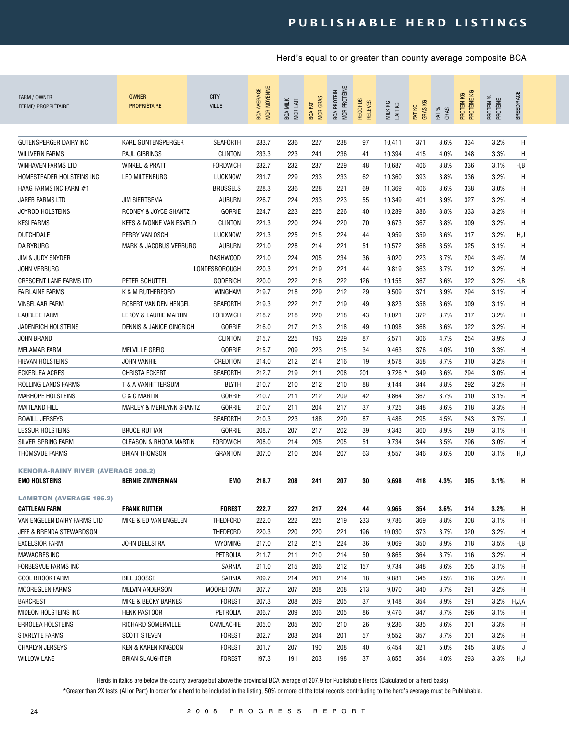# PUBLISHABLE HERD LISTINGS

Herd's equal to or greater than county average composite BCA

| FARM / OWNER<br>FERME/ PROPRIÉTAIRE | OWNER<br>PROPRIÉTAIRE | CITY<br>VILLE | BCA AVERAGE<br>MCR MOYENNE | BCA MILK<br>MCR LAIT | BCA FAT<br>MCR GRAS | BCA PROTEIN<br>MCR PROTÉINE | RECORDS<br>RELEVÉS | MILK KG<br>LAIT KG | FAT KG<br>GRAS KG | FAT %<br>GRAS | PROTEIN KG<br>PROTÉINE KG | PROTEIN %<br>PROTÉINE | BREED/RACE |
|---|---|---|---|---|---|---|---|---|---|---|---|---|---|
| GUTENSPERGER DAIRY INC | KARL GUNTENSPERGER | SEAFORTH | 233.7 | 236 | 227 | 238 | 97 | 10,411 | 371 | 3.6% | 334 | 3.2% | H |
| WILLVERN FARMS | PAUL GIBBINGS | CLINTON | 233.3 | 223 | 241 | 236 | 41 | 10,394 | 415 | 4.0% | 348 | 3.3% | H |
| WINHAVEN FARMS LTD | WINKEL & PRATT | FORDWICH | 232.7 | 232 | 237 | 229 | 48 | 10,687 | 406 | 3.8% | 336 | 3.1% | H,B |
| HOMESTEADER HOLSTEINS INC | LEO MILTENBURG | LUCKNOW | 231.7 | 229 | 233 | 233 | 62 | 10,360 | 393 | 3.8% | 336 | 3.2% | H |
| HAAG FARMS INC FARM #1 | | BRUSSELS | 228.3 | 236 | 228 | 221 | 69 | 11,369 | 406 | 3.6% | 338 | 3.0% | H |
| JAREB FARMS LTD | JIM SIERTSEMA | AUBURN | 226.7 | 224 | 233 | 223 | 55 | 10,349 | 401 | 3.9% | 327 | 3.2% | H |
| JOYROD HOLSTEINS | RODNEY & JOYCE SHANTZ | GORRIE | 224.7 | 223 | 225 | 226 | 40 | 10,289 | 386 | 3.8% | 333 | 3.2% | H |
| KESI FARMS | KEES & IVONNE VAN ESVELD | CLINTON | 221.3 | 220 | 224 | 220 | 70 | 9,673 | 367 | 3.8% | 309 | 3.2% | H |
| DUTCHDALE | PERRY VAN OSCH | LUCKNOW | 221.3 | 225 | 215 | 224 | 44 | 9,959 | 359 | 3.6% | 317 | 3.2% | H,J |
| DAIRYBURG | MARK & JACOBUS VERBURG | AUBURN | 221.0 | 228 | 214 | 221 | 51 | 10,572 | 368 | 3.5% | 325 | 3.1% | H |
| JIM & JUDY SNYDER | | DASHWOOD | 221.0 | 224 | 205 | 234 | 36 | 6,020 | 223 | 3.7% | 204 | 3.4% | M |
| JOHN VERBURG | | LONDESBOROUGH | 220.3 | 221 | 219 | 221 | 44 | 9,819 | 363 | 3.7% | 312 | 3.2% | H |
| CRESCENT LANE FARMS LTD | PETER SCHUTTEL | GODERICH | 220.0 | 222 | 216 | 222 | 126 | 10,155 | 367 | 3.6% | 322 | 3.2% | H,B |
| FAIRLAINE FARMS | K & M RUTHERFORD | WINGHAM | 219.7 | 218 | 229 | 212 | 29 | 9,509 | 371 | 3.9% | 294 | 3.1% | H |
| VINSELAAR FARM | ROBERT VAN DEN HENGEL | SEAFORTH | 219.3 | 222 | 217 | 219 | 49 | 9,823 | 358 | 3.6% | 309 | 3.1% | H |
| LAURLEE FARM | LEROY & LAURIE MARTIN | FORDWICH | 218.7 | 218 | 220 | 218 | 43 | 10,021 | 372 | 3.7% | 317 | 3.2% | H |
| JADENRICH HOLSTEINS | DENNIS & JANICE GINGRICH | GORRIE | 216.0 | 217 | 213 | 218 | 49 | 10,098 | 368 | 3.6% | 322 | 3.2% | H |
| JOHN BRAND | | CLINTON | 215.7 | 225 | 193 | 229 | 87 | 6,571 | 306 | 4.7% | 254 | 3.9% | J |
| MELAMAR FARM | MELVILLE GREIG | GORRIE | 215.7 | 209 | 223 | 215 | 34 | 9,463 | 376 | 4.0% | 310 | 3.3% | H |
| HIEVAN HOLSTEINS | JOHN VANHIE | CREDITON | 214.0 | 212 | 214 | 216 | 19 | 9,578 | 358 | 3.7% | 310 | 3.2% | H |
| ECKERLEA ACRES | CHRISTA ECKERT | SEAFORTH | 212.7 | 219 | 211 | 208 | 201 | 9,726 * | 349 | 3.6% | 294 | 3.0% | H |
| ROLLING LANDS FARMS | T & A VANHITTERSUM | BLYTH | 210.7 | 210 | 212 | 210 | 88 | 9,144 | 344 | 3.8% | 292 | 3.2% | H |
| MARHOPE HOLSTEINS | C & C MARTIN | GORRIE | 210.7 | 211 | 212 | 209 | 42 | 9,864 | 367 | 3.7% | 310 | 3.1% | H |
| MAITLAND HILL | MARLEY & MERILYNN SHANTZ | GORRIE | 210.7 | 211 | 204 | 217 | 37 | 9,725 | 348 | 3.6% | 318 | 3.3% | H |
| ROWILL JERSEYS | | SEAFORTH | 210.3 | 223 | 188 | 220 | 87 | 6,486 | 295 | 4.5% | 243 | 3.7% | J |
| LESSUR HOLSTEINS | BRUCE RUTTAN | GORRIE | 208.7 | 207 | 217 | 202 | 39 | 9,343 | 360 | 3.9% | 289 | 3.1% | H |
| SILVER SPRING FARM | CLEASON & RHODA MARTIN | FORDWICH | 208.0 | 214 | 205 | 205 | 51 | 9,734 | 344 | 3.5% | 296 | 3.0% | H |
| THOMSVUE FARMS | BRIAN THOMSON | GRANTON | 207.0 | 210 | 204 | 207 | 63 | 9,557 | 346 | 3.6% | 300 | 3.1% | H,J |
| **KENORA-RAINY RIVER (AVERAGE 208.2)** | | | | | | | | | | | | | |
| **EMO HOLSTEINS** | **BERNIE ZIMMERMAN** | **EMO** | **218.7** | **208** | **241** | **207** | **30** | **9,698** | **418** | **4.3%** | **305** | **3.1%** | **H** |
| **LAMBTON (AVERAGE 195.2)** | | | | | | | | | | | | | |
| **CATTLEAN FARM** | **FRANK RUTTEN** | **FOREST** | **222.7** | **227** | **217** | **224** | **44** | **9,965** | **354** | **3.6%** | **314** | **3.2%** | **H** |
| VAN ENGELEN DAIRY FARMS LTD | MIKE & ED VAN ENGELEN | THEDFORD | 222.0 | 222 | 225 | 219 | 233 | 9,786 | 369 | 3.8% | 308 | 3.1% | H |
| JEFF & BRENDA STEWARDSON | | THEDFORD | 220.3 | 220 | 220 | 221 | 196 | 10,030 | 373 | 3.7% | 320 | 3.2% | H |
| EXCELSIOR FARM | JOHN DEELSTRA | WYOMING | 217.0 | 212 | 215 | 224 | 36 | 9,069 | 350 | 3.9% | 318 | 3.5% | H,B |
| MAWACRES INC | | PETROLIA | 211.7 | 211 | 210 | 214 | 50 | 9,865 | 364 | 3.7% | 316 | 3.2% | H |
| FORBESVUE FARMS INC | | SARNIA | 211.0 | 215 | 206 | 212 | 157 | 9,734 | 348 | 3.6% | 305 | 3.1% | H |
| COOL BROOK FARM | BILL JOOSSE | SARNIA | 209.7 | 214 | 201 | 214 | 18 | 9,881 | 345 | 3.5% | 316 | 3.2% | H |
| MOOREGLEN FARMS | MELVIN ANDERSON | MOORETOWN | 207.7 | 207 | 208 | 208 | 213 | 9,070 | 340 | 3.7% | 291 | 3.2% | H |
| BARCREST | MIKE & BECKY BARNES | FOREST | 207.3 | 208 | 209 | 205 | 37 | 9,148 | 354 | 3.9% | 291 | 3.2% | H,J,A |
| MIDEON HOLSTEINS INC | HENK PASTOOR | PETROLIA | 206.7 | 209 | 206 | 205 | 86 | 9,476 | 347 | 3.7% | 296 | 3.1% | H |
| ERROLEA HOLSTEINS | RICHARD SOMERVILLE | CAMLACHIE | 205.0 | 205 | 200 | 210 | 26 | 9,236 | 335 | 3.6% | 301 | 3.3% | H |
| STARLYTE FARMS | SCOTT STEVEN | FOREST | 202.7 | 203 | 204 | 201 | 57 | 9,552 | 357 | 3.7% | 301 | 3.2% | H |
| CHARLYN JERSEYS | KEN & KAREN KINGDON | FOREST | 201.7 | 207 | 190 | 208 | 40 | 6,454 | 321 | 5.0% | 245 | 3.8% | J |
| WILLOW LANE | BRIAN SLAUGHTER | FOREST | 197.3 | 191 | 203 | 198 | 37 | 8,855 | 354 | 4.0% | 293 | 3.3% | H,J |

Herds in italics are below the county average but above the provincial BCA average of 207.9 for Publishable Herds (Calculated on a herd basis)

*Greater than 2X tests (All or Part) In order for a herd to be included in the listing, 50% or more of the total records contributing to the herd's average must be Publishable.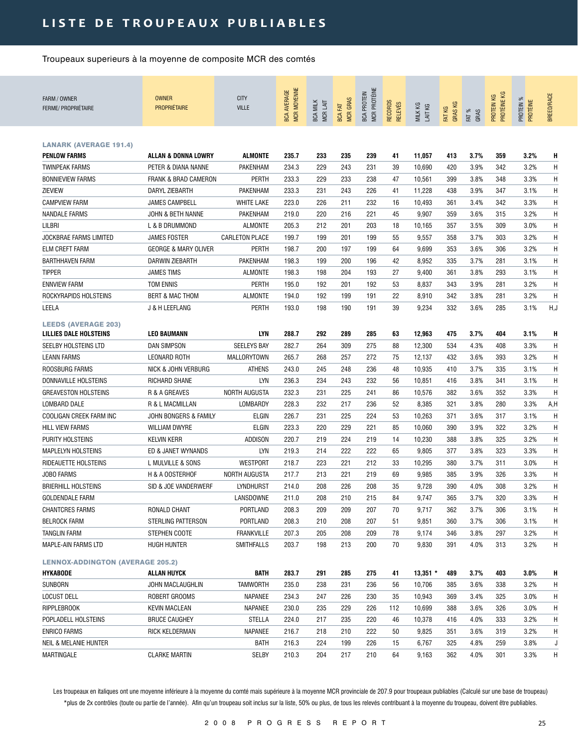# LISTE DE TROUPEAUX PUBLIABLES

Troupeaux superieurs à la moyenne de composite MCR des comtés

| FARM / OWNER FERME/ PROPRIÉTAIRE | OWNER PROPRIÉTAIRE | CITY VILLE | BCA AVERAGE MCR MOYENNE | BCA MILK MCR LAIT | BCA FAT MCR GRAS | BCA PROTEIN MCR PROTÉINE | RECORDS RELEVÉS | MILK KG LAIT KG | FAT KG GRAS KG | FAT % GRAS | PROTEIN KG PROTÉINE KG | PROTEIN % PROTÉINE | BREED/RACE |
|---|---|---|---|---|---|---|---|---|---|---|---|---|---|
| **LANARK (AVERAGE 191.4)** | | | | | | | | | | | | | |
| **PENLOW FARMS** | **ALLAN & DONNA LOWRY** | **ALMONTE** | **235.7** | **233** | **235** | **239** | **41** | **11,057** | **413** | **3.7%** | **359** | **3.2%** | **H** |
| TWINPEAK FARMS | PETER & DIANA NANNE | PAKENHAM | 234.3 | 229 | 243 | 231 | 39 | 10,690 | 420 | 3.9% | 342 | 3.2% | H |
| BONNIEVIEW FARMS | FRANK & BRAD CAMERON | PERTH | 233.3 | 229 | 233 | 238 | 47 | 10,561 | 399 | 3.8% | 348 | 3.3% | H |
| ZIEVIEW | DARYL ZIEBARTH | PAKENHAM | 233.3 | 231 | 243 | 226 | 41 | 11,228 | 438 | 3.9% | 347 | 3.1% | H |
| CAMPVIEW FARM | JAMES CAMPBELL | WHITE LAKE | 223.0 | 226 | 211 | 232 | 16 | 10,493 | 361 | 3.4% | 342 | 3.3% | H |
| NANDALE FARMS | JOHN & BETH NANNE | PAKENHAM | 219.0 | 220 | 216 | 221 | 45 | 9,907 | 359 | 3.6% | 315 | 3.2% | H |
| LILBRI | L & B DRUMMOND | ALMONTE | 205.3 | 212 | 201 | 203 | 18 | 10,165 | 357 | 3.5% | 309 | 3.0% | H |
| JOCKBRAE FARMS LIMITED | JAMES FOSTER | CARLETON PLACE | 199.7 | 199 | 201 | 199 | 55 | 9,557 | 358 | 3.7% | 303 | 3.2% | H |
| ELM CREFT FARM | GEORGE & MARY OLIVER | PERTH | 198.7 | 200 | 197 | 199 | 64 | 9,699 | 353 | 3.6% | 306 | 3.2% | H |
| BARTHHAVEN FARM | DARWIN ZIEBARTH | PAKENHAM | 198.3 | 199 | 200 | 196 | 42 | 8,952 | 335 | 3.7% | 281 | 3.1% | H |
| TIPPER | JAMES TIMS | ALMONTE | 198.3 | 198 | 204 | 193 | 27 | 9,400 | 361 | 3.8% | 293 | 3.1% | H |
| ENNVIEW FARM | TOM ENNIS | PERTH | 195.0 | 192 | 201 | 192 | 53 | 8,837 | 343 | 3.9% | 281 | 3.2% | H |
| ROCKYRAPIDS HOLSTEINS | BERT & MAC THOM | ALMONTE | 194.0 | 192 | 199 | 191 | 22 | 8,910 | 342 | 3.8% | 281 | 3.2% | H |
| LEELA | J & H LEEFLANG | PERTH | 193.0 | 198 | 190 | 191 | 39 | 9,234 | 332 | 3.6% | 285 | 3.1% | H,J |
| **LEEDS (AVERAGE 203)** | | | | | | | | | | | | | |
| **LILLIES DALE HOLSTEINS** | **LEO BAUMANN** | **LYN** | **288.7** | **292** | **289** | **285** | **63** | **12,963** | **475** | **3.7%** | **404** | **3.1%** | **H** |
| SEELBY HOLSTEINS LTD | DAN SIMPSON | SEELEYS BAY | 282.7 | 264 | 309 | 275 | 88 | 12,300 | 534 | 4.3% | 408 | 3.3% | H |
| LEANN FARMS | LEONARD ROTH | MALLORYTOWN | 265.7 | 268 | 257 | 272 | 75 | 12,137 | 432 | 3.6% | 393 | 3.2% | H |
| ROOSBURG FARMS | NICK & JOHN VERBURG | ATHENS | 243.0 | 245 | 248 | 236 | 48 | 10,935 | 410 | 3.7% | 335 | 3.1% | H |
| DONNAVILLE HOLSTEINS | RICHARD SHANE | LYN | 236.3 | 234 | 243 | 232 | 56 | 10,851 | 416 | 3.8% | 341 | 3.1% | H |
| GREAVESTON HOLSTEINS | R & A GREAVES | NORTH AUGUSTA | 232.3 | 231 | 225 | 241 | 86 | 10,576 | 382 | 3.6% | 352 | 3.3% | H |
| LOMBARD DALE | R & L MACMILLAN | LOMBARDY | 228.3 | 232 | 217 | 236 | 52 | 8,385 | 321 | 3.8% | 280 | 3.3% | A,H |
| COOLIGAN CREEK FARM INC | JOHN BONGERS & FAMILY | ELGIN | 226.7 | 231 | 225 | 224 | 53 | 10,263 | 371 | 3.6% | 317 | 3.1% | H |
| HILL VIEW FARMS | WILLIAM DWYRE | ELGIN | 223.3 | 220 | 229 | 221 | 85 | 10,060 | 390 | 3.9% | 322 | 3.2% | H |
| PURITY HOLSTEINS | KELVIN KERR | ADDISON | 220.7 | 219 | 224 | 219 | 14 | 10,230 | 388 | 3.8% | 325 | 3.2% | H |
| MAPLELYN HOLSTEINS | ED & JANET WYNANDS | LYN | 219.3 | 214 | 222 | 222 | 65 | 9,805 | 377 | 3.8% | 323 | 3.3% | H |
| RIDEAUETTE HOLSTEINS | L MULVILLE & SONS | WESTPORT | 218.7 | 223 | 221 | 212 | 33 | 10,295 | 380 | 3.7% | 311 | 3.0% | H |
| JOBO FARMS | H & A OOSTERHOF | NORTH AUGUSTA | 217.7 | 213 | 221 | 219 | 69 | 9,985 | 385 | 3.9% | 326 | 3.3% | H |
| BRIERHILL HOLSTEINS | SID & JOE VANDERWERF | LYNDHURST | 214.0 | 208 | 226 | 208 | 35 | 9,728 | 390 | 4.0% | 308 | 3.2% | H |
| GOLDENDALE FARM | | LANSDOWNE | 211.0 | 208 | 210 | 215 | 84 | 9,747 | 365 | 3.7% | 320 | 3.3% | H |
| CHANTCRES FARMS | RONALD CHANT | PORTLAND | 208.3 | 209 | 209 | 207 | 70 | 9,717 | 362 | 3.7% | 306 | 3.1% | H |
| BELROCK FARM | STERLING PATTERSON | PORTLAND | 208.3 | 210 | 208 | 207 | 51 | 9,851 | 360 | 3.7% | 306 | 3.1% | H |
| TANGLIN FARM | STEPHEN COOTE | FRANKVILLE | 207.3 | 205 | 208 | 209 | 78 | 9,174 | 346 | 3.8% | 297 | 3.2% | H |
| MAPLE-AIN FARMS LTD | HUGH HUNTER | SMITHFALLS | 203.7 | 198 | 213 | 200 | 70 | 9,830 | 391 | 4.0% | 313 | 3.2% | H |
| **LENNOX-ADDINGTON (AVERAGE 205.2)** | | | | | | | | | | | | | |
| **HYKABODE** | **ALLAN HUYCK** | **BATH** | **283.7** | **291** | **285** | **275** | **41** | **13,351 \*** | **489** | **3.7%** | **403** | **3.0%** | **H** |
| SUNBORN | JOHN MACLAUGHLIN | TAMWORTH | 235.0 | 238 | 231 | 236 | 56 | 10,706 | 385 | 3.6% | 338 | 3.2% | H |
| LOCUST DELL | ROBERT GROOMS | NAPANEE | 234.3 | 247 | 226 | 230 | 35 | 10,943 | 369 | 3.4% | 325 | 3.0% | H |
| RIPPLEBROOK | KEVIN MACLEAN | NAPANEE | 230.0 | 235 | 229 | 226 | 112 | 10,699 | 388 | 3.6% | 326 | 3.0% | H |
| POPLADELL HOLSTEINS | BRUCE CAUGHEY | STELLA | 224.0 | 217 | 235 | 220 | 46 | 10,378 | 416 | 4.0% | 333 | 3.2% | H |
| ENRICO FARMS | RICK KELDERMAN | NAPANEE | 216.7 | 218 | 210 | 222 | 50 | 9,825 | 351 | 3.6% | 319 | 3.2% | H |
| NEIL & MELANIE HUNTER | | BATH | 216.3 | 224 | 199 | 226 | 15 | 6,767 | 325 | 4.8% | 259 | 3.8% | J |
| MARTINGALE | CLARKE MARTIN | SELBY | 210.3 | 204 | 217 | 210 | 64 | 9,163 | 362 | 4.0% | 301 | 3.3% | H |

Les troupeaux en italiques ont une moyenne inférieure à la moyenne du comté mais supérieure à la moyenne MCR provinciale de 207.9 pour troupeaux publiables (Calculé sur une base de troupeau)

*plus de 2x contrôles (toute ou partie de l'année). Afin qu'un troupeau soit inclus sur la liste, 50% ou plus, de tous les relevés contribuant à la moyenne du troupeau, doivent être publiables.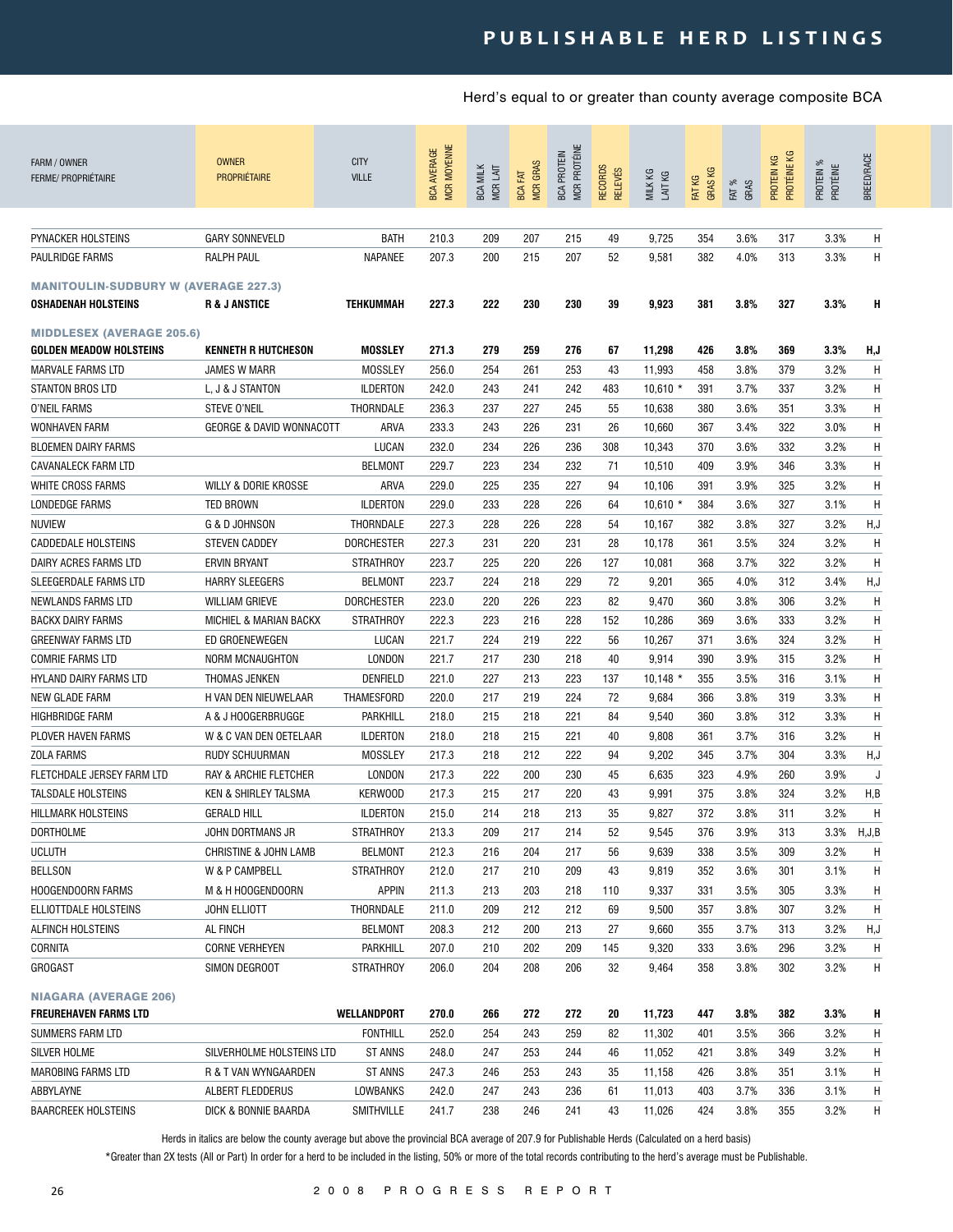# PUBLISHABLE HERD LISTINGS

Herd's equal to or greater than county average composite BCA

| FARM / OWNER<br>FERME/ PROPRIÉTAIRE | OWNER<br>PROPRIÉTAIRE | CITY<br>VILLE | BCA AVERAGE<br>MCR MOYENNE | BCA MILK<br>MCR LAIT | BCA FAT<br>MCR GRAS | BCA PROTEIN<br>MCR PROTÉINE | RECORDS<br>RELEVÉS | MILK KG<br>LAIT KG | FAT KG<br>GRAS KG | FAT %<br>GRAS | PROTEIN KG<br>PROTÉINE KG | PROTEIN %<br>PROTÉINE | BREED/RACE |
|---|---|---|---|---|---|---|---|---|---|---|---|---|---|
| PYNACKER HOLSTEINS | GARY SONNEVELD | BATH | 210.3 | 209 | 207 | 215 | 49 | 9,725 | 354 | 3.6% | 317 | 3.3% | H |
| PAULRIDGE FARMS | RALPH PAUL | NAPANEE | 207.3 | 200 | 215 | 207 | 52 | 9,581 | 382 | 4.0% | 313 | 3.3% | H |
| **MANITOULIN-SUDBURY W (AVERAGE 227.3)** | | | | | | | | | | | | | |
| **OSHADENAH HOLSTEINS** | **R & J ANSTICE** | **TEHKUMMAH** | **227.3** | **222** | **230** | **230** | **39** | **9,923** | **381** | **3.8%** | **327** | **3.3%** | **H** |
| **MIDDLESEX (AVERAGE 205.6)** | | | | | | | | | | | | | |
| **GOLDEN MEADOW HOLSTEINS** | **KENNETH R HUTCHESON** | **MOSSLEY** | **271.3** | **279** | **259** | **276** | **67** | **11,298** | **426** | **3.8%** | **369** | **3.3%** | **H,J** |
| MARVALE FARMS LTD | JAMES W MARR | MOSSLEY | 256.0 | 254 | 261 | 253 | 43 | 11,993 | 458 | 3.8% | 379 | 3.2% | H |
| STANTON BROS LTD | L, J & J STANTON | ILDERTON | 242.0 | 243 | 241 | 242 | 483 | 10,610 * | 391 | 3.7% | 337 | 3.2% | H |
| O'NEIL FARMS | STEVE O'NEIL | THORNDALE | 236.3 | 237 | 227 | 245 | 55 | 10,638 | 380 | 3.6% | 351 | 3.3% | H |
| WONHAVEN FARM | GEORGE & DAVID WONNACOTT | ARVA | 233.3 | 243 | 226 | 231 | 26 | 10,660 | 367 | 3.4% | 322 | 3.0% | H |
| BLOEMEN DAIRY FARMS | | LUCAN | 232.0 | 234 | 226 | 236 | 308 | 10,343 | 370 | 3.6% | 332 | 3.2% | H |
| CAVANALECK FARM LTD | | BELMONT | 229.7 | 223 | 234 | 232 | 71 | 10,510 | 409 | 3.9% | 346 | 3.3% | H |
| WHITE CROSS FARMS | WILLY & DORIE KROSSE | ARVA | 229.0 | 225 | 235 | 227 | 94 | 10,106 | 391 | 3.9% | 325 | 3.2% | H |
| LONDEDGE FARMS | TED BROWN | ILDERTON | 229.0 | 233 | 228 | 226 | 64 | 10,610 * | 384 | 3.6% | 327 | 3.1% | H |
| NUVIEW | G & D JOHNSON | THORNDALE | 227.3 | 228 | 226 | 228 | 54 | 10,167 | 382 | 3.8% | 327 | 3.2% | H,J |
| CADDEDALE HOLSTEINS | STEVEN CADDEY | DORCHESTER | 227.3 | 231 | 220 | 231 | 28 | 10,178 | 361 | 3.5% | 324 | 3.2% | H |
| DAIRY ACRES FARMS LTD | ERVIN BRYANT | STRATHROY | 223.7 | 225 | 220 | 226 | 127 | 10,081 | 368 | 3.7% | 322 | 3.2% | H |
| SLEEGERDALE FARMS LTD | HARRY SLEEGERS | BELMONT | 223.7 | 224 | 218 | 229 | 72 | 9,201 | 365 | 4.0% | 312 | 3.4% | H,J |
| NEWLANDS FARMS LTD | WILLIAM GRIEVE | DORCHESTER | 223.0 | 220 | 226 | 223 | 82 | 9,470 | 360 | 3.8% | 306 | 3.2% | H |
| BACKX DAIRY FARMS | MICHIEL & MARIAN BACKX | STRATHROY | 222.3 | 223 | 216 | 228 | 152 | 10,286 | 369 | 3.6% | 333 | 3.2% | H |
| GREENWAY FARMS LTD | ED GROENEWEGEN | LUCAN | 221.7 | 224 | 219 | 222 | 56 | 10,267 | 371 | 3.6% | 324 | 3.2% | H |
| COMRIE FARMS LTD | NORM MCNAUGHTON | LONDON | 221.7 | 217 | 230 | 218 | 40 | 9,914 | 390 | 3.9% | 315 | 3.2% | H |
| HYLAND DAIRY FARMS LTD | THOMAS JENKEN | DENFIELD | 221.0 | 227 | 213 | 223 | 137 | 10,148 * | 355 | 3.5% | 316 | 3.1% | H |
| NEW GLADE FARM | H VAN DEN NIEUWELAAR | THAMESFORD | 220.0 | 217 | 219 | 224 | 72 | 9,684 | 366 | 3.8% | 319 | 3.3% | H |
| HIGHBRIDGE FARM | A & J HOOGERBRUGGE | PARKHILL | 218.0 | 215 | 218 | 221 | 84 | 9,540 | 360 | 3.8% | 312 | 3.3% | H |
| PLOVER HAVEN FARMS | W & C VAN DEN OETELAAR | ILDERTON | 218.0 | 218 | 215 | 221 | 40 | 9,808 | 361 | 3.7% | 316 | 3.2% | H |
| ZOLA FARMS | RUDY SCHUURMAN | MOSSLEY | 217.3 | 218 | 212 | 222 | 94 | 9,202 | 345 | 3.7% | 304 | 3.3% | H,J |
| FLETCHDALE JERSEY FARM LTD | RAY & ARCHIE FLETCHER | LONDON | 217.3 | 222 | 200 | 230 | 45 | 6,635 | 323 | 4.9% | 260 | 3.9% | J |
| TALSDALE HOLSTEINS | KEN & SHIRLEY TALSMA | KERWOOD | 217.3 | 215 | 217 | 220 | 43 | 9,991 | 375 | 3.8% | 324 | 3.2% | H,B |
| HILLMARK HOLSTEINS | GERALD HILL | ILDERTON | 215.0 | 214 | 218 | 213 | 35 | 9,827 | 372 | 3.8% | 311 | 3.2% | H |
| DORTHOLME | JOHN DORTMANS JR | STRATHROY | 213.3 | 209 | 217 | 214 | 52 | 9,545 | 376 | 3.9% | 313 | 3.3% | H,J,B |
| UCLUTH | CHRISTINE & JOHN LAMB | BELMONT | 212.3 | 216 | 204 | 217 | 56 | 9,639 | 338 | 3.5% | 309 | 3.2% | H |
| BELLSON | W & P CAMPBELL | STRATHROY | 212.0 | 217 | 210 | 209 | 43 | 9,819 | 352 | 3.6% | 301 | 3.1% | H |
| HOOGENDOORN FARMS | M & H HOOGENDOORN | APPIN | 211.3 | 213 | 203 | 218 | 110 | 9,337 | 331 | 3.5% | 305 | 3.3% | H |
| ELLIOTTDALE HOLSTEINS | JOHN ELLIOTT | THORNDALE | 211.0 | 209 | 212 | 212 | 69 | 9,500 | 357 | 3.8% | 307 | 3.2% | H |
| ALFINCH HOLSTEINS | AL FINCH | BELMONT | 208.3 | 212 | 200 | 213 | 27 | 9,660 | 355 | 3.7% | 313 | 3.2% | H,J |
| CORNITA | CORNE VERHEYEN | PARKHILL | 207.0 | 210 | 202 | 209 | 145 | 9,320 | 333 | 3.6% | 296 | 3.2% | H |
| GROGAST | SIMON DEGROOT | STRATHROY | 206.0 | 204 | 208 | 206 | 32 | 9,464 | 358 | 3.8% | 302 | 3.2% | H |
| **NIAGARA (AVERAGE 206)** | | | | | | | | | | | | | |
| **FREUREHAVEN FARMS LTD** | | **WELLANDPORT** | **270.0** | **266** | **272** | **272** | **20** | **11,723** | **447** | **3.8%** | **382** | **3.3%** | **H** |
| SUMMERS FARM LTD | | FONTHILL | 252.0 | 254 | 243 | 259 | 82 | 11,302 | 401 | 3.5% | 366 | 3.2% | H |
| SILVER HOLME | SILVERHOLME HOLSTEINS LTD | ST ANNS | 248.0 | 247 | 253 | 244 | 46 | 11,052 | 421 | 3.8% | 349 | 3.2% | H |
| MAROBING FARMS LTD | R & T VAN WYNGAARDEN | ST ANNS | 247.3 | 246 | 253 | 243 | 35 | 11,158 | 426 | 3.8% | 351 | 3.1% | H |
| ABBYLAYNE | ALBERT FLEDDERUS | LOWBANKS | 242.0 | 247 | 243 | 236 | 61 | 11,013 | 403 | 3.7% | 336 | 3.1% | H |
| BAARCREEK HOLSTEINS | DICK & BONNIE BAARDA | SMITHVILLE | 241.7 | 238 | 246 | 241 | 43 | 11,026 | 424 | 3.8% | 355 | 3.2% | H |

Herds in italics are below the county average but above the provincial BCA average of 207.9 for Publishable Herds (Calculated on a herd basis)

*Greater than 2X tests (All or Part) In order for a herd to be included in the listing, 50% or more of the total records contributing to the herd's average must be Publishable.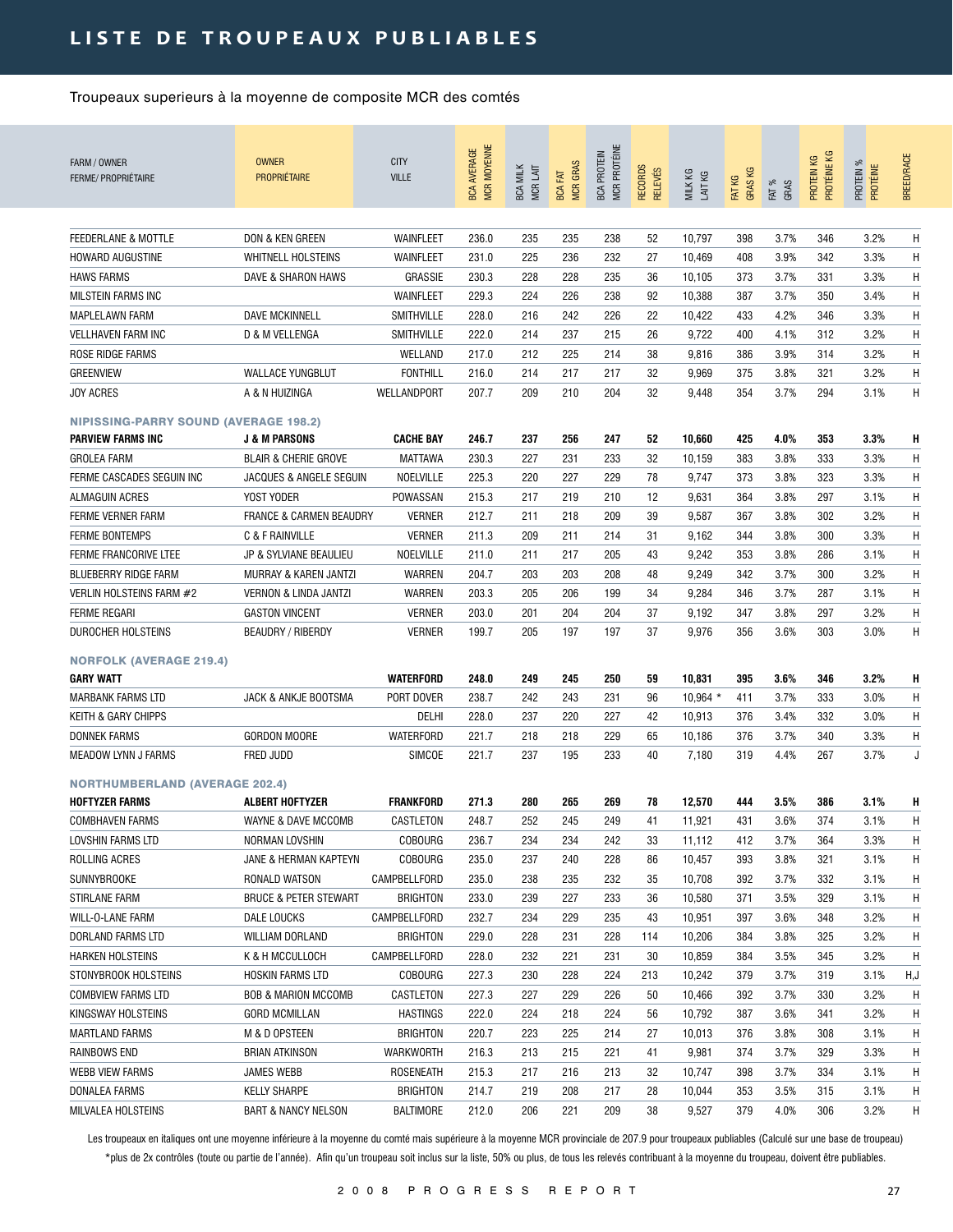# LISTE DE TROUPEAUX PUBLIABLES

Troupeaux superieurs à la moyenne de composite MCR des comtés

| FARM / OWNER FERME/ PROPRIÉTAIRE | OWNER PROPRIÉTAIRE | CITY VILLE | BCA AVERAGE MCR MOYENNE | BCA MILK MCR LAIT | BCA FAT MCR GRAS | BCA PROTEIN MCR PROTÉINE | RECORDS RELEVÉS | MILK KG LAIT KG | FAT KG GRAS KG | FAT % GRAS | PROTEIN KG PROTÉINE KG | PROTEIN % PROTÉINE | BREED/RACE |
|---|---|---|---|---|---|---|---|---|---|---|---|---|---|
| FEEDERLANE & MOTTLE | DON & KEN GREEN | WAINFLEET | 236.0 | 235 | 235 | 238 | 52 | 10,797 | 398 | 3.7% | 346 | 3.2% | H |
| HOWARD AUGUSTINE | WHITNELL HOLSTEINS | WAINFLEET | 231.0 | 225 | 236 | 232 | 27 | 10,469 | 408 | 3.9% | 342 | 3.3% | H |
| HAWS FARMS | DAVE & SHARON HAWS | GRASSIE | 230.3 | 228 | 228 | 235 | 36 | 10,105 | 373 | 3.7% | 331 | 3.3% | H |
| MILSTEIN FARMS INC | | WAINFLEET | 229.3 | 224 | 226 | 238 | 92 | 10,388 | 387 | 3.7% | 350 | 3.4% | H |
| MAPLELAWN FARM | DAVE MCKINNELL | SMITHVILLE | 228.0 | 216 | 242 | 226 | 22 | 10,422 | 433 | 4.2% | 346 | 3.3% | H |
| VELLHAVEN FARM INC | D & M VELLENGA | SMITHVILLE | 222.0 | 214 | 237 | 215 | 26 | 9,722 | 400 | 4.1% | 312 | 3.2% | H |
| ROSE RIDGE FARMS | | WELLAND | 217.0 | 212 | 225 | 214 | 38 | 9,816 | 386 | 3.9% | 314 | 3.2% | H |
| GREENVIEW | WALLACE YUNGBLUT | FONTHILL | 216.0 | 214 | 217 | 217 | 32 | 9,969 | 375 | 3.8% | 321 | 3.2% | H |
| JOY ACRES | A & N HUIZINGA | WELLANDPORT | 207.7 | 209 | 210 | 204 | 32 | 9,448 | 354 | 3.7% | 294 | 3.1% | H |
| **NIPISSING-PARRY SOUND (AVERAGE 198.2)** | | | | | | | | | | | | | |
| **PARVIEW FARMS INC** | **J & M PARSONS** | **CACHE BAY** | **246.7** | **237** | **256** | **247** | **52** | **10,660** | **425** | **4.0%** | **353** | **3.3%** | **H** |
| GROLEA FARM | BLAIR & CHERIE GROVE | MATTAWA | 230.3 | 227 | 231 | 233 | 32 | 10,159 | 383 | 3.8% | 333 | 3.3% | H |
| FERME CASCADES SEGUIN INC | JACQUES & ANGELE SEGUIN | NOELVILLE | 225.3 | 220 | 227 | 229 | 78 | 9,747 | 373 | 3.8% | 323 | 3.3% | H |
| ALMAGUIN ACRES | YOST YODER | POWASSAN | 215.3 | 217 | 219 | 210 | 12 | 9,631 | 364 | 3.8% | 297 | 3.1% | H |
| FERME VERNER FARM | FRANCE & CARMEN BEAUDRY | VERNER | 212.7 | 211 | 218 | 209 | 39 | 9,587 | 367 | 3.8% | 302 | 3.2% | H |
| FERME BONTEMPS | C & F RAINVILLE | VERNER | 211.3 | 209 | 211 | 214 | 31 | 9,162 | 344 | 3.8% | 300 | 3.3% | H |
| FERME FRANCORIVE LTEE | JP & SYLVIANE BEAULIEU | NOELVILLE | 211.0 | 211 | 217 | 205 | 43 | 9,242 | 353 | 3.8% | 286 | 3.1% | H |
| BLUEBERRY RIDGE FARM | MURRAY & KAREN JANTZI | WARREN | 204.7 | 203 | 203 | 208 | 48 | 9,249 | 342 | 3.7% | 300 | 3.2% | H |
| VERLIN HOLSTEINS FARM #2 | VERNON & LINDA JANTZI | WARREN | 203.3 | 205 | 206 | 199 | 34 | 9,284 | 346 | 3.7% | 287 | 3.1% | H |
| FERME REGARI | GASTON VINCENT | VERNER | 203.0 | 201 | 204 | 204 | 37 | 9,192 | 347 | 3.8% | 297 | 3.2% | H |
| DUROCHER HOLSTEINS | BEAUDRY / RIBERDY | VERNER | 199.7 | 205 | 197 | 197 | 37 | 9,976 | 356 | 3.6% | 303 | 3.0% | H |
| **NORFOLK (AVERAGE 219.4)** | | | | | | | | | | | | | |
| **GARY WATT** | | **WATERFORD** | **248.0** | **249** | **245** | **250** | **59** | **10,831** | **395** | **3.6%** | **346** | **3.2%** | **H** |
| MARBANK FARMS LTD | JACK & ANKJE BOOTSMA | PORT DOVER | 238.7 | 242 | 243 | 231 | 96 | 10,964 * | 411 | 3.7% | 333 | 3.0% | H |
| KEITH & GARY CHIPPS | | DELHI | 228.0 | 237 | 220 | 227 | 42 | 10,913 | 376 | 3.4% | 332 | 3.0% | H |
| DONNEK FARMS | GORDON MOORE | WATERFORD | 221.7 | 218 | 218 | 229 | 65 | 10,186 | 376 | 3.7% | 340 | 3.3% | H |
| MEADOW LYNN J FARMS | FRED JUDD | SIMCOE | 221.7 | 237 | 195 | 233 | 40 | 7,180 | 319 | 4.4% | 267 | 3.7% | J |
| **NORTHUMBERLAND (AVERAGE 202.4)** | | | | | | | | | | | | | |
| **HOFTYZER FARMS** | **ALBERT HOFTYZER** | **FRANKFORD** | **271.3** | **280** | **265** | **269** | **78** | **12,570** | **444** | **3.5%** | **386** | **3.1%** | **H** |
| COMBHAVEN FARMS | WAYNE & DAVE MCCOMB | CASTLETON | 248.7 | 252 | 245 | 249 | 41 | 11,921 | 431 | 3.6% | 374 | 3.1% | H |
| LOVSHIN FARMS LTD | NORMAN LOVSHIN | COBOURG | 236.7 | 234 | 234 | 242 | 33 | 11,112 | 412 | 3.7% | 364 | 3.3% | H |
| ROLLING ACRES | JANE & HERMAN KAPTEYN | COBOURG | 235.0 | 237 | 240 | 228 | 86 | 10,457 | 393 | 3.8% | 321 | 3.1% | H |
| SUNNYBROOKE | RONALD WATSON | CAMPBELLFORD | 235.0 | 238 | 235 | 232 | 35 | 10,708 | 392 | 3.7% | 332 | 3.1% | H |
| STIRLANE FARM | BRUCE & PETER STEWART | BRIGHTON | 233.0 | 239 | 227 | 233 | 36 | 10,580 | 371 | 3.5% | 329 | 3.1% | H |
| WILL-O-LANE FARM | DALE LOUCKS | CAMPBELLFORD | 232.7 | 234 | 229 | 235 | 43 | 10,951 | 397 | 3.6% | 348 | 3.2% | H |
| DORLAND FARMS LTD | WILLIAM DORLAND | BRIGHTON | 229.0 | 228 | 231 | 228 | 114 | 10,206 | 384 | 3.8% | 325 | 3.2% | H |
| HARKEN HOLSTEINS | K & H MCCULLOCH | CAMPBELLFORD | 228.0 | 232 | 221 | 231 | 30 | 10,859 | 384 | 3.5% | 345 | 3.2% | H |
| STONYBROOK HOLSTEINS | HOSKIN FARMS LTD | COBOURG | 227.3 | 230 | 228 | 224 | 213 | 10,242 | 379 | 3.7% | 319 | 3.1% | H,J |
| COMBVIEW FARMS LTD | BOB & MARION MCCOMB | CASTLETON | 227.3 | 227 | 229 | 226 | 50 | 10,466 | 392 | 3.7% | 330 | 3.2% | H |
| KINGSWAY HOLSTEINS | GORD MCMILLAN | HASTINGS | 222.0 | 224 | 218 | 224 | 56 | 10,792 | 387 | 3.6% | 341 | 3.2% | H |
| MARTLAND FARMS | M & D OPSTEEN | BRIGHTON | 220.7 | 223 | 225 | 214 | 27 | 10,013 | 376 | 3.8% | 308 | 3.1% | H |
| RAINBOWS END | BRIAN ATKINSON | WARKWORTH | 216.3 | 213 | 215 | 221 | 41 | 9,981 | 374 | 3.7% | 329 | 3.3% | H |
| WEBB VIEW FARMS | JAMES WEBB | ROSENEATH | 215.3 | 217 | 216 | 213 | 32 | 10,747 | 398 | 3.7% | 334 | 3.1% | H |
| DONALEA FARMS | KELLY SHARPE | BRIGHTON | 214.7 | 219 | 208 | 217 | 28 | 10,044 | 353 | 3.5% | 315 | 3.1% | H |
| MILVALEA HOLSTEINS | BART & NANCY NELSON | BALTIMORE | 212.0 | 206 | 221 | 209 | 38 | 9,527 | 379 | 4.0% | 306 | 3.2% | H |

Les troupeaux en italiques ont une moyenne inférieure à la moyenne du comté mais supérieure à la moyenne MCR provinciale de 207.9 pour troupeaux publiables (Calculé sur une base de troupeau)

*plus de 2x contrôles (toute ou partie de l'année). Afin qu'un troupeau soit inclus sur la liste, 50% ou plus, de tous les relevés contribuant à la moyenne du troupeau, doivent être publiables.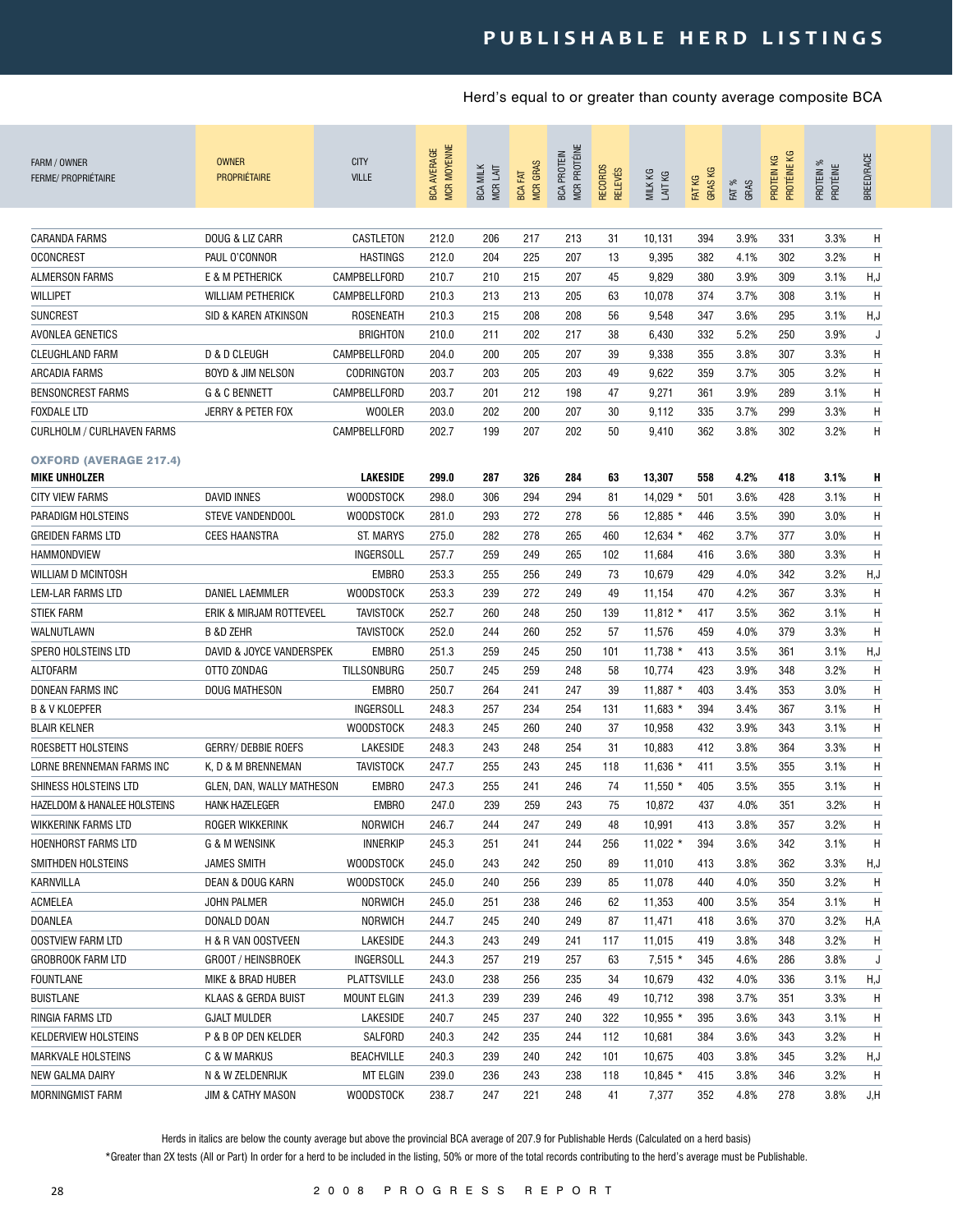# PUBLISHABLE HERD LISTINGS

Herd's equal to or greater than county average composite BCA

| FARM / OWNER<br>FERME/ PROPRIÉTAIRE | OWNER<br>PROPRIÉTAIRE | CITY<br>VILLE | BCA AVERAGE<br>MCR MOYENNE | BCA MILK<br>MCR LAIT | BCA FAT<br>MCR GRAS | BCA PROTEIN<br>MCR PROTÉINE | RECORDS<br>RELEVÉS | MILK KG<br>LAIT KG | FAT KG<br>GRAS KG | FAT %<br>GRAS | PROTEIN KG<br>PROTÉINE KG | PROTEIN %<br>PROTÉINE | BREED/RACE |
|---|---|---|---|---|---|---|---|---|---|---|---|---|---|
| CARANDA FARMS | DOUG & LIZ CARR | CASTLETON | 212.0 | 206 | 217 | 213 | 31 | 10,131 | 394 | 3.9% | 331 | 3.3% | H |
| OCONCREST | PAUL O'CONNOR | HASTINGS | 212.0 | 204 | 225 | 207 | 13 | 9,395 | 382 | 4.1% | 302 | 3.2% | H |
| ALMERSON FARMS | E & M PETHERICK | CAMPBELLFORD | 210.7 | 210 | 215 | 207 | 45 | 9,829 | 380 | 3.9% | 309 | 3.1% | H,J |
| WILLIPET | WILLIAM PETHERICK | CAMPBELLFORD | 210.3 | 213 | 213 | 205 | 63 | 10,078 | 374 | 3.7% | 308 | 3.1% | H |
| SUNCREST | SID & KAREN ATKINSON | ROSENEATH | 210.3 | 215 | 208 | 208 | 56 | 9,548 | 347 | 3.6% | 295 | 3.1% | H,J |
| AVONLEA GENETICS | | BRIGHTON | 210.0 | 211 | 202 | 217 | 38 | 6,430 | 332 | 5.2% | 250 | 3.9% | J |
| CLEUGHLAND FARM | D & D CLEUGH | CAMPBELLFORD | 204.0 | 200 | 205 | 207 | 39 | 9,338 | 355 | 3.8% | 307 | 3.3% | H |
| ARCADIA FARMS | BOYD & JIM NELSON | CODRINGTON | 203.7 | 203 | 205 | 203 | 49 | 9,622 | 359 | 3.7% | 305 | 3.2% | H |
| BENSONCREST FARMS | G & C BENNETT | CAMPBELLFORD | 203.7 | 201 | 212 | 198 | 47 | 9,271 | 361 | 3.9% | 289 | 3.1% | H |
| FOXDALE LTD | JERRY & PETER FOX | WOOLER | 203.0 | 202 | 200 | 207 | 30 | 9,112 | 335 | 3.7% | 299 | 3.3% | H |
| CURLHOLM / CURLHAVEN FARMS | | CAMPBELLFORD | 202.7 | 199 | 207 | 202 | 50 | 9,410 | 362 | 3.8% | 302 | 3.2% | H |
| **OXFORD (AVERAGE 217.4)** | | | | | | | | | | | | | |
| **MIKE UNHOLZER** | | **LAKESIDE** | **299.0** | **287** | **326** | **284** | **63** | **13,307** | **558** | **4.2%** | **418** | **3.1%** | **H** |
| CITY VIEW FARMS | DAVID INNES | WOODSTOCK | 298.0 | 306 | 294 | 294 | 81 | 14,029 * | 501 | 3.6% | 428 | 3.1% | H |
| PARADIGM HOLSTEINS | STEVE VANDENDOOL | WOODSTOCK | 281.0 | 293 | 272 | 278 | 56 | 12,885 * | 446 | 3.5% | 390 | 3.0% | H |
| GREIDEN FARMS LTD | CEES HAANSTRA | ST. MARYS | 275.0 | 282 | 278 | 265 | 460 | 12,634 * | 462 | 3.7% | 377 | 3.0% | H |
| HAMMONDVIEW | | INGERSOLL | 257.7 | 259 | 249 | 265 | 102 | 11,684 | 416 | 3.6% | 380 | 3.3% | H |
| WILLIAM D MCINTOSH | | EMBRO | 253.3 | 255 | 256 | 249 | 73 | 10,679 | 429 | 4.0% | 342 | 3.2% | H,J |
| LEM-LAR FARMS LTD | DANIEL LAEMMLER | WOODSTOCK | 253.3 | 239 | 272 | 249 | 49 | 11,154 | 470 | 4.2% | 367 | 3.3% | H |
| STIEK FARM | ERIK & MIRJAM ROTTEVEEL | TAVISTOCK | 252.7 | 260 | 248 | 250 | 139 | 11,812 * | 417 | 3.5% | 362 | 3.1% | H |
| WALNUTLAWN | B &D ZEHR | TAVISTOCK | 252.0 | 244 | 260 | 252 | 57 | 11,576 | 459 | 4.0% | 379 | 3.3% | H |
| SPERO HOLSTEINS LTD | DAVID & JOYCE VANDERSPEK | EMBRO | 251.3 | 259 | 245 | 250 | 101 | 11,738 * | 413 | 3.5% | 361 | 3.1% | H,J |
| ALTOFARM | OTTO ZONDAG | TILLSONBURG | 250.7 | 245 | 259 | 248 | 58 | 10,774 | 423 | 3.9% | 348 | 3.2% | H |
| DONEAN FARMS INC | DOUG MATHESON | EMBRO | 250.7 | 264 | 241 | 247 | 39 | 11,887 * | 403 | 3.4% | 353 | 3.0% | H |
| B & V KLOEPFER | | INGERSOLL | 248.3 | 257 | 234 | 254 | 131 | 11,683 * | 394 | 3.4% | 367 | 3.1% | H |
| BLAIR KELNER | | WOODSTOCK | 248.3 | 245 | 260 | 240 | 37 | 10,958 | 432 | 3.9% | 343 | 3.1% | H |
| ROESBETT HOLSTEINS | GERRY/ DEBBIE ROEFS | LAKESIDE | 248.3 | 243 | 248 | 254 | 31 | 10,883 | 412 | 3.8% | 364 | 3.3% | H |
| LORNE BRENNEMAN FARMS INC | K, D & M BRENNEMAN | TAVISTOCK | 247.7 | 255 | 243 | 245 | 118 | 11,636 * | 411 | 3.5% | 355 | 3.1% | H |
| SHINESS HOLSTEINS LTD | GLEN, DAN, WALLY MATHESON | EMBRO | 247.3 | 255 | 241 | 246 | 74 | 11,550 * | 405 | 3.5% | 355 | 3.1% | H |
| HAZELDOM & HANALEE HOLSTEINS | HANK HAZELEGER | EMBRO | 247.0 | 239 | 259 | 243 | 75 | 10,872 | 437 | 4.0% | 351 | 3.2% | H |
| WIKKERINK FARMS LTD | ROGER WIKKERINK | NORWICH | 246.7 | 244 | 247 | 249 | 48 | 10,991 | 413 | 3.8% | 357 | 3.2% | H |
| HOENHORST FARMS LTD | G & M WENSINK | INNERKIP | 245.3 | 251 | 241 | 244 | 256 | 11,022 * | 394 | 3.6% | 342 | 3.1% | H |
| SMITHDEN HOLSTEINS | JAMES SMITH | WOODSTOCK | 245.0 | 243 | 242 | 250 | 89 | 11,010 | 413 | 3.8% | 362 | 3.3% | H,J |
| KARNVILLA | DEAN & DOUG KARN | WOODSTOCK | 245.0 | 240 | 256 | 239 | 85 | 11,078 | 440 | 4.0% | 350 | 3.2% | H |
| ACMELEA | JOHN PALMER | NORWICH | 245.0 | 251 | 238 | 246 | 62 | 11,353 | 400 | 3.5% | 354 | 3.1% | H |
| DOANLEA | DONALD DOAN | NORWICH | 244.7 | 245 | 240 | 249 | 87 | 11,471 | 418 | 3.6% | 370 | 3.2% | H,A |
| OOSTVIEW FARM LTD | H & R VAN OOSTVEEN | LAKESIDE | 244.3 | 243 | 249 | 241 | 117 | 11,015 | 419 | 3.8% | 348 | 3.2% | H |
| GROBROOK FARM LTD | GROOT / HEINSBROEK | INGERSOLL | 244.3 | 257 | 219 | 257 | 63 | 7,515 * | 345 | 4.6% | 286 | 3.8% | J |
| FOUNTLANE | MIKE & BRAD HUBER | PLATTSVILLE | 243.0 | 238 | 256 | 235 | 34 | 10,679 | 432 | 4.0% | 336 | 3.1% | H,J |
| BUISTLANE | KLAAS & GERDA BUIST | MOUNT ELGIN | 241.3 | 239 | 239 | 246 | 49 | 10,712 | 398 | 3.7% | 351 | 3.3% | H |
| RINGIA FARMS LTD | GJALT MULDER | LAKESIDE | 240.7 | 245 | 237 | 240 | 322 | 10,955 * | 395 | 3.6% | 343 | 3.1% | H |
| KELDERVIEW HOLSTEINS | P & B OP DEN KELDER | SALFORD | 240.3 | 242 | 235 | 244 | 112 | 10,681 | 384 | 3.6% | 343 | 3.2% | H |
| MARKVALE HOLSTEINS | C & W MARKUS | BEACHVILLE | 240.3 | 239 | 240 | 242 | 101 | 10,675 | 403 | 3.8% | 345 | 3.2% | H,J |
| NEW GALMA DAIRY | N & W ZELDENRIJK | MT ELGIN | 239.0 | 236 | 243 | 238 | 118 | 10,845 * | 415 | 3.8% | 346 | 3.2% | H |
| MORNINGMIST FARM | JIM & CATHY MASON | WOODSTOCK | 238.7 | 247 | 221 | 248 | 41 | 7,377 | 352 | 4.8% | 278 | 3.8% | J,H |

Herds in italics are below the county average but above the provincial BCA average of 207.9 for Publishable Herds (Calculated on a herd basis)

*Greater than 2X tests (All or Part) In order for a herd to be included in the listing, 50% or more of the total records contributing to the herd's average must be Publishable.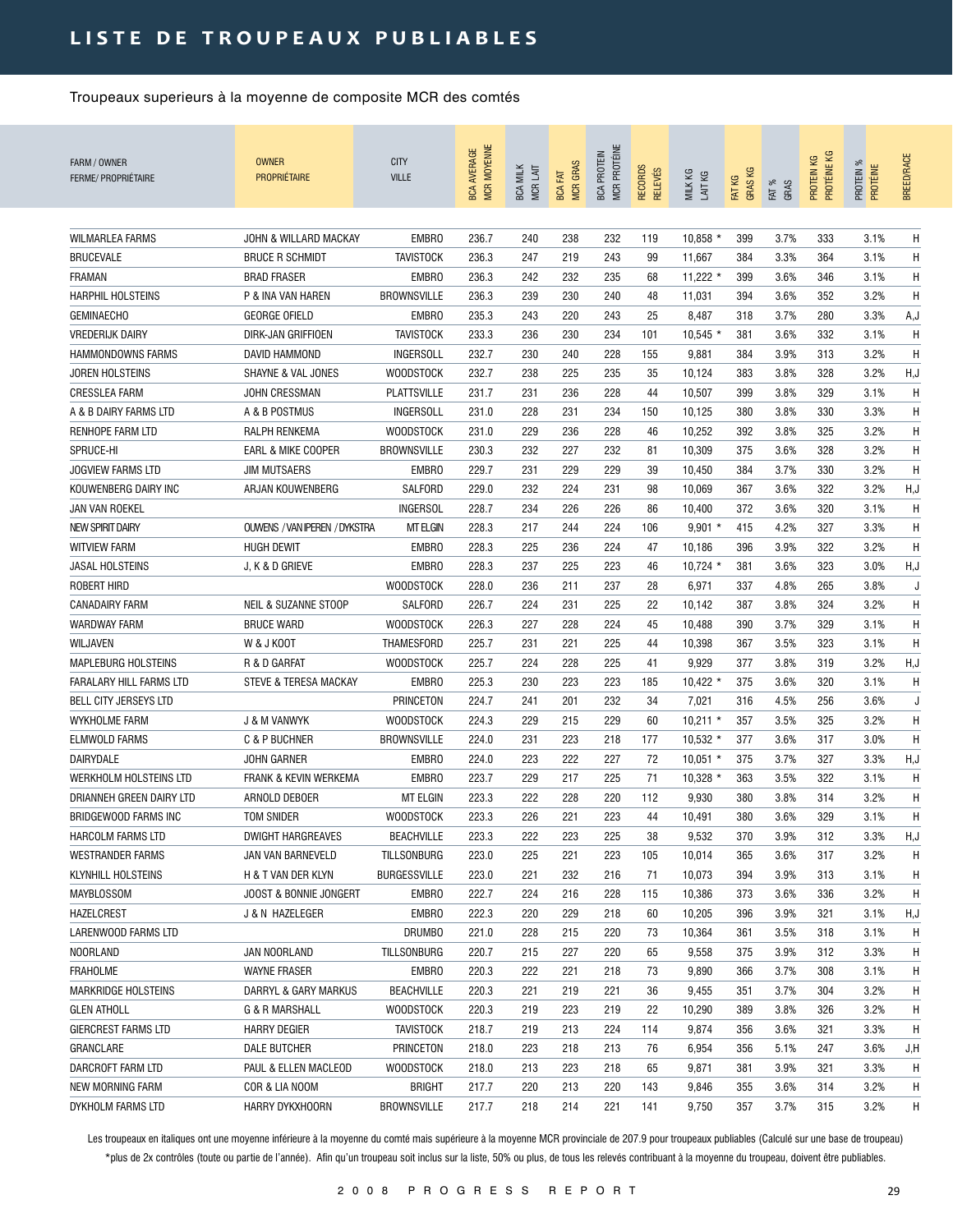# LISTE DE TROUPEAUX PUBLIABLES

Troupeaux superieurs à la moyenne de composite MCR des comtés

| FARM / OWNER FERME/ PROPRIÉTAIRE | OWNER PROPRIÉTAIRE | CITY VILLE | BCA AVERAGE MCR MOYENNE | BCA MILK MCR LAIT | BCA FAT MCR GRAS | BCA PROTEIN MCR PROTÉINE | RECORDS RELEVÉS | MILK KG LAIT KG | FAT KG GRAS KG | FAT % GRAS | PROTEIN KG PROTÉINE KG | PROTEIN % PROTÉINE | BREED/RACE |
|---|---|---|---|---|---|---|---|---|---|---|---|---|---|
| WILMARLEA FARMS | JOHN & WILLARD MACKAY | EMBRO | 236.7 | 240 | 238 | 232 | 119 | 10,858 * | 399 | 3.7% | 333 | 3.1% | H |
| BRUCEVALE | BRUCE R SCHMIDT | TAVISTOCK | 236.3 | 247 | 219 | 243 | 99 | 11,667 | 384 | 3.3% | 364 | 3.1% | H |
| FRAMAN | BRAD FRASER | EMBRO | 236.3 | 242 | 232 | 235 | 68 | 11,222 * | 399 | 3.6% | 346 | 3.1% | H |
| HARPHIL HOLSTEINS | P & INA VAN HAREN | BROWNSVILLE | 236.3 | 239 | 230 | 240 | 48 | 11,031 | 394 | 3.6% | 352 | 3.2% | H |
| GEMINAECHO | GEORGE OFIELD | EMBRO | 235.3 | 243 | 220 | 243 | 25 | 8,487 | 318 | 3.7% | 280 | 3.3% | A,J |
| VREDERIJK DAIRY | DIRK-JAN GRIFFIOEN | TAVISTOCK | 233.3 | 236 | 230 | 234 | 101 | 10,545 * | 381 | 3.6% | 332 | 3.1% | H |
| HAMMONDOWNS FARMS | DAVID HAMMOND | INGERSOLL | 232.7 | 230 | 240 | 228 | 155 | 9,881 | 384 | 3.9% | 313 | 3.2% | H |
| JOREN HOLSTEINS | SHAYNE & VAL JONES | WOODSTOCK | 232.7 | 238 | 225 | 235 | 35 | 10,124 | 383 | 3.8% | 328 | 3.2% | H,J |
| CRESSLEA FARM | JOHN CRESSMAN | PLATTSVILLE | 231.7 | 231 | 236 | 228 | 44 | 10,507 | 399 | 3.8% | 329 | 3.1% | H |
| A & B DAIRY FARMS LTD | A & B POSTMUS | INGERSOLL | 231.0 | 228 | 231 | 234 | 150 | 10,125 | 380 | 3.8% | 330 | 3.3% | H |
| RENHOPE FARM LTD | RALPH RENKEMA | WOODSTOCK | 231.0 | 229 | 236 | 228 | 46 | 10,252 | 392 | 3.8% | 325 | 3.2% | H |
| SPRUCE-HI | EARL & MIKE COOPER | BROWNSVILLE | 230.3 | 232 | 227 | 232 | 81 | 10,309 | 375 | 3.6% | 328 | 3.2% | H |
| JOGVIEW FARMS LTD | JIM MUTSAERS | EMBRO | 229.7 | 231 | 229 | 229 | 39 | 10,450 | 384 | 3.7% | 330 | 3.2% | H |
| KOUWENBERG DAIRY INC | ARJAN KOUWENBERG | SALFORD | 229.0 | 232 | 224 | 231 | 98 | 10,069 | 367 | 3.6% | 322 | 3.2% | H,J |
| JAN VAN ROEKEL | | INGERSOL | 228.7 | 234 | 226 | 226 | 86 | 10,400 | 372 | 3.6% | 320 | 3.1% | H |
| NEW SPIRIT DAIRY | OUWENS / VAN IPEREN / DYKSTRA | MT ELGIN | 228.3 | 217 | 244 | 224 | 106 | 9,901 * | 415 | 4.2% | 327 | 3.3% | H |
| WITVIEW FARM | HUGH DEWIT | EMBRO | 228.3 | 225 | 236 | 224 | 47 | 10,186 | 396 | 3.9% | 322 | 3.2% | H |
| JASAL HOLSTEINS | J, K & D GRIEVE | EMBRO | 228.3 | 237 | 225 | 223 | 46 | 10,724 * | 381 | 3.6% | 323 | 3.0% | H,J |
| ROBERT HIRD | | WOODSTOCK | 228.0 | 236 | 211 | 237 | 28 | 6,971 | 337 | 4.8% | 265 | 3.8% | J |
| CANADAIRY FARM | NEIL & SUZANNE STOOP | SALFORD | 226.7 | 224 | 231 | 225 | 22 | 10,142 | 387 | 3.8% | 324 | 3.2% | H |
| WARDWAY FARM | BRUCE WARD | WOODSTOCK | 226.3 | 227 | 228 | 224 | 45 | 10,488 | 390 | 3.7% | 329 | 3.1% | H |
| WILJAVEN | W & J KOOT | THAMESFORD | 225.7 | 231 | 221 | 225 | 44 | 10,398 | 367 | 3.5% | 323 | 3.1% | H |
| MAPLEBURG HOLSTEINS | R & D GARFAT | WOODSTOCK | 225.7 | 224 | 228 | 225 | 41 | 9,929 | 377 | 3.8% | 319 | 3.2% | H,J |
| FARALARY HILL FARMS LTD | STEVE & TERESA MACKAY | EMBRO | 225.3 | 230 | 223 | 223 | 185 | 10,422 * | 375 | 3.6% | 320 | 3.1% | H |
| BELL CITY JERSEYS LTD | | PRINCETON | 224.7 | 241 | 201 | 232 | 34 | 7,021 | 316 | 4.5% | 256 | 3.6% | J |
| WYKHOLME FARM | J & M VANWYK | WOODSTOCK | 224.3 | 229 | 215 | 229 | 60 | 10,211 * | 357 | 3.5% | 325 | 3.2% | H |
| ELMWOLD FARMS | C & P BUCHNER | BROWNSVILLE | 224.0 | 231 | 223 | 218 | 177 | 10,532 * | 377 | 3.6% | 317 | 3.0% | H |
| DAIRYDALE | JOHN GARNER | EMBRO | 224.0 | 223 | 222 | 227 | 72 | 10,051 * | 375 | 3.7% | 327 | 3.3% | H,J |
| WERKHOLM HOLSTEINS LTD | FRANK & KEVIN WERKEMA | EMBRO | 223.7 | 229 | 217 | 225 | 71 | 10,328 * | 363 | 3.5% | 322 | 3.1% | H |
| DRIANNEH GREEN DAIRY LTD | ARNOLD DEBOER | MT ELGIN | 223.3 | 222 | 228 | 220 | 112 | 9,930 | 380 | 3.8% | 314 | 3.2% | H |
| BRIDGEWOOD FARMS INC | TOM SNIDER | WOODSTOCK | 223.3 | 226 | 221 | 223 | 44 | 10,491 | 380 | 3.6% | 329 | 3.1% | H |
| HARCOLM FARMS LTD | DWIGHT HARGREAVES | BEACHVILLE | 223.3 | 222 | 223 | 225 | 38 | 9,532 | 370 | 3.9% | 312 | 3.3% | H,J |
| WESTRANDER FARMS | JAN VAN BARNEVELD | TILLSONBURG | 223.0 | 225 | 221 | 223 | 105 | 10,014 | 365 | 3.6% | 317 | 3.2% | H |
| KLYNHILL HOLSTEINS | H & T VAN DER KLYN | BURGESSVILLE | 223.0 | 221 | 232 | 216 | 71 | 10,073 | 394 | 3.9% | 313 | 3.1% | H |
| MAYBLOSSOM | JOOST & BONNIE JONGERT | EMBRO | 222.7 | 224 | 216 | 228 | 115 | 10,386 | 373 | 3.6% | 336 | 3.2% | H |
| HAZELCREST | J & N HAZELEGER | EMBRO | 222.3 | 220 | 229 | 218 | 60 | 10,205 | 396 | 3.9% | 321 | 3.1% | H,J |
| LARENWOOD FARMS LTD | | DRUMBO | 221.0 | 228 | 215 | 220 | 73 | 10,364 | 361 | 3.5% | 318 | 3.1% | H |
| NOORLAND | JAN NOORLAND | TILLSONBURG | 220.7 | 215 | 227 | 220 | 65 | 9,558 | 375 | 3.9% | 312 | 3.3% | H |
| FRAHOLME | WAYNE FRASER | EMBRO | 220.3 | 222 | 221 | 218 | 73 | 9,890 | 366 | 3.7% | 308 | 3.1% | H |
| MARKRIDGE HOLSTEINS | DARRYL & GARY MARKUS | BEACHVILLE | 220.3 | 221 | 219 | 221 | 36 | 9,455 | 351 | 3.7% | 304 | 3.2% | H |
| GLEN ATHOLL | G & R MARSHALL | WOODSTOCK | 220.3 | 219 | 223 | 219 | 22 | 10,290 | 389 | 3.8% | 326 | 3.2% | H |
| GIERCREST FARMS LTD | HARRY DEGIER | TAVISTOCK | 218.7 | 219 | 213 | 224 | 114 | 9,874 | 356 | 3.6% | 321 | 3.3% | H |
| GRANCLARE | DALE BUTCHER | PRINCETON | 218.0 | 223 | 218 | 213 | 76 | 6,954 | 356 | 5.1% | 247 | 3.6% | J,H |
| DARCROFT FARM LTD | PAUL & ELLEN MACLEOD | WOODSTOCK | 218.0 | 213 | 223 | 218 | 65 | 9,871 | 381 | 3.9% | 321 | 3.3% | H |
| NEW MORNING FARM | COR & LIA NOOM | BRIGHT | 217.7 | 220 | 213 | 220 | 143 | 9,846 | 355 | 3.6% | 314 | 3.2% | H |
| DYKHOLM FARMS LTD | HARRY DYKXHOORN | BROWNSVILLE | 217.7 | 218 | 214 | 221 | 141 | 9,750 | 357 | 3.7% | 315 | 3.2% | H |

Les troupeaux en italiques ont une moyenne inférieure à la moyenne du comté mais supérieure à la moyenne MCR provinciale de 207.9 pour troupeaux publiables (Calculé sur une base de troupeau)

*plus de 2x contrôles (toute ou partie de l'année). Afin qu'un troupeau soit inclus sur la liste, 50% ou plus, de tous les relevés contribuant à la moyenne du troupeau, doivent être publiables.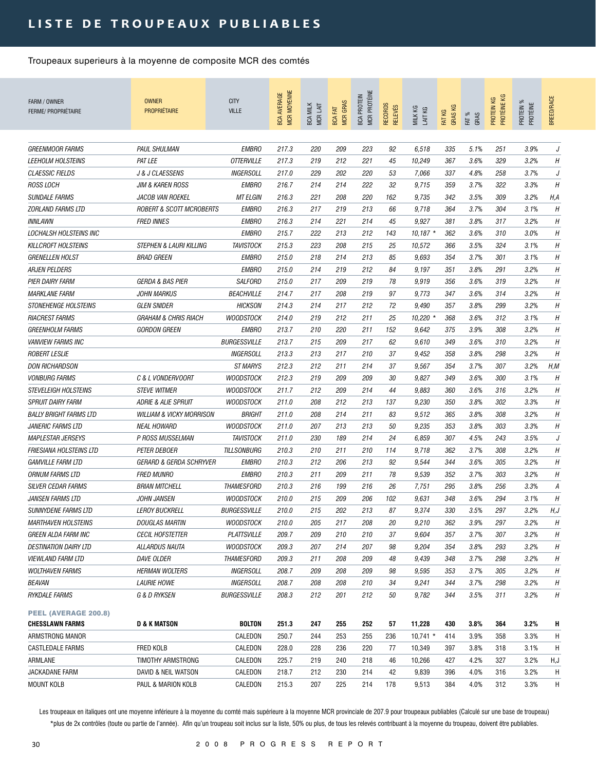# LISTE DE TROUPEAUX PUBLIABLES

Troupeaux superieurs à la moyenne de composite MCR des comtés

| FARM / OWNER FERME/ PROPRIÉTAIRE | OWNER PROPRIÉTAIRE | CITY VILLE | BCA AVERAGE MCR MOYENNE | BCA MILK MCR LAIT | BCA FAT MCR GRAS | BCA PROTEIN MCR PROTÉINE | RECORDS RELEVÉS | MILK KG LAIT KG | FAT KG GRAS KG | FAT % GRAS | PROTEIN KG PROTÉINE KG | PROTEIN % PROTÉINE | BREED/RACE |
|---|---|---|---|---|---|---|---|---|---|---|---|---|---|
| *GREENMOOR FARMS* | *PAUL SHULMAN* | *EMBRO* | *217.3* | *220* | *209* | *223* | *92* | *6,518* | *335* | *5.1%* | *251* | *3.9%* | *J* |
| *LEEHOLM HOLSTEINS* | *PAT LEE* | *OTTERVILLE* | *217.3* | *219* | *212* | *221* | *45* | *10,249* | *367* | *3.6%* | *329* | *3.2%* | *H* |
| *CLAESSIC FIELDS* | *J & J CLAESSENS* | *INGERSOLL* | *217.0* | *229* | *202* | *220* | *53* | *7,066* | *337* | *4.8%* | *258* | *3.7%* | *J* |
| *ROSS LOCH* | *JIM & KAREN ROSS* | *EMBRO* | *216.7* | *214* | *214* | *222* | *32* | *9,715* | *359* | *3.7%* | *322* | *3.3%* | *H* |
| *SUNDALE FARMS* | *JACOB VAN ROEKEL* | *MT ELGIN* | *216.3* | *221* | *208* | *220* | *162* | *9,735* | *342* | *3.5%* | *309* | *3.2%* | *H,A* |
| *ZORLAND FARMS LTD* | *ROBERT & SCOTT MCROBERTS* | *EMBRO* | *216.3* | *217* | *219* | *213* | *66* | *9,718* | *364* | *3.7%* | *304* | *3.1%* | *H* |
| *INNLAWN* | *FRED INNES* | *EMBRO* | *216.3* | *214* | *221* | *214* | *45* | *9,927* | *381* | *3.8%* | *317* | *3.2%* | *H* |
| *LOCHALSH HOLSTEINS INC* | | *EMBRO* | *215.7* | *222* | *213* | *212* | *143* | *10,187 ** | *362* | *3.6%* | *310* | *3.0%* | *H* |
| *KILLCROFT HOLSTEINS* | *STEPHEN & LAURI KILLING* | *TAVISTOCK* | *215.3* | *223* | *208* | *215* | *25* | *10,572* | *366* | *3.5%* | *324* | *3.1%* | *H* |
| *GRENELLEN HOLST* | *BRAD GREEN* | *EMBRO* | *215.0* | *218* | *214* | *213* | *85* | *9,693* | *354* | *3.7%* | *301* | *3.1%* | *H* |
| *ARJEN PELDERS* | | *EMBRO* | *215.0* | *214* | *219* | *212* | *84* | *9,197* | *351* | *3.8%* | *291* | *3.2%* | *H* |
| *PIER DAIRY FARM* | *GERDA & BAS PIER* | *SALFORD* | *215.0* | *217* | *209* | *219* | *78* | *9,919* | *356* | *3.6%* | *319* | *3.2%* | *H* |
| *MARKLANE FARM* | *JOHN MARKUS* | *BEACHVILLE* | *214.7* | *217* | *208* | *219* | *97* | *9,773* | *347* | *3.6%* | *314* | *3.2%* | *H* |
| *STONEHENGE HOLSTEINS* | *GLEN SNIDER* | *HICKSON* | *214.3* | *214* | *217* | *212* | *72* | *9,490* | *357* | *3.8%* | *299* | *3.2%* | *H* |
| *RIACREST FARMS* | *GRAHAM & CHRIS RIACH* | *WOODSTOCK* | *214.0* | *219* | *212* | *211* | *25* | *10,220 ** | *368* | *3.6%* | *312* | *3.1%* | *H* |
| *GREENHOLM FARMS* | *GORDON GREEN* | *EMBRO* | *213.7* | *210* | *220* | *211* | *152* | *9,642* | *375* | *3.9%* | *308* | *3.2%* | *H* |
| *VANVIEW FARMS INC* | | *BURGESSVILLE* | *213.7* | *215* | *209* | *217* | *62* | *9,610* | *349* | *3.6%* | *310* | *3.2%* | *H* |
| *ROBERT LESLIE* | | *INGERSOLL* | *213.3* | *213* | *217* | *210* | *37* | *9,452* | *358* | *3.8%* | *298* | *3.2%* | *H* |
| *DON RICHARDSON* | | *ST MARYS* | *212.3* | *212* | *211* | *214* | *37* | *9,567* | *354* | *3.7%* | *307* | *3.2%* | *H,M* |
| *VONBURG FARMS* | *C & L VONDERVOORT* | *WOODSTOCK* | *212.3* | *219* | *209* | *209* | *30* | *9,827* | *349* | *3.6%* | *300* | *3.1%* | *H* |
| *STEVELEIGH HOLSTEINS* | *STEVE WITMER* | *WOODSTOCK* | *211.7* | *212* | *209* | *214* | *44* | *9,883* | *360* | *3.6%* | *316* | *3.2%* | *H* |
| *SPRUIT DAIRY FARM* | *ADRIE & ALIE SPRUIT* | *WOODSTOCK* | *211.0* | *208* | *212* | *213* | *137* | *9,230* | *350* | *3.8%* | *302* | *3.3%* | *H* |
| *BALLY BRIGHT FARMS LTD* | *WILLIAM & VICKY MORRISON* | *BRIGHT* | *211.0* | *208* | *214* | *211* | *83* | *9,512* | *365* | *3.8%* | *308* | *3.2%* | *H* |
| *JANERIC FARMS LTD* | *NEAL HOWARD* | *WOODSTOCK* | *211.0* | *207* | *213* | *213* | *50* | *9,235* | *353* | *3.8%* | *303* | *3.3%* | *H* |
| *MAPLESTAR JERSEYS* | *P ROSS MUSSELMAN* | *TAVISTOCK* | *211.0* | *230* | *189* | *214* | *24* | *6,859* | *307* | *4.5%* | *243* | *3.5%* | *J* |
| *FRIESIANA HOLSTEINS LTD* | *PETER DEBOER* | *TILLSONBURG* | *210.3* | *210* | *211* | *210* | *114* | *9,718* | *362* | *3.7%* | *308* | *3.2%* | *H* |
| *GAMVILLE FARM LTD* | *GERARD & GERDA SCHRYVER* | *EMBRO* | *210.3* | *212* | *206* | *213* | *92* | *9,544* | *344* | *3.6%* | *305* | *3.2%* | *H* |
| *ORNUM FARMS LTD* | *FRED MUNRO* | *EMBRO* | *210.3* | *211* | *209* | *211* | *78* | *9,539* | *352* | *3.7%* | *303* | *3.2%* | *H* |
| *SILVER CEDAR FARMS* | *BRIAN MITCHELL* | *THAMESFORD* | *210.3* | *216* | *199* | *216* | *26* | *7,751* | *295* | *3.8%* | *256* | *3.3%* | *A* |
| *JANSEN FARMS LTD* | *JOHN JANSEN* | *WOODSTOCK* | *210.0* | *215* | *209* | *206* | *102* | *9,631* | *348* | *3.6%* | *294* | *3.1%* | *H* |
| *SUNNYDENE FARMS LTD* | *LEROY BUCKRELL* | *BURGESSVILLE* | *210.0* | *215* | *202* | *213* | *87* | *9,374* | *330* | *3.5%* | *297* | *3.2%* | *H,J* |
| *MARTHAVEN HOLSTEINS* | *DOUGLAS MARTIN* | *WOODSTOCK* | *210.0* | *205* | *217* | *208* | *20* | *9,210* | *362* | *3.9%* | *297* | *3.2%* | *H* |
| *GREEN ALDA FARM INC* | *CECIL HOFSTETTER* | *PLATTSVILLE* | *209.7* | *209* | *210* | *210* | *37* | *9,604* | *357* | *3.7%* | *307* | *3.2%* | *H* |
| *DESTINATION DAIRY LTD* | *ALLARDUS NAUTA* | *WOODSTOCK* | *209.3* | *207* | *214* | *207* | *98* | *9,204* | *354* | *3.8%* | *293* | *3.2%* | *H* |
| *VIEWLAND FARM LTD* | *DAVE OLDER* | *THAMESFORD* | *209.3* | *211* | *208* | *209* | *48* | *9,439* | *348* | *3.7%* | *298* | *3.2%* | *H* |
| *WOLTHAVEN FARMS* | *HERMAN WOLTERS* | *INGERSOLL* | *208.7* | *209* | *208* | *209* | *98* | *9,595* | *353* | *3.7%* | *305* | *3.2%* | *H* |
| *BEAVAN* | *LAURIE HOWE* | *INGERSOLL* | *208.7* | *208* | *208* | *210* | *34* | *9,241* | *344* | *3.7%* | *298* | *3.2%* | *H* |
| *RYKDALE FARMS* | *G & D RYKSEN* | *BURGESSVILLE* | *208.3* | *212* | *201* | *212* | *50* | *9,782* | *344* | *3.5%* | *311* | *3.2%* | *H* |
| **PEEL (AVERAGE 200.8)** | | | | | | | | | | | | | |
| **CHESSLAWN FARMS** | **D & K MATSON** | **BOLTON** | **251.3** | **247** | **255** | **252** | **57** | **11,228** | **430** | **3.8%** | **364** | **3.2%** | **H** |
| ARMSTRONG MANOR | | CALEDON | 250.7 | 244 | 253 | 255 | 236 | 10,741 * | 414 | 3.9% | 358 | 3.3% | H |
| CASTLEDALE FARMS | FRED KOLB | CALEDON | 228.0 | 228 | 236 | 220 | 77 | 10,349 | 397 | 3.8% | 318 | 3.1% | H |
| ARMLANE | TIMOTHY ARMSTRONG | CALEDON | 225.7 | 219 | 240 | 218 | 46 | 10,266 | 427 | 4.2% | 327 | 3.2% | H,J |
| JACKADANE FARM | DAVID & NEIL WATSON | CALEDON | 218.7 | 212 | 230 | 214 | 42 | 9,839 | 396 | 4.0% | 316 | 3.2% | H |
| MOUNT KOLB | PAUL & MARION KOLB | CALEDON | 215.3 | 207 | 225 | 214 | 178 | 9,513 | 384 | 4.0% | 312 | 3.3% | H |

Les troupeaux en italiques ont une moyenne inférieure à la moyenne du comté mais supérieure à la moyenne MCR provinciale de 207.9 pour troupeaux publiables (Calculé sur une base de troupeau)
*plus de 2x contrôles (toute ou partie de l'année). Afin qu'un troupeau soit inclus sur la liste, 50% ou plus, de tous les relevés contribuant à la moyenne du troupeau, doivent être publiables.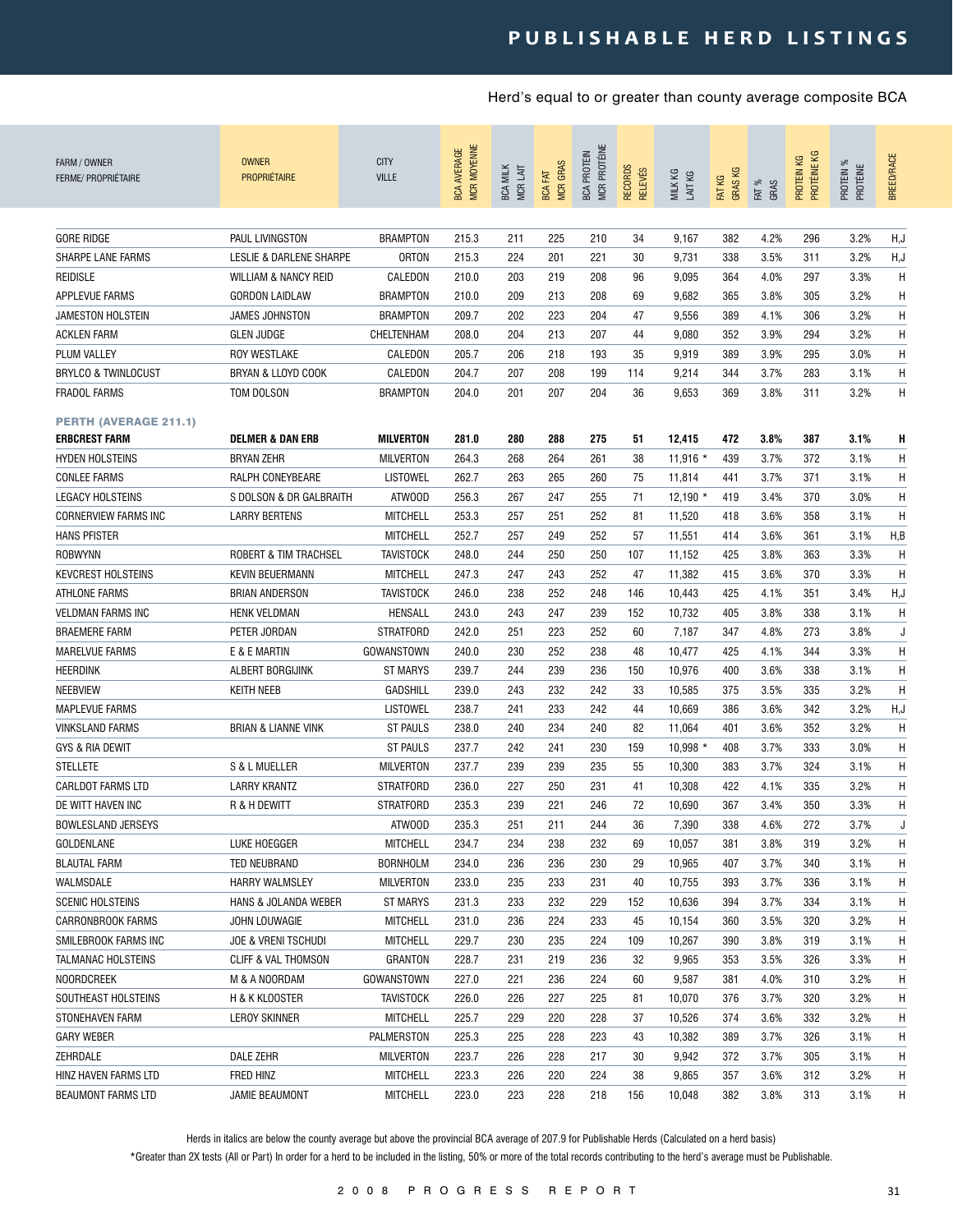# PUBLISHABLE HERD LISTINGS

Herd's equal to or greater than county average composite BCA

| FARM / OWNER<br>FERME/ PROPRIÉTAIRE | OWNER<br>PROPRIÉTAIRE | CITY<br>VILLE | BCA AVERAGE<br>MCR MOYENNE | BCA MILK<br>MCR LAIT | BCA FAT<br>MCR GRAS | BCA PROTEIN<br>MCR PROTÉINE | RECORDS<br>RELEVÉS | MILK KG<br>LAIT KG | FAT KG<br>GRAS KG | FAT %<br>GRAS | PROTEIN KG<br>PROTÉINE KG | PROTEIN %<br>PROTÉINE | BREED/RACE |
|---|---|---|---|---|---|---|---|---|---|---|---|---|---|
| GORE RIDGE | PAUL LIVINGSTON | BRAMPTON | 215.3 | 211 | 225 | 210 | 34 | 9,167 | 382 | 4.2% | 296 | 3.2% | H,J |
| SHARPE LANE FARMS | LESLIE & DARLENE SHARPE | ORTON | 215.3 | 224 | 201 | 221 | 30 | 9,731 | 338 | 3.5% | 311 | 3.2% | H,J |
| REIDISLE | WILLIAM & NANCY REID | CALEDON | 210.0 | 203 | 219 | 208 | 96 | 9,095 | 364 | 4.0% | 297 | 3.3% | H |
| APPLEVUE FARMS | GORDON LAIDLAW | BRAMPTON | 210.0 | 209 | 213 | 208 | 69 | 9,682 | 365 | 3.8% | 305 | 3.2% | H |
| JAMESTON HOLSTEIN | JAMES JOHNSTON | BRAMPTON | 209.7 | 202 | 223 | 204 | 47 | 9,556 | 389 | 4.1% | 306 | 3.2% | H |
| ACKLEN FARM | GLEN JUDGE | CHELTENHAM | 208.0 | 204 | 213 | 207 | 44 | 9,080 | 352 | 3.9% | 294 | 3.2% | H |
| PLUM VALLEY | ROY WESTLAKE | CALEDON | 205.7 | 206 | 218 | 193 | 35 | 9,919 | 389 | 3.9% | 295 | 3.0% | H |
| BRYLCO & TWINLOCUST | BRYAN & LLOYD COOK | CALEDON | 204.7 | 207 | 208 | 199 | 114 | 9,214 | 344 | 3.7% | 283 | 3.1% | H |
| FRADOL FARMS | TOM DOLSON | BRAMPTON | 204.0 | 201 | 207 | 204 | 36 | 9,653 | 369 | 3.8% | 311 | 3.2% | H |
| **PERTH (AVERAGE 211.1)** | | | | | | | | | | | | | |
| **ERBCREST FARM** | **DELMER & DAN ERB** | **MILVERTON** | **281.0** | **280** | **288** | **275** | **51** | **12,415** | **472** | **3.8%** | **387** | **3.1%** | **H** |
| HYDEN HOLSTEINS | BRYAN ZEHR | MILVERTON | 264.3 | 268 | 264 | 261 | 38 | 11,916 * | 439 | 3.7% | 372 | 3.1% | H |
| CONLEE FARMS | RALPH CONEYBEARE | LISTOWEL | 262.7 | 263 | 265 | 260 | 75 | 11,814 | 441 | 3.7% | 371 | 3.1% | H |
| LEGACY HOLSTEINS | S DOLSON & DR GALBRAITH | ATWOOD | 256.3 | 267 | 247 | 255 | 71 | 12,190 * | 419 | 3.4% | 370 | 3.0% | H |
| CORNERVIEW FARMS INC | LARRY BERTENS | MITCHELL | 253.3 | 257 | 251 | 252 | 81 | 11,520 | 418 | 3.6% | 358 | 3.1% | H |
| HANS PFISTER | | MITCHELL | 252.7 | 257 | 249 | 252 | 57 | 11,551 | 414 | 3.6% | 361 | 3.1% | H,B |
| ROBWYNN | ROBERT & TIM TRACHSEL | TAVISTOCK | 248.0 | 244 | 250 | 250 | 107 | 11,152 | 425 | 3.8% | 363 | 3.3% | H |
| KEVCREST HOLSTEINS | KEVIN BEUERMANN | MITCHELL | 247.3 | 247 | 243 | 252 | 47 | 11,382 | 415 | 3.6% | 370 | 3.3% | H |
| ATHLONE FARMS | BRIAN ANDERSON | TAVISTOCK | 246.0 | 238 | 252 | 248 | 146 | 10,443 | 425 | 4.1% | 351 | 3.4% | H,J |
| VELDMAN FARMS INC | HENK VELDMAN | HENSALL | 243.0 | 243 | 247 | 239 | 152 | 10,732 | 405 | 3.8% | 338 | 3.1% | H |
| BRAEMERE FARM | PETER JORDAN | STRATFORD | 242.0 | 251 | 223 | 252 | 60 | 7,187 | 347 | 4.8% | 273 | 3.8% | J |
| MARELVUE FARMS | E & E MARTIN | GOWANSTOWN | 240.0 | 230 | 252 | 238 | 48 | 10,477 | 425 | 4.1% | 344 | 3.3% | H |
| HEERDINK | ALBERT BORGIJINK | ST MARYS | 239.7 | 244 | 239 | 236 | 150 | 10,976 | 400 | 3.6% | 338 | 3.1% | H |
| NEEBVIEW | KEITH NEEB | GADSHILL | 239.0 | 243 | 232 | 242 | 33 | 10,585 | 375 | 3.5% | 335 | 3.2% | H |
| MAPLEVUE FARMS | | LISTOWEL | 238.7 | 241 | 233 | 242 | 44 | 10,669 | 386 | 3.6% | 342 | 3.2% | H,J |
| VINKSLAND FARMS | BRIAN & LIANNE VINK | ST PAULS | 238.0 | 240 | 234 | 240 | 82 | 11,064 | 401 | 3.6% | 352 | 3.2% | H |
| GYS & RIA DEWIT | | ST PAULS | 237.7 | 242 | 241 | 230 | 159 | 10,998 * | 408 | 3.7% | 333 | 3.0% | H |
| STELLETE | S & L MUELLER | MILVERTON | 237.7 | 239 | 239 | 235 | 55 | 10,300 | 383 | 3.7% | 324 | 3.1% | H |
| CARLDOT FARMS LTD | LARRY KRANTZ | STRATFORD | 236.0 | 227 | 250 | 231 | 41 | 10,308 | 422 | 4.1% | 335 | 3.2% | H |
| DE WITT HAVEN INC | R & H DEWITT | STRATFORD | 235.3 | 239 | 221 | 246 | 72 | 10,690 | 367 | 3.4% | 350 | 3.3% | H |
| BOWLESLAND JERSEYS | | ATWOOD | 235.3 | 251 | 211 | 244 | 36 | 7,390 | 338 | 4.6% | 272 | 3.7% | J |
| GOLDENLANE | LUKE HOEGGER | MITCHELL | 234.7 | 234 | 238 | 232 | 69 | 10,057 | 381 | 3.8% | 319 | 3.2% | H |
| BLAUTAL FARM | TED NEUBRAND | BORNHOLM | 234.0 | 236 | 236 | 230 | 29 | 10,965 | 407 | 3.7% | 340 | 3.1% | H |
| WALMSDALE | HARRY WALMSLEY | MILVERTON | 233.0 | 235 | 233 | 231 | 40 | 10,755 | 393 | 3.7% | 336 | 3.1% | H |
| SCENIC HOLSTEINS | HANS & JOLANDA WEBER | ST MARYS | 231.3 | 233 | 232 | 229 | 152 | 10,636 | 394 | 3.7% | 334 | 3.1% | H |
| CARRONBROOK FARMS | JOHN LOUWAGIE | MITCHELL | 231.0 | 236 | 224 | 233 | 45 | 10,154 | 360 | 3.5% | 320 | 3.2% | H |
| SMILEBROOK FARMS INC | JOE & VRENI TSCHUDI | MITCHELL | 229.7 | 230 | 235 | 224 | 109 | 10,267 | 390 | 3.8% | 319 | 3.1% | H |
| TALMANAC HOLSTEINS | CLIFF & VAL THOMSON | GRANTON | 228.7 | 231 | 219 | 236 | 32 | 9,965 | 353 | 3.5% | 326 | 3.3% | H |
| NOORDCREEK | M & A NOORDAM | GOWANSTOWN | 227.0 | 221 | 236 | 224 | 60 | 9,587 | 381 | 4.0% | 310 | 3.2% | H |
| SOUTHEAST HOLSTEINS | H & K KLOOSTER | TAVISTOCK | 226.0 | 226 | 227 | 225 | 81 | 10,070 | 376 | 3.7% | 320 | 3.2% | H |
| STONEHAVEN FARM | LEROY SKINNER | MITCHELL | 225.7 | 229 | 220 | 228 | 37 | 10,526 | 374 | 3.6% | 332 | 3.2% | H |
| GARY WEBER | | PALMERSTON | 225.3 | 225 | 228 | 223 | 43 | 10,382 | 389 | 3.7% | 326 | 3.1% | H |
| ZEHRDALE | DALE ZEHR | MILVERTON | 223.7 | 226 | 228 | 217 | 30 | 9,942 | 372 | 3.7% | 305 | 3.1% | H |
| HINZ HAVEN FARMS LTD | FRED HINZ | MITCHELL | 223.3 | 226 | 220 | 224 | 38 | 9,865 | 357 | 3.6% | 312 | 3.2% | H |
| BEAUMONT FARMS LTD | JAMIE BEAUMONT | MITCHELL | 223.0 | 223 | 228 | 218 | 156 | 10,048 | 382 | 3.8% | 313 | 3.1% | H |

Herds in italics are below the county average but above the provincial BCA average of 207.9 for Publishable Herds (Calculated on a herd basis)

*Greater than 2X tests (All or Part) In order for a herd to be included in the listing, 50% or more of the total records contributing to the herd's average must be Publishable.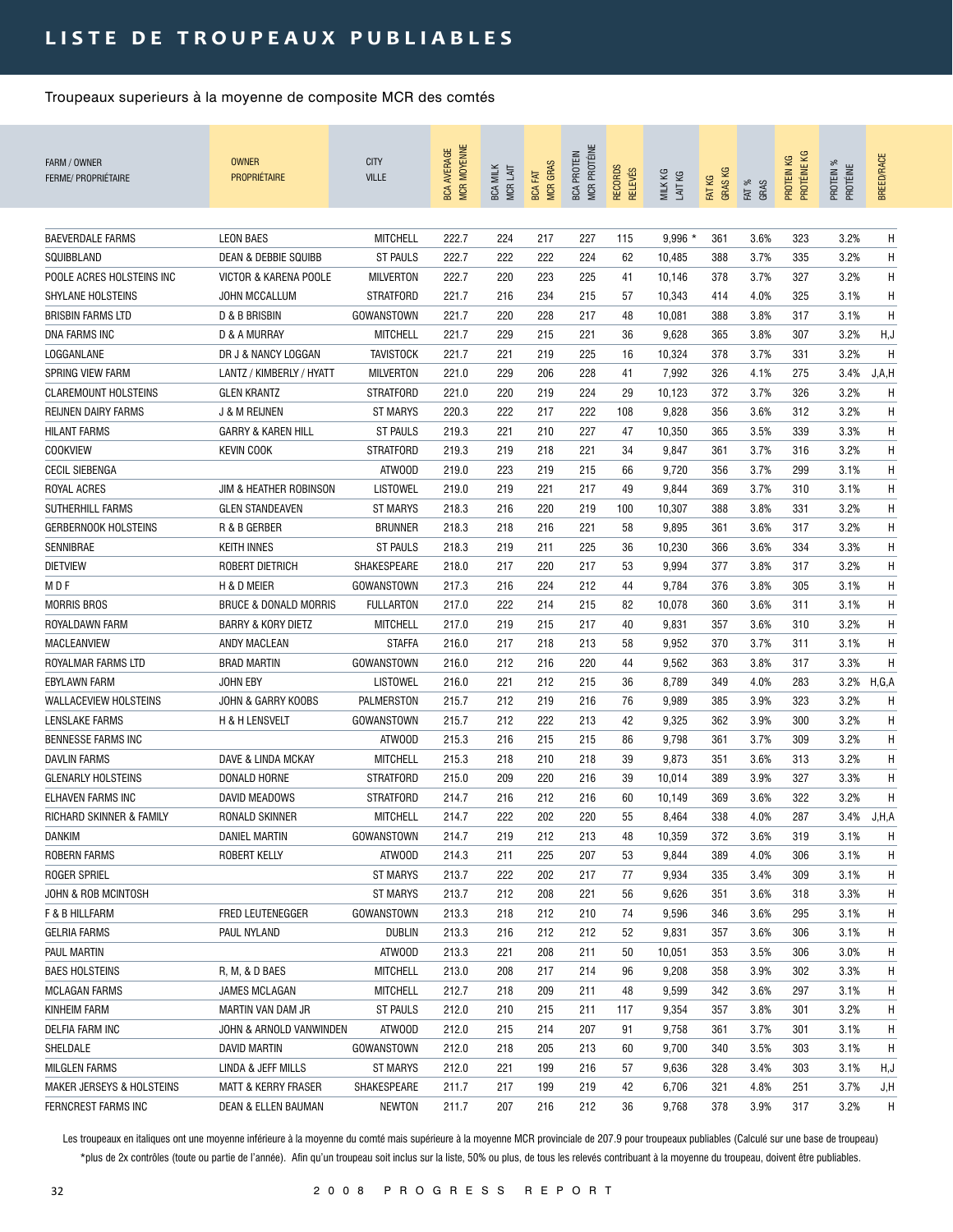# LISTE DE TROUPEAUX PUBLIABLES

Troupeaux superieurs à la moyenne de composite MCR des comtés

| FARM / OWNER FERME/ PROPRIÉTAIRE | OWNER PROPRIÉTAIRE | CITY VILLE | BCA AVERAGE MCR MOYENNE | BCA MILK MCR LAIT | BCA FAT MCR GRAS | BCA PROTEIN MCR PROTÉINE | RECORDS RELEVÉS | MILK KG LAIT KG | FAT KG GRAS KG | FAT % GRAS | PROTEIN KG PROTÉINE KG | PROTEIN % PROTÉINE | BREED/RACE |
|---|---|---|---|---|---|---|---|---|---|---|---|---|---|
| BAEVERDALE FARMS | LEON BAES | MITCHELL | 222.7 | 224 | 217 | 227 | 115 | 9,996 * | 361 | 3.6% | 323 | 3.2% | H |
| SQUIBBLAND | DEAN & DEBBIE SQUIBB | ST PAULS | 222.7 | 222 | 222 | 224 | 62 | 10,485 | 388 | 3.7% | 335 | 3.2% | H |
| POOLE ACRES HOLSTEINS INC | VICTOR & KARENA POOLE | MILVERTON | 222.7 | 220 | 223 | 225 | 41 | 10,146 | 378 | 3.7% | 327 | 3.2% | H |
| SHYLANE HOLSTEINS | JOHN MCCALLUM | STRATFORD | 221.7 | 216 | 234 | 215 | 57 | 10,343 | 414 | 4.0% | 325 | 3.1% | H |
| BRISBIN FARMS LTD | D & B BRISBIN | GOWANSTOWN | 221.7 | 220 | 228 | 217 | 48 | 10,081 | 388 | 3.8% | 317 | 3.1% | H |
| DNA FARMS INC | D & A MURRAY | MITCHELL | 221.7 | 229 | 215 | 221 | 36 | 9,628 | 365 | 3.8% | 307 | 3.2% | H,J |
| LOGGANLANE | DR J & NANCY LOGGAN | TAVISTOCK | 221.7 | 221 | 219 | 225 | 16 | 10,324 | 378 | 3.7% | 331 | 3.2% | H |
| SPRING VIEW FARM | LANTZ / KIMBERLY / HYATT | MILVERTON | 221.0 | 229 | 206 | 228 | 41 | 7,992 | 326 | 4.1% | 275 | 3.4% | J,A,H |
| CLAREMOUNT HOLSTEINS | GLEN KRANTZ | STRATFORD | 221.0 | 220 | 219 | 224 | 29 | 10,123 | 372 | 3.7% | 326 | 3.2% | H |
| REIJNEN DAIRY FARMS | J & M REIJNEN | ST MARYS | 220.3 | 222 | 217 | 222 | 108 | 9,828 | 356 | 3.6% | 312 | 3.2% | H |
| HILANT FARMS | GARRY & KAREN HILL | ST PAULS | 219.3 | 221 | 210 | 227 | 47 | 10,350 | 365 | 3.5% | 339 | 3.3% | H |
| COOKVIEW | KEVIN COOK | STRATFORD | 219.3 | 219 | 218 | 221 | 34 | 9,847 | 361 | 3.7% | 316 | 3.2% | H |
| CECIL SIEBENGA | | ATWOOD | 219.0 | 223 | 219 | 215 | 66 | 9,720 | 356 | 3.7% | 299 | 3.1% | H |
| ROYAL ACRES | JIM & HEATHER ROBINSON | LISTOWEL | 219.0 | 219 | 221 | 217 | 49 | 9,844 | 369 | 3.7% | 310 | 3.1% | H |
| SUTHERHILL FARMS | GLEN STANDEAVEN | ST MARYS | 218.3 | 216 | 220 | 219 | 100 | 10,307 | 388 | 3.8% | 331 | 3.2% | H |
| GERBERNOOK HOLSTEINS | R & B GERBER | BRUNNER | 218.3 | 218 | 216 | 221 | 58 | 9,895 | 361 | 3.6% | 317 | 3.2% | H |
| SENNIBRAE | KEITH INNES | ST PAULS | 218.3 | 219 | 211 | 225 | 36 | 10,230 | 366 | 3.6% | 334 | 3.3% | H |
| DIETVIEW | ROBERT DIETRICH | SHAKESPEARE | 218.0 | 217 | 220 | 217 | 53 | 9,994 | 377 | 3.8% | 317 | 3.2% | H |
| M D F | H & D MEIER | GOWANSTOWN | 217.3 | 216 | 224 | 212 | 44 | 9,784 | 376 | 3.8% | 305 | 3.1% | H |
| MORRIS BROS | BRUCE & DONALD MORRIS | FULLARTON | 217.0 | 222 | 214 | 215 | 82 | 10,078 | 360 | 3.6% | 311 | 3.1% | H |
| ROYALDAWN FARM | BARRY & KORY DIETZ | MITCHELL | 217.0 | 219 | 215 | 217 | 40 | 9,831 | 357 | 3.6% | 310 | 3.2% | H |
| MACLEANVIEW | ANDY MACLEAN | STAFFA | 216.0 | 217 | 218 | 213 | 58 | 9,952 | 370 | 3.7% | 311 | 3.1% | H |
| ROYALMAR FARMS LTD | BRAD MARTIN | GOWANSTOWN | 216.0 | 212 | 216 | 220 | 44 | 9,562 | 363 | 3.8% | 317 | 3.3% | H |
| EBYLAWN FARM | JOHN EBY | LISTOWEL | 216.0 | 221 | 212 | 215 | 36 | 8,789 | 349 | 4.0% | 283 | 3.2% | H,G,A |
| WALLACEVIEW HOLSTEINS | JOHN & GARRY KOOBS | PALMERSTON | 215.7 | 212 | 219 | 216 | 76 | 9,989 | 385 | 3.9% | 323 | 3.2% | H |
| LENSLAKE FARMS | H & H LENSVELT | GOWANSTOWN | 215.7 | 212 | 222 | 213 | 42 | 9,325 | 362 | 3.9% | 300 | 3.2% | H |
| BENNESSE FARMS INC | | ATWOOD | 215.3 | 216 | 215 | 215 | 86 | 9,798 | 361 | 3.7% | 309 | 3.2% | H |
| DAVLIN FARMS | DAVE & LINDA MCKAY | MITCHELL | 215.3 | 218 | 210 | 218 | 39 | 9,873 | 351 | 3.6% | 313 | 3.2% | H |
| GLENARLY HOLSTEINS | DONALD HORNE | STRATFORD | 215.0 | 209 | 220 | 216 | 39 | 10,014 | 389 | 3.9% | 327 | 3.3% | H |
| ELHAVEN FARMS INC | DAVID MEADOWS | STRATFORD | 214.7 | 216 | 212 | 216 | 60 | 10,149 | 369 | 3.6% | 322 | 3.2% | H |
| RICHARD SKINNER & FAMILY | RONALD SKINNER | MITCHELL | 214.7 | 222 | 202 | 220 | 55 | 8,464 | 338 | 4.0% | 287 | 3.4% | J,H,A |
| DANKIM | DANIEL MARTIN | GOWANSTOWN | 214.7 | 219 | 212 | 213 | 48 | 10,359 | 372 | 3.6% | 319 | 3.1% | H |
| ROBERN FARMS | ROBERT KELLY | ATWOOD | 214.3 | 211 | 225 | 207 | 53 | 9,844 | 389 | 4.0% | 306 | 3.1% | H |
| ROGER SPRIEL | | ST MARYS | 213.7 | 222 | 202 | 217 | 77 | 9,934 | 335 | 3.4% | 309 | 3.1% | H |
| JOHN & ROB MCINTOSH | | ST MARYS | 213.7 | 212 | 208 | 221 | 56 | 9,626 | 351 | 3.6% | 318 | 3.3% | H |
| F & B HILLFARM | FRED LEUTENEGGER | GOWANSTOWN | 213.3 | 218 | 212 | 210 | 74 | 9,596 | 346 | 3.6% | 295 | 3.1% | H |
| GELRIA FARMS | PAUL NYLAND | DUBLIN | 213.3 | 216 | 212 | 212 | 52 | 9,831 | 357 | 3.6% | 306 | 3.1% | H |
| PAUL MARTIN | | ATWOOD | 213.3 | 221 | 208 | 211 | 50 | 10,051 | 353 | 3.5% | 306 | 3.0% | H |
| BAES HOLSTEINS | R, M, & D BAES | MITCHELL | 213.0 | 208 | 217 | 214 | 96 | 9,208 | 358 | 3.9% | 302 | 3.3% | H |
| MCLAGAN FARMS | JAMES MCLAGAN | MITCHELL | 212.7 | 218 | 209 | 211 | 48 | 9,599 | 342 | 3.6% | 297 | 3.1% | H |
| KINHEIM FARM | MARTIN VAN DAM JR | ST PAULS | 212.0 | 210 | 215 | 211 | 117 | 9,354 | 357 | 3.8% | 301 | 3.2% | H |
| DELFIA FARM INC | JOHN & ARNOLD VANWINDEN | ATWOOD | 212.0 | 215 | 214 | 207 | 91 | 9,758 | 361 | 3.7% | 301 | 3.1% | H |
| SHELDALE | DAVID MARTIN | GOWANSTOWN | 212.0 | 218 | 205 | 213 | 60 | 9,700 | 340 | 3.5% | 303 | 3.1% | H |
| MILGLEN FARMS | LINDA & JEFF MILLS | ST MARYS | 212.0 | 221 | 199 | 216 | 57 | 9,636 | 328 | 3.4% | 303 | 3.1% | H,J |
| MAKER JERSEYS & HOLSTEINS | MATT & KERRY FRASER | SHAKESPEARE | 211.7 | 217 | 199 | 219 | 42 | 6,706 | 321 | 4.8% | 251 | 3.7% | J,H |
| FERNCREST FARMS INC | DEAN & ELLEN BAUMAN | NEWTON | 211.7 | 207 | 216 | 212 | 36 | 9,768 | 378 | 3.9% | 317 | 3.2% | H |

Les troupeaux en italiques ont une moyenne inférieure à la moyenne du comté mais supérieure à la moyenne MCR provinciale de 207.9 pour troupeaux publiables (Calculé sur une base de troupeau)

*plus de 2x contrôles (toute ou partie de l'année). Afin qu'un troupeau soit inclus sur la liste, 50% ou plus, de tous les relevés contribuant à la moyenne du troupeau, doivent être publiables.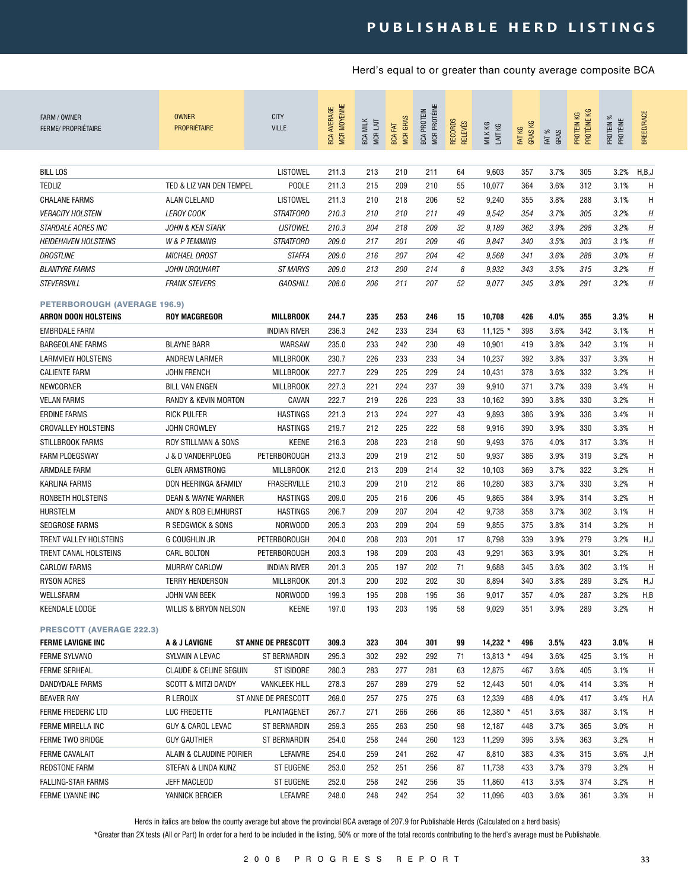# PUBLISHABLE HERD LISTINGS

Herd's equal to or greater than county average composite BCA

| FARM / OWNER<br>FERME/ PROPRIÉTAIRE | OWNER<br>PROPRIÉTAIRE | CITY<br>VILLE | BCA AVERAGE<br>MCR MOYENNE | BCA MILK<br>MCR LAIT | BCA FAT<br>MCR GRAS | BCA PROTEIN<br>MCR PROTÉINE | RECORDS<br>RELEVÉS | MILK KG<br>LAIT KG | FAT KG<br>GRAS KG | FAT %<br>GRAS | PROTEIN KG<br>PROTÉINE KG | PROTEIN %<br>PROTÉINE | BREED/RACE |
|---|---|---|---|---|---|---|---|---|---|---|---|---|---|
| BILL LOS | | LISTOWEL | 211.3 | 213 | 210 | 211 | 64 | 9,603 | 357 | 3.7% | 305 | 3.2% | H,B,J |
| TEDLIZ | TED & LIZ VAN DEN TEMPEL | POOLE | 211.3 | 215 | 209 | 210 | 55 | 10,077 | 364 | 3.6% | 312 | 3.1% | H |
| CHALANE FARMS | ALAN CLELAND | LISTOWEL | 211.3 | 210 | 218 | 206 | 52 | 9,240 | 355 | 3.8% | 288 | 3.1% | H |
| *VERACITY HOLSTEIN* | *LEROY COOK* | *STRATFORD* | *210.3* | *210* | *210* | *211* | *49* | *9,542* | *354* | *3.7%* | *305* | *3.2%* | *H* |
| *STARDALE ACRES INC* | *JOHN & KEN STARK* | *LISTOWEL* | *210.3* | *204* | *218* | *209* | *32* | *9,189* | *362* | *3.9%* | *298* | *3.2%* | *H* |
| *HEIDEHAVEN HOLSTEINS* | *W & P TEMMING* | *STRATFORD* | *209.0* | *217* | *201* | *209* | *46* | *9,847* | *340* | *3.5%* | *303* | *3.1%* | *H* |
| *DROSTLINE* | *MICHAEL DROST* | *STAFFA* | *209.0* | *216* | *207* | *204* | *42* | *9,568* | *341* | *3.6%* | *288* | *3.0%* | *H* |
| *BLANTYRE FARMS* | *JOHN URQUHART* | *ST MARYS* | *209.0* | *213* | *200* | *214* | *8* | *9,932* | *343* | *3.5%* | *315* | *3.2%* | *H* |
| *STEVERSVILL* | *FRANK STEVERS* | *GADSHILL* | *208.0* | *206* | *211* | *207* | *52* | *9,077* | *345* | *3.8%* | *291* | *3.2%* | *H* |
| **PETERBOROUGH (AVERAGE 196.9)** | | | | | | | | | | | | | |
| **ARRON DOON HOLSTEINS** | **ROY MACGREGOR** | **MILLBROOK** | **244.7** | **235** | **253** | **246** | **15** | **10,708** | **426** | **4.0%** | **355** | **3.3%** | **H** |
| EMBRDALE FARM | | INDIAN RIVER | 236.3 | 242 | 233 | 234 | 63 | 11,125 * | 398 | 3.6% | 342 | 3.1% | H |
| BARGEOLANE FARMS | BLAYNE BARR | WARSAW | 235.0 | 233 | 242 | 230 | 49 | 10,901 | 419 | 3.8% | 342 | 3.1% | H |
| LARMVIEW HOLSTEINS | ANDREW LARMER | MILLBROOK | 230.7 | 226 | 233 | 233 | 34 | 10,237 | 392 | 3.8% | 337 | 3.3% | H |
| CALIENTE FARM | JOHN FRENCH | MILLBROOK | 227.7 | 229 | 225 | 229 | 24 | 10,431 | 378 | 3.6% | 332 | 3.2% | H |
| NEWCORNER | BILL VAN ENGEN | MILLBROOK | 227.3 | 221 | 224 | 237 | 39 | 9,910 | 371 | 3.7% | 339 | 3.4% | H |
| VELAN FARMS | RANDY & KEVIN MORTON | CAVAN | 222.7 | 219 | 226 | 223 | 33 | 10,162 | 390 | 3.8% | 330 | 3.2% | H |
| ERDINE FARMS | RICK PULFER | HASTINGS | 221.3 | 213 | 224 | 227 | 43 | 9,893 | 386 | 3.9% | 336 | 3.4% | H |
| CROVALLEY HOLSTEINS | JOHN CROWLEY | HASTINGS | 219.7 | 212 | 225 | 222 | 58 | 9,916 | 390 | 3.9% | 330 | 3.3% | H |
| STILLBROOK FARMS | ROY STILLMAN & SONS | KEENE | 216.3 | 208 | 223 | 218 | 90 | 9,493 | 376 | 4.0% | 317 | 3.3% | H |
| FARM PLOEGSWAY | J & D VANDERPLOEG | PETERBOROUGH | 213.3 | 209 | 219 | 212 | 50 | 9,937 | 386 | 3.9% | 319 | 3.2% | H |
| ARMDALE FARM | GLEN ARMSTRONG | MILLBROOK | 212.0 | 213 | 209 | 214 | 32 | 10,103 | 369 | 3.7% | 322 | 3.2% | H |
| KARLINA FARMS | DON HEERINGA &FAMILY | FRASERVILLE | 210.3 | 209 | 210 | 212 | 86 | 10,280 | 383 | 3.7% | 330 | 3.2% | H |
| RONBETH HOLSTEINS | DEAN & WAYNE WARNER | HASTINGS | 209.0 | 205 | 216 | 206 | 45 | 9,865 | 384 | 3.9% | 314 | 3.2% | H |
| HURSTELM | ANDY & ROB ELMHURST | HASTINGS | 206.7 | 209 | 207 | 204 | 42 | 9,738 | 358 | 3.7% | 302 | 3.1% | H |
| SEDGROSE FARMS | R SEDGWICK & SONS | NORWOOD | 205.3 | 203 | 209 | 204 | 59 | 9,855 | 375 | 3.8% | 314 | 3.2% | H |
| TRENT VALLEY HOLSTEINS | G COUGHLIN JR | PETERBOROUGH | 204.0 | 208 | 203 | 201 | 17 | 8,798 | 339 | 3.9% | 279 | 3.2% | H,J |
| TRENT CANAL HOLSTEINS | CARL BOLTON | PETERBOROUGH | 203.3 | 198 | 209 | 203 | 43 | 9,291 | 363 | 3.9% | 301 | 3.2% | H |
| CARLOW FARMS | MURRAY CARLOW | INDIAN RIVER | 201.3 | 205 | 197 | 202 | 71 | 9,688 | 345 | 3.6% | 302 | 3.1% | H |
| RYSON ACRES | TERRY HENDERSON | MILLBROOK | 201.3 | 200 | 202 | 202 | 30 | 8,894 | 340 | 3.8% | 289 | 3.2% | H,J |
| WELLSFARM | JOHN VAN BEEK | NORWOOD | 199.3 | 195 | 208 | 195 | 36 | 9,017 | 357 | 4.0% | 287 | 3.2% | H,B |
| KEENDALE LODGE | WILLIS & BRYON NELSON | KEENE | 197.0 | 193 | 203 | 195 | 58 | 9,029 | 351 | 3.9% | 289 | 3.2% | H |
| **PRESCOTT (AVERAGE 222.3)** | | | | | | | | | | | | | |
| **FERME LAVIGNE INC** | **A & J LAVIGNE** | **ST ANNE DE PRESCOTT** | **309.3** | **323** | **304** | **301** | **99** | **14,232 *** | **496** | **3.5%** | **423** | **3.0%** | **H** |
| FERME SYLVANO | SYLVAIN A LEVAC | ST BERNARDIN | 295.3 | 302 | 292 | 292 | 71 | 13,813 * | 494 | 3.6% | 425 | 3.1% | H |
| FERME SERHEAL | CLAUDE & CELINE SEGUIN | ST ISIDORE | 280.3 | 283 | 277 | 281 | 63 | 12,875 | 467 | 3.6% | 405 | 3.1% | H |
| DANDYDALE FARMS | SCOTT & MITZI DANDY | VANKLEEK HILL | 278.3 | 267 | 289 | 279 | 52 | 12,443 | 501 | 4.0% | 414 | 3.3% | H |
| BEAVER RAY | R LEROUX | ST ANNE DE PRESCOTT | 269.0 | 257 | 275 | 275 | 63 | 12,339 | 488 | 4.0% | 417 | 3.4% | H,A |
| FERME FREDERIC LTD | LUC FREDETTE | PLANTAGENET | 267.7 | 271 | 266 | 266 | 86 | 12,380 * | 451 | 3.6% | 387 | 3.1% | H |
| FERME MIRELLA INC | GUY & CAROL LEVAC | ST BERNARDIN | 259.3 | 265 | 263 | 250 | 98 | 12,187 | 448 | 3.7% | 365 | 3.0% | H |
| FERME TWO BRIDGE | GUY GAUTHIER | ST BERNARDIN | 254.0 | 258 | 244 | 260 | 123 | 11,299 | 396 | 3.5% | 363 | 3.2% | H |
| FERME CAVALAIT | ALAIN & CLAUDINE POIRIER | LEFAIVRE | 254.0 | 259 | 241 | 262 | 47 | 8,810 | 383 | 4.3% | 315 | 3.6% | J,H |
| REDSTONE FARM | STEFAN & LINDA KUNZ | ST EUGENE | 253.0 | 252 | 251 | 256 | 87 | 11,738 | 433 | 3.7% | 379 | 3.2% | H |
| FALLING-STAR FARMS | JEFF MACLEOD | ST EUGENE | 252.0 | 258 | 242 | 256 | 35 | 11,860 | 413 | 3.5% | 374 | 3.2% | H |
| FERME LYANNE INC | YANNICK BERCIER | LEFAIVRE | 248.0 | 248 | 242 | 254 | 32 | 11,096 | 403 | 3.6% | 361 | 3.3% | H |

Herds in italics are below the county average but above the provincial BCA average of 207.9 for Publishable Herds (Calculated on a herd basis)

*Greater than 2X tests (All or Part) In order for a herd to be included in the listing, 50% or more of the total records contributing to the herd's average must be Publishable.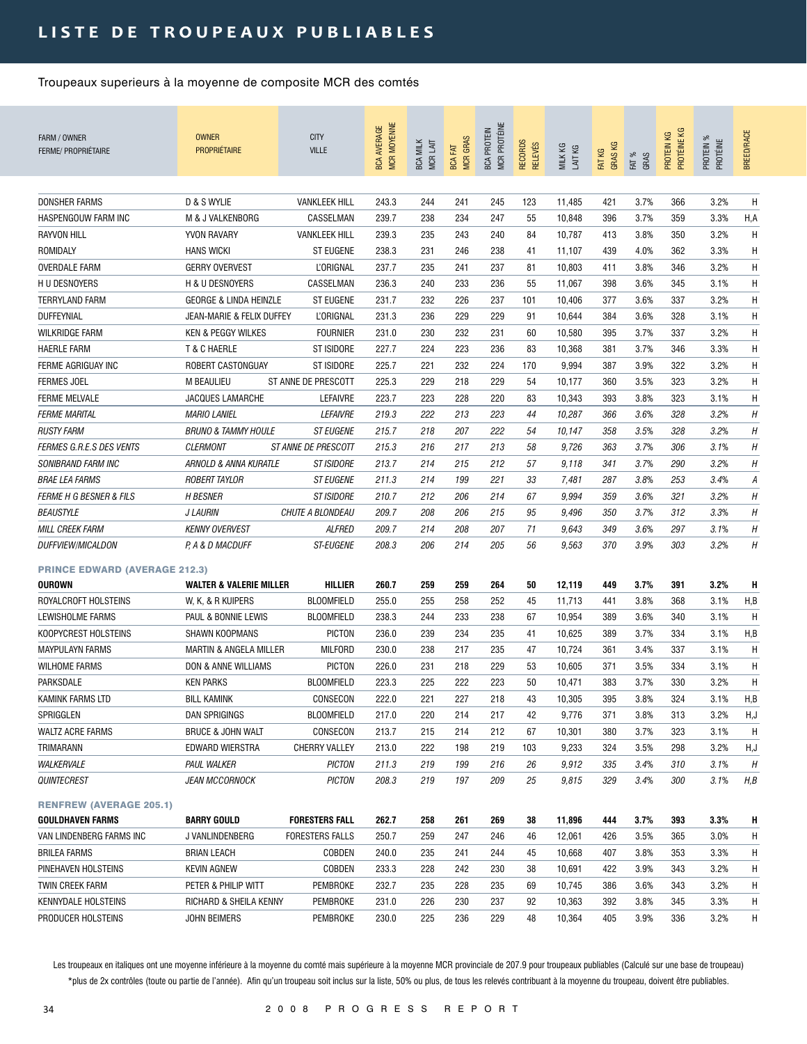# LISTE DE TROUPEAUX PUBLIABLES

Troupeaux superieurs à la moyenne de composite MCR des comtés

| FARM / OWNER FERME/ PROPRIÉTAIRE | OWNER PROPRIÉTAIRE | CITY VILLE | BCA AVERAGE MCR MOYENNE | BCA MILK MCR LAIT | BCA FAT MCR GRAS | BCA PROTEIN MCR PROTÉINE | RECORDS RELEVÉS | MILK KG LAIT KG | FAT KG GRAS KG | FAT % GRAS | PROTEIN KG PROTÉINE KG | PROTEIN % PROTÉINE | BREED/RACE |
|---|---|---|---|---|---|---|---|---|---|---|---|---|---|
| DONSHER FARMS | D & S WYLIE | VANKLEEK HILL | 243.3 | 244 | 241 | 245 | 123 | 11,485 | 421 | 3.7% | 366 | 3.2% | H |
| HASPENGOUW FARM INC | M & J VALKENBORG | CASSELMAN | 239.7 | 238 | 234 | 247 | 55 | 10,848 | 396 | 3.7% | 359 | 3.3% | H,A |
| RAYVON HILL | YVON RAVARY | VANKLEEK HILL | 239.3 | 235 | 243 | 240 | 84 | 10,787 | 413 | 3.8% | 350 | 3.2% | H |
| ROMIDALY | HANS WICKI | ST EUGENE | 238.3 | 231 | 246 | 238 | 41 | 11,107 | 439 | 4.0% | 362 | 3.3% | H |
| OVERDALE FARM | GERRY OVERVEST | L'ORIGNAL | 237.7 | 235 | 241 | 237 | 81 | 10,803 | 411 | 3.8% | 346 | 3.2% | H |
| H U DESNOYERS | H & U DESNOYERS | CASSELMAN | 236.3 | 240 | 233 | 236 | 55 | 11,067 | 398 | 3.6% | 345 | 3.1% | H |
| TERRYLAND FARM | GEORGE & LINDA HEINZLE | ST EUGENE | 231.7 | 232 | 226 | 237 | 101 | 10,406 | 377 | 3.6% | 337 | 3.2% | H |
| DUFFEYNIAL | JEAN-MARIE & FELIX DUFFEY | L'ORIGNAL | 231.3 | 236 | 229 | 229 | 91 | 10,644 | 384 | 3.6% | 328 | 3.1% | H |
| WILKRIDGE FARM | KEN & PEGGY WILKES | FOURNIER | 231.0 | 230 | 232 | 231 | 60 | 10,580 | 395 | 3.7% | 337 | 3.2% | H |
| HAERLE FARM | T & C HAERLE | ST ISIDORE | 227.7 | 224 | 223 | 236 | 83 | 10,368 | 381 | 3.7% | 346 | 3.3% | H |
| FERME AGRIGUAY INC | ROBERT CASTONGUAY | ST ISIDORE | 225.7 | 221 | 232 | 224 | 170 | 9,994 | 387 | 3.9% | 322 | 3.2% | H |
| FERMES JOEL | M BEAULIEU | ST ANNE DE PRESCOTT | 225.3 | 229 | 218 | 229 | 54 | 10,177 | 360 | 3.5% | 323 | 3.2% | H |
| FERME MELVALE | JACQUES LAMARCHE | LEFAIVRE | 223.7 | 223 | 228 | 220 | 83 | 10,343 | 393 | 3.8% | 323 | 3.1% | H |
| *FERME MARITAL* | *MARIO LANIEL* | *LEFAIVRE* | *219.3* | *222* | *213* | *223* | *44* | *10,287* | *366* | *3.6%* | *328* | *3.2%* | *H* |
| *RUSTY FARM* | *BRUNO & TAMMY HOULE* | *ST EUGENE* | *215.7* | *218* | *207* | *222* | *54* | *10,147* | *358* | *3.5%* | *328* | *3.2%* | *H* |
| *FERMES G.R.E.S DES VENTS* | *CLERMONT* | *ST ANNE DE PRESCOTT* | *215.3* | *216* | *217* | *213* | *58* | *9,726* | *363* | *3.7%* | *306* | *3.1%* | *H* |
| *SONIBRAND FARM INC* | *ARNOLD & ANNA KURATLE* | *ST ISIDORE* | *213.7* | *214* | *215* | *212* | *57* | *9,118* | *341* | *3.7%* | *290* | *3.2%* | *H* |
| *BRAE LEA FARMS* | *ROBERT TAYLOR* | *ST EUGENE* | *211.3* | *214* | *199* | *221* | *33* | *7,481* | *287* | *3.8%* | *253* | *3.4%* | *A* |
| *FERME H G BESNER & FILS* | *H BESNER* | *ST ISIDORE* | *210.7* | *212* | *206* | *214* | *67* | *9,994* | *359* | *3.6%* | *321* | *3.2%* | *H* |
| *BEAUSTYLE* | *J LAURIN* | *CHUTE A BLONDEAU* | *209.7* | *208* | *206* | *215* | *95* | *9,496* | *350* | *3.7%* | *312* | *3.3%* | *H* |
| *MILL CREEK FARM* | *KENNY OVERVEST* | *ALFRED* | *209.7* | *214* | *208* | *207* | *71* | *9,643* | *349* | *3.6%* | *297* | *3.1%* | *H* |
| *DUFFVIEW/MICALDON* | *P, A & D MACDUFF* | *ST-EUGENE* | *208.3* | *206* | *214* | *205* | *56* | *9,563* | *370* | *3.9%* | *303* | *3.2%* | *H* |
| **PRINCE EDWARD (AVERAGE 212.3)** | | | | | | | | | | | | | |
| **OUROWN** | **WALTER & VALERIE MILLER** | **HILLIER** | **260.7** | **259** | **259** | **264** | **50** | **12,119** | **449** | **3.7%** | **391** | **3.2%** | **H** |
| ROYALCROFT HOLSTEINS | W, K, & R KUIPERS | BLOOMFIELD | 255.0 | 255 | 258 | 252 | 45 | 11,713 | 441 | 3.8% | 368 | 3.1% | H,B |
| LEWISHOLME FARMS | PAUL & BONNIE LEWIS | BLOOMFIELD | 238.3 | 244 | 233 | 238 | 67 | 10,954 | 389 | 3.6% | 340 | 3.1% | H |
| KOOPYCREST HOLSTEINS | SHAWN KOOPMANS | PICTON | 236.0 | 239 | 234 | 235 | 41 | 10,625 | 389 | 3.7% | 334 | 3.1% | H,B |
| MAYPULAYN FARMS | MARTIN & ANGELA MILLER | MILFORD | 230.0 | 238 | 217 | 235 | 47 | 10,724 | 361 | 3.4% | 337 | 3.1% | H |
| WILHOME FARMS | DON & ANNE WILLIAMS | PICTON | 226.0 | 231 | 218 | 229 | 53 | 10,605 | 371 | 3.5% | 334 | 3.1% | H |
| PARKSDALE | KEN PARKS | BLOOMFIELD | 223.3 | 225 | 222 | 223 | 50 | 10,471 | 383 | 3.7% | 330 | 3.2% | H |
| KAMINK FARMS LTD | BILL KAMINK | CONSECON | 222.0 | 221 | 227 | 218 | 43 | 10,305 | 395 | 3.8% | 324 | 3.1% | H,B |
| SPRIGGLEN | DAN SPRIGINGS | BLOOMFIELD | 217.0 | 220 | 214 | 217 | 42 | 9,776 | 371 | 3.8% | 313 | 3.2% | H,J |
| WALTZ ACRE FARMS | BRUCE & JOHN WALT | CONSECON | 213.7 | 215 | 214 | 212 | 67 | 10,301 | 380 | 3.7% | 323 | 3.1% | H |
| TRIMARANN | EDWARD WIERSTRA | CHERRY VALLEY | 213.0 | 222 | 198 | 219 | 103 | 9,233 | 324 | 3.5% | 298 | 3.2% | H,J |
| *WALKERVALE* | *PAUL WALKER* | *PICTON* | *211.3* | *219* | *199* | *216* | *26* | *9,912* | *335* | *3.4%* | *310* | *3.1%* | *H* |
| *QUINTECREST* | *JEAN MCCORNOCK* | *PICTON* | *208.3* | *219* | *197* | *209* | *25* | *9,815* | *329* | *3.4%* | *300* | *3.1%* | *H,B* |
| **RENFREW (AVERAGE 205.1)** | | | | | | | | | | | | | |
| **GOULDHAVEN FARMS** | **BARRY GOULD** | **FORESTERS FALL** | **262.7** | **258** | **261** | **269** | **38** | **11,896** | **444** | **3.7%** | **393** | **3.3%** | **H** |
| VAN LINDENBERG FARMS INC | J VANLINDENBERG | FORESTERS FALLS | 250.7 | 259 | 247 | 246 | 46 | 12,061 | 426 | 3.5% | 365 | 3.0% | H |
| BRILEA FARMS | BRIAN LEACH | COBDEN | 240.0 | 235 | 241 | 244 | 45 | 10,668 | 407 | 3.8% | 353 | 3.3% | H |
| PINEHAVEN HOLSTEINS | KEVIN AGNEW | COBDEN | 233.3 | 228 | 242 | 230 | 38 | 10,691 | 422 | 3.9% | 343 | 3.2% | H |
| TWIN CREEK FARM | PETER & PHILIP WITT | PEMBROKE | 232.7 | 235 | 228 | 235 | 69 | 10,745 | 386 | 3.6% | 343 | 3.2% | H |
| KENNYDALE HOLSTEINS | RICHARD & SHEILA KENNY | PEMBROKE | 231.0 | 226 | 230 | 237 | 92 | 10,363 | 392 | 3.8% | 345 | 3.3% | H |
| PRODUCER HOLSTEINS | JOHN BEIMERS | PEMBROKE | 230.0 | 225 | 236 | 229 | 48 | 10,364 | 405 | 3.9% | 336 | 3.2% | H |

Les troupeaux en italiques ont une moyenne inférieure à la moyenne du comté mais supérieure à la moyenne MCR provinciale de 207.9 pour troupeaux publiables (Calculé sur une base de troupeau)

*plus de 2x contrôles (toute ou partie de l'année). Afin qu'un troupeau soit inclus sur la liste, 50% ou plus, de tous les relevés contribuant à la moyenne du troupeau, doivent être publiables.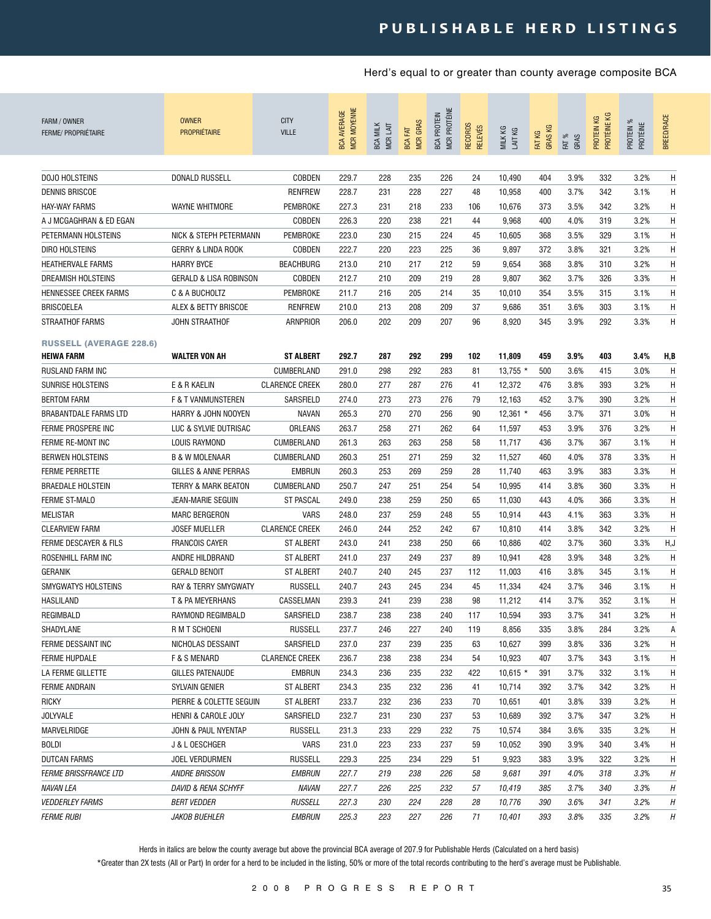# PUBLISHABLE HERD LISTINGS

Herd's equal to or greater than county average composite BCA

| FARM / OWNER<br>FERME/ PROPRIÉTAIRE | OWNER<br>PROPRIÉTAIRE | CITY<br>VILLE | BCA AVERAGE<br>MCR MOYENNE | BCA MILK<br>MCR LAIT | BCA FAT<br>MCR GRAS | BCA PROTEIN<br>MCR PROTÉINE | RECORDS<br>RELEVÉS | MILK KG<br>LAIT KG | FAT KG<br>GRAS KG | FAT %<br>GRAS | PROTEIN KG<br>PROTÉINE KG | PROTEIN %<br>PROTÉINE | BREED/RACE |
|---|---|---|---|---|---|---|---|---|---|---|---|---|---|
| DOJO HOLSTEINS | DONALD RUSSELL | COBDEN | 229.7 | 228 | 235 | 226 | 24 | 10,490 | 404 | 3.9% | 332 | 3.2% | H |
| DENNIS BRISCOE | | RENFREW | 228.7 | 231 | 228 | 227 | 48 | 10,958 | 400 | 3.7% | 342 | 3.1% | H |
| HAY-WAY FARMS | WAYNE WHITMORE | PEMBROKE | 227.3 | 231 | 218 | 233 | 106 | 10,676 | 373 | 3.5% | 342 | 3.2% | H |
| A J MCGAGHRAN & ED EGAN | | COBDEN | 226.3 | 220 | 238 | 221 | 44 | 9,968 | 400 | 4.0% | 319 | 3.2% | H |
| PETERMANN HOLSTEINS | NICK & STEPH PETERMANN | PEMBROKE | 223.0 | 230 | 215 | 224 | 45 | 10,605 | 368 | 3.5% | 329 | 3.1% | H |
| DIRO HOLSTEINS | GERRY & LINDA ROOK | COBDEN | 222.7 | 220 | 223 | 225 | 36 | 9,897 | 372 | 3.8% | 321 | 3.2% | H |
| HEATHERVALE FARMS | HARRY BYCE | BEACHBURG | 213.0 | 210 | 217 | 212 | 59 | 9,654 | 368 | 3.8% | 310 | 3.2% | H |
| DREAMISH HOLSTEINS | GERALD & LISA ROBINSON | COBDEN | 212.7 | 210 | 209 | 219 | 28 | 9,807 | 362 | 3.7% | 326 | 3.3% | H |
| HENNESSEE CREEK FARMS | C & A BUCHOLTZ | PEMBROKE | 211.7 | 216 | 205 | 214 | 35 | 10,010 | 354 | 3.5% | 315 | 3.1% | H |
| BRISCOELEA | ALEX & BETTY BRISCOE | RENFREW | 210.0 | 213 | 208 | 209 | 37 | 9,686 | 351 | 3.6% | 303 | 3.1% | H |
| STRAATHOF FARMS | JOHN STRAATHOF | ARNPRIOR | 206.0 | 202 | 209 | 207 | 96 | 8,920 | 345 | 3.9% | 292 | 3.3% | H |
| **RUSSELL (AVERAGE 228.6)** | | | | | | | | | | | | | |
| **HEIWA FARM** | **WALTER VON AH** | **ST ALBERT** | **292.7** | **287** | **292** | **299** | **102** | **11,809** | **459** | **3.9%** | **403** | **3.4%** | **H,B** |
| RUSLAND FARM INC | | CUMBERLAND | 291.0 | 298 | 292 | 283 | 81 | 13,755 * | 500 | 3.6% | 415 | 3.0% | H |
| SUNRISE HOLSTEINS | E & R KAELIN | CLARENCE CREEK | 280.0 | 277 | 287 | 276 | 41 | 12,372 | 476 | 3.8% | 393 | 3.2% | H |
| BERTOM FARM | F & T VANMUNSTEREN | SARSFIELD | 274.0 | 273 | 273 | 276 | 79 | 12,163 | 452 | 3.7% | 390 | 3.2% | H |
| BRABANTDALE FARMS LTD | HARRY & JOHN NOOYEN | NAVAN | 265.3 | 270 | 270 | 256 | 90 | 12,361 * | 456 | 3.7% | 371 | 3.0% | H |
| FERME PROSPERE INC | LUC & SYLVIE DUTRISAC | ORLEANS | 263.7 | 258 | 271 | 262 | 64 | 11,597 | 453 | 3.9% | 376 | 3.2% | H |
| FERME RE-MONT INC | LOUIS RAYMOND | CUMBERLAND | 261.3 | 263 | 263 | 258 | 58 | 11,717 | 436 | 3.7% | 367 | 3.1% | H |
| BERWEN HOLSTEINS | B & W MOLENAAR | CUMBERLAND | 260.3 | 251 | 271 | 259 | 32 | 11,527 | 460 | 4.0% | 378 | 3.3% | H |
| FERME PERRETTE | GILLES & ANNE PERRAS | EMBRUN | 260.3 | 253 | 269 | 259 | 28 | 11,740 | 463 | 3.9% | 383 | 3.3% | H |
| BRAEDALE HOLSTEIN | TERRY & MARK BEATON | CUMBERLAND | 250.7 | 247 | 251 | 254 | 54 | 10,995 | 414 | 3.8% | 360 | 3.3% | H |
| FERME ST-MALO | JEAN-MARIE SEGUIN | ST PASCAL | 249.0 | 238 | 259 | 250 | 65 | 11,030 | 443 | 4.0% | 366 | 3.3% | H |
| MELISTAR | MARC BERGERON | VARS | 248.0 | 237 | 259 | 248 | 55 | 10,914 | 443 | 4.1% | 363 | 3.3% | H |
| CLEARVIEW FARM | JOSEF MUELLER | CLARENCE CREEK | 246.0 | 244 | 252 | 242 | 67 | 10,810 | 414 | 3.8% | 342 | 3.2% | H |
| FERME DESCAYER & FILS | FRANCOIS CAYER | ST ALBERT | 243.0 | 241 | 238 | 250 | 66 | 10,886 | 402 | 3.7% | 360 | 3.3% | H,J |
| ROSENHILL FARM INC | ANDRE HILDBRAND | ST ALBERT | 241.0 | 237 | 249 | 237 | 89 | 10,941 | 428 | 3.9% | 348 | 3.2% | H |
| GERANIK | GERALD BENOIT | ST ALBERT | 240.7 | 240 | 245 | 237 | 112 | 11,003 | 416 | 3.8% | 345 | 3.1% | H |
| SMYGWATYS HOLSTEINS | RAY & TERRY SMYGWATY | RUSSELL | 240.7 | 243 | 245 | 234 | 45 | 11,334 | 424 | 3.7% | 346 | 3.1% | H |
| HASLILAND | T & PA MEYERHANS | CASSELMAN | 239.3 | 241 | 239 | 238 | 98 | 11,212 | 414 | 3.7% | 352 | 3.1% | H |
| REGIMBALD | RAYMOND REGIMBALD | SARSFIELD | 238.7 | 238 | 238 | 240 | 117 | 10,594 | 393 | 3.7% | 341 | 3.2% | H |
| SHADYLANE | R M T SCHOENI | RUSSELL | 237.7 | 246 | 227 | 240 | 119 | 8,856 | 335 | 3.8% | 284 | 3.2% | A |
| FERME DESSAINT INC | NICHOLAS DESSAINT | SARSFIELD | 237.0 | 237 | 239 | 235 | 63 | 10,627 | 399 | 3.8% | 336 | 3.2% | H |
| FERME HUPDALE | F & S MENARD | CLARENCE CREEK | 236.7 | 238 | 238 | 234 | 54 | 10,923 | 407 | 3.7% | 343 | 3.1% | H |
| LA FERME GILLETTE | GILLES PATENAUDE | EMBRUN | 234.3 | 236 | 235 | 232 | 422 | 10,615 * | 391 | 3.7% | 332 | 3.1% | H |
| FERME ANDRAIN | SYLVAIN GENIER | ST ALBERT | 234.3 | 235 | 232 | 236 | 41 | 10,714 | 392 | 3.7% | 342 | 3.2% | H |
| RICKY | PIERRE & COLETTE SEGUIN | ST ALBERT | 233.7 | 232 | 236 | 233 | 70 | 10,651 | 401 | 3.8% | 339 | 3.2% | H |
| JOLYVALE | HENRI & CAROLE JOLY | SARSFIELD | 232.7 | 231 | 230 | 237 | 53 | 10,689 | 392 | 3.7% | 347 | 3.2% | H |
| MARVELRIDGE | JOHN & PAUL NYENTAP | RUSSELL | 231.3 | 233 | 229 | 232 | 75 | 10,574 | 384 | 3.6% | 335 | 3.2% | H |
| BOLDI | J & L OESCHGER | VARS | 231.0 | 223 | 233 | 237 | 59 | 10,052 | 390 | 3.9% | 340 | 3.4% | H |
| DUTCAN FARMS | JOEL VERDURMEN | RUSSELL | 229.3 | 225 | 234 | 229 | 51 | 9,923 | 383 | 3.9% | 322 | 3.2% | H |
| *FERME BRISSFRANCE LTD* | *ANDRE BRISSON* | *EMBRUN* | *227.7* | *219* | *238* | *226* | *58* | *9,681* | *391* | *4.0%* | *318* | *3.3%* | *H* |
| *NAVAN LEA* | *DAVID & RENA SCHYFF* | *NAVAN* | *227.7* | *226* | *225* | *232* | *57* | *10,419* | *385* | *3.7%* | *340* | *3.3%* | *H* |
| *VEDDERLEY FARMS* | *BERT VEDDER* | *RUSSELL* | *227.3* | *230* | *224* | *228* | *28* | *10,776* | *390* | *3.6%* | *341* | *3.2%* | *H* |
| *FERME RUBI* | *JAKOB BUEHLER* | *EMBRUN* | *225.3* | *223* | *227* | *226* | *71* | *10,401* | *393* | *3.8%* | *335* | *3.2%* | *H* |

Herds in italics are below the county average but above the provincial BCA average of 207.9 for Publishable Herds (Calculated on a herd basis)

*Greater than 2X tests (All or Part) In order for a herd to be included in the listing, 50% or more of the total records contributing to the herd's average must be Publishable.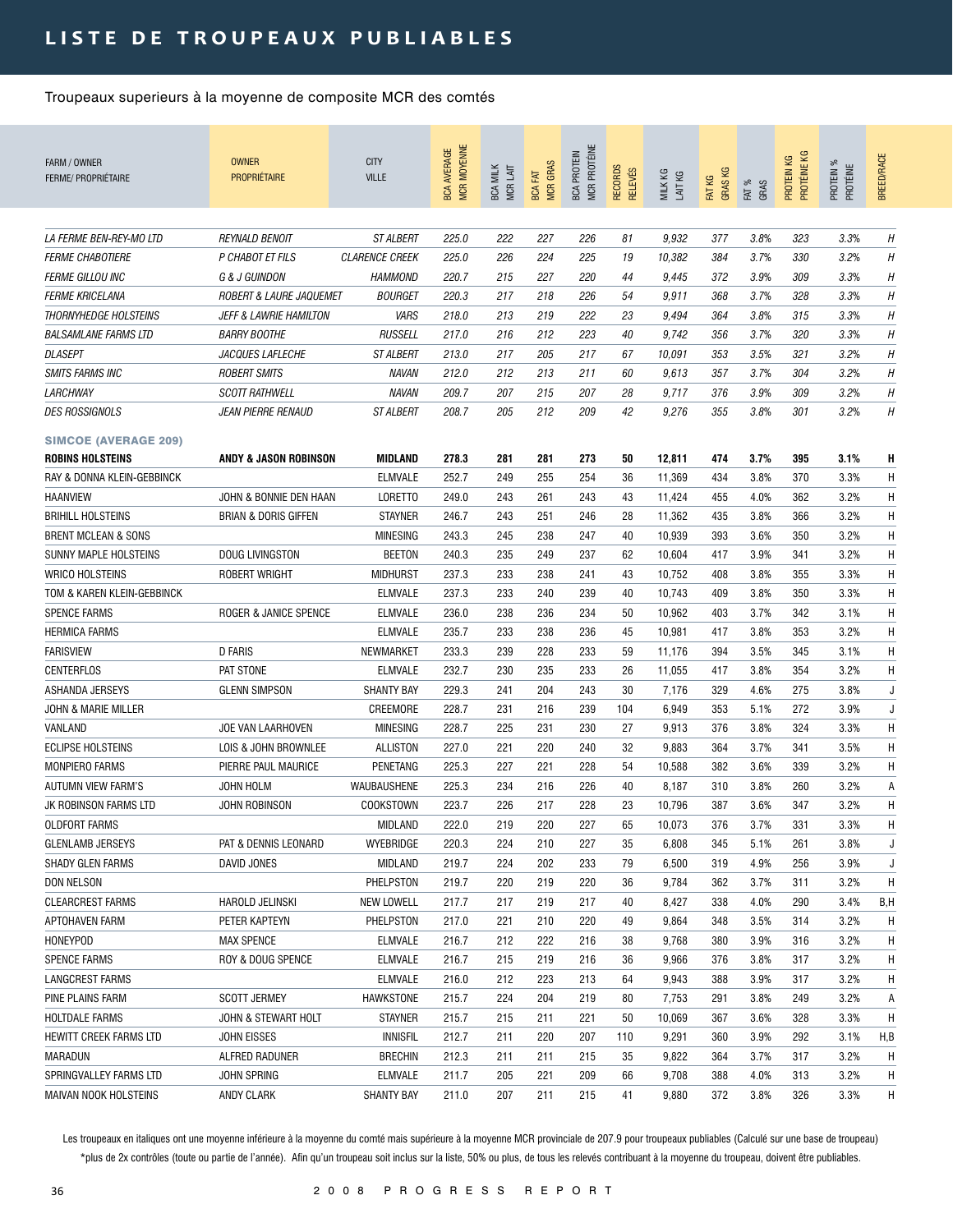# LISTE DE TROUPEAUX PUBLIABLES

Troupeaux superieurs à la moyenne de composite MCR des comtés

| FARM / OWNER FERME/ PROPRIÉTAIRE | OWNER PROPRIÉTAIRE | CITY VILLE | BCA AVERAGE MCR MOYENNE | BCA MILK MCR LAIT | BCA FAT MCR GRAS | BCA PROTEIN MCR PROTÉINE | RECORDS RELEVÉS | MILK KG LAIT KG | FAT KG GRAS KG | FAT % GRAS | PROTEIN KG PROTÉINE KG | PROTEIN % PROTÉINE | BREED/RACE |
|---|---|---|---|---|---|---|---|---|---|---|---|---|---|
| *LA FERME BEN-REY-MO LTD* | *REYNALD BENOIT* | *ST ALBERT* | *225.0* | *222* | *227* | *226* | *81* | *9,932* | *377* | *3.8%* | *323* | *3.3%* | *H* |
| *FERME CHABOTIERE* | *P CHABOT ET FILS* | *CLARENCE CREEK* | *225.0* | *226* | *224* | *225* | *19* | *10,382* | *384* | *3.7%* | *330* | *3.2%* | *H* |
| *FERME GILLOU INC* | *G & J GUINDON* | *HAMMOND* | *220.7* | *215* | *227* | *220* | *44* | *9,445* | *372* | *3.9%* | *309* | *3.3%* | *H* |
| *FERME KRICELANA* | *ROBERT & LAURE JAQUEMET* | *BOURGET* | *220.3* | *217* | *218* | *226* | *54* | *9,911* | *368* | *3.7%* | *328* | *3.3%* | *H* |
| *THORNYHEDGE HOLSTEINS* | *JEFF & LAWRIE HAMILTON* | *VARS* | *218.0* | *213* | *219* | *222* | *23* | *9,494* | *364* | *3.8%* | *315* | *3.3%* | *H* |
| *BALSAMLANE FARMS LTD* | *BARRY BOOTHE* | *RUSSELL* | *217.0* | *216* | *212* | *223* | *40* | *9,742* | *356* | *3.7%* | *320* | *3.3%* | *H* |
| *DLASEPT* | *JACQUES LAFLECHE* | *ST ALBERT* | *213.0* | *217* | *205* | *217* | *67* | *10,091* | *353* | *3.5%* | *321* | *3.2%* | *H* |
| *SMITS FARMS INC* | *ROBERT SMITS* | *NAVAN* | *212.0* | *212* | *213* | *211* | *60* | *9,613* | *357* | *3.7%* | *304* | *3.2%* | *H* |
| *LARCHWAY* | *SCOTT RATHWELL* | *NAVAN* | *209.7* | *207* | *215* | *207* | *28* | *9,717* | *376* | *3.9%* | *309* | *3.2%* | *H* |
| *DES ROSSIGNOLS* | *JEAN PIERRE RENAUD* | *ST ALBERT* | *208.7* | *205* | *212* | *209* | *42* | *9,276* | *355* | *3.8%* | *301* | *3.2%* | *H* |
| **SIMCOE (AVERAGE 209)** | | | | | | | | | | | | | |
| **ROBINS HOLSTEINS** | **ANDY & JASON ROBINSON** | **MIDLAND** | **278.3** | **281** | **281** | **273** | **50** | **12,811** | **474** | **3.7%** | **395** | **3.1%** | **H** |
| RAY & DONNA KLEIN-GEBBINCK | | ELMVALE | 252.7 | 249 | 255 | 254 | 36 | 11,369 | 434 | 3.8% | 370 | 3.3% | H |
| HAANVIEW | JOHN & BONNIE DEN HAAN | LORETTO | 249.0 | 243 | 261 | 243 | 43 | 11,424 | 455 | 4.0% | 362 | 3.2% | H |
| BRIHILL HOLSTEINS | BRIAN & DORIS GIFFEN | STAYNER | 246.7 | 243 | 251 | 246 | 28 | 11,362 | 435 | 3.8% | 366 | 3.2% | H |
| BRENT MCLEAN & SONS | | MINESING | 243.3 | 245 | 238 | 247 | 40 | 10,939 | 393 | 3.6% | 350 | 3.2% | H |
| SUNNY MAPLE HOLSTEINS | DOUG LIVINGSTON | BEETON | 240.3 | 235 | 249 | 237 | 62 | 10,604 | 417 | 3.9% | 341 | 3.2% | H |
| WRICO HOLSTEINS | ROBERT WRIGHT | MIDHURST | 237.3 | 233 | 238 | 241 | 43 | 10,752 | 408 | 3.8% | 355 | 3.3% | H |
| TOM & KAREN KLEIN-GEBBINCK | | ELMVALE | 237.3 | 233 | 240 | 239 | 40 | 10,743 | 409 | 3.8% | 350 | 3.3% | H |
| SPENCE FARMS | ROGER & JANICE SPENCE | ELMVALE | 236.0 | 238 | 236 | 234 | 50 | 10,962 | 403 | 3.7% | 342 | 3.1% | H |
| HERMICA FARMS | | ELMVALE | 235.7 | 233 | 238 | 236 | 45 | 10,981 | 417 | 3.8% | 353 | 3.2% | H |
| FARISVIEW | D FARIS | NEWMARKET | 233.3 | 239 | 228 | 233 | 59 | 11,176 | 394 | 3.5% | 345 | 3.1% | H |
| CENTERFLOS | PAT STONE | ELMVALE | 232.7 | 230 | 235 | 233 | 26 | 11,055 | 417 | 3.8% | 354 | 3.2% | H |
| ASHANDA JERSEYS | GLENN SIMPSON | SHANTY BAY | 229.3 | 241 | 204 | 243 | 30 | 7,176 | 329 | 4.6% | 275 | 3.8% | J |
| JOHN & MARIE MILLER | | CREEMORE | 228.7 | 231 | 216 | 239 | 104 | 6,949 | 353 | 5.1% | 272 | 3.9% | J |
| VANLAND | JOE VAN LAARHOVEN | MINESING | 228.7 | 225 | 231 | 230 | 27 | 9,913 | 376 | 3.8% | 324 | 3.3% | H |
| ECLIPSE HOLSTEINS | LOIS & JOHN BROWNLEE | ALLISTON | 227.0 | 221 | 220 | 240 | 32 | 9,883 | 364 | 3.7% | 341 | 3.5% | H |
| MONPIERO FARMS | PIERRE PAUL MAURICE | PENETANG | 225.3 | 227 | 221 | 228 | 54 | 10,588 | 382 | 3.6% | 339 | 3.2% | H |
| AUTUMN VIEW FARM'S | JOHN HOLM | WAUBAUSHENE | 225.3 | 234 | 216 | 226 | 40 | 8,187 | 310 | 3.8% | 260 | 3.2% | A |
| JK ROBINSON FARMS LTD | JOHN ROBINSON | COOKSTOWN | 223.7 | 226 | 217 | 228 | 23 | 10,796 | 387 | 3.6% | 347 | 3.2% | H |
| OLDFORT FARMS | | MIDLAND | 222.0 | 219 | 220 | 227 | 65 | 10,073 | 376 | 3.7% | 331 | 3.3% | H |
| GLENLAMB JERSEYS | PAT & DENNIS LEONARD | WYEBRIDGE | 220.3 | 224 | 210 | 227 | 35 | 6,808 | 345 | 5.1% | 261 | 3.8% | J |
| SHADY GLEN FARMS | DAVID JONES | MIDLAND | 219.7 | 224 | 202 | 233 | 79 | 6,500 | 319 | 4.9% | 256 | 3.9% | J |
| DON NELSON | | PHELPSTON | 219.7 | 220 | 219 | 220 | 36 | 9,784 | 362 | 3.7% | 311 | 3.2% | H |
| CLEARCREST FARMS | HAROLD JELINSKI | NEW LOWELL | 217.7 | 217 | 219 | 217 | 40 | 8,427 | 338 | 4.0% | 290 | 3.4% | B,H |
| APTOHAVEN FARM | PETER KAPTEYN | PHELPSTON | 217.0 | 221 | 210 | 220 | 49 | 9,864 | 348 | 3.5% | 314 | 3.2% | H |
| HONEYPOD | MAX SPENCE | ELMVALE | 216.7 | 212 | 222 | 216 | 38 | 9,768 | 380 | 3.9% | 316 | 3.2% | H |
| SPENCE FARMS | ROY & DOUG SPENCE | ELMVALE | 216.7 | 215 | 219 | 216 | 36 | 9,966 | 376 | 3.8% | 317 | 3.2% | H |
| LANGCREST FARMS | | ELMVALE | 216.0 | 212 | 223 | 213 | 64 | 9,943 | 388 | 3.9% | 317 | 3.2% | H |
| PINE PLAINS FARM | SCOTT JERMEY | HAWKSTONE | 215.7 | 224 | 204 | 219 | 80 | 7,753 | 291 | 3.8% | 249 | 3.2% | A |
| HOLTDALE FARMS | JOHN & STEWART HOLT | STAYNER | 215.7 | 215 | 211 | 221 | 50 | 10,069 | 367 | 3.6% | 328 | 3.3% | H |
| HEWITT CREEK FARMS LTD | JOHN EISSES | INNISFIL | 212.7 | 211 | 220 | 207 | 110 | 9,291 | 360 | 3.9% | 292 | 3.1% | H,B |
| MARADUN | ALFRED RADUNER | BRECHIN | 212.3 | 211 | 211 | 215 | 35 | 9,822 | 364 | 3.7% | 317 | 3.2% | H |
| SPRINGVALLEY FARMS LTD | JOHN SPRING | ELMVALE | 211.7 | 205 | 221 | 209 | 66 | 9,708 | 388 | 4.0% | 313 | 3.2% | H |
| MAIVAN NOOK HOLSTEINS | ANDY CLARK | SHANTY BAY | 211.0 | 207 | 211 | 215 | 41 | 9,880 | 372 | 3.8% | 326 | 3.3% | H |

Les troupeaux en italiques ont une moyenne inférieure à la moyenne du comté mais supérieure à la moyenne MCR provinciale de 207.9 pour troupeaux publiables (Calculé sur une base de troupeau)
*plus de 2x contrôles (toute ou partie de l'année). Afin qu'un troupeau soit inclus sur la liste, 50% ou plus, de tous les relevés contribuant à la moyenne du troupeau, doivent être publiables.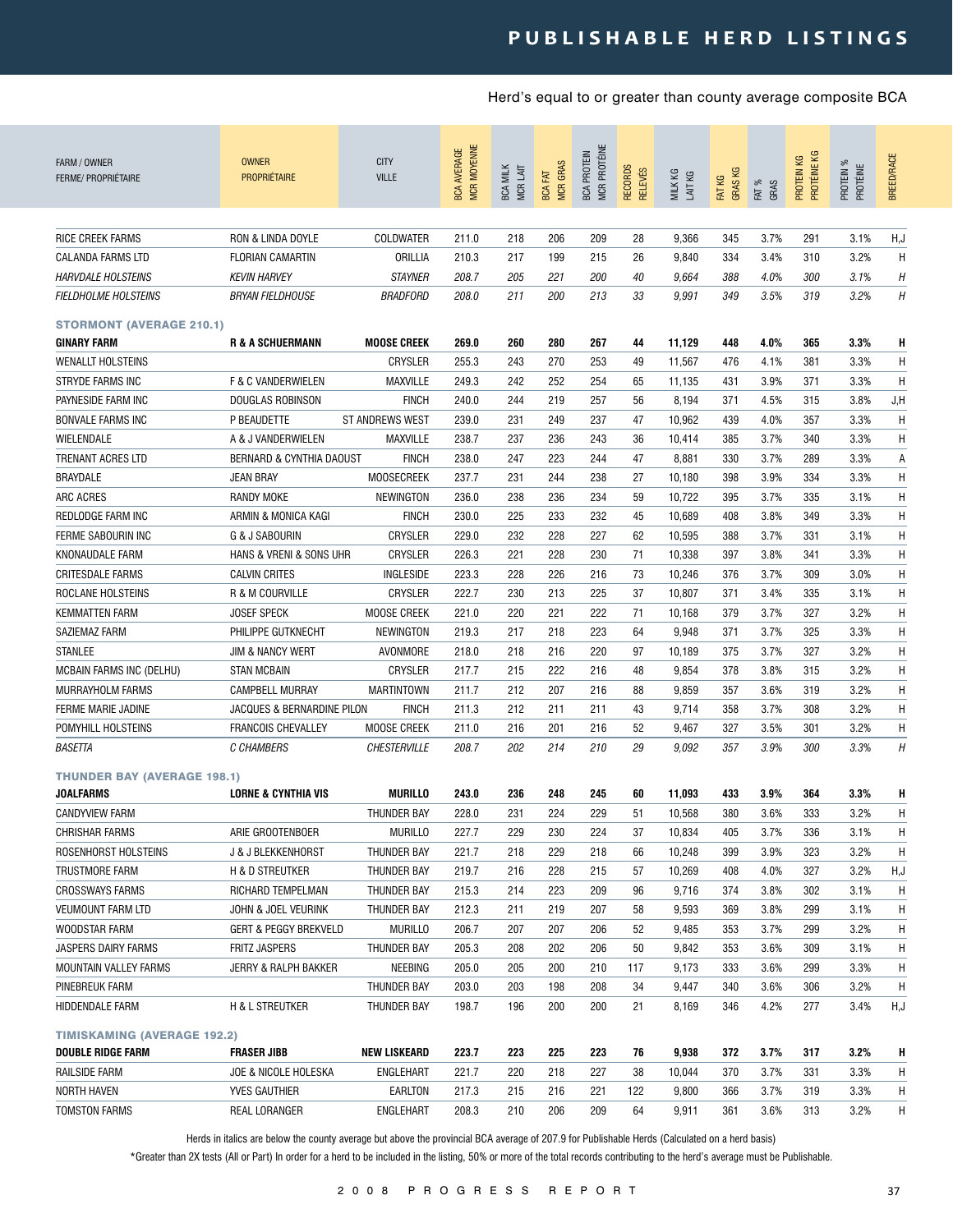# PUBLISHABLE HERD LISTINGS

Herd's equal to or greater than county average composite BCA

| FARM / OWNER<br>FERME/ PROPRIÉTAIRE | OWNER<br>PROPRIÉTAIRE | CITY<br>VILLE | BCA AVERAGE<br>MCR MOYENNE | BCA MILK<br>MCR LAIT | BCA FAT<br>MCR GRAS | BCA PROTEIN<br>MCR PROTÉINE | RECORDS<br>RELEVÉS | MILK KG<br>LAIT KG | FAT KG<br>GRAS KG | FAT %<br>GRAS | PROTEIN KG<br>PROTÉINE KG | PROTEIN %<br>PROTÉINE | BREED/RACE |
|---|---|---|---|---|---|---|---|---|---|---|---|---|---|
| RICE CREEK FARMS | RON & LINDA DOYLE | COLDWATER | 211.0 | 218 | 206 | 209 | 28 | 9,366 | 345 | 3.7% | 291 | 3.1% | H,J |
| CALANDA FARMS LTD | FLORIAN CAMARTIN | ORILLIA | 210.3 | 217 | 199 | 215 | 26 | 9,840 | 334 | 3.4% | 310 | 3.2% | H |
| *HARVDALE HOLSTEINS* | *KEVIN HARVEY* | *STAYNER* | *208.7* | *205* | *221* | *200* | *40* | *9,664* | *388* | *4.0%* | *300* | *3.1%* | *H* |
| *FIELDHOLME HOLSTEINS* | *BRYAN FIELDHOUSE* | *BRADFORD* | *208.0* | *211* | *200* | *213* | *33* | *9,991* | *349* | *3.5%* | *319* | *3.2%* | *H* |
| **STORMONT (AVERAGE 210.1)** | | | | | | | | | | | | | |
| **GINARY FARM** | **R & A SCHUERMANN** | **MOOSE CREEK** | **269.0** | **260** | **280** | **267** | **44** | **11,129** | **448** | **4.0%** | **365** | **3.3%** | **H** |
| WENALLT HOLSTEINS | | CRYSLER | 255.3 | 243 | 270 | 253 | 49 | 11,567 | 476 | 4.1% | 381 | 3.3% | H |
| STRYDE FARMS INC | F & C VANDERWIELEN | MAXVILLE | 249.3 | 242 | 252 | 254 | 65 | 11,135 | 431 | 3.9% | 371 | 3.3% | H |
| PAYNESIDE FARM INC | DOUGLAS ROBINSON | FINCH | 240.0 | 244 | 219 | 257 | 56 | 8,194 | 371 | 4.5% | 315 | 3.8% | J,H |
| BONVALE FARMS INC | P BEAUDETTE | ST ANDREWS WEST | 239.0 | 231 | 249 | 237 | 47 | 10,962 | 439 | 4.0% | 357 | 3.3% | H |
| WIELENDALE | A & J VANDERWIELEN | MAXVILLE | 238.7 | 237 | 236 | 243 | 36 | 10,414 | 385 | 3.7% | 340 | 3.3% | H |
| TRENANT ACRES LTD | BERNARD & CYNTHIA DAOUST | FINCH | 238.0 | 247 | 223 | 244 | 47 | 8,881 | 330 | 3.7% | 289 | 3.3% | A |
| BRAYDALE | JEAN BRAY | MOOSECREEK | 237.7 | 231 | 244 | 238 | 27 | 10,180 | 398 | 3.9% | 334 | 3.3% | H |
| ARC ACRES | RANDY MOKE | NEWINGTON | 236.0 | 238 | 236 | 234 | 59 | 10,722 | 395 | 3.7% | 335 | 3.1% | H |
| REDLODGE FARM INC | ARMIN & MONICA KAGI | FINCH | 230.0 | 225 | 233 | 232 | 45 | 10,689 | 408 | 3.8% | 349 | 3.3% | H |
| FERME SABOURIN INC | G & J SABOURIN | CRYSLER | 229.0 | 232 | 228 | 227 | 62 | 10,595 | 388 | 3.7% | 331 | 3.1% | H |
| KNONAUDALE FARM | HANS & VRENI & SONS UHR | CRYSLER | 226.3 | 221 | 228 | 230 | 71 | 10,338 | 397 | 3.8% | 341 | 3.3% | H |
| CRITESDALE FARMS | CALVIN CRITES | INGLESIDE | 223.3 | 228 | 226 | 216 | 73 | 10,246 | 376 | 3.7% | 309 | 3.0% | H |
| ROCLANE HOLSTEINS | R & M COURVILLE | CRYSLER | 222.7 | 230 | 213 | 225 | 37 | 10,807 | 371 | 3.4% | 335 | 3.1% | H |
| KEMMATTEN FARM | JOSEF SPECK | MOOSE CREEK | 221.0 | 220 | 221 | 222 | 71 | 10,168 | 379 | 3.7% | 327 | 3.2% | H |
| SAZIEMAZ FARM | PHILIPPE GUTKNECHT | NEWINGTON | 219.3 | 217 | 218 | 223 | 64 | 9,948 | 371 | 3.7% | 325 | 3.3% | H |
| STANLEE | JIM & NANCY WERT | AVONMORE | 218.0 | 218 | 216 | 220 | 97 | 10,189 | 375 | 3.7% | 327 | 3.2% | H |
| MCBAIN FARMS INC (DELHU) | STAN MCBAIN | CRYSLER | 217.7 | 215 | 222 | 216 | 48 | 9,854 | 378 | 3.8% | 315 | 3.2% | H |
| MURRAYHOLM FARMS | CAMPBELL MURRAY | MARTINTOWN | 211.7 | 212 | 207 | 216 | 88 | 9,859 | 357 | 3.6% | 319 | 3.2% | H |
| FERME MARIE JADINE | JACQUES & BERNARDINE PILON | FINCH | 211.3 | 212 | 211 | 211 | 43 | 9,714 | 358 | 3.7% | 308 | 3.2% | H |
| POMYHILL HOLSTEINS | FRANCOIS CHEVALLEY | MOOSE CREEK | 211.0 | 216 | 201 | 216 | 52 | 9,467 | 327 | 3.5% | 301 | 3.2% | H |
| *BASETTA* | *C CHAMBERS* | *CHESTERVILLE* | *208.7* | *202* | *214* | *210* | *29* | *9,092* | *357* | *3.9%* | *300* | *3.3%* | *H* |
| **THUNDER BAY (AVERAGE 198.1)** | | | | | | | | | | | | | |
| **JOALFARMS** | **LORNE & CYNTHIA VIS** | **MURILLO** | **243.0** | **236** | **248** | **245** | **60** | **11,093** | **433** | **3.9%** | **364** | **3.3%** | **H** |
| CANDYVIEW FARM | | THUNDER BAY | 228.0 | 231 | 224 | 229 | 51 | 10,568 | 380 | 3.6% | 333 | 3.2% | H |
| CHRISHAR FARMS | ARIE GROOTENBOER | MURILLO | 227.7 | 229 | 230 | 224 | 37 | 10,834 | 405 | 3.7% | 336 | 3.1% | H |
| ROSENHORST HOLSTEINS | J & J BLEKKENHORST | THUNDER BAY | 221.7 | 218 | 229 | 218 | 66 | 10,248 | 399 | 3.9% | 323 | 3.2% | H |
| TRUSTMORE FARM | H & D STREUTKER | THUNDER BAY | 219.7 | 216 | 228 | 215 | 57 | 10,269 | 408 | 4.0% | 327 | 3.2% | H,J |
| CROSSWAYS FARMS | RICHARD TEMPELMAN | THUNDER BAY | 215.3 | 214 | 223 | 209 | 96 | 9,716 | 374 | 3.8% | 302 | 3.1% | H |
| VEUMOUNT FARM LTD | JOHN & JOEL VEURINK | THUNDER BAY | 212.3 | 211 | 219 | 207 | 58 | 9,593 | 369 | 3.8% | 299 | 3.1% | H |
| WOODSTAR FARM | GERT & PEGGY BREKVELD | MURILLO | 206.7 | 207 | 207 | 206 | 52 | 9,485 | 353 | 3.7% | 299 | 3.2% | H |
| JASPERS DAIRY FARMS | FRITZ JASPERS | THUNDER BAY | 205.3 | 208 | 202 | 206 | 50 | 9,842 | 353 | 3.6% | 309 | 3.1% | H |
| MOUNTAIN VALLEY FARMS | JERRY & RALPH BAKKER | NEEBING | 205.0 | 205 | 200 | 210 | 117 | 9,173 | 333 | 3.6% | 299 | 3.3% | H |
| PINEBREUK FARM | | THUNDER BAY | 203.0 | 203 | 198 | 208 | 34 | 9,447 | 340 | 3.6% | 306 | 3.2% | H |
| HIDDENDALE FARM | H & L STREUTKER | THUNDER BAY | 198.7 | 196 | 200 | 200 | 21 | 8,169 | 346 | 4.2% | 277 | 3.4% | H,J |
| **TIMISKAMING (AVERAGE 192.2)** | | | | | | | | | | | | | |
| **DOUBLE RIDGE FARM** | **FRASER JIBB** | **NEW LISKEARD** | **223.7** | **223** | **225** | **223** | **76** | **9,938** | **372** | **3.7%** | **317** | **3.2%** | **H** |
| RAILSIDE FARM | JOE & NICOLE HOLESKA | ENGLEHART | 221.7 | 220 | 218 | 227 | 38 | 10,044 | 370 | 3.7% | 331 | 3.3% | H |
| NORTH HAVEN | YVES GAUTHIER | EARLTON | 217.3 | 215 | 216 | 221 | 122 | 9,800 | 366 | 3.7% | 319 | 3.3% | H |
| TOMSTON FARMS | REAL LORANGER | ENGLEHART | 208.3 | 210 | 206 | 209 | 64 | 9,911 | 361 | 3.6% | 313 | 3.2% | H |

Herds in italics are below the county average but above the provincial BCA average of 207.9 for Publishable Herds (Calculated on a herd basis)

*Greater than 2X tests (All or Part) In order for a herd to be included in the listing, 50% or more of the total records contributing to the herd's average must be Publishable.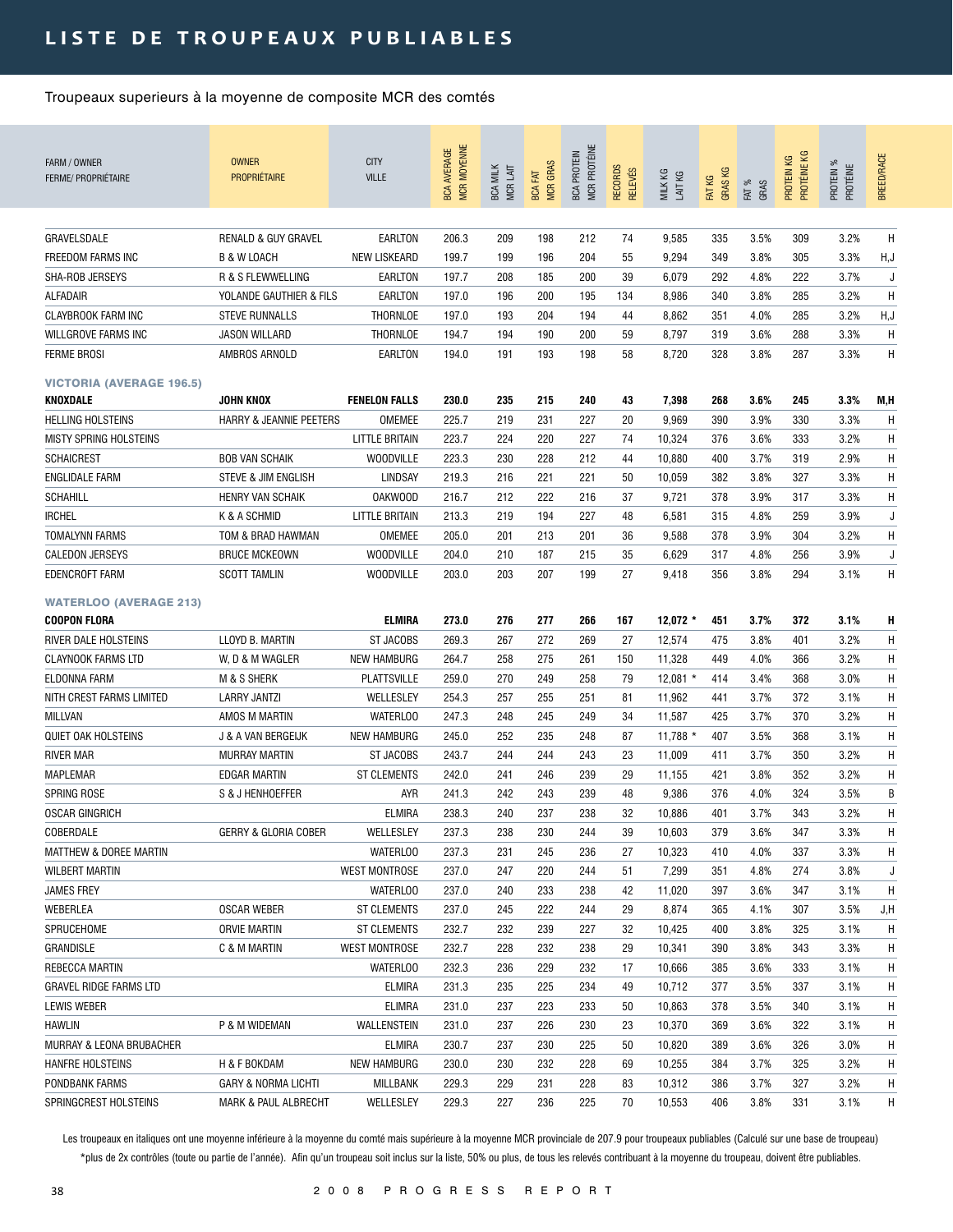# LISTE DE TROUPEAUX PUBLIABLES

Troupeaux superieurs à la moyenne de composite MCR des comtés

| FARM / OWNER FERME/ PROPRIÉTAIRE | OWNER PROPRIÉTAIRE | CITY VILLE | BCA AVERAGE MCR MOYENNE | BCA MILK MCR LAIT | BCA FAT MCR GRAS | BCA PROTEIN MCR PROTÉINE | RECORDS RELEVÉS | MILK KG LAIT KG | FAT KG GRAS KG | FAT % GRAS | PROTEIN KG PROTÉINE KG | PROTEIN % PROTÉINE | BREED/RACE |
|---|---|---|---|---|---|---|---|---|---|---|---|---|---|
| GRAVELSDALE | RENALD & GUY GRAVEL | EARLTON | 206.3 | 209 | 198 | 212 | 74 | 9,585 | 335 | 3.5% | 309 | 3.2% | H |
| FREEDOM FARMS INC | B & W LOACH | NEW LISKEARD | 199.7 | 199 | 196 | 204 | 55 | 9,294 | 349 | 3.8% | 305 | 3.3% | H,J |
| SHA-ROB JERSEYS | R & S FLEWWELLING | EARLTON | 197.7 | 208 | 185 | 200 | 39 | 6,079 | 292 | 4.8% | 222 | 3.7% | J |
| ALFADAIR | YOLANDE GAUTHIER & FILS | EARLTON | 197.0 | 196 | 200 | 195 | 134 | 8,986 | 340 | 3.8% | 285 | 3.2% | H |
| CLAYBROOK FARM INC | STEVE RUNNALLS | THORNLOE | 197.0 | 193 | 204 | 194 | 44 | 8,862 | 351 | 4.0% | 285 | 3.2% | H,J |
| WILLGROVE FARMS INC | JASON WILLARD | THORNLOE | 194.7 | 194 | 190 | 200 | 59 | 8,797 | 319 | 3.6% | 288 | 3.3% | H |
| FERME BROSI | AMBROS ARNOLD | EARLTON | 194.0 | 191 | 193 | 198 | 58 | 8,720 | 328 | 3.8% | 287 | 3.3% | H |
| **VICTORIA (AVERAGE 196.5)** | | | | | | | | | | | | | |
| **KNOXDALE** | **JOHN KNOX** | **FENELON FALLS** | **230.0** | **235** | **215** | **240** | **43** | **7,398** | **268** | **3.6%** | **245** | **3.3%** | **M,H** |
| HELLING HOLSTEINS | HARRY & JEANNIE PEETERS | OMEMEE | 225.7 | 219 | 231 | 227 | 20 | 9,969 | 390 | 3.9% | 330 | 3.3% | H |
| MISTY SPRING HOLSTEINS | | LITTLE BRITAIN | 223.7 | 224 | 220 | 227 | 74 | 10,324 | 376 | 3.6% | 333 | 3.2% | H |
| SCHAICREST | BOB VAN SCHAIK | WOODVILLE | 223.3 | 230 | 228 | 212 | 44 | 10,880 | 400 | 3.7% | 319 | 2.9% | H |
| ENGLIDALE FARM | STEVE & JIM ENGLISH | LINDSAY | 219.3 | 216 | 221 | 221 | 50 | 10,059 | 382 | 3.8% | 327 | 3.3% | H |
| SCHAHILL | HENRY VAN SCHAIK | OAKWOOD | 216.7 | 212 | 222 | 216 | 37 | 9,721 | 378 | 3.9% | 317 | 3.3% | H |
| IRCHEL | K & A SCHMID | LITTLE BRITAIN | 213.3 | 219 | 194 | 227 | 48 | 6,581 | 315 | 4.8% | 259 | 3.9% | J |
| TOMALYNN FARMS | TOM & BRAD HAWMAN | OMEMEE | 205.0 | 201 | 213 | 201 | 36 | 9,588 | 378 | 3.9% | 304 | 3.2% | H |
| CALEDON JERSEYS | BRUCE MCKEOWN | WOODVILLE | 204.0 | 210 | 187 | 215 | 35 | 6,629 | 317 | 4.8% | 256 | 3.9% | J |
| EDENCROFT FARM | SCOTT TAMLIN | WOODVILLE | 203.0 | 203 | 207 | 199 | 27 | 9,418 | 356 | 3.8% | 294 | 3.1% | H |
| **WATERLOO (AVERAGE 213)** | | | | | | | | | | | | | |
| **COOPON FLORA** | | **ELMIRA** | **273.0** | **276** | **277** | **266** | **167** | **12,072 *** | **451** | **3.7%** | **372** | **3.1%** | **H** |
| RIVER DALE HOLSTEINS | LLOYD B. MARTIN | ST JACOBS | 269.3 | 267 | 272 | 269 | 27 | 12,574 | 475 | 3.8% | 401 | 3.2% | H |
| CLAYNOOK FARMS LTD | W, D & M WAGLER | NEW HAMBURG | 264.7 | 258 | 275 | 261 | 150 | 11,328 | 449 | 4.0% | 366 | 3.2% | H |
| ELDONNA FARM | M & S SHERK | PLATTSVILLE | 259.0 | 270 | 249 | 258 | 79 | 12,081 * | 414 | 3.4% | 368 | 3.0% | H |
| NITH CREST FARMS LIMITED | LARRY JANTZI | WELLESLEY | 254.3 | 257 | 255 | 251 | 81 | 11,962 | 441 | 3.7% | 372 | 3.1% | H |
| MILLVAN | AMOS M MARTIN | WATERLOO | 247.3 | 248 | 245 | 249 | 34 | 11,587 | 425 | 3.7% | 370 | 3.2% | H |
| QUIET OAK HOLSTEINS | J & A VAN BERGEIJK | NEW HAMBURG | 245.0 | 252 | 235 | 248 | 87 | 11,788 * | 407 | 3.5% | 368 | 3.1% | H |
| RIVER MAR | MURRAY MARTIN | ST JACOBS | 243.7 | 244 | 244 | 243 | 23 | 11,009 | 411 | 3.7% | 350 | 3.2% | H |
| MAPLEMAR | EDGAR MARTIN | ST CLEMENTS | 242.0 | 241 | 246 | 239 | 29 | 11,155 | 421 | 3.8% | 352 | 3.2% | H |
| SPRING ROSE | S & J HENHOEFFER | AYR | 241.3 | 242 | 243 | 239 | 48 | 9,386 | 376 | 4.0% | 324 | 3.5% | B |
| OSCAR GINGRICH | | ELMIRA | 238.3 | 240 | 237 | 238 | 32 | 10,886 | 401 | 3.7% | 343 | 3.2% | H |
| COBERDALE | GERRY & GLORIA COBER | WELLESLEY | 237.3 | 238 | 230 | 244 | 39 | 10,603 | 379 | 3.6% | 347 | 3.3% | H |
| MATTHEW & DOREE MARTIN | | WATERLOO | 237.3 | 231 | 245 | 236 | 27 | 10,323 | 410 | 4.0% | 337 | 3.3% | H |
| WILBERT MARTIN | | WEST MONTROSE | 237.0 | 247 | 220 | 244 | 51 | 7,299 | 351 | 4.8% | 274 | 3.8% | J |
| JAMES FREY | | WATERLOO | 237.0 | 240 | 233 | 238 | 42 | 11,020 | 397 | 3.6% | 347 | 3.1% | H |
| WEBERLEA | OSCAR WEBER | ST CLEMENTS | 237.0 | 245 | 222 | 244 | 29 | 8,874 | 365 | 4.1% | 307 | 3.5% | J,H |
| SPRUCEHOME | ORVIE MARTIN | ST CLEMENTS | 232.7 | 232 | 239 | 227 | 32 | 10,425 | 400 | 3.8% | 325 | 3.1% | H |
| GRANDISLE | C & M MARTIN | WEST MONTROSE | 232.7 | 228 | 232 | 238 | 29 | 10,341 | 390 | 3.8% | 343 | 3.3% | H |
| REBECCA MARTIN | | WATERLOO | 232.3 | 236 | 229 | 232 | 17 | 10,666 | 385 | 3.6% | 333 | 3.1% | H |
| GRAVEL RIDGE FARMS LTD | | ELMIRA | 231.3 | 235 | 225 | 234 | 49 | 10,712 | 377 | 3.5% | 337 | 3.1% | H |
| LEWIS WEBER | | ELIMRA | 231.0 | 237 | 223 | 233 | 50 | 10,863 | 378 | 3.5% | 340 | 3.1% | H |
| HAWLIN | P & M WIDEMAN | WALLENSTEIN | 231.0 | 237 | 226 | 230 | 23 | 10,370 | 369 | 3.6% | 322 | 3.1% | H |
| MURRAY & LEONA BRUBACHER | | ELMIRA | 230.7 | 237 | 230 | 225 | 50 | 10,820 | 389 | 3.6% | 326 | 3.0% | H |
| HANFRE HOLSTEINS | H & F BOKDAM | NEW HAMBURG | 230.0 | 230 | 232 | 228 | 69 | 10,255 | 384 | 3.7% | 325 | 3.2% | H |
| PONDBANK FARMS | GARY & NORMA LICHTI | MILLBANK | 229.3 | 229 | 231 | 228 | 83 | 10,312 | 386 | 3.7% | 327 | 3.2% | H |
| SPRINGCREST HOLSTEINS | MARK & PAUL ALBRECHT | WELLESLEY | 229.3 | 227 | 236 | 225 | 70 | 10,553 | 406 | 3.8% | 331 | 3.1% | H |

Les troupeaux en italiques ont une moyenne inférieure à la moyenne du comté mais supérieure à la moyenne MCR provinciale de 207.9 pour troupeaux publiables (Calculé sur une base de troupeau)
*plus de 2x contrôles (toute ou partie de l'année). Afin qu'un troupeau soit inclus sur la liste, 50% ou plus, de tous les relevés contribuant à la moyenne du troupeau, doivent être publiables.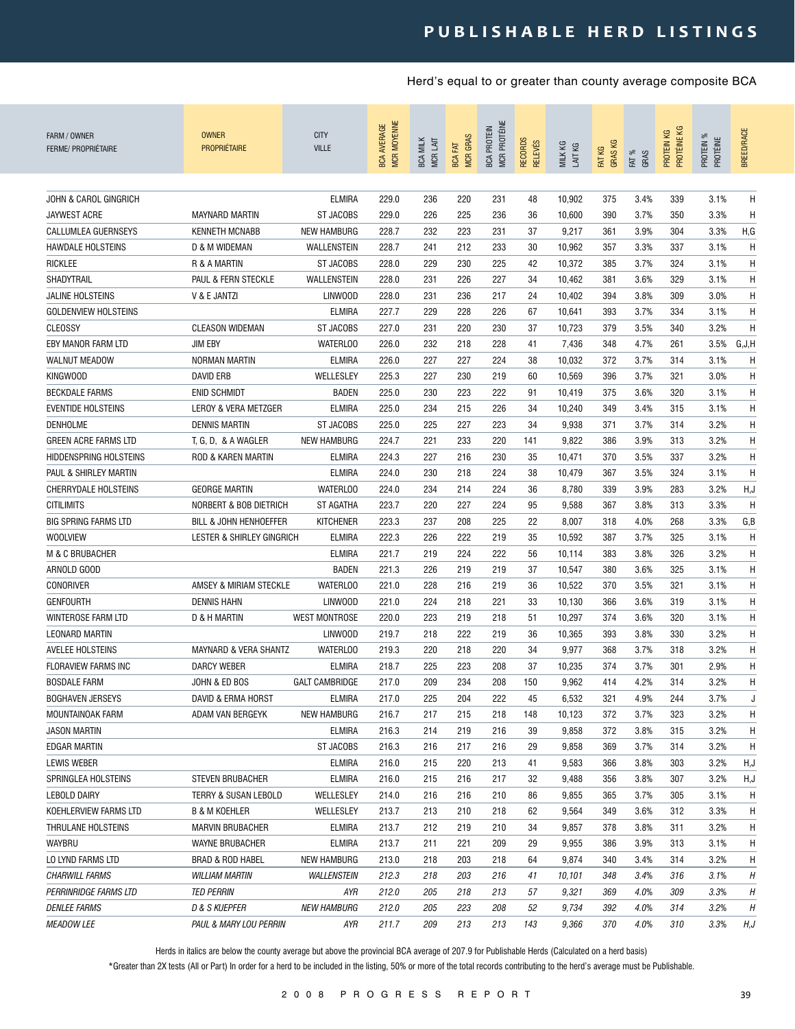# PUBLISHABLE HERD LISTINGS

Herd's equal to or greater than county average composite BCA

| FARM / OWNER FERME/ PROPRIÉTAIRE | OWNER PROPRIÉTAIRE | CITY VILLE | BCA AVERAGE MCR MOYENNE | BCA MILK MCR LAIT | BCA FAT MCR GRAS | BCA PROTEIN MCR PROTÉINE | RECORDS RELEVÉS | MILK KG LAIT KG | FAT KG GRAS KG | FAT % GRAS | PROTEIN KG PROTÉINE KG | PROTEIN % PROTÉINE | BREED/RACE |
|---|---|---|---|---|---|---|---|---|---|---|---|---|---|
| JOHN & CAROL GINGRICH | | ELMIRA | 229.0 | 236 | 220 | 231 | 48 | 10,902 | 375 | 3.4% | 339 | 3.1% | H |
| JAYWEST ACRE | MAYNARD MARTIN | ST JACOBS | 229.0 | 226 | 225 | 236 | 36 | 10,600 | 390 | 3.7% | 350 | 3.3% | H |
| CALLUMLEA GUERNSEYS | KENNETH MCNABB | NEW HAMBURG | 228.7 | 232 | 223 | 231 | 37 | 9,217 | 361 | 3.9% | 304 | 3.3% | H,G |
| HAWDALE HOLSTEINS | D & M WIDEMAN | WALLENSTEIN | 228.7 | 241 | 212 | 233 | 30 | 10,962 | 357 | 3.3% | 337 | 3.1% | H |
| RICKLEE | R & A MARTIN | ST JACOBS | 228.0 | 229 | 230 | 225 | 42 | 10,372 | 385 | 3.7% | 324 | 3.1% | H |
| SHADYTRAIL | PAUL & FERN STECKLE | WALLENSTEIN | 228.0 | 231 | 226 | 227 | 34 | 10,462 | 381 | 3.6% | 329 | 3.1% | H |
| JALINE HOLSTEINS | V & E JANTZI | LINWOOD | 228.0 | 231 | 236 | 217 | 24 | 10,402 | 394 | 3.8% | 309 | 3.0% | H |
| GOLDENVIEW HOLSTEINS | | ELMIRA | 227.7 | 229 | 228 | 226 | 67 | 10,641 | 393 | 3.7% | 334 | 3.1% | H |
| CLEOSSY | CLEASON WIDEMAN | ST JACOBS | 227.0 | 231 | 220 | 230 | 37 | 10,723 | 379 | 3.5% | 340 | 3.2% | H |
| EBY MANOR FARM LTD | JIM EBY | WATERLOO | 226.0 | 232 | 218 | 228 | 41 | 7,436 | 348 | 4.7% | 261 | 3.5% | G,J,H |
| WALNUT MEADOW | NORMAN MARTIN | ELMIRA | 226.0 | 227 | 227 | 224 | 38 | 10,032 | 372 | 3.7% | 314 | 3.1% | H |
| KINGWOOD | DAVID ERB | WELLESLEY | 225.3 | 227 | 230 | 219 | 60 | 10,569 | 396 | 3.7% | 321 | 3.0% | H |
| BECKDALE FARMS | ENID SCHMIDT | BADEN | 225.0 | 230 | 223 | 222 | 91 | 10,419 | 375 | 3.6% | 320 | 3.1% | H |
| EVENTIDE HOLSTEINS | LEROY & VERA METZGER | ELMIRA | 225.0 | 234 | 215 | 226 | 34 | 10,240 | 349 | 3.4% | 315 | 3.1% | H |
| DENHOLME | DENNIS MARTIN | ST JACOBS | 225.0 | 225 | 227 | 223 | 34 | 9,938 | 371 | 3.7% | 314 | 3.2% | H |
| GREEN ACRE FARMS LTD | T, G, D, & A WAGLER | NEW HAMBURG | 224.7 | 221 | 233 | 220 | 141 | 9,822 | 386 | 3.9% | 313 | 3.2% | H |
| HIDDENSPRING HOLSTEINS | ROD & KAREN MARTIN | ELMIRA | 224.3 | 227 | 216 | 230 | 35 | 10,471 | 370 | 3.5% | 337 | 3.2% | H |
| PAUL & SHIRLEY MARTIN | | ELMIRA | 224.0 | 230 | 218 | 224 | 38 | 10,479 | 367 | 3.5% | 324 | 3.1% | H |
| CHERRYDALE HOLSTEINS | GEORGE MARTIN | WATERLOO | 224.0 | 234 | 214 | 224 | 36 | 8,780 | 339 | 3.9% | 283 | 3.2% | H,J |
| CITILIMITS | NORBERT & BOB DIETRICH | ST AGATHA | 223.7 | 220 | 227 | 224 | 95 | 9,588 | 367 | 3.8% | 313 | 3.3% | H |
| BIG SPRING FARMS LTD | BILL & JOHN HENHOEFFER | KITCHENER | 223.3 | 237 | 208 | 225 | 22 | 8,007 | 318 | 4.0% | 268 | 3.3% | G,B |
| WOOLVIEW | LESTER & SHIRLEY GINGRICH | ELMIRA | 222.3 | 226 | 222 | 219 | 35 | 10,592 | 387 | 3.7% | 325 | 3.1% | H |
| M & C BRUBACHER | | ELMIRA | 221.7 | 219 | 224 | 222 | 56 | 10,114 | 383 | 3.8% | 326 | 3.2% | H |
| ARNOLD GOOD | | BADEN | 221.3 | 226 | 219 | 219 | 37 | 10,547 | 380 | 3.6% | 325 | 3.1% | H |
| CONORIVER | AMSEY & MIRIAM STECKLE | WATERLOO | 221.0 | 228 | 216 | 219 | 36 | 10,522 | 370 | 3.5% | 321 | 3.1% | H |
| GENFOURTH | DENNIS HAHN | LINWOOD | 221.0 | 224 | 218 | 221 | 33 | 10,130 | 366 | 3.6% | 319 | 3.1% | H |
| WINTEROSE FARM LTD | D & H MARTIN | WEST MONTROSE | 220.0 | 223 | 219 | 218 | 51 | 10,297 | 374 | 3.6% | 320 | 3.1% | H |
| LEONARD MARTIN | | LINWOOD | 219.7 | 218 | 222 | 219 | 36 | 10,365 | 393 | 3.8% | 330 | 3.2% | H |
| AVELEE HOLSTEINS | MAYNARD & VERA SHANTZ | WATERLOO | 219.3 | 220 | 218 | 220 | 34 | 9,977 | 368 | 3.7% | 318 | 3.2% | H |
| FLORAVIEW FARMS INC | DARCY WEBER | ELMIRA | 218.7 | 225 | 223 | 208 | 37 | 10,235 | 374 | 3.7% | 301 | 2.9% | H |
| BOSDALE FARM | JOHN & ED BOS | GALT CAMBRIDGE | 217.0 | 209 | 234 | 208 | 150 | 9,962 | 414 | 4.2% | 314 | 3.2% | H |
| BOGHAVEN JERSEYS | DAVID & ERMA HORST | ELMIRA | 217.0 | 225 | 204 | 222 | 45 | 6,532 | 321 | 4.9% | 244 | 3.7% | J |
| MOUNTAINOAK FARM | ADAM VAN BERGEYK | NEW HAMBURG | 216.7 | 217 | 215 | 218 | 148 | 10,123 | 372 | 3.7% | 323 | 3.2% | H |
| JASON MARTIN | | ELMIRA | 216.3 | 214 | 219 | 216 | 39 | 9,858 | 372 | 3.8% | 315 | 3.2% | H |
| EDGAR MARTIN | | ST JACOBS | 216.3 | 216 | 217 | 216 | 29 | 9,858 | 369 | 3.7% | 314 | 3.2% | H |
| LEWIS WEBER | | ELMIRA | 216.0 | 215 | 220 | 213 | 41 | 9,583 | 366 | 3.8% | 303 | 3.2% | H,J |
| SPRINGLEA HOLSTEINS | STEVEN BRUBACHER | ELMIRA | 216.0 | 215 | 216 | 217 | 32 | 9,488 | 356 | 3.8% | 307 | 3.2% | H,J |
| LEBOLD DAIRY | TERRY & SUSAN LEBOLD | WELLESLEY | 214.0 | 216 | 216 | 210 | 86 | 9,855 | 365 | 3.7% | 305 | 3.1% | H |
| KOEHLERVIEW FARMS LTD | B & M KOEHLER | WELLESLEY | 213.7 | 213 | 210 | 218 | 62 | 9,564 | 349 | 3.6% | 312 | 3.3% | H |
| THRULANE HOLSTEINS | MARVIN BRUBACHER | ELMIRA | 213.7 | 212 | 219 | 210 | 34 | 9,857 | 378 | 3.8% | 311 | 3.2% | H |
| WAYBRU | WAYNE BRUBACHER | ELMIRA | 213.7 | 211 | 221 | 209 | 29 | 9,955 | 386 | 3.9% | 313 | 3.1% | H |
| LO LYND FARMS LTD | BRAD & ROD HABEL | NEW HAMBURG | 213.0 | 218 | 203 | 218 | 64 | 9,874 | 340 | 3.4% | 314 | 3.2% | H |
| *CHARWILL FARMS* | *WILLIAM MARTIN* | *WALLENSTEIN* | *212.3* | *218* | *203* | *216* | *41* | *10,101* | *348* | *3.4%* | *316* | *3.1%* | *H* |
| *PERRINRIDGE FARMS LTD* | *TED PERRIN* | *AYR* | *212.0* | *205* | *218* | *213* | *57* | *9,321* | *369* | *4.0%* | *309* | *3.3%* | *H* |
| *DENLEE FARMS* | *D & S KUEPFER* | *NEW HAMBURG* | *212.0* | *205* | *223* | *208* | *52* | *9,734* | *392* | *4.0%* | *314* | *3.2%* | *H* |
| *MEADOW LEE* | *PAUL & MARY LOU PERRIN* | *AYR* | *211.7* | *209* | *213* | *213* | *143* | *9,366* | *370* | *4.0%* | *310* | *3.3%* | *H,J* |

Herds in italics are below the county average but above the provincial BCA average of 207.9 for Publishable Herds (Calculated on a herd basis)

*Greater than 2X tests (All or Part) In order for a herd to be included in the listing, 50% or more of the total records contributing to the herd's average must be Publishable.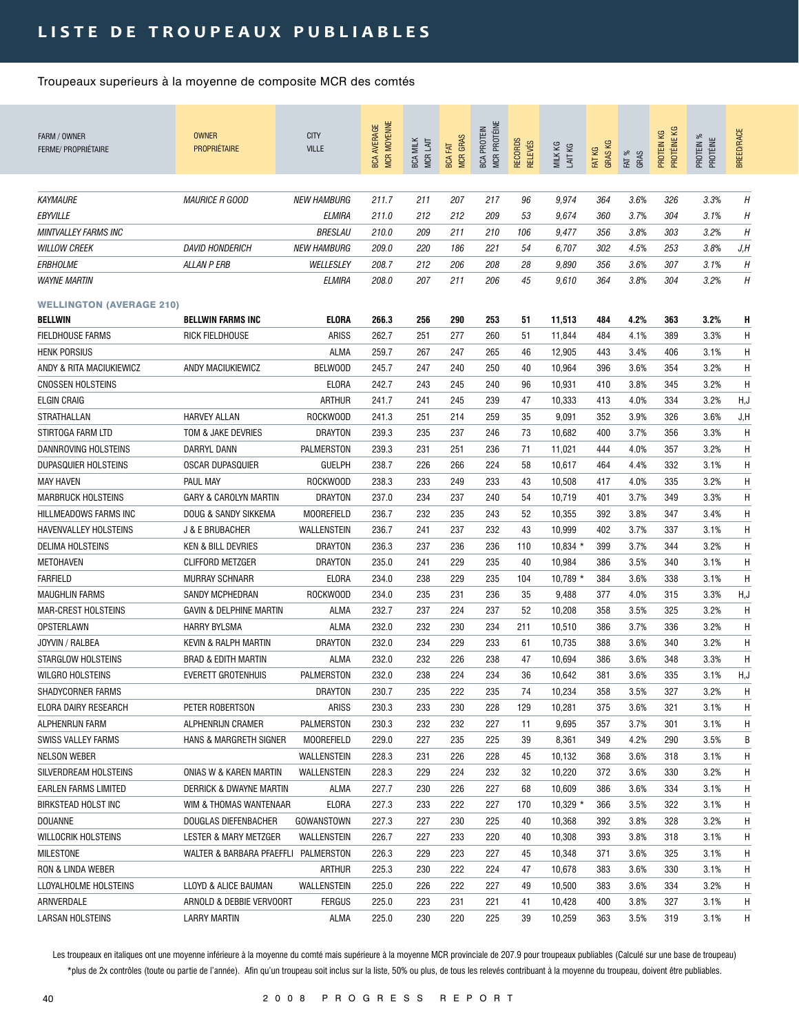# LISTE DE TROUPEAUX PUBLIABLES

Troupeaux superieurs à la moyenne de composite MCR des comtés

| FARM / OWNER<br>FERME/ PROPRIÉTAIRE | OWNER<br>PROPRIÉTAIRE | CITY<br>VILLE | BCA AVERAGE<br>MCR MOYENNE | BCA MILK<br>MCR LAIT | BCA FAT<br>MCR GRAS | BCA PROTEIN<br>MCR PROTÉINE | RECORDS<br>RELEVÉS | MILK KG<br>LAIT KG | FAT KG<br>GRAS KG | FAT %<br>GRAS | PROTEIN KG<br>PROTÉINE KG | PROTEIN %<br>PROTÉINE | BREED/RACE |
|---|---|---|---|---|---|---|---|---|---|---|---|---|---|
| *KAYMAURE* | *MAURICE R GOOD* | *NEW HAMBURG* | *211.7* | *211* | *207* | *217* | *96* | *9,974* | *364* | *3.6%* | *326* | *3.3%* | *H* |
| *EBYVILLE* | | *ELMIRA* | *211.0* | *212* | *212* | *209* | *53* | *9,674* | *360* | *3.7%* | *304* | *3.1%* | *H* |
| *MINTVALLEY FARMS INC* | | *BRESLAU* | *210.0* | *209* | *211* | *210* | *106* | *9,477* | *356* | *3.8%* | *303* | *3.2%* | *H* |
| *WILLOW CREEK* | *DAVID HONDERICH* | *NEW HAMBURG* | *209.0* | *220* | *186* | *221* | *54* | *6,707* | *302* | *4.5%* | *253* | *3.8%* | *J,H* |
| *ERBHOLME* | *ALLAN P ERB* | *WELLESLEY* | *208.7* | *212* | *206* | *208* | *28* | *9,890* | *356* | *3.6%* | *307* | *3.1%* | *H* |
| *WAYNE MARTIN* | | *ELMIRA* | *208.0* | *207* | *211* | *206* | *45* | *9,610* | *364* | *3.8%* | *304* | *3.2%* | *H* |
| **WELLINGTON (AVERAGE 210)** | | | | | | | | | | | | | |
| **BELLWIN** | **BELLWIN FARMS INC** | **ELORA** | **266.3** | **256** | **290** | **253** | **51** | **11,513** | **484** | **4.2%** | **363** | **3.2%** | **H** |
| FIELDHOUSE FARMS | RICK FIELDHOUSE | ARISS | 262.7 | 251 | 277 | 260 | 51 | 11,844 | 484 | 4.1% | 389 | 3.3% | H |
| HENK PORSIUS | | ALMA | 259.7 | 267 | 247 | 265 | 46 | 12,905 | 443 | 3.4% | 406 | 3.1% | H |
| ANDY & RITA MACIUKIEWICZ | ANDY MACIUKIEWICZ | BELWOOD | 245.7 | 247 | 240 | 250 | 40 | 10,964 | 396 | 3.6% | 354 | 3.2% | H |
| CNOSSEN HOLSTEINS | | ELORA | 242.7 | 243 | 245 | 240 | 96 | 10,931 | 410 | 3.8% | 345 | 3.2% | H |
| ELGIN CRAIG | | ARTHUR | 241.7 | 241 | 245 | 239 | 47 | 10,333 | 413 | 4.0% | 334 | 3.2% | H,J |
| STRATHALLAN | HARVEY ALLAN | ROCKWOOD | 241.3 | 251 | 214 | 259 | 35 | 9,091 | 352 | 3.9% | 326 | 3.6% | J,H |
| STIRTOGA FARM LTD | TOM & JAKE DEVRIES | DRAYTON | 239.3 | 235 | 237 | 246 | 73 | 10,682 | 400 | 3.7% | 356 | 3.3% | H |
| DANNROVING HOLSTEINS | DARRYL DANN | PALMERSTON | 239.3 | 231 | 251 | 236 | 71 | 11,021 | 444 | 4.0% | 357 | 3.2% | H |
| DUPASQUIER HOLSTEINS | OSCAR DUPASQUIER | GUELPH | 238.7 | 226 | 266 | 224 | 58 | 10,617 | 464 | 4.4% | 332 | 3.1% | H |
| MAY HAVEN | PAUL MAY | ROCKWOOD | 238.3 | 233 | 249 | 233 | 43 | 10,508 | 417 | 4.0% | 335 | 3.2% | H |
| MARBRUCK HOLSTEINS | GARY & CAROLYN MARTIN | DRAYTON | 237.0 | 234 | 237 | 240 | 54 | 10,719 | 401 | 3.7% | 349 | 3.3% | H |
| HILLMEADOWS FARMS INC | DOUG & SANDY SIKKEMA | MOOREFIELD | 236.7 | 232 | 235 | 243 | 52 | 10,355 | 392 | 3.8% | 347 | 3.4% | H |
| HAVENVALLEY HOLSTEINS | J & E BRUBACHER | WALLENSTEIN | 236.7 | 241 | 237 | 232 | 43 | 10,999 | 402 | 3.7% | 337 | 3.1% | H |
| DELIMA HOLSTEINS | KEN & BILL DEVRIES | DRAYTON | 236.3 | 237 | 236 | 236 | 110 | 10,834 * | 399 | 3.7% | 344 | 3.2% | H |
| METOHAVEN | CLIFFORD METZGER | DRAYTON | 235.0 | 241 | 229 | 235 | 40 | 10,984 | 386 | 3.5% | 340 | 3.1% | H |
| FARFIELD | MURRAY SCHNARR | ELORA | 234.0 | 238 | 229 | 235 | 104 | 10,789 * | 384 | 3.6% | 338 | 3.1% | H |
| MAUGHLIN FARMS | SANDY MCPHEDRAN | ROCKWOOD | 234.0 | 235 | 231 | 236 | 35 | 9,488 | 377 | 4.0% | 315 | 3.3% | H,J |
| MAR-CREST HOLSTEINS | GAVIN & DELPHINE MARTIN | ALMA | 232.7 | 237 | 224 | 237 | 52 | 10,208 | 358 | 3.5% | 325 | 3.2% | H |
| OPSTERLAWN | HARRY BYLSMA | ALMA | 232.0 | 232 | 230 | 234 | 211 | 10,510 | 386 | 3.7% | 336 | 3.2% | H |
| JOYVIN / RALBEA | KEVIN & RALPH MARTIN | DRAYTON | 232.0 | 234 | 229 | 233 | 61 | 10,735 | 388 | 3.6% | 340 | 3.2% | H |
| STARGLOW HOLSTEINS | BRAD & EDITH MARTIN | ALMA | 232.0 | 232 | 226 | 238 | 47 | 10,694 | 386 | 3.6% | 348 | 3.3% | H |
| WILGRO HOLSTEINS | EVERETT GROTENHUIS | PALMERSTON | 232.0 | 238 | 224 | 234 | 36 | 10,642 | 381 | 3.6% | 335 | 3.1% | H,J |
| SHADYCORNER FARMS | | DRAYTON | 230.7 | 235 | 222 | 235 | 74 | 10,234 | 358 | 3.5% | 327 | 3.2% | H |
| ELORA DAIRY RESEARCH | PETER ROBERTSON | ARISS | 230.3 | 233 | 230 | 228 | 129 | 10,281 | 375 | 3.6% | 321 | 3.1% | H |
| ALPHENRIJN FARM | ALPHENRIJN CRAMER | PALMERSTON | 230.3 | 232 | 232 | 227 | 11 | 9,695 | 357 | 3.7% | 301 | 3.1% | H |
| SWISS VALLEY FARMS | HANS & MARGRETH SIGNER | MOOREFIELD | 229.0 | 227 | 235 | 225 | 39 | 8,361 | 349 | 4.2% | 290 | 3.5% | B |
| NELSON WEBER | | WALLENSTEIN | 228.3 | 231 | 226 | 228 | 45 | 10,132 | 368 | 3.6% | 318 | 3.1% | H |
| SILVERDREAM HOLSTEINS | ONIAS W & KAREN MARTIN | WALLENSTEIN | 228.3 | 229 | 224 | 232 | 32 | 10,220 | 372 | 3.6% | 330 | 3.2% | H |
| EARLEN FARMS LIMITED | DERRICK & DWAYNE MARTIN | ALMA | 227.7 | 230 | 226 | 227 | 68 | 10,609 | 386 | 3.6% | 334 | 3.1% | H |
| BIRKSTEAD HOLST INC | WIM & THOMAS WANTENAAR | ELORA | 227.3 | 233 | 222 | 227 | 170 | 10,329 * | 366 | 3.5% | 322 | 3.1% | H |
| DOUANNE | DOUGLAS DIEFENBACHER | GOWANSTOWN | 227.3 | 227 | 230 | 225 | 40 | 10,368 | 392 | 3.8% | 328 | 3.2% | H |
| WILLOCRIK HOLSTEINS | LESTER & MARY METZGER | WALLENSTEIN | 226.7 | 227 | 233 | 220 | 40 | 10,308 | 393 | 3.8% | 318 | 3.1% | H |
| MILESTONE | WALTER & BARBARA PFAEFFLI | PALMERSTON | 226.3 | 229 | 223 | 227 | 45 | 10,348 | 371 | 3.6% | 325 | 3.1% | H |
| RON & LINDA WEBER | | ARTHUR | 225.3 | 230 | 222 | 224 | 47 | 10,678 | 383 | 3.6% | 330 | 3.1% | H |
| LLOYALHOLME HOLSTEINS | LLOYD & ALICE BAUMAN | WALLENSTEIN | 225.0 | 226 | 222 | 227 | 49 | 10,500 | 383 | 3.6% | 334 | 3.2% | H |
| ARNVERDALE | ARNOLD & DEBBIE VERVOORT | FERGUS | 225.0 | 223 | 231 | 221 | 41 | 10,428 | 400 | 3.8% | 327 | 3.1% | H |
| LARSAN HOLSTEINS | LARRY MARTIN | ALMA | 225.0 | 230 | 220 | 225 | 39 | 10,259 | 363 | 3.5% | 319 | 3.1% | H |

Les troupeaux en italiques ont une moyenne inférieure à la moyenne du comté mais supérieure à la moyenne MCR provinciale de 207.9 pour troupeaux publiables (Calculé sur une base de troupeau)
*plus de 2x contrôles (toute ou partie de l'année). Afin qu'un troupeau soit inclus sur la liste, 50% ou plus, de tous les relevés contribuant à la moyenne du troupeau, doivent être publiables.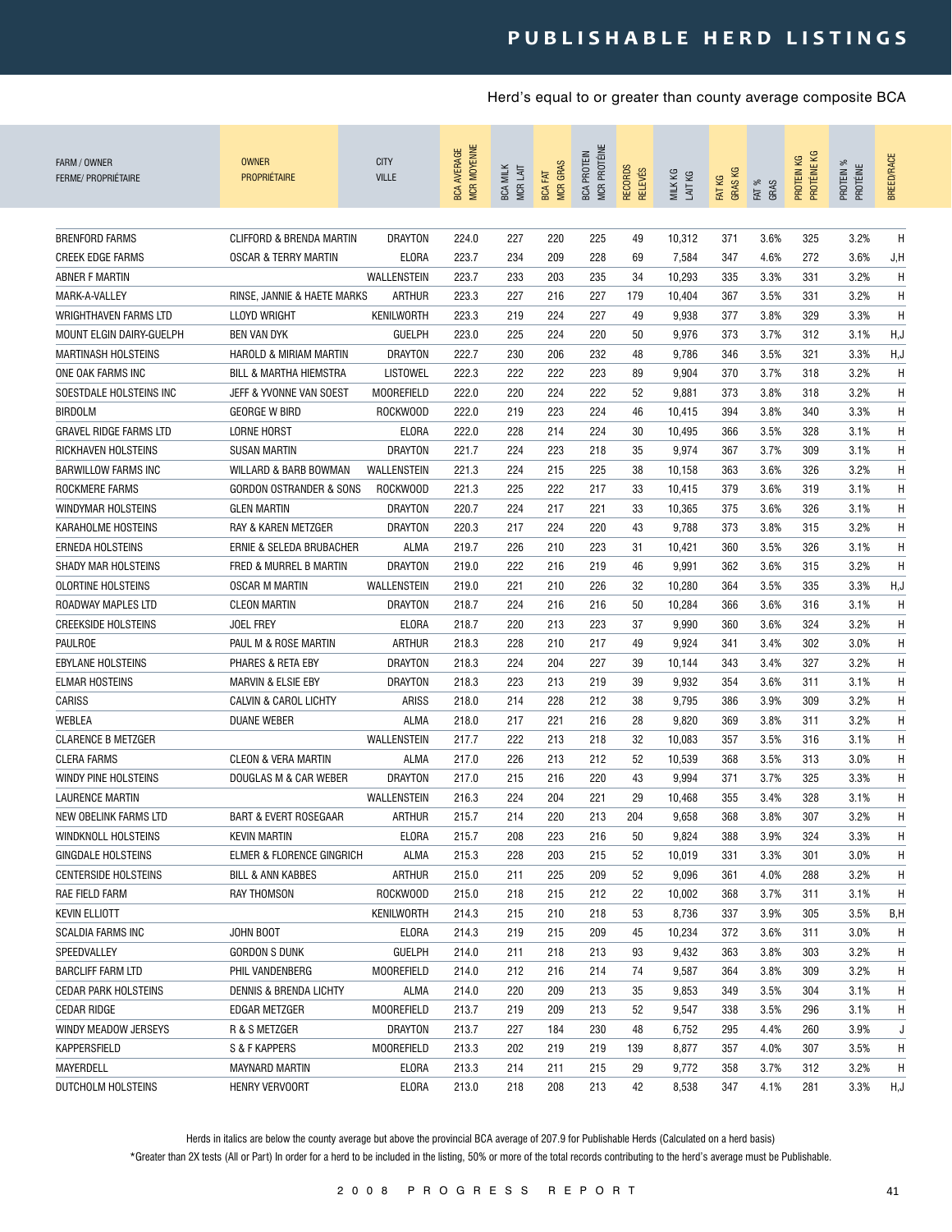# PUBLISHABLE HERD LISTINGS

Herd's equal to or greater than county average composite BCA

| FARM / OWNER FERME/ PROPRIÉTAIRE | OWNER PROPRIÉTAIRE | CITY VILLE | BCA AVERAGE MCR MOYENNE | BCA MILK MCR LAIT | BCA FAT MCR GRAS | BCA PROTEIN MCR PROTÉINE | RECORDS RELEVÉS | MILK KG LAIT KG | FAT KG GRAS KG | FAT % GRAS | PROTEIN KG PROTÉINE KG | PROTEIN % PROTÉINE | BREED/RACE |
|---|---|---|---|---|---|---|---|---|---|---|---|---|---|
| BRENFORD FARMS | CLIFFORD & BRENDA MARTIN | DRAYTON | 224.0 | 227 | 220 | 225 | 49 | 10,312 | 371 | 3.6% | 325 | 3.2% | H |
| CREEK EDGE FARMS | OSCAR & TERRY MARTIN | ELORA | 223.7 | 234 | 209 | 228 | 69 | 7,584 | 347 | 4.6% | 272 | 3.6% | J,H |
| ABNER F MARTIN | | WALLENSTEIN | 223.7 | 233 | 203 | 235 | 34 | 10,293 | 335 | 3.3% | 331 | 3.2% | H |
| MARK-A-VALLEY | RINSE, JANNIE & HAETE MARKS | ARTHUR | 223.3 | 227 | 216 | 227 | 179 | 10,404 | 367 | 3.5% | 331 | 3.2% | H |
| WRIGHTHAVEN FARMS LTD | LLOYD WRIGHT | KENILWORTH | 223.3 | 219 | 224 | 227 | 49 | 9,938 | 377 | 3.8% | 329 | 3.3% | H |
| MOUNT ELGIN DAIRY-GUELPH | BEN VAN DYK | GUELPH | 223.0 | 225 | 224 | 220 | 50 | 9,976 | 373 | 3.7% | 312 | 3.1% | H,J |
| MARTINASH HOLSTEINS | HAROLD & MIRIAM MARTIN | DRAYTON | 222.7 | 230 | 206 | 232 | 48 | 9,786 | 346 | 3.5% | 321 | 3.3% | H,J |
| ONE OAK FARMS INC | BILL & MARTHA HIEMSTRA | LISTOWEL | 222.3 | 222 | 222 | 223 | 89 | 9,904 | 370 | 3.7% | 318 | 3.2% | H |
| SOESTDALE HOLSTEINS INC | JEFF & YVONNE VAN SOEST | MOOREFIELD | 222.0 | 220 | 224 | 222 | 52 | 9,881 | 373 | 3.8% | 318 | 3.2% | H |
| BIRDOLM | GEORGE W BIRD | ROCKWOOD | 222.0 | 219 | 223 | 224 | 46 | 10,415 | 394 | 3.8% | 340 | 3.3% | H |
| GRAVEL RIDGE FARMS LTD | LORNE HORST | ELORA | 222.0 | 228 | 214 | 224 | 30 | 10,495 | 366 | 3.5% | 328 | 3.1% | H |
| RICKHAVEN HOLSTEINS | SUSAN MARTIN | DRAYTON | 221.7 | 224 | 223 | 218 | 35 | 9,974 | 367 | 3.7% | 309 | 3.1% | H |
| BARWILLOW FARMS INC | WILLARD & BARB BOWMAN | WALLENSTEIN | 221.3 | 224 | 215 | 225 | 38 | 10,158 | 363 | 3.6% | 326 | 3.2% | H |
| ROCKMERE FARMS | GORDON OSTRANDER & SONS | ROCKWOOD | 221.3 | 225 | 222 | 217 | 33 | 10,415 | 379 | 3.6% | 319 | 3.1% | H |
| WINDYMAR HOLSTEINS | GLEN MARTIN | DRAYTON | 220.7 | 224 | 217 | 221 | 33 | 10,365 | 375 | 3.6% | 326 | 3.1% | H |
| KARAHOLME HOSTEINS | RAY & KAREN METZGER | DRAYTON | 220.3 | 217 | 224 | 220 | 43 | 9,788 | 373 | 3.8% | 315 | 3.2% | H |
| ERNEDA HOLSTEINS | ERNIE & SELEDA BRUBACHER | ALMA | 219.7 | 226 | 210 | 223 | 31 | 10,421 | 360 | 3.5% | 326 | 3.1% | H |
| SHADY MAR HOLSTEINS | FRED & MURREL B MARTIN | DRAYTON | 219.0 | 222 | 216 | 219 | 46 | 9,991 | 362 | 3.6% | 315 | 3.2% | H |
| OLORTINE HOLSTEINS | OSCAR M MARTIN | WALLENSTEIN | 219.0 | 221 | 210 | 226 | 32 | 10,280 | 364 | 3.5% | 335 | 3.3% | H,J |
| ROADWAY MAPLES LTD | CLEON MARTIN | DRAYTON | 218.7 | 224 | 216 | 216 | 50 | 10,284 | 366 | 3.6% | 316 | 3.1% | H |
| CREEKSIDE HOLSTEINS | JOEL FREY | ELORA | 218.7 | 220 | 213 | 223 | 37 | 9,990 | 360 | 3.6% | 324 | 3.2% | H |
| PAULROE | PAUL M & ROSE MARTIN | ARTHUR | 218.3 | 228 | 210 | 217 | 49 | 9,924 | 341 | 3.4% | 302 | 3.0% | H |
| EBYLANE HOLSTEINS | PHARES & RETA EBY | DRAYTON | 218.3 | 224 | 204 | 227 | 39 | 10,144 | 343 | 3.4% | 327 | 3.2% | H |
| ELMAR HOSTEINS | MARVIN & ELSIE EBY | DRAYTON | 218.3 | 223 | 213 | 219 | 39 | 9,932 | 354 | 3.6% | 311 | 3.1% | H |
| CARISS | CALVIN & CAROL LICHTY | ARISS | 218.0 | 214 | 228 | 212 | 38 | 9,795 | 386 | 3.9% | 309 | 3.2% | H |
| WEBLEA | DUANE WEBER | ALMA | 218.0 | 217 | 221 | 216 | 28 | 9,820 | 369 | 3.8% | 311 | 3.2% | H |
| CLARENCE B METZGER | | WALLENSTEIN | 217.7 | 222 | 213 | 218 | 32 | 10,083 | 357 | 3.5% | 316 | 3.1% | H |
| CLERA FARMS | CLEON & VERA MARTIN | ALMA | 217.0 | 226 | 213 | 212 | 52 | 10,539 | 368 | 3.5% | 313 | 3.0% | H |
| WINDY PINE HOLSTEINS | DOUGLAS M & CAR WEBER | DRAYTON | 217.0 | 215 | 216 | 220 | 43 | 9,994 | 371 | 3.7% | 325 | 3.3% | H |
| LAURENCE MARTIN | | WALLENSTEIN | 216.3 | 224 | 204 | 221 | 29 | 10,468 | 355 | 3.4% | 328 | 3.1% | H |
| NEW OBELINK FARMS LTD | BART & EVERT ROSEGAAR | ARTHUR | 215.7 | 214 | 220 | 213 | 204 | 9,658 | 368 | 3.8% | 307 | 3.2% | H |
| WINDKNOLL HOLSTEINS | KEVIN MARTIN | ELORA | 215.7 | 208 | 223 | 216 | 50 | 9,824 | 388 | 3.9% | 324 | 3.3% | H |
| GINGDALE HOLSTEINS | ELMER & FLORENCE GINGRICH | ALMA | 215.3 | 228 | 203 | 215 | 52 | 10,019 | 331 | 3.3% | 301 | 3.0% | H |
| CENTERSIDE HOLSTEINS | BILL & ANN KABBES | ARTHUR | 215.0 | 211 | 225 | 209 | 52 | 9,096 | 361 | 4.0% | 288 | 3.2% | H |
| RAE FIELD FARM | RAY THOMSON | ROCKWOOD | 215.0 | 218 | 215 | 212 | 22 | 10,002 | 368 | 3.7% | 311 | 3.1% | H |
| KEVIN ELLIOTT | | KENILWORTH | 214.3 | 215 | 210 | 218 | 53 | 8,736 | 337 | 3.9% | 305 | 3.5% | B,H |
| SCALDIA FARMS INC | JOHN BOOT | ELORA | 214.3 | 219 | 215 | 209 | 45 | 10,234 | 372 | 3.6% | 311 | 3.0% | H |
| SPEEDVALLEY | GORDON S DUNK | GUELPH | 214.0 | 211 | 218 | 213 | 93 | 9,432 | 363 | 3.8% | 303 | 3.2% | H |
| BARCLIFF FARM LTD | PHIL VANDENBERG | MOOREFIELD | 214.0 | 212 | 216 | 214 | 74 | 9,587 | 364 | 3.8% | 309 | 3.2% | H |
| CEDAR PARK HOLSTEINS | DENNIS & BRENDA LICHTY | ALMA | 214.0 | 220 | 209 | 213 | 35 | 9,853 | 349 | 3.5% | 304 | 3.1% | H |
| CEDAR RIDGE | EDGAR METZGER | MOOREFIELD | 213.7 | 219 | 209 | 213 | 52 | 9,547 | 338 | 3.5% | 296 | 3.1% | H |
| WINDY MEADOW JERSEYS | R & S METZGER | DRAYTON | 213.7 | 227 | 184 | 230 | 48 | 6,752 | 295 | 4.4% | 260 | 3.9% | J |
| KAPPERSFIELD | S & F KAPPERS | MOOREFIELD | 213.3 | 202 | 219 | 219 | 139 | 8,877 | 357 | 4.0% | 307 | 3.5% | H |
| MAYERDELL | MAYNARD MARTIN | ELORA | 213.3 | 214 | 211 | 215 | 29 | 9,772 | 358 | 3.7% | 312 | 3.2% | H |
| DUTCHOLM HOLSTEINS | HENRY VERVOORT | ELORA | 213.0 | 218 | 208 | 213 | 42 | 8,538 | 347 | 4.1% | 281 | 3.3% | H,J |

Herds in italics are below the county average but above the provincial BCA average of 207.9 for Publishable Herds (Calculated on a herd basis)

*Greater than 2X tests (All or Part) In order for a herd to be included in the listing, 50% or more of the total records contributing to the herd's average must be Publishable.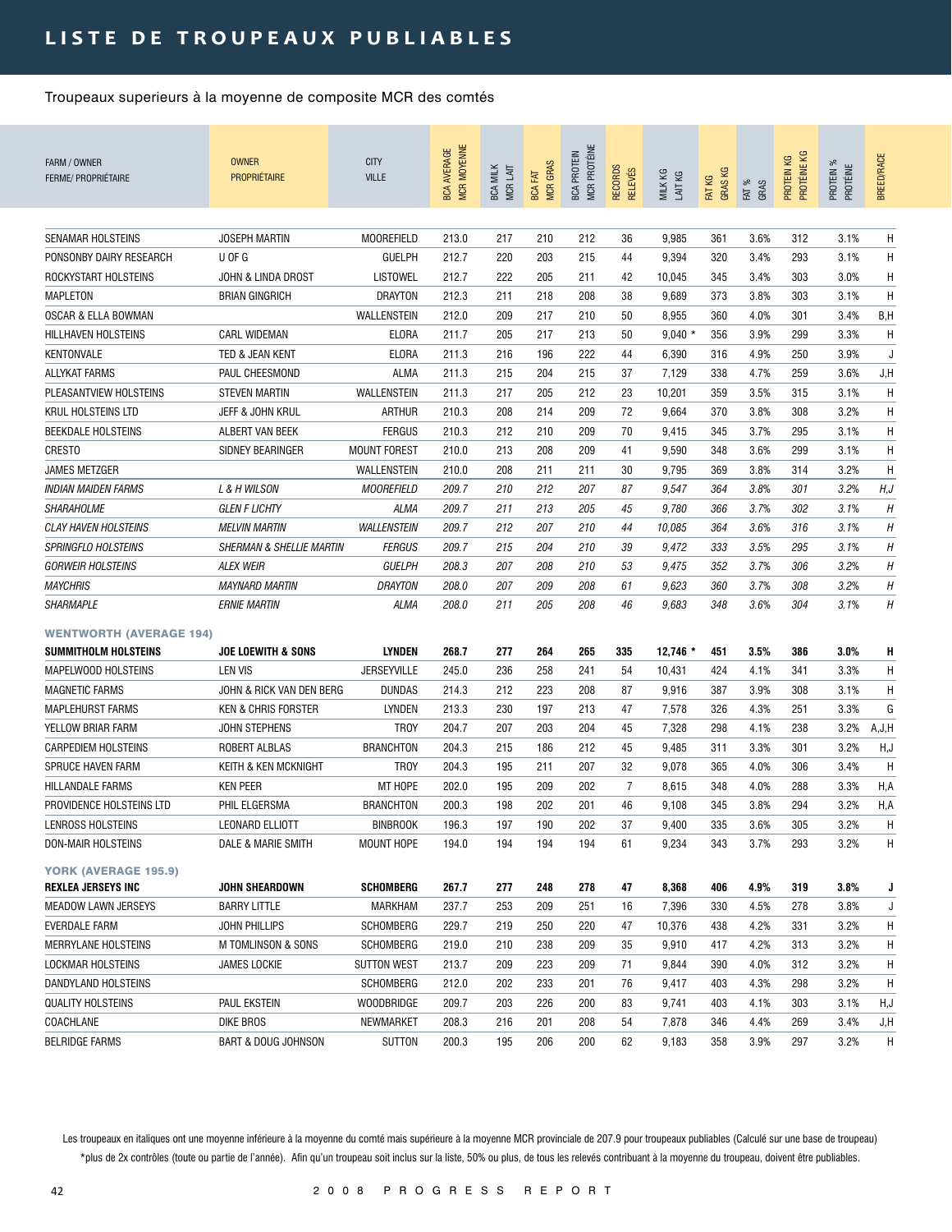# LISTE DE TROUPEAUX PUBLIABLES

Troupeaux superieurs à la moyenne de composite MCR des comtés

| FARM / OWNER FERME/ PROPRIÉTAIRE | OWNER PROPRIÉTAIRE | CITY VILLE | BCA AVERAGE MCR MOYENNE | BCA MILK MCR LAIT | BCA FAT MCR GRAS | BCA PROTEIN MCR PROTÉINE | RECORDS RELEVÉS | MILK KG LAIT KG | FAT KG GRAS KG | FAT % GRAS | PROTEIN KG PROTÉINE KG | PROTEIN % PROTÉINE | BREED/RACE |
|---|---|---|---|---|---|---|---|---|---|---|---|---|---|
| SENAMAR HOLSTEINS | JOSEPH MARTIN | MOOREFIELD | 213.0 | 217 | 210 | 212 | 36 | 9,985 | 361 | 3.6% | 312 | 3.1% | H |
| PONSONBY DAIRY RESEARCH | U OF G | GUELPH | 212.7 | 220 | 203 | 215 | 44 | 9,394 | 320 | 3.4% | 293 | 3.1% | H |
| ROCKYSTART HOLSTEINS | JOHN & LINDA DROST | LISTOWEL | 212.7 | 222 | 205 | 211 | 42 | 10,045 | 345 | 3.4% | 303 | 3.0% | H |
| MAPLETON | BRIAN GINGRICH | DRAYTON | 212.3 | 211 | 218 | 208 | 38 | 9,689 | 373 | 3.8% | 303 | 3.1% | H |
| OSCAR & ELLA BOWMAN | | WALLENSTEIN | 212.0 | 209 | 217 | 210 | 50 | 8,955 | 360 | 4.0% | 301 | 3.4% | B,H |
| HILLHAVEN HOLSTEINS | CARL WIDEMAN | ELORA | 211.7 | 205 | 217 | 213 | 50 | 9,040 * | 356 | 3.9% | 299 | 3.3% | H |
| KENTONVALE | TED & JEAN KENT | ELORA | 211.3 | 216 | 196 | 222 | 44 | 6,390 | 316 | 4.9% | 250 | 3.9% | J |
| ALLYKAT FARMS | PAUL CHEESMOND | ALMA | 211.3 | 215 | 204 | 215 | 37 | 7,129 | 338 | 4.7% | 259 | 3.6% | J,H |
| PLEASANTVIEW HOLSTEINS | STEVEN MARTIN | WALLENSTEIN | 211.3 | 217 | 205 | 212 | 23 | 10,201 | 359 | 3.5% | 315 | 3.1% | H |
| KRUL HOLSTEINS LTD | JEFF & JOHN KRUL | ARTHUR | 210.3 | 208 | 214 | 209 | 72 | 9,664 | 370 | 3.8% | 308 | 3.2% | H |
| BEEKDALE HOLSTEINS | ALBERT VAN BEEK | FERGUS | 210.3 | 212 | 210 | 209 | 70 | 9,415 | 345 | 3.7% | 295 | 3.1% | H |
| CRESTO | SIDNEY BEARINGER | MOUNT FOREST | 210.0 | 213 | 208 | 209 | 41 | 9,590 | 348 | 3.6% | 299 | 3.1% | H |
| JAMES METZGER | | WALLENSTEIN | 210.0 | 208 | 211 | 211 | 30 | 9,795 | 369 | 3.8% | 314 | 3.2% | H |
| *INDIAN MAIDEN FARMS* | *L & H WILSON* | *MOOREFIELD* | *209.7* | *210* | *212* | *207* | *87* | *9,547* | *364* | *3.8%* | *301* | *3.2%* | *H,J* |
| *SHARAHOLME* | *GLEN F LICHTY* | *ALMA* | *209.7* | *211* | *213* | *205* | *45* | *9,780* | *366* | *3.7%* | *302* | *3.1%* | *H* |
| *CLAY HAVEN HOLSTEINS* | *MELVIN MARTIN* | *WALLENSTEIN* | *209.7* | *212* | *207* | *210* | *44* | *10,085* | *364* | *3.6%* | *316* | *3.1%* | *H* |
| *SPRINGFLO HOLSTEINS* | *SHERMAN & SHELLIE MARTIN* | *FERGUS* | *209.7* | *215* | *204* | *210* | *39* | *9,472* | *333* | *3.5%* | *295* | *3.1%* | *H* |
| *GORWEIR HOLSTEINS* | *ALEX WEIR* | *GUELPH* | *208.3* | *207* | *208* | *210* | *53* | *9,475* | *352* | *3.7%* | *306* | *3.2%* | *H* |
| *MAYCHRIS* | *MAYNARD MARTIN* | *DRAYTON* | *208.0* | *207* | *209* | *208* | *61* | *9,623* | *360* | *3.7%* | *308* | *3.2%* | *H* |
| *SHARMAPLE* | *ERNIE MARTIN* | *ALMA* | *208.0* | *211* | *205* | *208* | *46* | *9,683* | *348* | *3.6%* | *304* | *3.1%* | *H* |
| **WENTWORTH (AVERAGE 194)** | | | | | | | | | | | | | |
| **SUMMITHOLM HOLSTEINS** | **JOE LOEWITH & SONS** | **LYNDEN** | **268.7** | **277** | **264** | **265** | **335** | **12,746 *** | **451** | **3.5%** | **386** | **3.0%** | **H** |
| MAPELWOOD HOLSTEINS | LEN VIS | JERSEYVILLE | 245.0 | 236 | 258 | 241 | 54 | 10,431 | 424 | 4.1% | 341 | 3.3% | H |
| MAGNETIC FARMS | JOHN & RICK VAN DEN BERG | DUNDAS | 214.3 | 212 | 223 | 208 | 87 | 9,916 | 387 | 3.9% | 308 | 3.1% | H |
| MAPLEHURST FARMS | KEN & CHRIS FORSTER | LYNDEN | 213.3 | 230 | 197 | 213 | 47 | 7,578 | 326 | 4.3% | 251 | 3.3% | G |
| YELLOW BRIAR FARM | JOHN STEPHENS | TROY | 204.7 | 207 | 203 | 204 | 45 | 7,328 | 298 | 4.1% | 238 | 3.2% | A,J,H |
| CARPEDIEM HOLSTEINS | ROBERT ALBLAS | BRANCHTON | 204.3 | 215 | 186 | 212 | 45 | 9,485 | 311 | 3.3% | 301 | 3.2% | H,J |
| SPRUCE HAVEN FARM | KEITH & KEN MCKNIGHT | TROY | 204.3 | 195 | 211 | 207 | 32 | 9,078 | 365 | 4.0% | 306 | 3.4% | H |
| HILLANDALE FARMS | KEN PEER | MT HOPE | 202.0 | 195 | 209 | 202 | 7 | 8,615 | 348 | 4.0% | 288 | 3.3% | H,A |
| PROVIDENCE HOLSTEINS LTD | PHIL ELGERSMA | BRANCHTON | 200.3 | 198 | 202 | 201 | 46 | 9,108 | 345 | 3.8% | 294 | 3.2% | H,A |
| LENROSS HOLSTEINS | LEONARD ELLIOTT | BINBROOK | 196.3 | 197 | 190 | 202 | 37 | 9,400 | 335 | 3.6% | 305 | 3.2% | H |
| DON-MAIR HOLSTEINS | DALE & MARIE SMITH | MOUNT HOPE | 194.0 | 194 | 194 | 194 | 61 | 9,234 | 343 | 3.7% | 293 | 3.2% | H |
| **YORK (AVERAGE 195.9)** | | | | | | | | | | | | | |
| **REXLEA JERSEYS INC** | **JOHN SHEARDOWN** | **SCHOMBERG** | **267.7** | **277** | **248** | **278** | **47** | **8,368** | **406** | **4.9%** | **319** | **3.8%** | **J** |
| MEADOW LAWN JERSEYS | BARRY LITTLE | MARKHAM | 237.7 | 253 | 209 | 251 | 16 | 7,396 | 330 | 4.5% | 278 | 3.8% | J |
| EVERDALE FARM | JOHN PHILLIPS | SCHOMBERG | 229.7 | 219 | 250 | 220 | 47 | 10,376 | 438 | 4.2% | 331 | 3.2% | H |
| MERRYLANE HOLSTEINS | M TOMLINSON & SONS | SCHOMBERG | 219.0 | 210 | 238 | 209 | 35 | 9,910 | 417 | 4.2% | 313 | 3.2% | H |
| LOCKMAR HOLSTEINS | JAMES LOCKIE | SUTTON WEST | 213.7 | 209 | 223 | 209 | 71 | 9,844 | 390 | 4.0% | 312 | 3.2% | H |
| DANDYLAND HOLSTEINS | | SCHOMBERG | 212.0 | 202 | 233 | 201 | 76 | 9,417 | 403 | 4.3% | 298 | 3.2% | H |
| QUALITY HOLSTEINS | PAUL EKSTEIN | WOODBRIDGE | 209.7 | 203 | 226 | 200 | 83 | 9,741 | 403 | 4.1% | 303 | 3.1% | H,J |
| COACHLANE | DIKE BROS | NEWMARKET | 208.3 | 216 | 201 | 208 | 54 | 7,878 | 346 | 4.4% | 269 | 3.4% | J,H |
| BELRIDGE FARMS | BART & DOUG JOHNSON | SUTTON | 200.3 | 195 | 206 | 200 | 62 | 9,183 | 358 | 3.9% | 297 | 3.2% | H |

Les troupeaux en italiques ont une moyenne inférieure à la moyenne du comté mais supérieure à la moyenne MCR provinciale de 207.9 pour troupeaux publiables (Calculé sur une base de troupeau)

*plus de 2x contrôles (toute ou partie de l'année). Afin qu'un troupeau soit inclus sur la liste, 50% ou plus, de tous les relevés contribuant à la moyenne du troupeau, doivent être publiables.